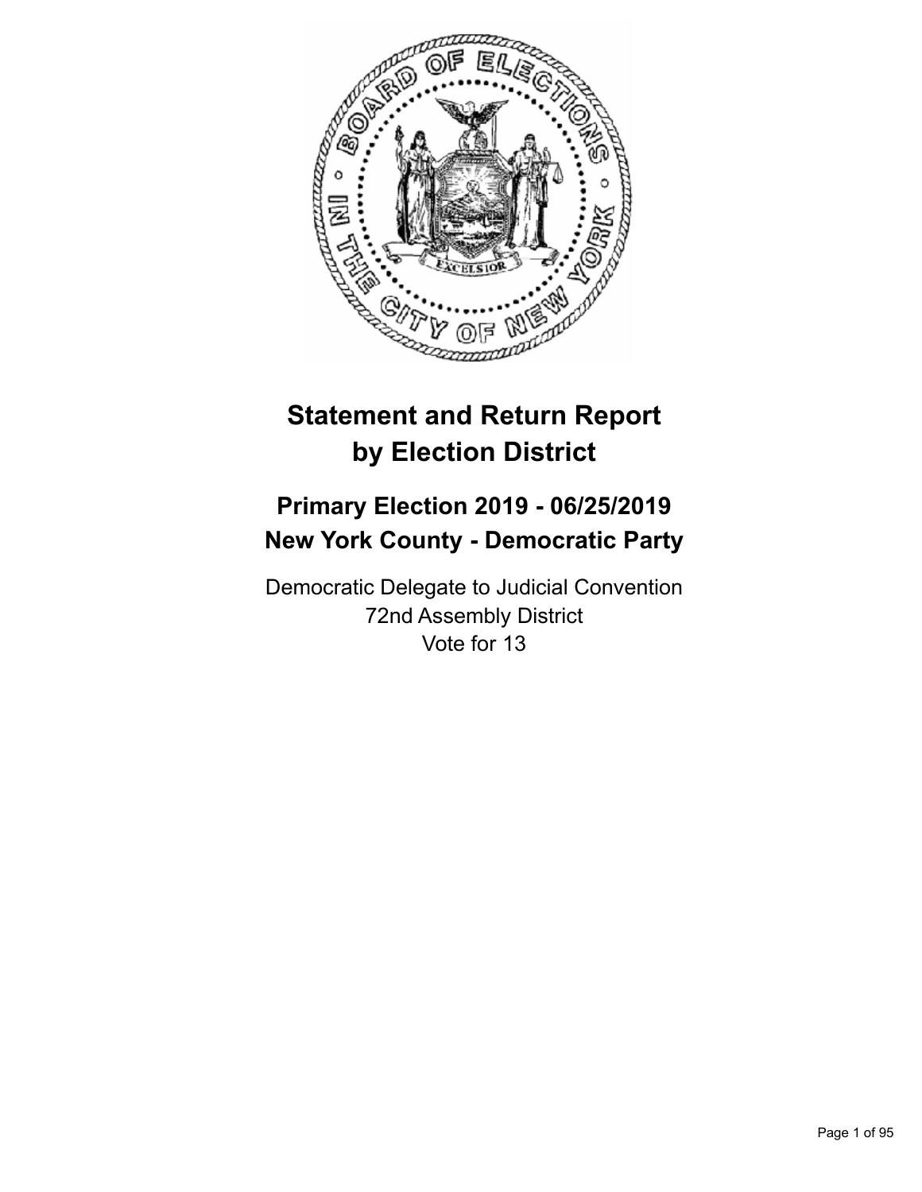# Statement and Return Report by Election District

## Primary Election 2019 - 06/25/2019
## New York County - Democratic Party

Democratic Delegate to Judicial Convention
72nd Assembly District
Vote for 13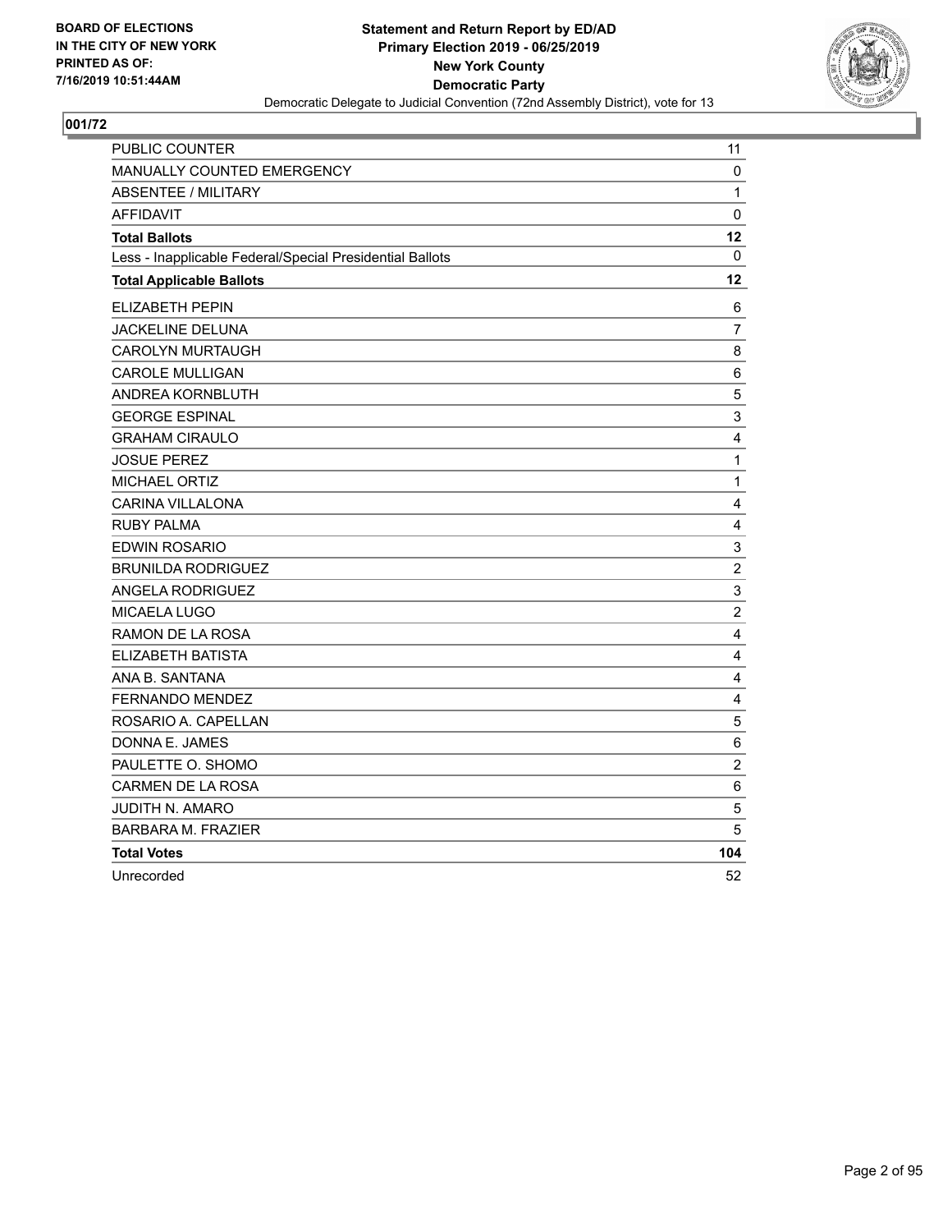BOARD OF ELECTIONS
IN THE CITY OF NEW YORK
PRINTED AS OF:
7/16/2019 10:51:44AM

**Statement and Return Report by ED/AD**
**Primary Election 2019 - 06/25/2019**
**New York County**
**Democratic Party**
Democratic Delegate to Judicial Convention (72nd Assembly District), vote for 13

**001/72**

| | |
|---|---|
| PUBLIC COUNTER | 11 |
| MANUALLY COUNTED EMERGENCY | 0 |
| ABSENTEE / MILITARY | 1 |
| AFFIDAVIT | 0 |
| **Total Ballots** | **12** |
| Less - Inapplicable Federal/Special Presidential Ballots | 0 |
| **Total Applicable Ballots** | **12** |
| ELIZABETH PEPIN | 6 |
| JACKELINE DELUNA | 7 |
| CAROLYN MURTAUGH | 8 |
| CAROLE MULLIGAN | 6 |
| ANDREA KORNBLUTH | 5 |
| GEORGE ESPINAL | 3 |
| GRAHAM CIRAULO | 4 |
| JOSUE PEREZ | 1 |
| MICHAEL ORTIZ | 1 |
| CARINA VILLALONA | 4 |
| RUBY PALMA | 4 |
| EDWIN ROSARIO | 3 |
| BRUNILDA RODRIGUEZ | 2 |
| ANGELA RODRIGUEZ | 3 |
| MICAELA LUGO | 2 |
| RAMON DE LA ROSA | 4 |
| ELIZABETH BATISTA | 4 |
| ANA B. SANTANA | 4 |
| FERNANDO MENDEZ | 4 |
| ROSARIO A. CAPELLAN | 5 |
| DONNA E. JAMES | 6 |
| PAULETTE O. SHOMO | 2 |
| CARMEN DE LA ROSA | 6 |
| JUDITH N. AMARO | 5 |
| BARBARA M. FRAZIER | 5 |
| **Total Votes** | **104** |
| Unrecorded | 52 |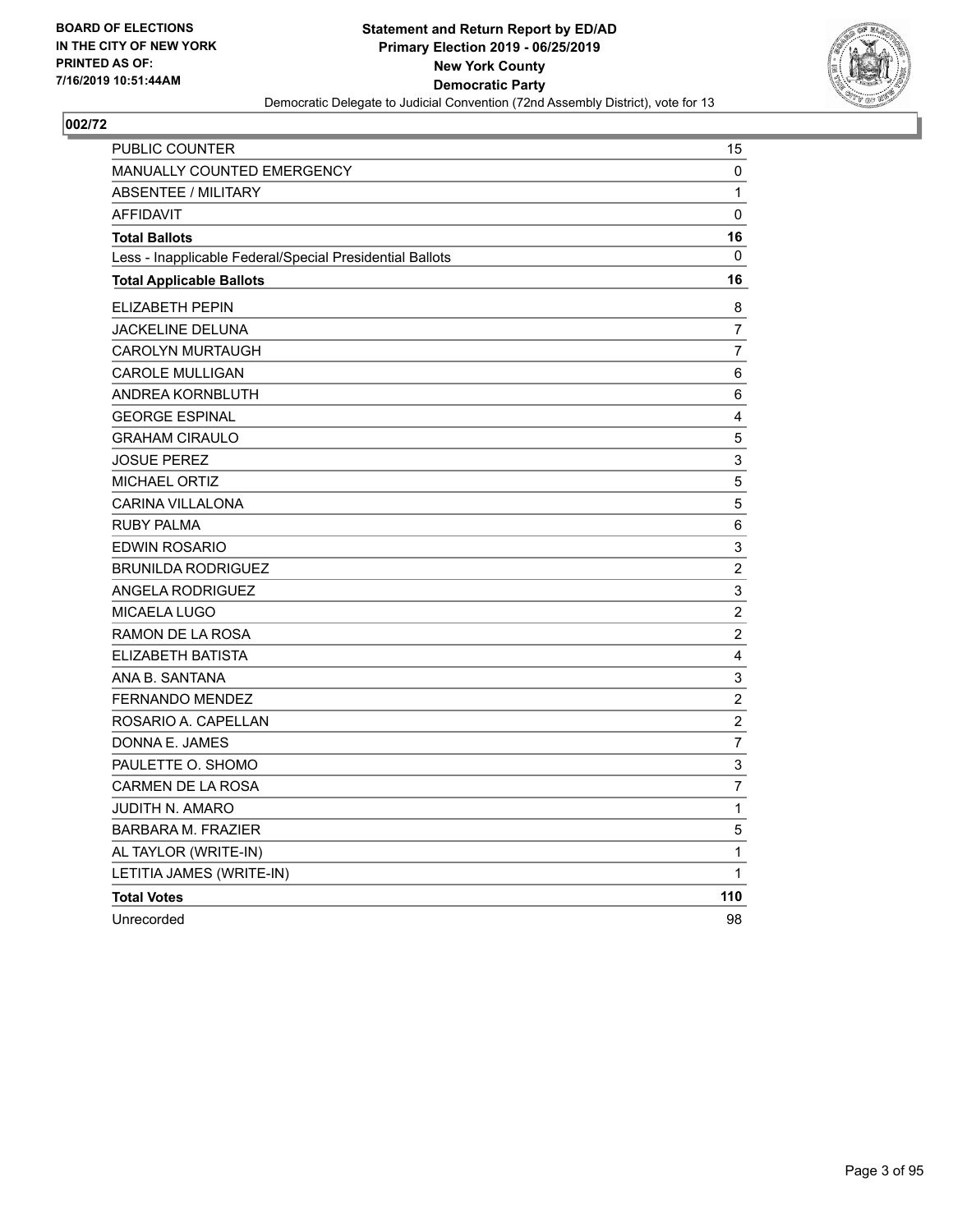BOARD OF ELECTIONS
IN THE CITY OF NEW YORK
PRINTED AS OF:
7/16/2019 10:51:44AM

**Statement and Return Report by ED/AD**
**Primary Election 2019 - 06/25/2019**
**New York County**
**Democratic Party**
Democratic Delegate to Judicial Convention (72nd Assembly District), vote for 13

**002/72**

| | |
|---|---|
| PUBLIC COUNTER | 15 |
| MANUALLY COUNTED EMERGENCY | 0 |
| ABSENTEE / MILITARY | 1 |
| AFFIDAVIT | 0 |
| **Total Ballots** | **16** |
| Less - Inapplicable Federal/Special Presidential Ballots | 0 |
| **Total Applicable Ballots** | **16** |
| ELIZABETH PEPIN | 8 |
| JACKELINE DELUNA | 7 |
| CAROLYN MURTAUGH | 7 |
| CAROLE MULLIGAN | 6 |
| ANDREA KORNBLUTH | 6 |
| GEORGE ESPINAL | 4 |
| GRAHAM CIRAULO | 5 |
| JOSUE PEREZ | 3 |
| MICHAEL ORTIZ | 5 |
| CARINA VILLALONA | 5 |
| RUBY PALMA | 6 |
| EDWIN ROSARIO | 3 |
| BRUNILDA RODRIGUEZ | 2 |
| ANGELA RODRIGUEZ | 3 |
| MICAELA LUGO | 2 |
| RAMON DE LA ROSA | 2 |
| ELIZABETH BATISTA | 4 |
| ANA B. SANTANA | 3 |
| FERNANDO MENDEZ | 2 |
| ROSARIO A. CAPELLAN | 2 |
| DONNA E. JAMES | 7 |
| PAULETTE O. SHOMO | 3 |
| CARMEN DE LA ROSA | 7 |
| JUDITH N. AMARO | 1 |
| BARBARA M. FRAZIER | 5 |
| AL TAYLOR (WRITE-IN) | 1 |
| LETITIA JAMES (WRITE-IN) | 1 |
| **Total Votes** | **110** |
| Unrecorded | 98 |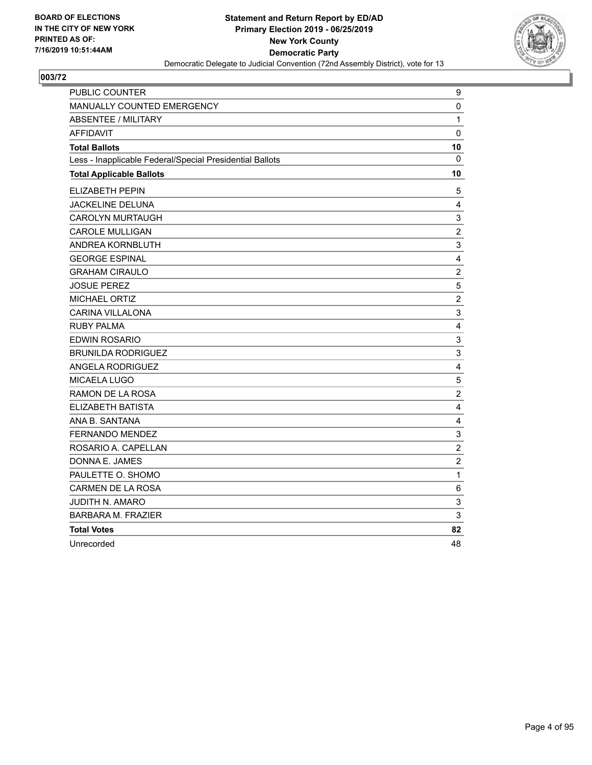BOARD OF ELECTIONS
IN THE CITY OF NEW YORK
PRINTED AS OF:
7/16/2019 10:51:44AM

**Statement and Return Report by ED/AD**
**Primary Election 2019 - 06/25/2019**
**New York County**
**Democratic Party**
Democratic Delegate to Judicial Convention (72nd Assembly District), vote for 13

## 003/72

| | |
|---|---|
| PUBLIC COUNTER | 9 |
| MANUALLY COUNTED EMERGENCY | 0 |
| ABSENTEE / MILITARY | 1 |
| AFFIDAVIT | 0 |
| **Total Ballots** | **10** |
| Less - Inapplicable Federal/Special Presidential Ballots | 0 |
| **Total Applicable Ballots** | **10** |
| ELIZABETH PEPIN | 5 |
| JACKELINE DELUNA | 4 |
| CAROLYN MURTAUGH | 3 |
| CAROLE MULLIGAN | 2 |
| ANDREA KORNBLUTH | 3 |
| GEORGE ESPINAL | 4 |
| GRAHAM CIRAULO | 2 |
| JOSUE PEREZ | 5 |
| MICHAEL ORTIZ | 2 |
| CARINA VILLALONA | 3 |
| RUBY PALMA | 4 |
| EDWIN ROSARIO | 3 |
| BRUNILDA RODRIGUEZ | 3 |
| ANGELA RODRIGUEZ | 4 |
| MICAELA LUGO | 5 |
| RAMON DE LA ROSA | 2 |
| ELIZABETH BATISTA | 4 |
| ANA B. SANTANA | 4 |
| FERNANDO MENDEZ | 3 |
| ROSARIO A. CAPELLAN | 2 |
| DONNA E. JAMES | 2 |
| PAULETTE O. SHOMO | 1 |
| CARMEN DE LA ROSA | 6 |
| JUDITH N. AMARO | 3 |
| BARBARA M. FRAZIER | 3 |
| **Total Votes** | **82** |
| Unrecorded | 48 |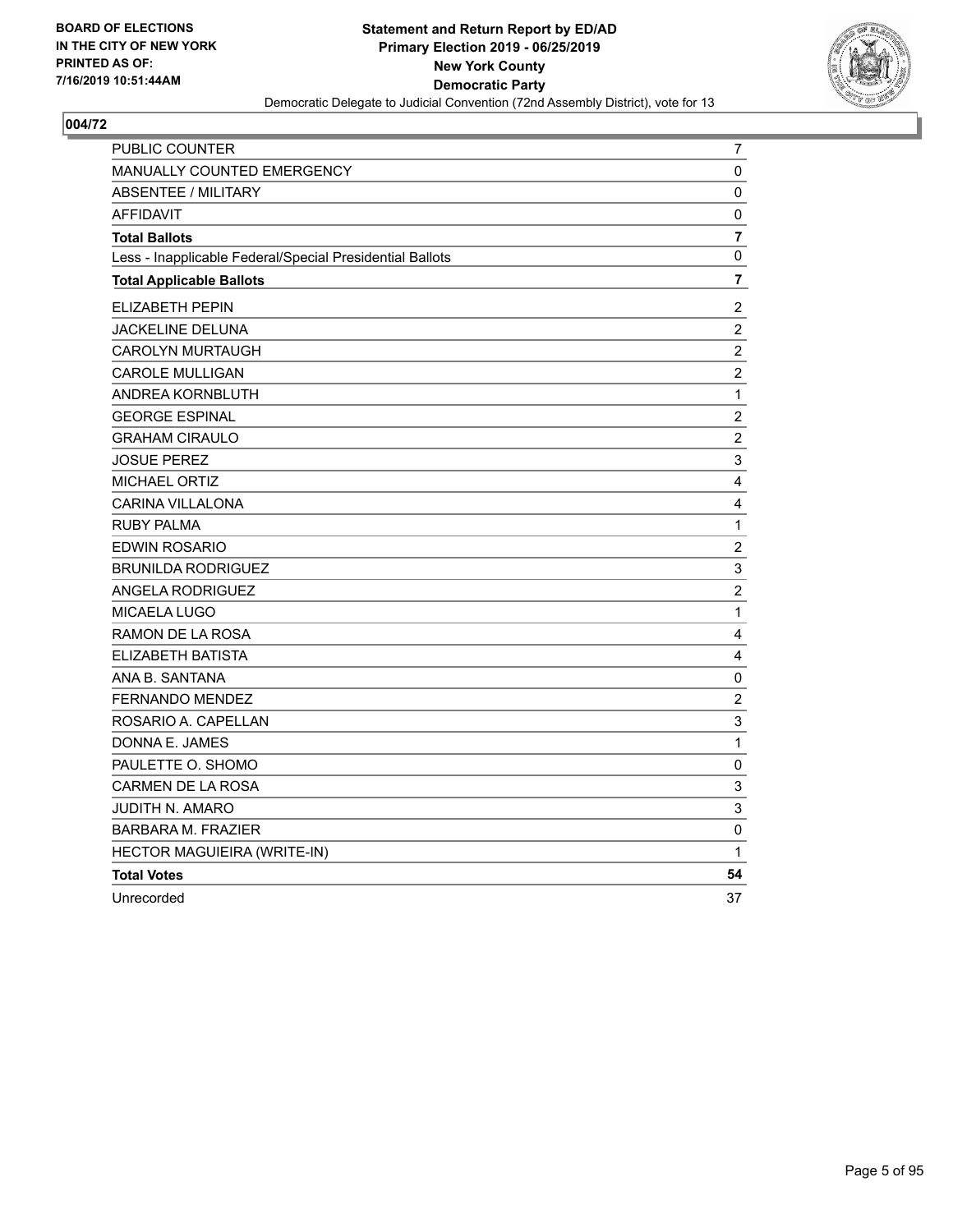BOARD OF ELECTIONS
IN THE CITY OF NEW YORK
PRINTED AS OF:
7/16/2019 10:51:44AM

**Statement and Return Report by ED/AD**
**Primary Election 2019 - 06/25/2019**
**New York County**
**Democratic Party**
Democratic Delegate to Judicial Convention (72nd Assembly District), vote for 13

## 004/72

| | |
|---|---|
| PUBLIC COUNTER | 7 |
| MANUALLY COUNTED EMERGENCY | 0 |
| ABSENTEE / MILITARY | 0 |
| AFFIDAVIT | 0 |
| **Total Ballots** | **7** |
| Less - Inapplicable Federal/Special Presidential Ballots | 0 |
| **Total Applicable Ballots** | **7** |
| ELIZABETH PEPIN | 2 |
| JACKELINE DELUNA | 2 |
| CAROLYN MURTAUGH | 2 |
| CAROLE MULLIGAN | 2 |
| ANDREA KORNBLUTH | 1 |
| GEORGE ESPINAL | 2 |
| GRAHAM CIRAULO | 2 |
| JOSUE PEREZ | 3 |
| MICHAEL ORTIZ | 4 |
| CARINA VILLALONA | 4 |
| RUBY PALMA | 1 |
| EDWIN ROSARIO | 2 |
| BRUNILDA RODRIGUEZ | 3 |
| ANGELA RODRIGUEZ | 2 |
| MICAELA LUGO | 1 |
| RAMON DE LA ROSA | 4 |
| ELIZABETH BATISTA | 4 |
| ANA B. SANTANA | 0 |
| FERNANDO MENDEZ | 2 |
| ROSARIO A. CAPELLAN | 3 |
| DONNA E. JAMES | 1 |
| PAULETTE O. SHOMO | 0 |
| CARMEN DE LA ROSA | 3 |
| JUDITH N. AMARO | 3 |
| BARBARA M. FRAZIER | 0 |
| HECTOR MAGUIEIRA (WRITE-IN) | 1 |
| **Total Votes** | **54** |
| Unrecorded | 37 |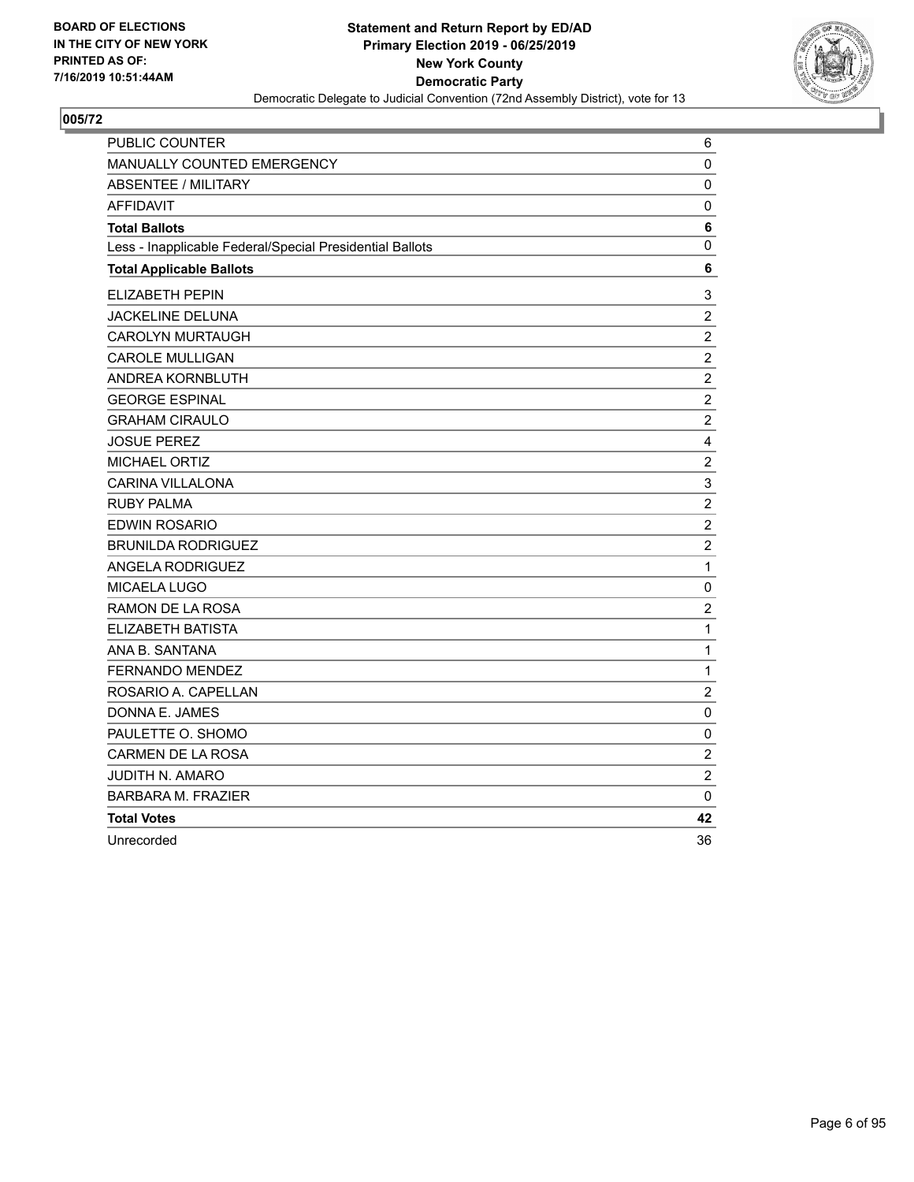**BOARD OF ELECTIONS IN THE CITY OF NEW YORK PRINTED AS OF: 7/16/2019 10:51:44AM**

**Statement and Return Report by ED/AD Primary Election 2019 - 06/25/2019 New York County Democratic Party**

Democratic Delegate to Judicial Convention (72nd Assembly District), vote for 13

## 005/72

| | |
|---|---|
| PUBLIC COUNTER | 6 |
| MANUALLY COUNTED EMERGENCY | 0 |
| ABSENTEE / MILITARY | 0 |
| AFFIDAVIT | 0 |
| **Total Ballots** | **6** |
| Less - Inapplicable Federal/Special Presidential Ballots | 0 |
| **Total Applicable Ballots** | **6** |
| ELIZABETH PEPIN | 3 |
| JACKELINE DELUNA | 2 |
| CAROLYN MURTAUGH | 2 |
| CAROLE MULLIGAN | 2 |
| ANDREA KORNBLUTH | 2 |
| GEORGE ESPINAL | 2 |
| GRAHAM CIRAULO | 2 |
| JOSUE PEREZ | 4 |
| MICHAEL ORTIZ | 2 |
| CARINA VILLALONA | 3 |
| RUBY PALMA | 2 |
| EDWIN ROSARIO | 2 |
| BRUNILDA RODRIGUEZ | 2 |
| ANGELA RODRIGUEZ | 1 |
| MICAELA LUGO | 0 |
| RAMON DE LA ROSA | 2 |
| ELIZABETH BATISTA | 1 |
| ANA B. SANTANA | 1 |
| FERNANDO MENDEZ | 1 |
| ROSARIO A. CAPELLAN | 2 |
| DONNA E. JAMES | 0 |
| PAULETTE O. SHOMO | 0 |
| CARMEN DE LA ROSA | 2 |
| JUDITH N. AMARO | 2 |
| BARBARA M. FRAZIER | 0 |
| **Total Votes** | **42** |
| Unrecorded | 36 |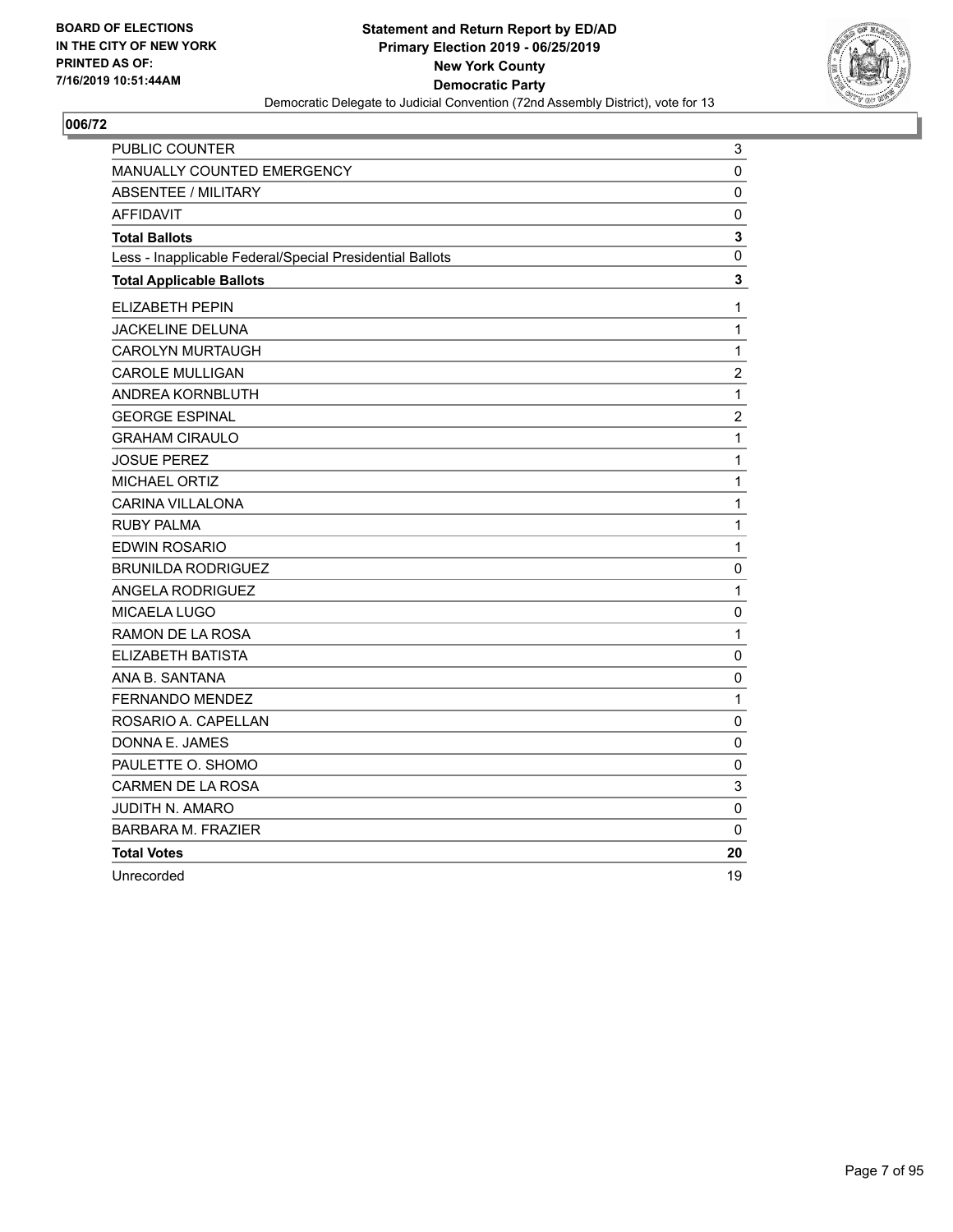BOARD OF ELECTIONS
IN THE CITY OF NEW YORK
PRINTED AS OF:
7/16/2019 10:51:44AM

**Statement and Return Report by ED/AD**
**Primary Election 2019 - 06/25/2019**
**New York County**
**Democratic Party**
Democratic Delegate to Judicial Convention (72nd Assembly District), vote for 13

## 006/72

| | |
|---|---|
| PUBLIC COUNTER | 3 |
| MANUALLY COUNTED EMERGENCY | 0 |
| ABSENTEE / MILITARY | 0 |
| AFFIDAVIT | 0 |
| **Total Ballots** | **3** |
| Less - Inapplicable Federal/Special Presidential Ballots | 0 |
| **Total Applicable Ballots** | **3** |
| ELIZABETH PEPIN | 1 |
| JACKELINE DELUNA | 1 |
| CAROLYN MURTAUGH | 1 |
| CAROLE MULLIGAN | 2 |
| ANDREA KORNBLUTH | 1 |
| GEORGE ESPINAL | 2 |
| GRAHAM CIRAULO | 1 |
| JOSUE PEREZ | 1 |
| MICHAEL ORTIZ | 1 |
| CARINA VILLALONA | 1 |
| RUBY PALMA | 1 |
| EDWIN ROSARIO | 1 |
| BRUNILDA RODRIGUEZ | 0 |
| ANGELA RODRIGUEZ | 1 |
| MICAELA LUGO | 0 |
| RAMON DE LA ROSA | 1 |
| ELIZABETH BATISTA | 0 |
| ANA B. SANTANA | 0 |
| FERNANDO MENDEZ | 1 |
| ROSARIO A. CAPELLAN | 0 |
| DONNA E. JAMES | 0 |
| PAULETTE O. SHOMO | 0 |
| CARMEN DE LA ROSA | 3 |
| JUDITH N. AMARO | 0 |
| BARBARA M. FRAZIER | 0 |
| **Total Votes** | **20** |
| Unrecorded | 19 |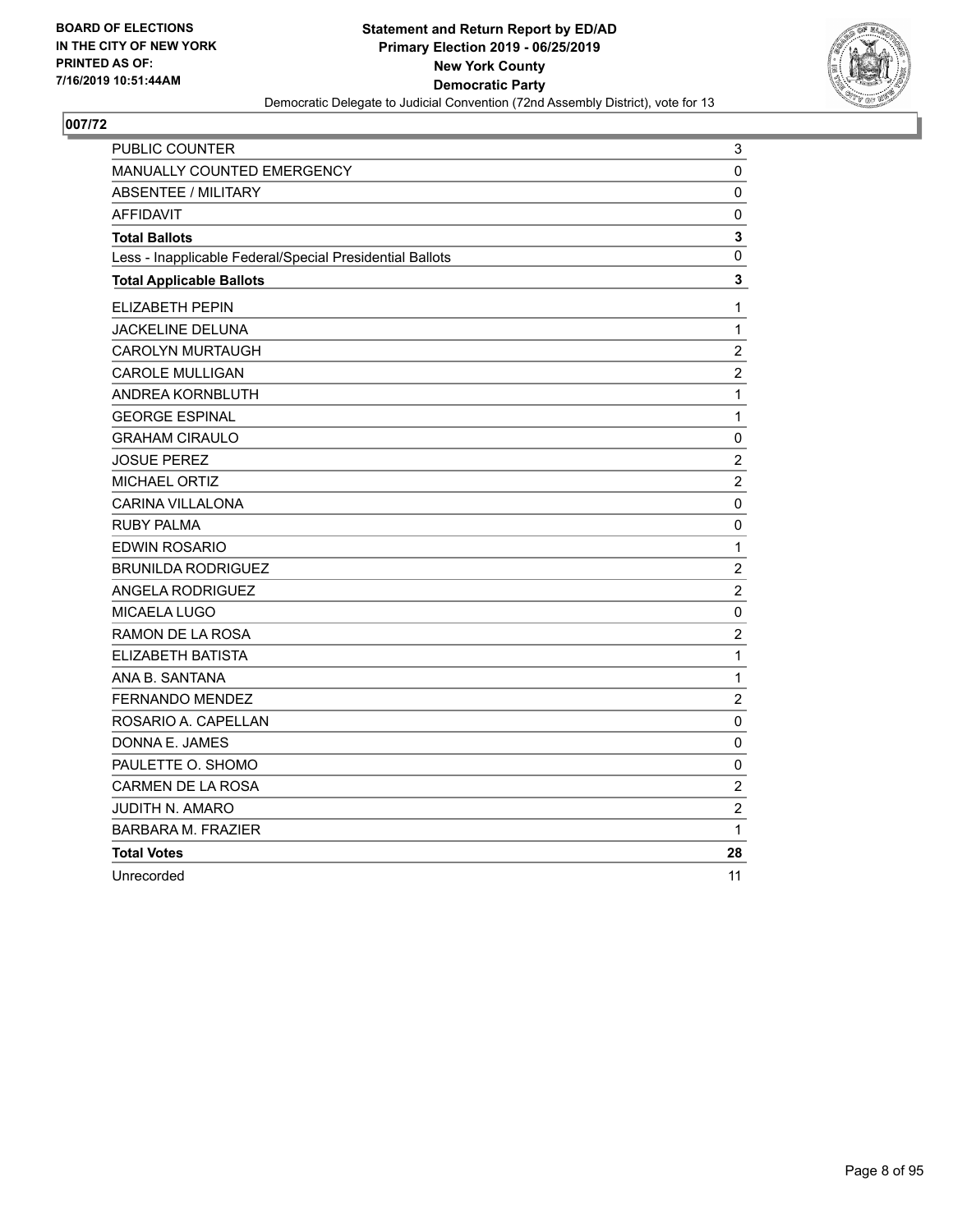BOARD OF ELECTIONS
IN THE CITY OF NEW YORK
PRINTED AS OF:
7/16/2019 10:51:44AM

**Statement and Return Report by ED/AD**
**Primary Election 2019 - 06/25/2019**
**New York County**
**Democratic Party**
Democratic Delegate to Judicial Convention (72nd Assembly District), vote for 13

## 007/72

| | |
|---|---|
| PUBLIC COUNTER | 3 |
| MANUALLY COUNTED EMERGENCY | 0 |
| ABSENTEE / MILITARY | 0 |
| AFFIDAVIT | 0 |
| **Total Ballots** | **3** |
| Less - Inapplicable Federal/Special Presidential Ballots | 0 |
| **Total Applicable Ballots** | **3** |
| ELIZABETH PEPIN | 1 |
| JACKELINE DELUNA | 1 |
| CAROLYN MURTAUGH | 2 |
| CAROLE MULLIGAN | 2 |
| ANDREA KORNBLUTH | 1 |
| GEORGE ESPINAL | 1 |
| GRAHAM CIRAULO | 0 |
| JOSUE PEREZ | 2 |
| MICHAEL ORTIZ | 2 |
| CARINA VILLALONA | 0 |
| RUBY PALMA | 0 |
| EDWIN ROSARIO | 1 |
| BRUNILDA RODRIGUEZ | 2 |
| ANGELA RODRIGUEZ | 2 |
| MICAELA LUGO | 0 |
| RAMON DE LA ROSA | 2 |
| ELIZABETH BATISTA | 1 |
| ANA B. SANTANA | 1 |
| FERNANDO MENDEZ | 2 |
| ROSARIO A. CAPELLAN | 0 |
| DONNA E. JAMES | 0 |
| PAULETTE O. SHOMO | 0 |
| CARMEN DE LA ROSA | 2 |
| JUDITH N. AMARO | 2 |
| BARBARA M. FRAZIER | 1 |
| **Total Votes** | **28** |
| Unrecorded | 11 |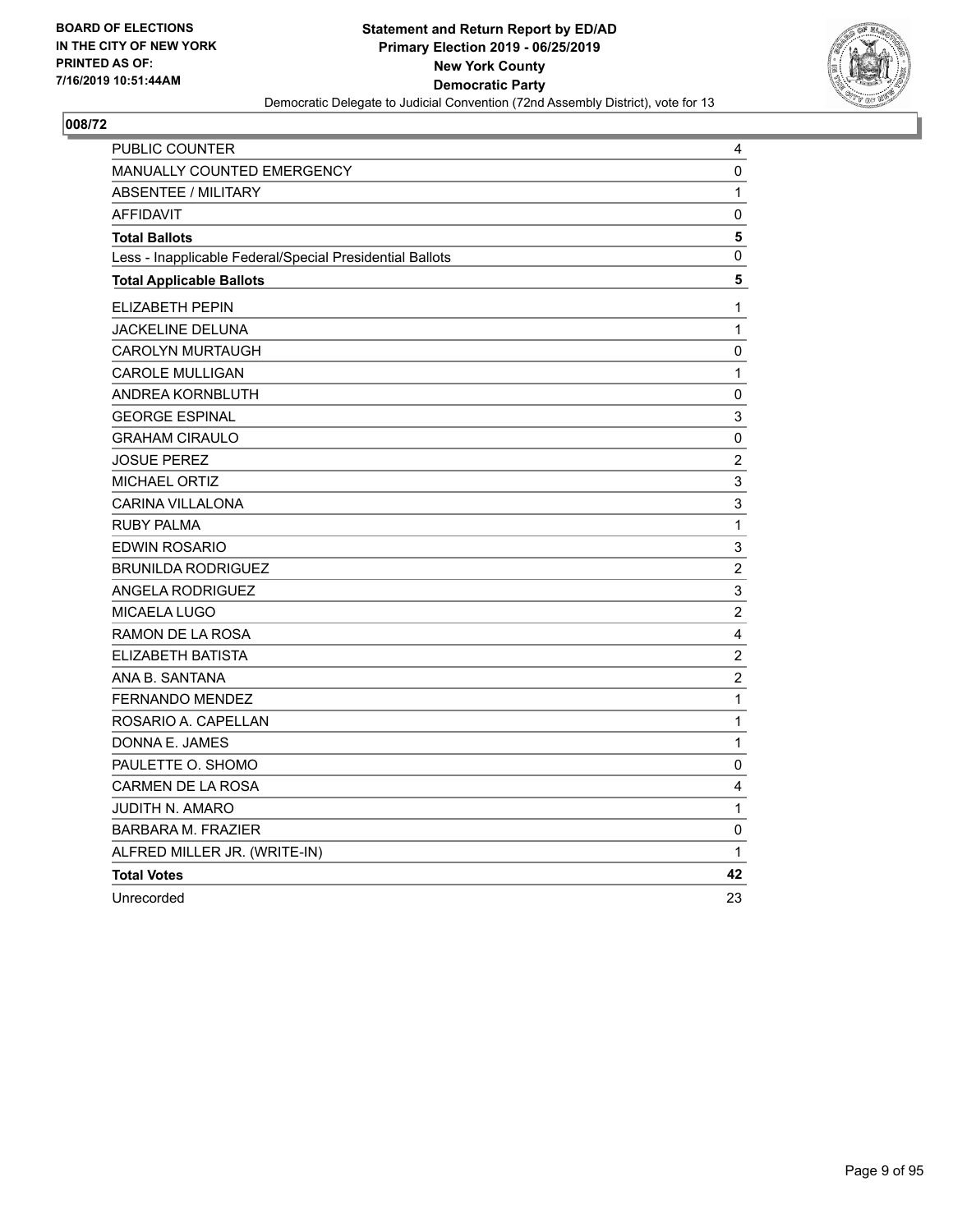BOARD OF ELECTIONS
IN THE CITY OF NEW YORK
PRINTED AS OF:
7/16/2019 10:51:44AM

**Statement and Return Report by ED/AD**
**Primary Election 2019 - 06/25/2019**
**New York County**
**Democratic Party**
Democratic Delegate to Judicial Convention (72nd Assembly District), vote for 13

## 008/72

| | |
|---|---|
| PUBLIC COUNTER | 4 |
| MANUALLY COUNTED EMERGENCY | 0 |
| ABSENTEE / MILITARY | 1 |
| AFFIDAVIT | 0 |
| **Total Ballots** | **5** |
| Less - Inapplicable Federal/Special Presidential Ballots | 0 |
| **Total Applicable Ballots** | **5** |
| ELIZABETH PEPIN | 1 |
| JACKELINE DELUNA | 1 |
| CAROLYN MURTAUGH | 0 |
| CAROLE MULLIGAN | 1 |
| ANDREA KORNBLUTH | 0 |
| GEORGE ESPINAL | 3 |
| GRAHAM CIRAULO | 0 |
| JOSUE PEREZ | 2 |
| MICHAEL ORTIZ | 3 |
| CARINA VILLALONA | 3 |
| RUBY PALMA | 1 |
| EDWIN ROSARIO | 3 |
| BRUNILDA RODRIGUEZ | 2 |
| ANGELA RODRIGUEZ | 3 |
| MICAELA LUGO | 2 |
| RAMON DE LA ROSA | 4 |
| ELIZABETH BATISTA | 2 |
| ANA B. SANTANA | 2 |
| FERNANDO MENDEZ | 1 |
| ROSARIO A. CAPELLAN | 1 |
| DONNA E. JAMES | 1 |
| PAULETTE O. SHOMO | 0 |
| CARMEN DE LA ROSA | 4 |
| JUDITH N. AMARO | 1 |
| BARBARA M. FRAZIER | 0 |
| ALFRED MILLER JR. (WRITE-IN) | 1 |
| **Total Votes** | **42** |
| Unrecorded | 23 |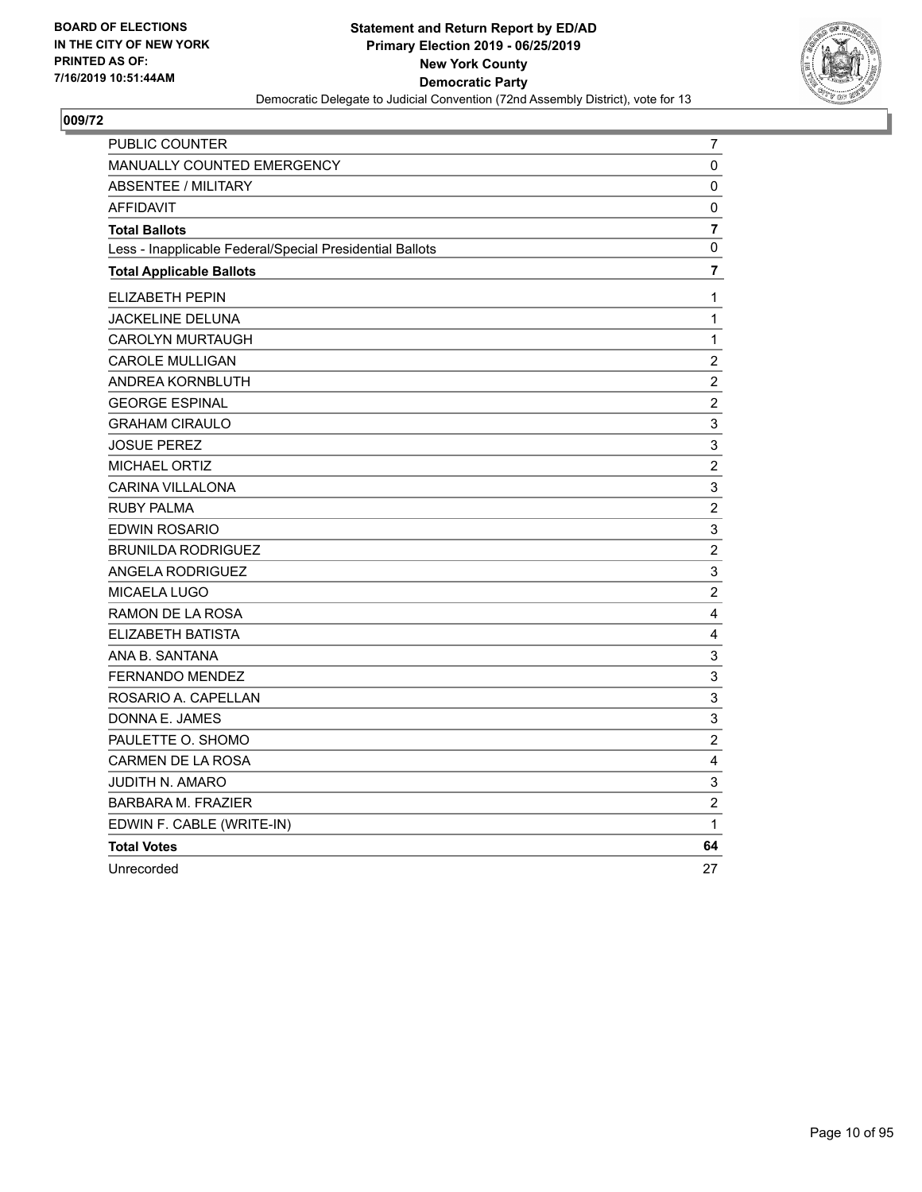BOARD OF ELECTIONS
IN THE CITY OF NEW YORK
PRINTED AS OF:
7/16/2019 10:51:44AM

**Statement and Return Report by ED/AD**
**Primary Election 2019 - 06/25/2019**
**New York County**
**Democratic Party**
Democratic Delegate to Judicial Convention (72nd Assembly District), vote for 13

**009/72**

| | |
|---|---|
| PUBLIC COUNTER | 7 |
| MANUALLY COUNTED EMERGENCY | 0 |
| ABSENTEE / MILITARY | 0 |
| AFFIDAVIT | 0 |
| **Total Ballots** | **7** |
| Less - Inapplicable Federal/Special Presidential Ballots | 0 |
| **Total Applicable Ballots** | **7** |
| ELIZABETH PEPIN | 1 |
| JACKELINE DELUNA | 1 |
| CAROLYN MURTAUGH | 1 |
| CAROLE MULLIGAN | 2 |
| ANDREA KORNBLUTH | 2 |
| GEORGE ESPINAL | 2 |
| GRAHAM CIRAULO | 3 |
| JOSUE PEREZ | 3 |
| MICHAEL ORTIZ | 2 |
| CARINA VILLALONA | 3 |
| RUBY PALMA | 2 |
| EDWIN ROSARIO | 3 |
| BRUNILDA RODRIGUEZ | 2 |
| ANGELA RODRIGUEZ | 3 |
| MICAELA LUGO | 2 |
| RAMON DE LA ROSA | 4 |
| ELIZABETH BATISTA | 4 |
| ANA B. SANTANA | 3 |
| FERNANDO MENDEZ | 3 |
| ROSARIO A. CAPELLAN | 3 |
| DONNA E. JAMES | 3 |
| PAULETTE O. SHOMO | 2 |
| CARMEN DE LA ROSA | 4 |
| JUDITH N. AMARO | 3 |
| BARBARA M. FRAZIER | 2 |
| EDWIN F. CABLE (WRITE-IN) | 1 |
| **Total Votes** | **64** |
| Unrecorded | 27 |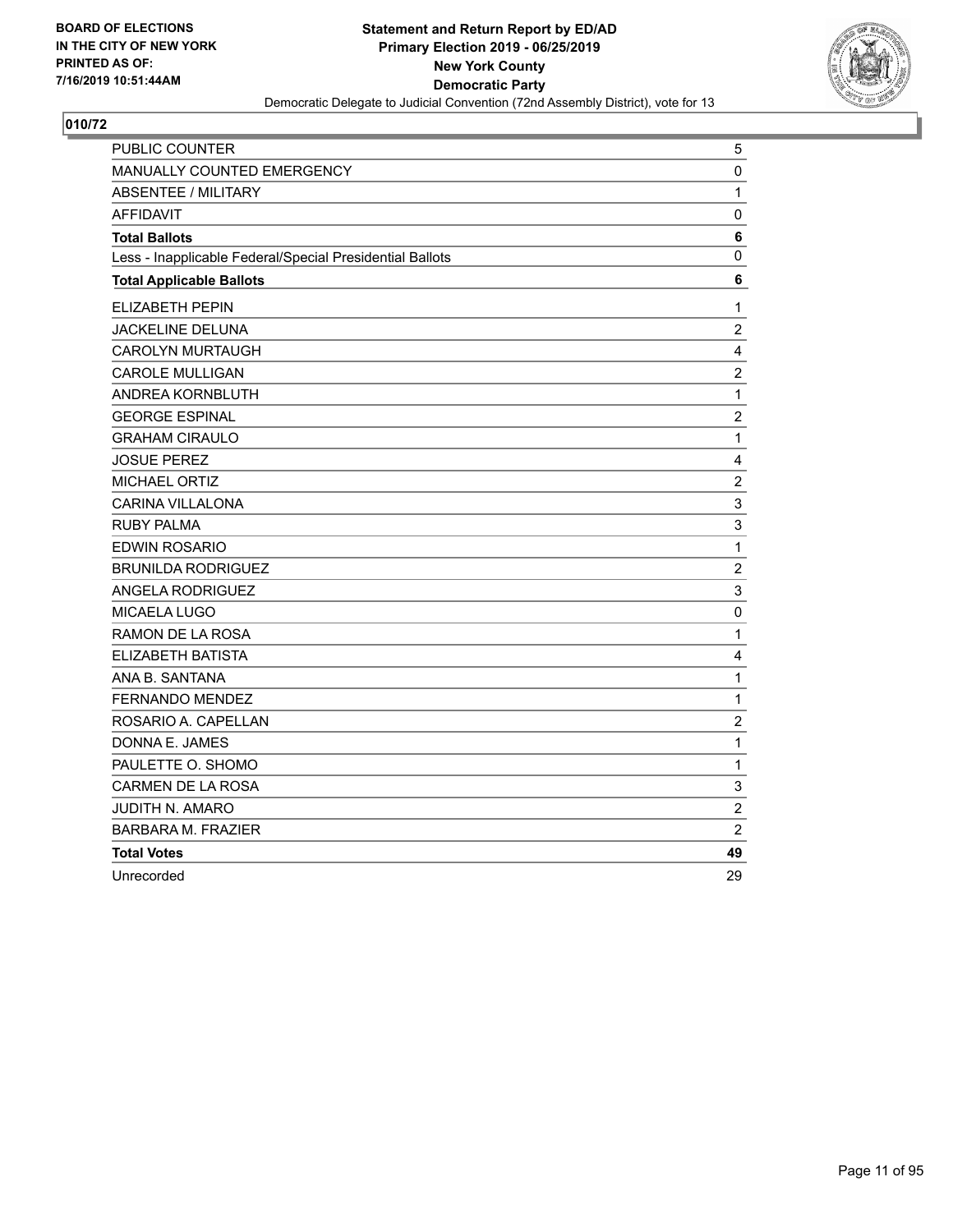BOARD OF ELECTIONS
IN THE CITY OF NEW YORK
PRINTED AS OF:
7/16/2019 10:51:44AM

**Statement and Return Report by ED/AD**
**Primary Election 2019 - 06/25/2019**
**New York County**
**Democratic Party**
Democratic Delegate to Judicial Convention (72nd Assembly District), vote for 13

## 010/72

| | |
|---|---|
| PUBLIC COUNTER | 5 |
| MANUALLY COUNTED EMERGENCY | 0 |
| ABSENTEE / MILITARY | 1 |
| AFFIDAVIT | 0 |
| **Total Ballots** | **6** |
| Less - Inapplicable Federal/Special Presidential Ballots | 0 |
| **Total Applicable Ballots** | **6** |
| ELIZABETH PEPIN | 1 |
| JACKELINE DELUNA | 2 |
| CAROLYN MURTAUGH | 4 |
| CAROLE MULLIGAN | 2 |
| ANDREA KORNBLUTH | 1 |
| GEORGE ESPINAL | 2 |
| GRAHAM CIRAULO | 1 |
| JOSUE PEREZ | 4 |
| MICHAEL ORTIZ | 2 |
| CARINA VILLALONA | 3 |
| RUBY PALMA | 3 |
| EDWIN ROSARIO | 1 |
| BRUNILDA RODRIGUEZ | 2 |
| ANGELA RODRIGUEZ | 3 |
| MICAELA LUGO | 0 |
| RAMON DE LA ROSA | 1 |
| ELIZABETH BATISTA | 4 |
| ANA B. SANTANA | 1 |
| FERNANDO MENDEZ | 1 |
| ROSARIO A. CAPELLAN | 2 |
| DONNA E. JAMES | 1 |
| PAULETTE O. SHOMO | 1 |
| CARMEN DE LA ROSA | 3 |
| JUDITH N. AMARO | 2 |
| BARBARA M. FRAZIER | 2 |
| **Total Votes** | **49** |
| Unrecorded | 29 |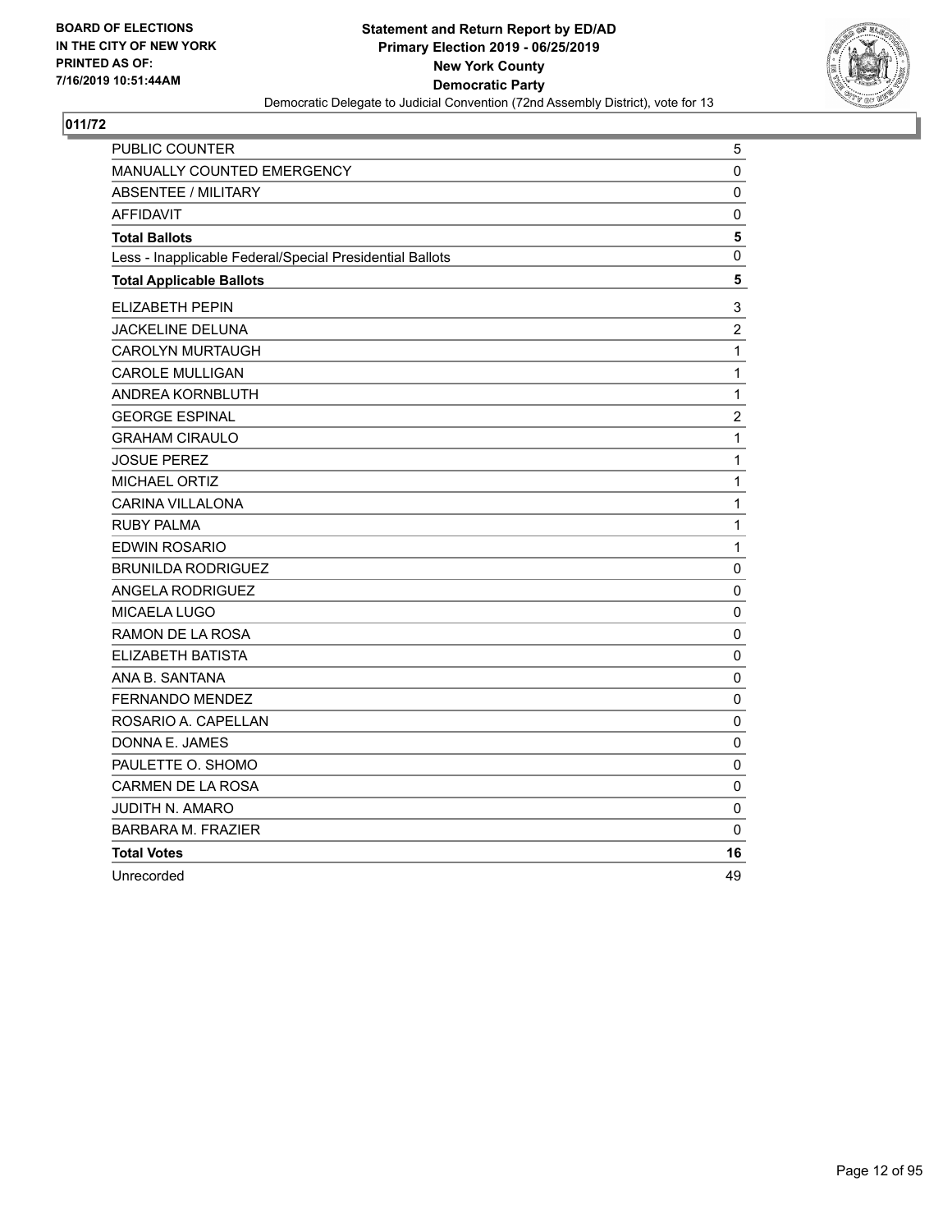BOARD OF ELECTIONS
IN THE CITY OF NEW YORK
PRINTED AS OF:
7/16/2019 10:51:44AM

**Statement and Return Report by ED/AD**
**Primary Election 2019 - 06/25/2019**
**New York County**
**Democratic Party**
Democratic Delegate to Judicial Convention (72nd Assembly District), vote for 13

## 011/72

| | |
|---|---|
| PUBLIC COUNTER | 5 |
| MANUALLY COUNTED EMERGENCY | 0 |
| ABSENTEE / MILITARY | 0 |
| AFFIDAVIT | 0 |
| **Total Ballots** | **5** |
| Less - Inapplicable Federal/Special Presidential Ballots | 0 |
| **Total Applicable Ballots** | **5** |
| ELIZABETH PEPIN | 3 |
| JACKELINE DELUNA | 2 |
| CAROLYN MURTAUGH | 1 |
| CAROLE MULLIGAN | 1 |
| ANDREA KORNBLUTH | 1 |
| GEORGE ESPINAL | 2 |
| GRAHAM CIRAULO | 1 |
| JOSUE PEREZ | 1 |
| MICHAEL ORTIZ | 1 |
| CARINA VILLALONA | 1 |
| RUBY PALMA | 1 |
| EDWIN ROSARIO | 1 |
| BRUNILDA RODRIGUEZ | 0 |
| ANGELA RODRIGUEZ | 0 |
| MICAELA LUGO | 0 |
| RAMON DE LA ROSA | 0 |
| ELIZABETH BATISTA | 0 |
| ANA B. SANTANA | 0 |
| FERNANDO MENDEZ | 0 |
| ROSARIO A. CAPELLAN | 0 |
| DONNA E. JAMES | 0 |
| PAULETTE O. SHOMO | 0 |
| CARMEN DE LA ROSA | 0 |
| JUDITH N. AMARO | 0 |
| BARBARA M. FRAZIER | 0 |
| **Total Votes** | **16** |
| Unrecorded | 49 |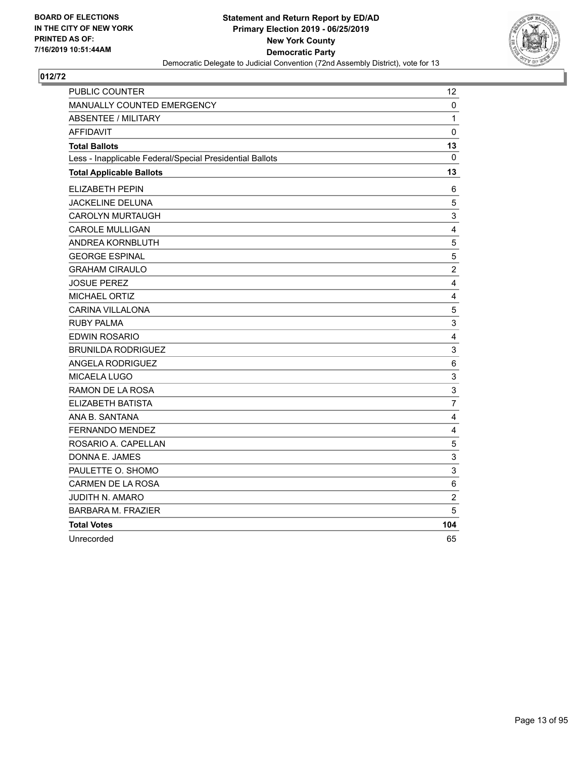BOARD OF ELECTIONS
IN THE CITY OF NEW YORK
PRINTED AS OF:
7/16/2019 10:51:44AM

**Statement and Return Report by ED/AD**
**Primary Election 2019 - 06/25/2019**
**New York County**
**Democratic Party**
Democratic Delegate to Judicial Convention (72nd Assembly District), vote for 13

## 012/72

| | |
|---|---|
| PUBLIC COUNTER | 12 |
| MANUALLY COUNTED EMERGENCY | 0 |
| ABSENTEE / MILITARY | 1 |
| AFFIDAVIT | 0 |
| **Total Ballots** | **13** |
| Less - Inapplicable Federal/Special Presidential Ballots | 0 |
| **Total Applicable Ballots** | **13** |
| ELIZABETH PEPIN | 6 |
| JACKELINE DELUNA | 5 |
| CAROLYN MURTAUGH | 3 |
| CAROLE MULLIGAN | 4 |
| ANDREA KORNBLUTH | 5 |
| GEORGE ESPINAL | 5 |
| GRAHAM CIRAULO | 2 |
| JOSUE PEREZ | 4 |
| MICHAEL ORTIZ | 4 |
| CARINA VILLALONA | 5 |
| RUBY PALMA | 3 |
| EDWIN ROSARIO | 4 |
| BRUNILDA RODRIGUEZ | 3 |
| ANGELA RODRIGUEZ | 6 |
| MICAELA LUGO | 3 |
| RAMON DE LA ROSA | 3 |
| ELIZABETH BATISTA | 7 |
| ANA B. SANTANA | 4 |
| FERNANDO MENDEZ | 4 |
| ROSARIO A. CAPELLAN | 5 |
| DONNA E. JAMES | 3 |
| PAULETTE O. SHOMO | 3 |
| CARMEN DE LA ROSA | 6 |
| JUDITH N. AMARO | 2 |
| BARBARA M. FRAZIER | 5 |
| **Total Votes** | **104** |
| Unrecorded | 65 |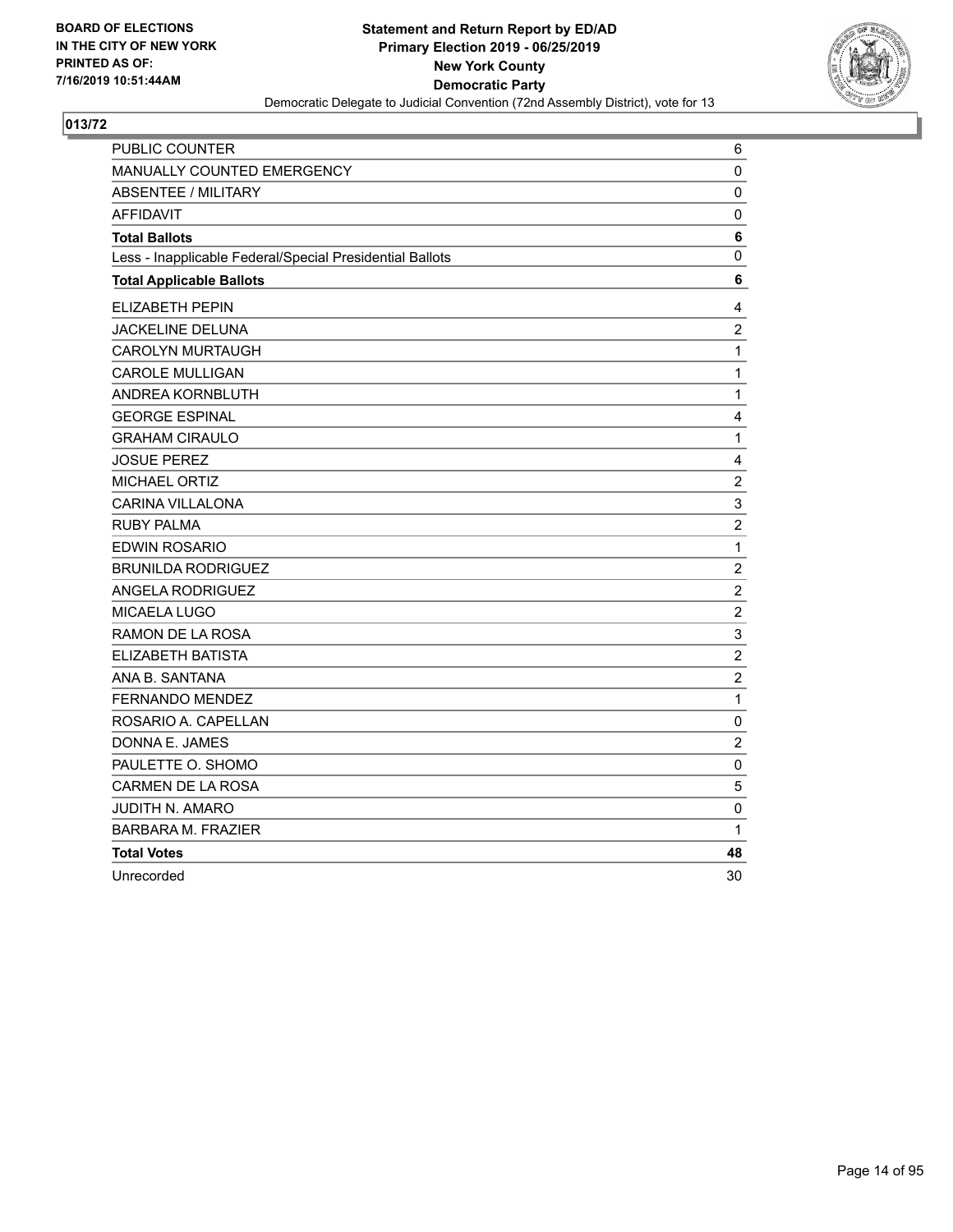BOARD OF ELECTIONS
IN THE CITY OF NEW YORK
PRINTED AS OF:
7/16/2019 10:51:44AM

**Statement and Return Report by ED/AD**
**Primary Election 2019 - 06/25/2019**
**New York County**
**Democratic Party**
Democratic Delegate to Judicial Convention (72nd Assembly District), vote for 13

## 013/72

| | |
|---|---|
| PUBLIC COUNTER | 6 |
| MANUALLY COUNTED EMERGENCY | 0 |
| ABSENTEE / MILITARY | 0 |
| AFFIDAVIT | 0 |
| **Total Ballots** | **6** |
| Less - Inapplicable Federal/Special Presidential Ballots | 0 |
| **Total Applicable Ballots** | **6** |
| ELIZABETH PEPIN | 4 |
| JACKELINE DELUNA | 2 |
| CAROLYN MURTAUGH | 1 |
| CAROLE MULLIGAN | 1 |
| ANDREA KORNBLUTH | 1 |
| GEORGE ESPINAL | 4 |
| GRAHAM CIRAULO | 1 |
| JOSUE PEREZ | 4 |
| MICHAEL ORTIZ | 2 |
| CARINA VILLALONA | 3 |
| RUBY PALMA | 2 |
| EDWIN ROSARIO | 1 |
| BRUNILDA RODRIGUEZ | 2 |
| ANGELA RODRIGUEZ | 2 |
| MICAELA LUGO | 2 |
| RAMON DE LA ROSA | 3 |
| ELIZABETH BATISTA | 2 |
| ANA B. SANTANA | 2 |
| FERNANDO MENDEZ | 1 |
| ROSARIO A. CAPELLAN | 0 |
| DONNA E. JAMES | 2 |
| PAULETTE O. SHOMO | 0 |
| CARMEN DE LA ROSA | 5 |
| JUDITH N. AMARO | 0 |
| BARBARA M. FRAZIER | 1 |
| **Total Votes** | **48** |
| Unrecorded | 30 |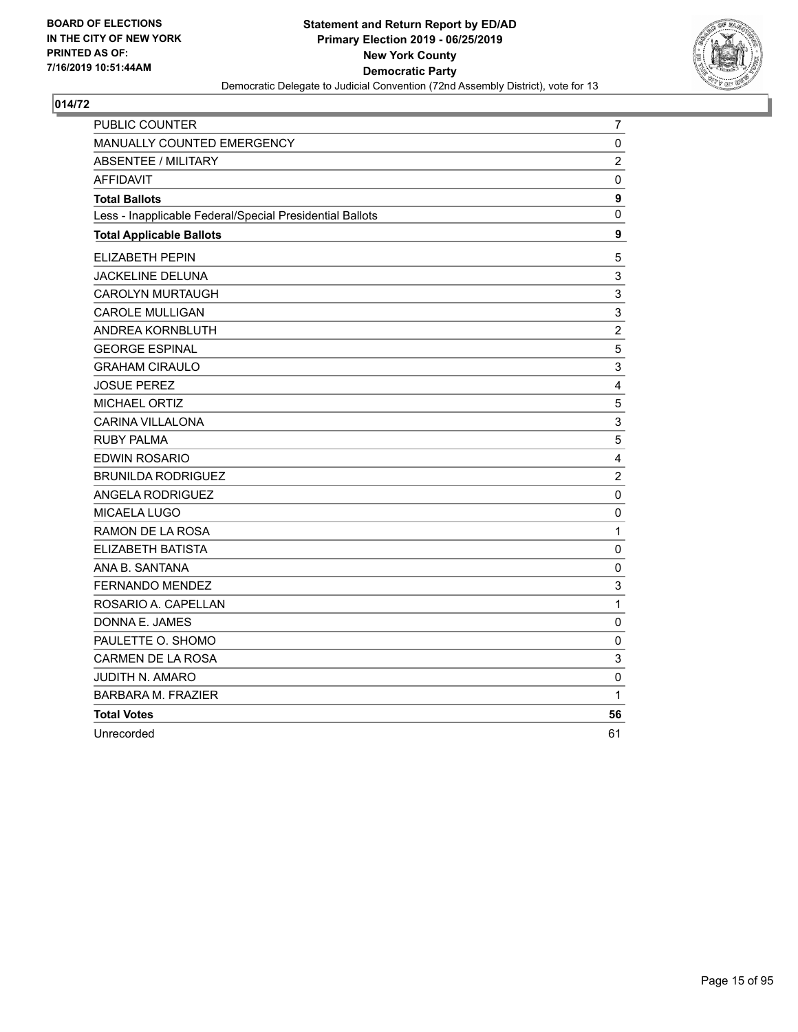BOARD OF ELECTIONS
IN THE CITY OF NEW YORK
PRINTED AS OF:
7/16/2019 10:51:44AM

**Statement and Return Report by ED/AD**
**Primary Election 2019 - 06/25/2019**
**New York County**
**Democratic Party**
Democratic Delegate to Judicial Convention (72nd Assembly District), vote for 13

## 014/72

| | |
|---|---|
| PUBLIC COUNTER | 7 |
| MANUALLY COUNTED EMERGENCY | 0 |
| ABSENTEE / MILITARY | 2 |
| AFFIDAVIT | 0 |
| **Total Ballots** | **9** |
| Less - Inapplicable Federal/Special Presidential Ballots | 0 |
| **Total Applicable Ballots** | **9** |
| ELIZABETH PEPIN | 5 |
| JACKELINE DELUNA | 3 |
| CAROLYN MURTAUGH | 3 |
| CAROLE MULLIGAN | 3 |
| ANDREA KORNBLUTH | 2 |
| GEORGE ESPINAL | 5 |
| GRAHAM CIRAULO | 3 |
| JOSUE PEREZ | 4 |
| MICHAEL ORTIZ | 5 |
| CARINA VILLALONA | 3 |
| RUBY PALMA | 5 |
| EDWIN ROSARIO | 4 |
| BRUNILDA RODRIGUEZ | 2 |
| ANGELA RODRIGUEZ | 0 |
| MICAELA LUGO | 0 |
| RAMON DE LA ROSA | 1 |
| ELIZABETH BATISTA | 0 |
| ANA B. SANTANA | 0 |
| FERNANDO MENDEZ | 3 |
| ROSARIO A. CAPELLAN | 1 |
| DONNA E. JAMES | 0 |
| PAULETTE O. SHOMO | 0 |
| CARMEN DE LA ROSA | 3 |
| JUDITH N. AMARO | 0 |
| BARBARA M. FRAZIER | 1 |
| **Total Votes** | **56** |
| Unrecorded | 61 |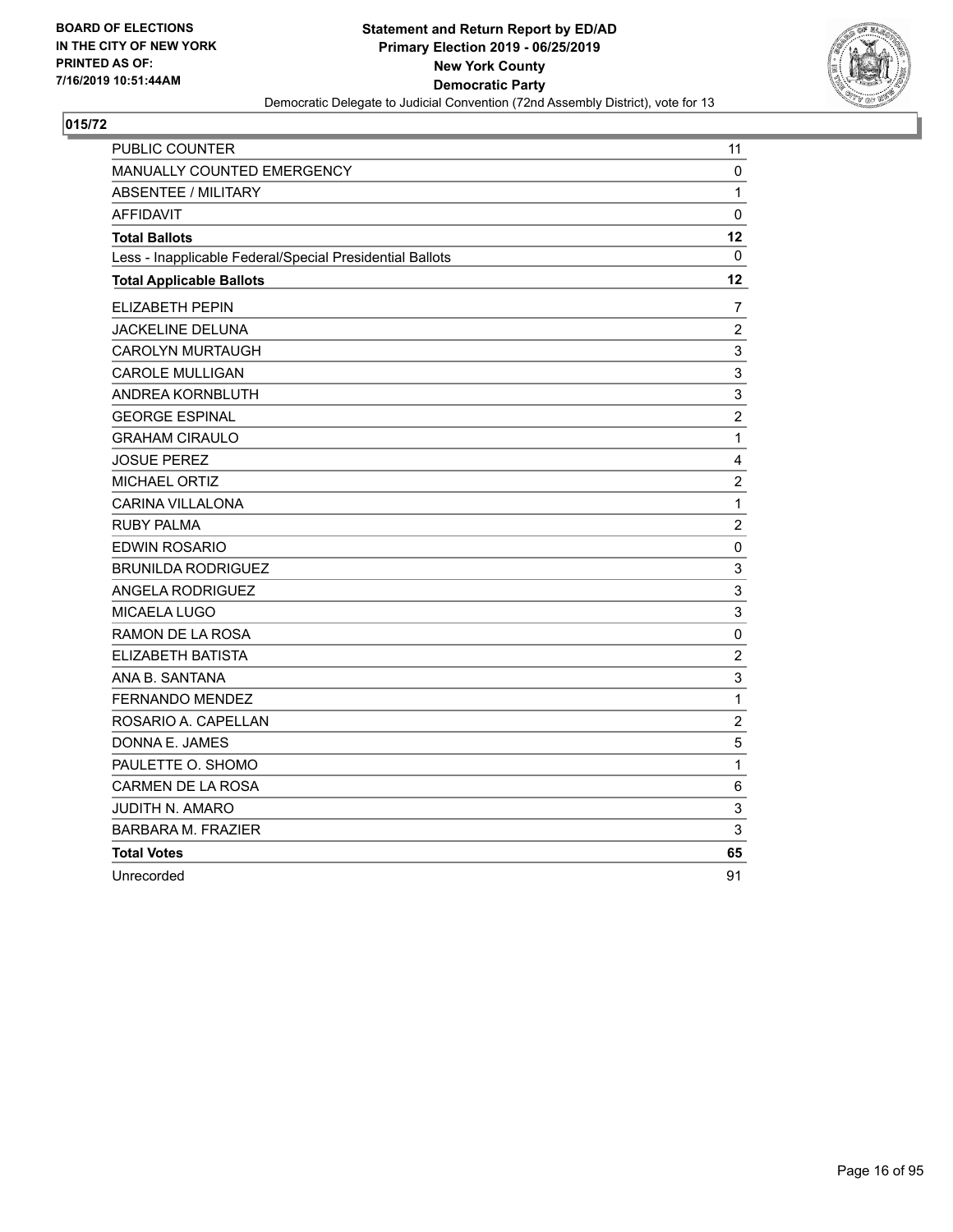BOARD OF ELECTIONS
IN THE CITY OF NEW YORK
PRINTED AS OF:
7/16/2019 10:51:44AM

**Statement and Return Report by ED/AD**
**Primary Election 2019 - 06/25/2019**
**New York County**
**Democratic Party**
Democratic Delegate to Judicial Convention (72nd Assembly District), vote for 13

## 015/72

| | |
|---|---|
| PUBLIC COUNTER | 11 |
| MANUALLY COUNTED EMERGENCY | 0 |
| ABSENTEE / MILITARY | 1 |
| AFFIDAVIT | 0 |
| **Total Ballots** | **12** |
| Less - Inapplicable Federal/Special Presidential Ballots | 0 |
| **Total Applicable Ballots** | **12** |
| ELIZABETH PEPIN | 7 |
| JACKELINE DELUNA | 2 |
| CAROLYN MURTAUGH | 3 |
| CAROLE MULLIGAN | 3 |
| ANDREA KORNBLUTH | 3 |
| GEORGE ESPINAL | 2 |
| GRAHAM CIRAULO | 1 |
| JOSUE PEREZ | 4 |
| MICHAEL ORTIZ | 2 |
| CARINA VILLALONA | 1 |
| RUBY PALMA | 2 |
| EDWIN ROSARIO | 0 |
| BRUNILDA RODRIGUEZ | 3 |
| ANGELA RODRIGUEZ | 3 |
| MICAELA LUGO | 3 |
| RAMON DE LA ROSA | 0 |
| ELIZABETH BATISTA | 2 |
| ANA B. SANTANA | 3 |
| FERNANDO MENDEZ | 1 |
| ROSARIO A. CAPELLAN | 2 |
| DONNA E. JAMES | 5 |
| PAULETTE O. SHOMO | 1 |
| CARMEN DE LA ROSA | 6 |
| JUDITH N. AMARO | 3 |
| BARBARA M. FRAZIER | 3 |
| **Total Votes** | **65** |
| Unrecorded | 91 |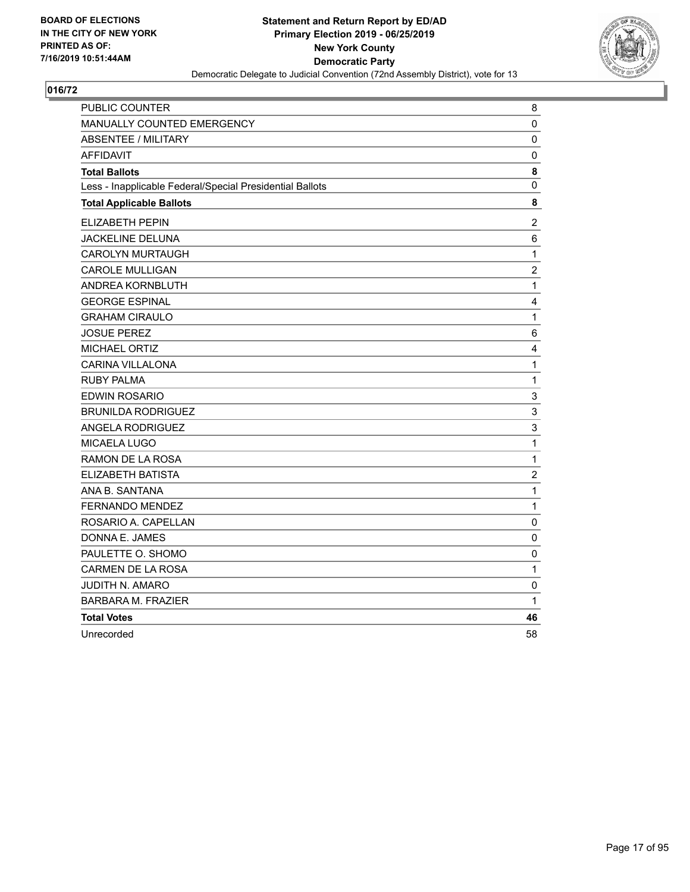**BOARD OF ELECTIONS IN THE CITY OF NEW YORK PRINTED AS OF: 7/16/2019 10:51:44AM**

**Statement and Return Report by ED/AD**
**Primary Election 2019 - 06/25/2019**
**New York County**
**Democratic Party**
Democratic Delegate to Judicial Convention (72nd Assembly District), vote for 13

## 016/72

| | |
|---|---|
| PUBLIC COUNTER | 8 |
| MANUALLY COUNTED EMERGENCY | 0 |
| ABSENTEE / MILITARY | 0 |
| AFFIDAVIT | 0 |
| **Total Ballots** | **8** |
| Less - Inapplicable Federal/Special Presidential Ballots | 0 |
| **Total Applicable Ballots** | **8** |
| ELIZABETH PEPIN | 2 |
| JACKELINE DELUNA | 6 |
| CAROLYN MURTAUGH | 1 |
| CAROLE MULLIGAN | 2 |
| ANDREA KORNBLUTH | 1 |
| GEORGE ESPINAL | 4 |
| GRAHAM CIRAULO | 1 |
| JOSUE PEREZ | 6 |
| MICHAEL ORTIZ | 4 |
| CARINA VILLALONA | 1 |
| RUBY PALMA | 1 |
| EDWIN ROSARIO | 3 |
| BRUNILDA RODRIGUEZ | 3 |
| ANGELA RODRIGUEZ | 3 |
| MICAELA LUGO | 1 |
| RAMON DE LA ROSA | 1 |
| ELIZABETH BATISTA | 2 |
| ANA B. SANTANA | 1 |
| FERNANDO MENDEZ | 1 |
| ROSARIO A. CAPELLAN | 0 |
| DONNA E. JAMES | 0 |
| PAULETTE O. SHOMO | 0 |
| CARMEN DE LA ROSA | 1 |
| JUDITH N. AMARO | 0 |
| BARBARA M. FRAZIER | 1 |
| **Total Votes** | **46** |
| Unrecorded | 58 |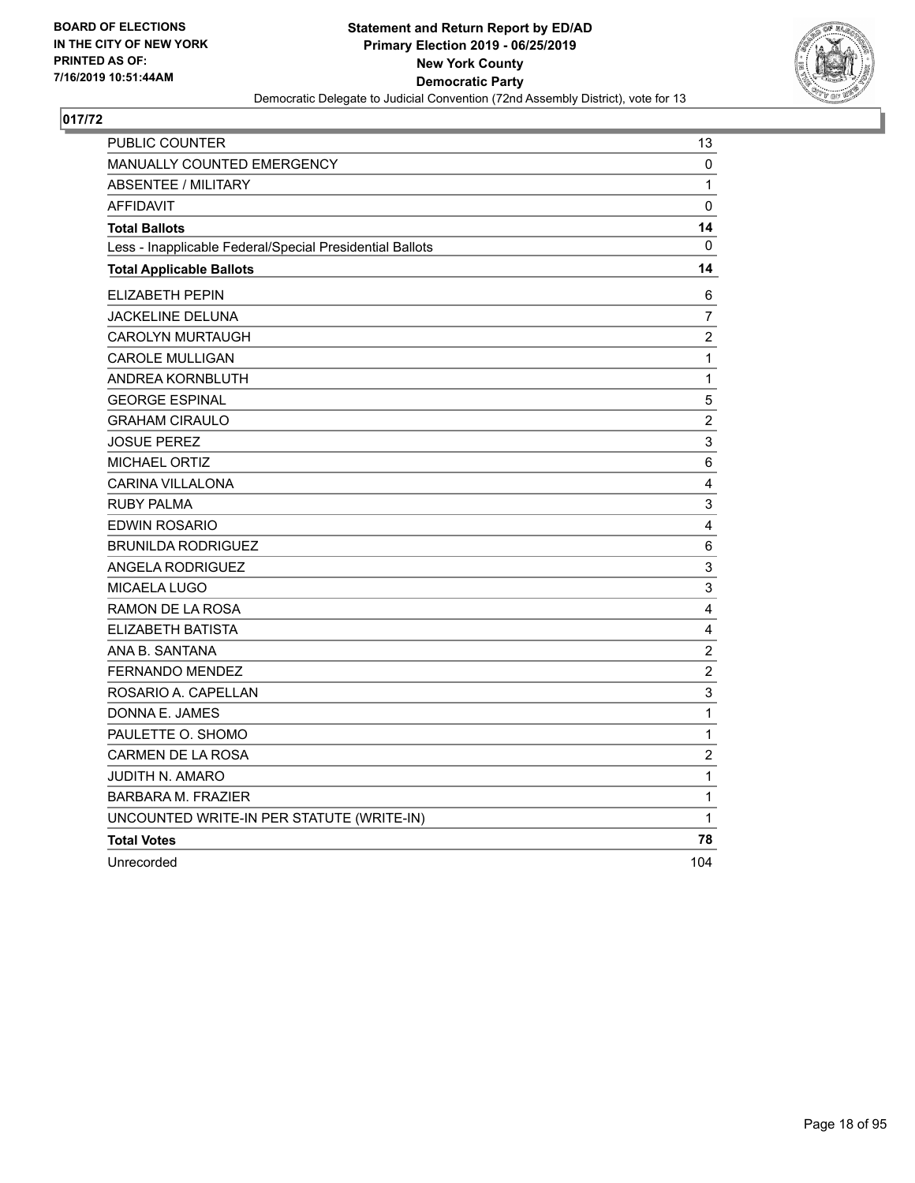BOARD OF ELECTIONS
IN THE CITY OF NEW YORK
PRINTED AS OF:
7/16/2019 10:51:44AM

**Statement and Return Report by ED/AD**
**Primary Election 2019 - 06/25/2019**
**New York County**
**Democratic Party**
Democratic Delegate to Judicial Convention (72nd Assembly District), vote for 13

## 017/72

| | |
|---|---|
| PUBLIC COUNTER | 13 |
| MANUALLY COUNTED EMERGENCY | 0 |
| ABSENTEE / MILITARY | 1 |
| AFFIDAVIT | 0 |
| **Total Ballots** | **14** |
| Less - Inapplicable Federal/Special Presidential Ballots | 0 |
| **Total Applicable Ballots** | **14** |
| ELIZABETH PEPIN | 6 |
| JACKELINE DELUNA | 7 |
| CAROLYN MURTAUGH | 2 |
| CAROLE MULLIGAN | 1 |
| ANDREA KORNBLUTH | 1 |
| GEORGE ESPINAL | 5 |
| GRAHAM CIRAULO | 2 |
| JOSUE PEREZ | 3 |
| MICHAEL ORTIZ | 6 |
| CARINA VILLALONA | 4 |
| RUBY PALMA | 3 |
| EDWIN ROSARIO | 4 |
| BRUNILDA RODRIGUEZ | 6 |
| ANGELA RODRIGUEZ | 3 |
| MICAELA LUGO | 3 |
| RAMON DE LA ROSA | 4 |
| ELIZABETH BATISTA | 4 |
| ANA B. SANTANA | 2 |
| FERNANDO MENDEZ | 2 |
| ROSARIO A. CAPELLAN | 3 |
| DONNA E. JAMES | 1 |
| PAULETTE O. SHOMO | 1 |
| CARMEN DE LA ROSA | 2 |
| JUDITH N. AMARO | 1 |
| BARBARA M. FRAZIER | 1 |
| UNCOUNTED WRITE-IN PER STATUTE (WRITE-IN) | 1 |
| **Total Votes** | **78** |
| Unrecorded | 104 |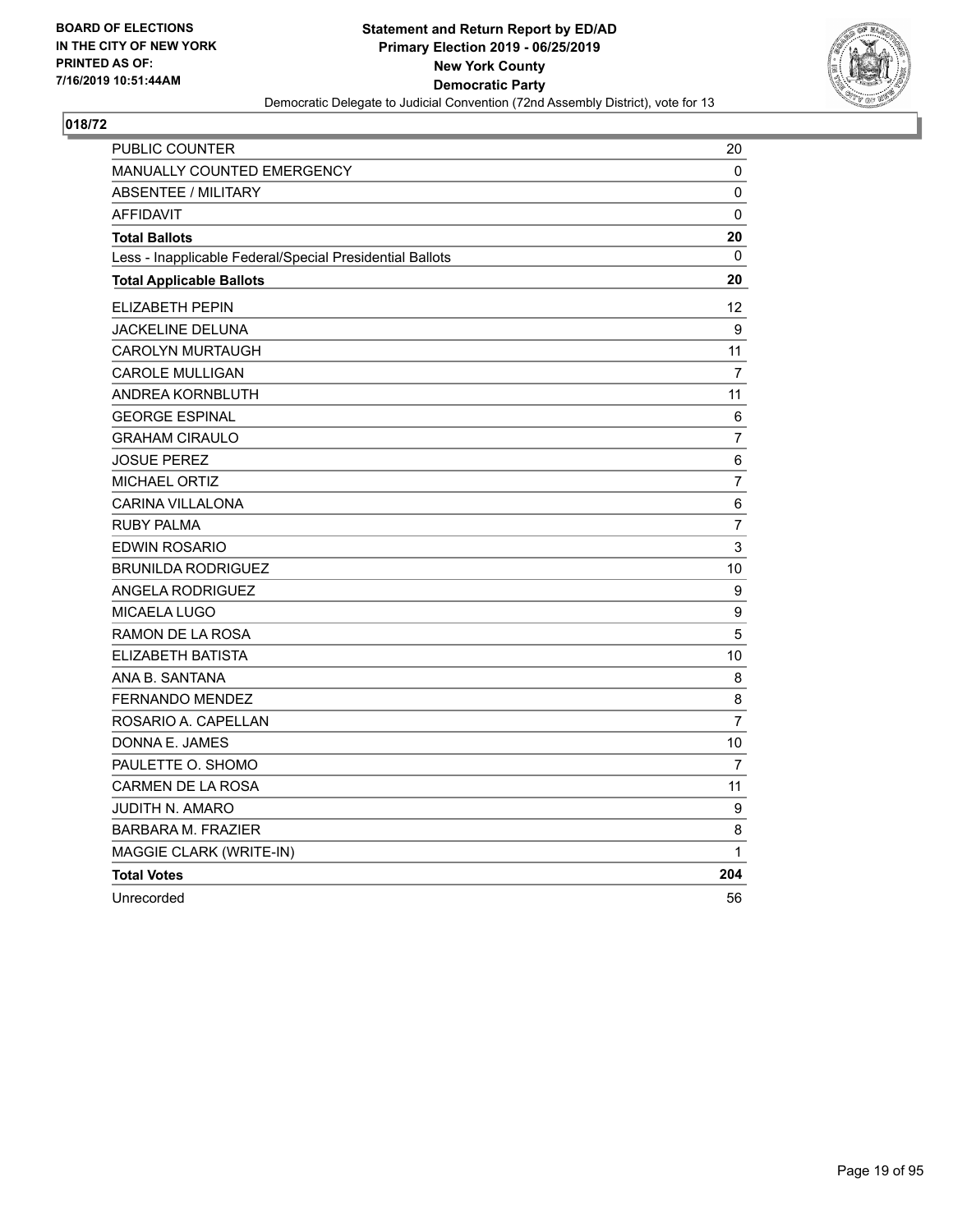BOARD OF ELECTIONS
IN THE CITY OF NEW YORK
PRINTED AS OF:
7/16/2019 10:51:44AM

**Statement and Return Report by ED/AD**
**Primary Election 2019 - 06/25/2019**
**New York County**
**Democratic Party**
Democratic Delegate to Judicial Convention (72nd Assembly District), vote for 13

## 018/72

| | |
|---|---|
| PUBLIC COUNTER | 20 |
| MANUALLY COUNTED EMERGENCY | 0 |
| ABSENTEE / MILITARY | 0 |
| AFFIDAVIT | 0 |
| **Total Ballots** | **20** |
| Less - Inapplicable Federal/Special Presidential Ballots | 0 |
| **Total Applicable Ballots** | **20** |
| ELIZABETH PEPIN | 12 |
| JACKELINE DELUNA | 9 |
| CAROLYN MURTAUGH | 11 |
| CAROLE MULLIGAN | 7 |
| ANDREA KORNBLUTH | 11 |
| GEORGE ESPINAL | 6 |
| GRAHAM CIRAULO | 7 |
| JOSUE PEREZ | 6 |
| MICHAEL ORTIZ | 7 |
| CARINA VILLALONA | 6 |
| RUBY PALMA | 7 |
| EDWIN ROSARIO | 3 |
| BRUNILDA RODRIGUEZ | 10 |
| ANGELA RODRIGUEZ | 9 |
| MICAELA LUGO | 9 |
| RAMON DE LA ROSA | 5 |
| ELIZABETH BATISTA | 10 |
| ANA B. SANTANA | 8 |
| FERNANDO MENDEZ | 8 |
| ROSARIO A. CAPELLAN | 7 |
| DONNA E. JAMES | 10 |
| PAULETTE O. SHOMO | 7 |
| CARMEN DE LA ROSA | 11 |
| JUDITH N. AMARO | 9 |
| BARBARA M. FRAZIER | 8 |
| MAGGIE CLARK (WRITE-IN) | 1 |
| **Total Votes** | **204** |
| Unrecorded | 56 |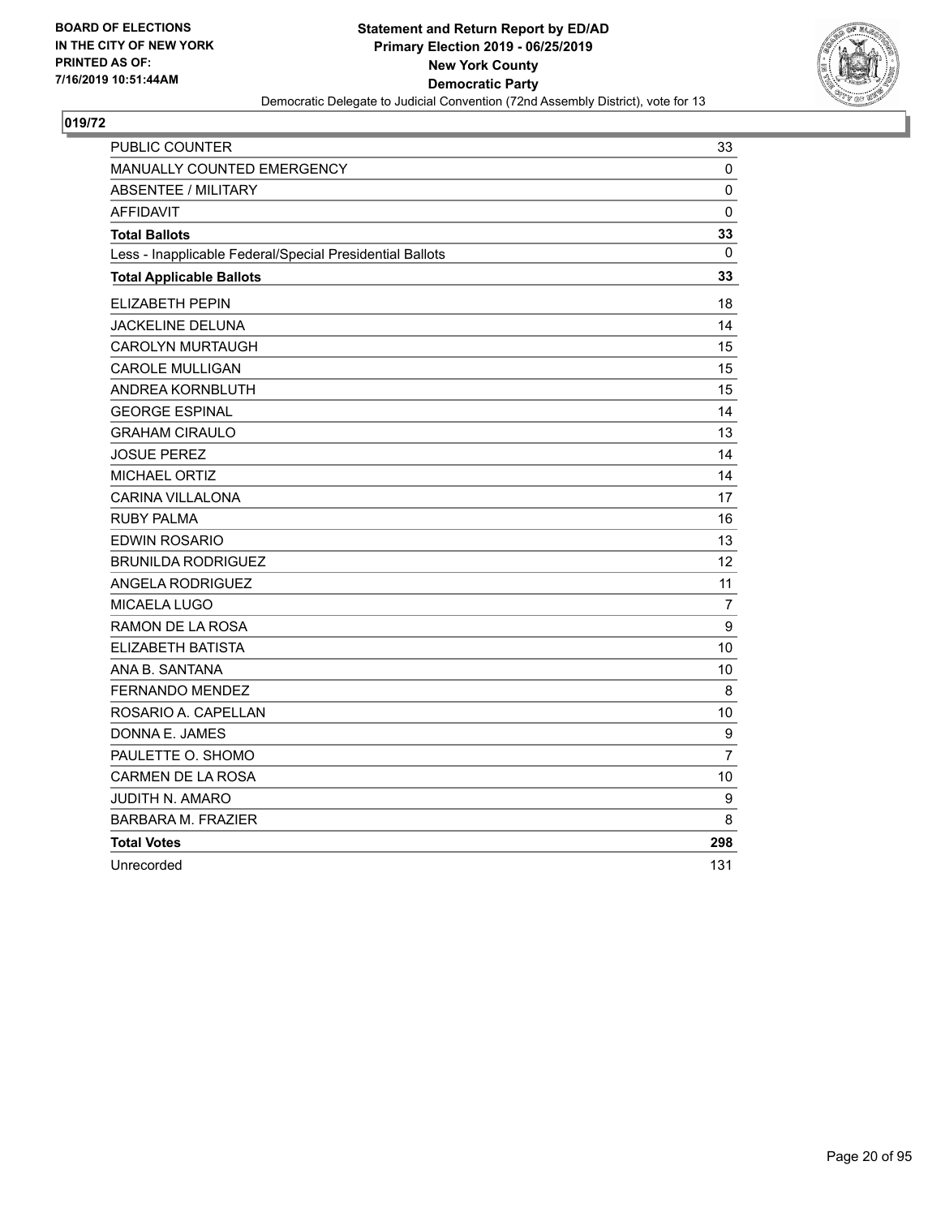BOARD OF ELECTIONS
IN THE CITY OF NEW YORK
PRINTED AS OF:
7/16/2019 10:51:44AM

**Statement and Return Report by ED/AD**
**Primary Election 2019 - 06/25/2019**
**New York County**
**Democratic Party**
Democratic Delegate to Judicial Convention (72nd Assembly District), vote for 13

## 019/72

| | |
|---|---|
| PUBLIC COUNTER | 33 |
| MANUALLY COUNTED EMERGENCY | 0 |
| ABSENTEE / MILITARY | 0 |
| AFFIDAVIT | 0 |
| **Total Ballots** | **33** |
| Less - Inapplicable Federal/Special Presidential Ballots | 0 |
| **Total Applicable Ballots** | **33** |
| ELIZABETH PEPIN | 18 |
| JACKELINE DELUNA | 14 |
| CAROLYN MURTAUGH | 15 |
| CAROLE MULLIGAN | 15 |
| ANDREA KORNBLUTH | 15 |
| GEORGE ESPINAL | 14 |
| GRAHAM CIRAULO | 13 |
| JOSUE PEREZ | 14 |
| MICHAEL ORTIZ | 14 |
| CARINA VILLALONA | 17 |
| RUBY PALMA | 16 |
| EDWIN ROSARIO | 13 |
| BRUNILDA RODRIGUEZ | 12 |
| ANGELA RODRIGUEZ | 11 |
| MICAELA LUGO | 7 |
| RAMON DE LA ROSA | 9 |
| ELIZABETH BATISTA | 10 |
| ANA B. SANTANA | 10 |
| FERNANDO MENDEZ | 8 |
| ROSARIO A. CAPELLAN | 10 |
| DONNA E. JAMES | 9 |
| PAULETTE O. SHOMO | 7 |
| CARMEN DE LA ROSA | 10 |
| JUDITH N. AMARO | 9 |
| BARBARA M. FRAZIER | 8 |
| **Total Votes** | **298** |
| Unrecorded | 131 |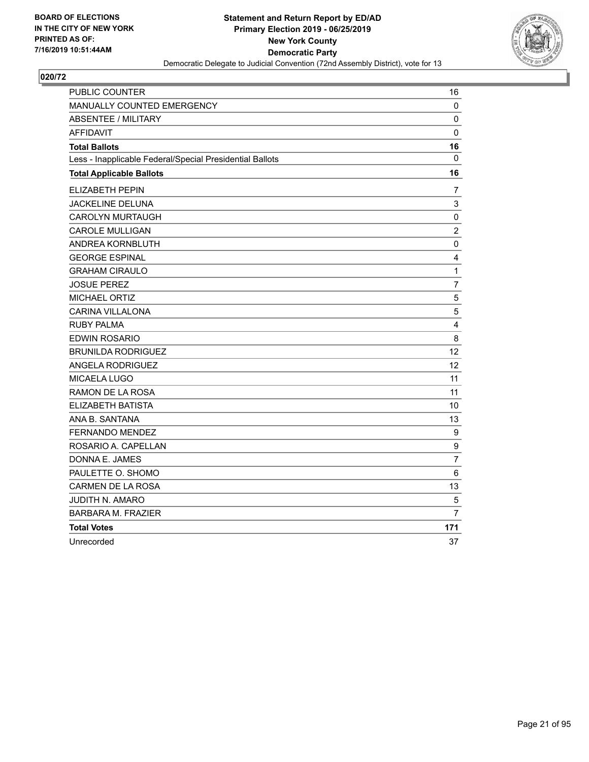BOARD OF ELECTIONS
IN THE CITY OF NEW YORK
PRINTED AS OF:
7/16/2019 10:51:44AM

**Statement and Return Report by ED/AD**
**Primary Election 2019 - 06/25/2019**
**New York County**
**Democratic Party**
Democratic Delegate to Judicial Convention (72nd Assembly District), vote for 13

## 020/72

| | |
|---|---|
| PUBLIC COUNTER | 16 |
| MANUALLY COUNTED EMERGENCY | 0 |
| ABSENTEE / MILITARY | 0 |
| AFFIDAVIT | 0 |
| **Total Ballots** | **16** |
| Less - Inapplicable Federal/Special Presidential Ballots | 0 |
| **Total Applicable Ballots** | **16** |
| ELIZABETH PEPIN | 7 |
| JACKELINE DELUNA | 3 |
| CAROLYN MURTAUGH | 0 |
| CAROLE MULLIGAN | 2 |
| ANDREA KORNBLUTH | 0 |
| GEORGE ESPINAL | 4 |
| GRAHAM CIRAULO | 1 |
| JOSUE PEREZ | 7 |
| MICHAEL ORTIZ | 5 |
| CARINA VILLALONA | 5 |
| RUBY PALMA | 4 |
| EDWIN ROSARIO | 8 |
| BRUNILDA RODRIGUEZ | 12 |
| ANGELA RODRIGUEZ | 12 |
| MICAELA LUGO | 11 |
| RAMON DE LA ROSA | 11 |
| ELIZABETH BATISTA | 10 |
| ANA B. SANTANA | 13 |
| FERNANDO MENDEZ | 9 |
| ROSARIO A. CAPELLAN | 9 |
| DONNA E. JAMES | 7 |
| PAULETTE O. SHOMO | 6 |
| CARMEN DE LA ROSA | 13 |
| JUDITH N. AMARO | 5 |
| BARBARA M. FRAZIER | 7 |
| **Total Votes** | **171** |
| Unrecorded | 37 |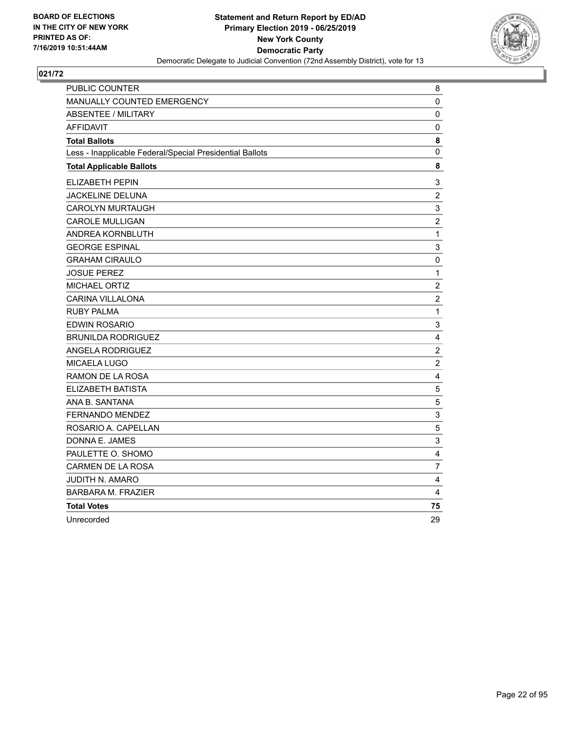BOARD OF ELECTIONS
IN THE CITY OF NEW YORK
PRINTED AS OF:
7/16/2019 10:51:44AM

**Statement and Return Report by ED/AD**
**Primary Election 2019 - 06/25/2019**
**New York County**
**Democratic Party**
Democratic Delegate to Judicial Convention (72nd Assembly District), vote for 13

## 021/72

| | |
|---|---|
| PUBLIC COUNTER | 8 |
| MANUALLY COUNTED EMERGENCY | 0 |
| ABSENTEE / MILITARY | 0 |
| AFFIDAVIT | 0 |
| **Total Ballots** | **8** |
| Less - Inapplicable Federal/Special Presidential Ballots | 0 |
| **Total Applicable Ballots** | **8** |
| ELIZABETH PEPIN | 3 |
| JACKELINE DELUNA | 2 |
| CAROLYN MURTAUGH | 3 |
| CAROLE MULLIGAN | 2 |
| ANDREA KORNBLUTH | 1 |
| GEORGE ESPINAL | 3 |
| GRAHAM CIRAULO | 0 |
| JOSUE PEREZ | 1 |
| MICHAEL ORTIZ | 2 |
| CARINA VILLALONA | 2 |
| RUBY PALMA | 1 |
| EDWIN ROSARIO | 3 |
| BRUNILDA RODRIGUEZ | 4 |
| ANGELA RODRIGUEZ | 2 |
| MICAELA LUGO | 2 |
| RAMON DE LA ROSA | 4 |
| ELIZABETH BATISTA | 5 |
| ANA B. SANTANA | 5 |
| FERNANDO MENDEZ | 3 |
| ROSARIO A. CAPELLAN | 5 |
| DONNA E. JAMES | 3 |
| PAULETTE O. SHOMO | 4 |
| CARMEN DE LA ROSA | 7 |
| JUDITH N. AMARO | 4 |
| BARBARA M. FRAZIER | 4 |
| **Total Votes** | **75** |
| Unrecorded | 29 |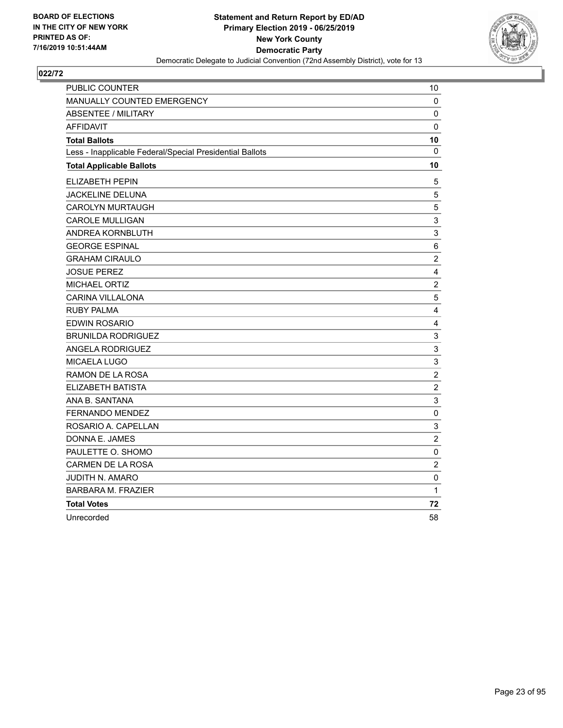BOARD OF ELECTIONS
IN THE CITY OF NEW YORK
PRINTED AS OF:
7/16/2019 10:51:44AM

**Statement and Return Report by ED/AD**
**Primary Election 2019 - 06/25/2019**
**New York County**
**Democratic Party**
Democratic Delegate to Judicial Convention (72nd Assembly District), vote for 13

## 022/72

| | |
|---|---|
| PUBLIC COUNTER | 10 |
| MANUALLY COUNTED EMERGENCY | 0 |
| ABSENTEE / MILITARY | 0 |
| AFFIDAVIT | 0 |
| **Total Ballots** | **10** |
| Less - Inapplicable Federal/Special Presidential Ballots | 0 |
| **Total Applicable Ballots** | **10** |
| ELIZABETH PEPIN | 5 |
| JACKELINE DELUNA | 5 |
| CAROLYN MURTAUGH | 5 |
| CAROLE MULLIGAN | 3 |
| ANDREA KORNBLUTH | 3 |
| GEORGE ESPINAL | 6 |
| GRAHAM CIRAULO | 2 |
| JOSUE PEREZ | 4 |
| MICHAEL ORTIZ | 2 |
| CARINA VILLALONA | 5 |
| RUBY PALMA | 4 |
| EDWIN ROSARIO | 4 |
| BRUNILDA RODRIGUEZ | 3 |
| ANGELA RODRIGUEZ | 3 |
| MICAELA LUGO | 3 |
| RAMON DE LA ROSA | 2 |
| ELIZABETH BATISTA | 2 |
| ANA B. SANTANA | 3 |
| FERNANDO MENDEZ | 0 |
| ROSARIO A. CAPELLAN | 3 |
| DONNA E. JAMES | 2 |
| PAULETTE O. SHOMO | 0 |
| CARMEN DE LA ROSA | 2 |
| JUDITH N. AMARO | 0 |
| BARBARA M. FRAZIER | 1 |
| **Total Votes** | **72** |
| Unrecorded | 58 |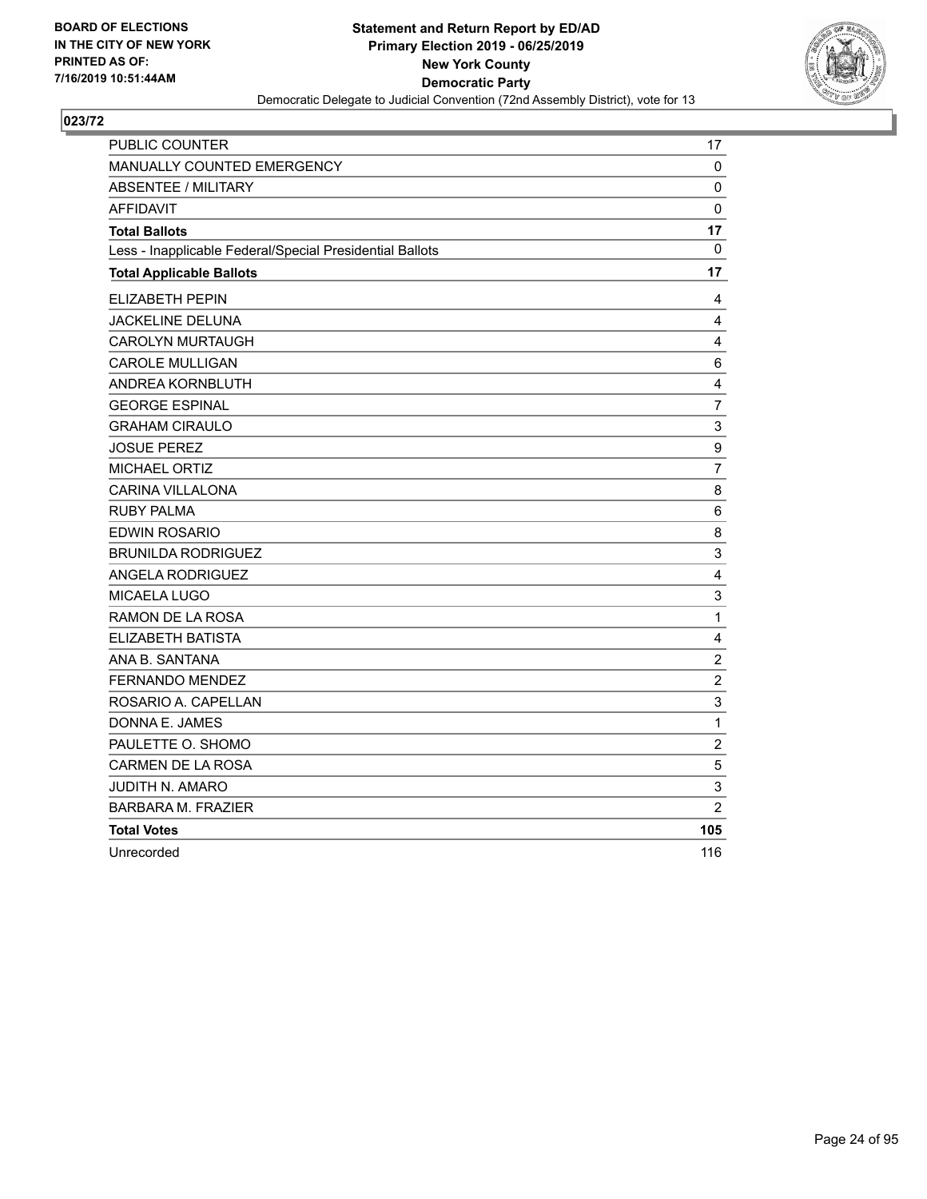BOARD OF ELECTIONS
IN THE CITY OF NEW YORK
PRINTED AS OF:
7/16/2019 10:51:44AM

**Statement and Return Report by ED/AD**
**Primary Election 2019 - 06/25/2019**
**New York County**
**Democratic Party**
Democratic Delegate to Judicial Convention (72nd Assembly District), vote for 13

## 023/72

| | |
|---|---|
| PUBLIC COUNTER | 17 |
| MANUALLY COUNTED EMERGENCY | 0 |
| ABSENTEE / MILITARY | 0 |
| AFFIDAVIT | 0 |
| **Total Ballots** | **17** |
| Less - Inapplicable Federal/Special Presidential Ballots | 0 |
| **Total Applicable Ballots** | **17** |
| ELIZABETH PEPIN | 4 |
| JACKELINE DELUNA | 4 |
| CAROLYN MURTAUGH | 4 |
| CAROLE MULLIGAN | 6 |
| ANDREA KORNBLUTH | 4 |
| GEORGE ESPINAL | 7 |
| GRAHAM CIRAULO | 3 |
| JOSUE PEREZ | 9 |
| MICHAEL ORTIZ | 7 |
| CARINA VILLALONA | 8 |
| RUBY PALMA | 6 |
| EDWIN ROSARIO | 8 |
| BRUNILDA RODRIGUEZ | 3 |
| ANGELA RODRIGUEZ | 4 |
| MICAELA LUGO | 3 |
| RAMON DE LA ROSA | 1 |
| ELIZABETH BATISTA | 4 |
| ANA B. SANTANA | 2 |
| FERNANDO MENDEZ | 2 |
| ROSARIO A. CAPELLAN | 3 |
| DONNA E. JAMES | 1 |
| PAULETTE O. SHOMO | 2 |
| CARMEN DE LA ROSA | 5 |
| JUDITH N. AMARO | 3 |
| BARBARA M. FRAZIER | 2 |
| **Total Votes** | **105** |
| Unrecorded | 116 |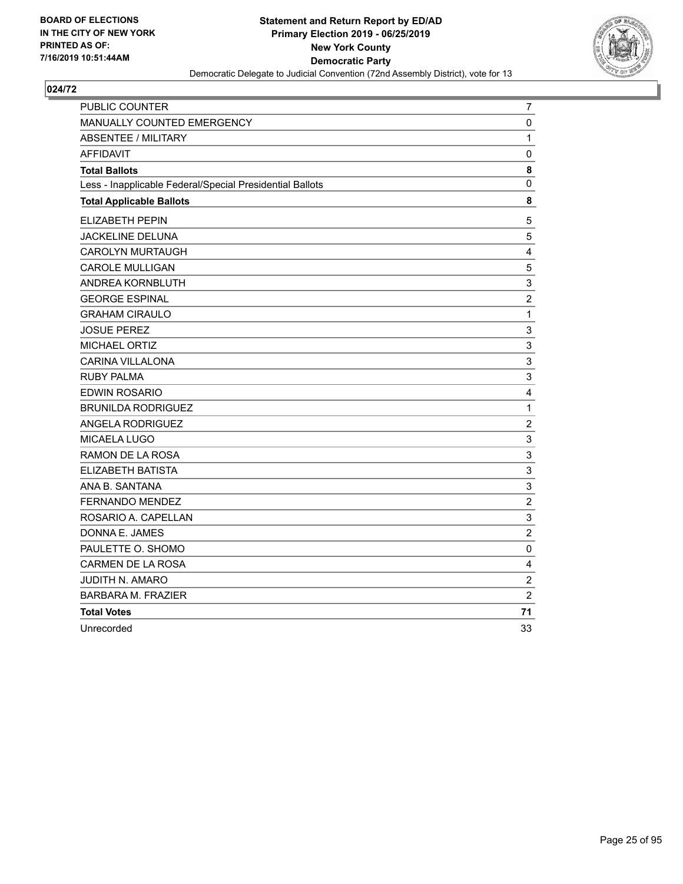BOARD OF ELECTIONS
IN THE CITY OF NEW YORK
PRINTED AS OF:
7/16/2019 10:51:44AM

**Statement and Return Report by ED/AD**
**Primary Election 2019 - 06/25/2019**
**New York County**
**Democratic Party**
Democratic Delegate to Judicial Convention (72nd Assembly District), vote for 13

## 024/72

| | |
|---|---|
| PUBLIC COUNTER | 7 |
| MANUALLY COUNTED EMERGENCY | 0 |
| ABSENTEE / MILITARY | 1 |
| AFFIDAVIT | 0 |
| **Total Ballots** | **8** |
| Less - Inapplicable Federal/Special Presidential Ballots | 0 |
| **Total Applicable Ballots** | **8** |
| ELIZABETH PEPIN | 5 |
| JACKELINE DELUNA | 5 |
| CAROLYN MURTAUGH | 4 |
| CAROLE MULLIGAN | 5 |
| ANDREA KORNBLUTH | 3 |
| GEORGE ESPINAL | 2 |
| GRAHAM CIRAULO | 1 |
| JOSUE PEREZ | 3 |
| MICHAEL ORTIZ | 3 |
| CARINA VILLALONA | 3 |
| RUBY PALMA | 3 |
| EDWIN ROSARIO | 4 |
| BRUNILDA RODRIGUEZ | 1 |
| ANGELA RODRIGUEZ | 2 |
| MICAELA LUGO | 3 |
| RAMON DE LA ROSA | 3 |
| ELIZABETH BATISTA | 3 |
| ANA B. SANTANA | 3 |
| FERNANDO MENDEZ | 2 |
| ROSARIO A. CAPELLAN | 3 |
| DONNA E. JAMES | 2 |
| PAULETTE O. SHOMO | 0 |
| CARMEN DE LA ROSA | 4 |
| JUDITH N. AMARO | 2 |
| BARBARA M. FRAZIER | 2 |
| **Total Votes** | **71** |
| Unrecorded | 33 |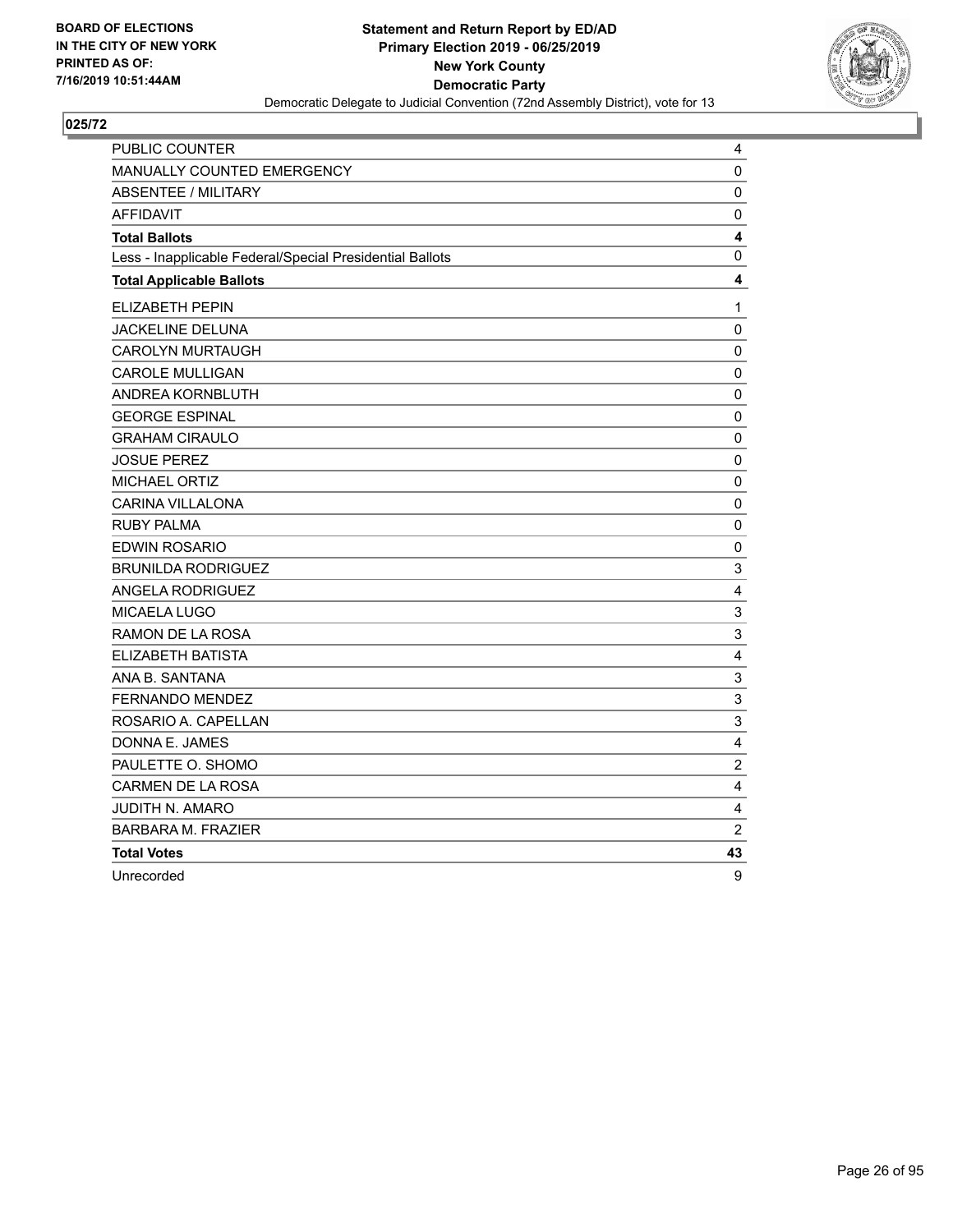BOARD OF ELECTIONS
IN THE CITY OF NEW YORK
PRINTED AS OF:
7/16/2019 10:51:44AM

**Statement and Return Report by ED/AD**
**Primary Election 2019 - 06/25/2019**
**New York County**
**Democratic Party**
Democratic Delegate to Judicial Convention (72nd Assembly District), vote for 13

## 025/72

| | |
|---|---|
| PUBLIC COUNTER | 4 |
| MANUALLY COUNTED EMERGENCY | 0 |
| ABSENTEE / MILITARY | 0 |
| AFFIDAVIT | 0 |
| **Total Ballots** | **4** |
| Less - Inapplicable Federal/Special Presidential Ballots | 0 |
| **Total Applicable Ballots** | **4** |
| ELIZABETH PEPIN | 1 |
| JACKELINE DELUNA | 0 |
| CAROLYN MURTAUGH | 0 |
| CAROLE MULLIGAN | 0 |
| ANDREA KORNBLUTH | 0 |
| GEORGE ESPINAL | 0 |
| GRAHAM CIRAULO | 0 |
| JOSUE PEREZ | 0 |
| MICHAEL ORTIZ | 0 |
| CARINA VILLALONA | 0 |
| RUBY PALMA | 0 |
| EDWIN ROSARIO | 0 |
| BRUNILDA RODRIGUEZ | 3 |
| ANGELA RODRIGUEZ | 4 |
| MICAELA LUGO | 3 |
| RAMON DE LA ROSA | 3 |
| ELIZABETH BATISTA | 4 |
| ANA B. SANTANA | 3 |
| FERNANDO MENDEZ | 3 |
| ROSARIO A. CAPELLAN | 3 |
| DONNA E. JAMES | 4 |
| PAULETTE O. SHOMO | 2 |
| CARMEN DE LA ROSA | 4 |
| JUDITH N. AMARO | 4 |
| BARBARA M. FRAZIER | 2 |
| **Total Votes** | **43** |
| Unrecorded | 9 |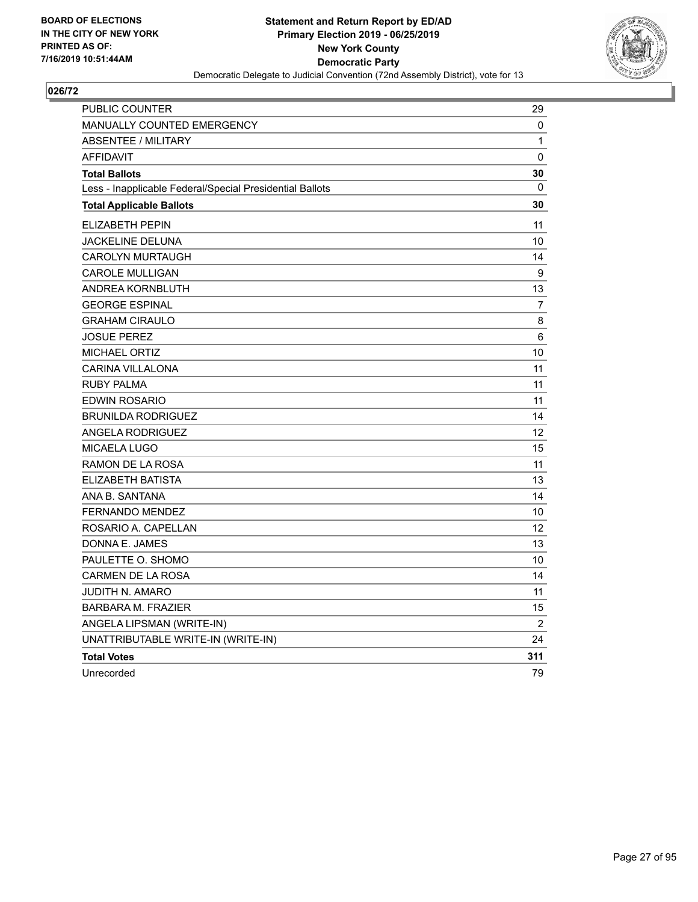**BOARD OF ELECTIONS**
**IN THE CITY OF NEW YORK**
**PRINTED AS OF:**
**7/16/2019 10:51:44AM**

**Statement and Return Report by ED/AD**
**Primary Election 2019 - 06/25/2019**
**New York County**
**Democratic Party**
Democratic Delegate to Judicial Convention (72nd Assembly District), vote for 13

## 026/72

| | |
|---|---|
| PUBLIC COUNTER | 29 |
| MANUALLY COUNTED EMERGENCY | 0 |
| ABSENTEE / MILITARY | 1 |
| AFFIDAVIT | 0 |
| **Total Ballots** | **30** |
| Less - Inapplicable Federal/Special Presidential Ballots | 0 |
| **Total Applicable Ballots** | **30** |
| ELIZABETH PEPIN | 11 |
| JACKELINE DELUNA | 10 |
| CAROLYN MURTAUGH | 14 |
| CAROLE MULLIGAN | 9 |
| ANDREA KORNBLUTH | 13 |
| GEORGE ESPINAL | 7 |
| GRAHAM CIRAULO | 8 |
| JOSUE PEREZ | 6 |
| MICHAEL ORTIZ | 10 |
| CARINA VILLALONA | 11 |
| RUBY PALMA | 11 |
| EDWIN ROSARIO | 11 |
| BRUNILDA RODRIGUEZ | 14 |
| ANGELA RODRIGUEZ | 12 |
| MICAELA LUGO | 15 |
| RAMON DE LA ROSA | 11 |
| ELIZABETH BATISTA | 13 |
| ANA B. SANTANA | 14 |
| FERNANDO MENDEZ | 10 |
| ROSARIO A. CAPELLAN | 12 |
| DONNA E. JAMES | 13 |
| PAULETTE O. SHOMO | 10 |
| CARMEN DE LA ROSA | 14 |
| JUDITH N. AMARO | 11 |
| BARBARA M. FRAZIER | 15 |
| ANGELA LIPSMAN (WRITE-IN) | 2 |
| UNATTRIBUTABLE WRITE-IN (WRITE-IN) | 24 |
| **Total Votes** | **311** |
| Unrecorded | 79 |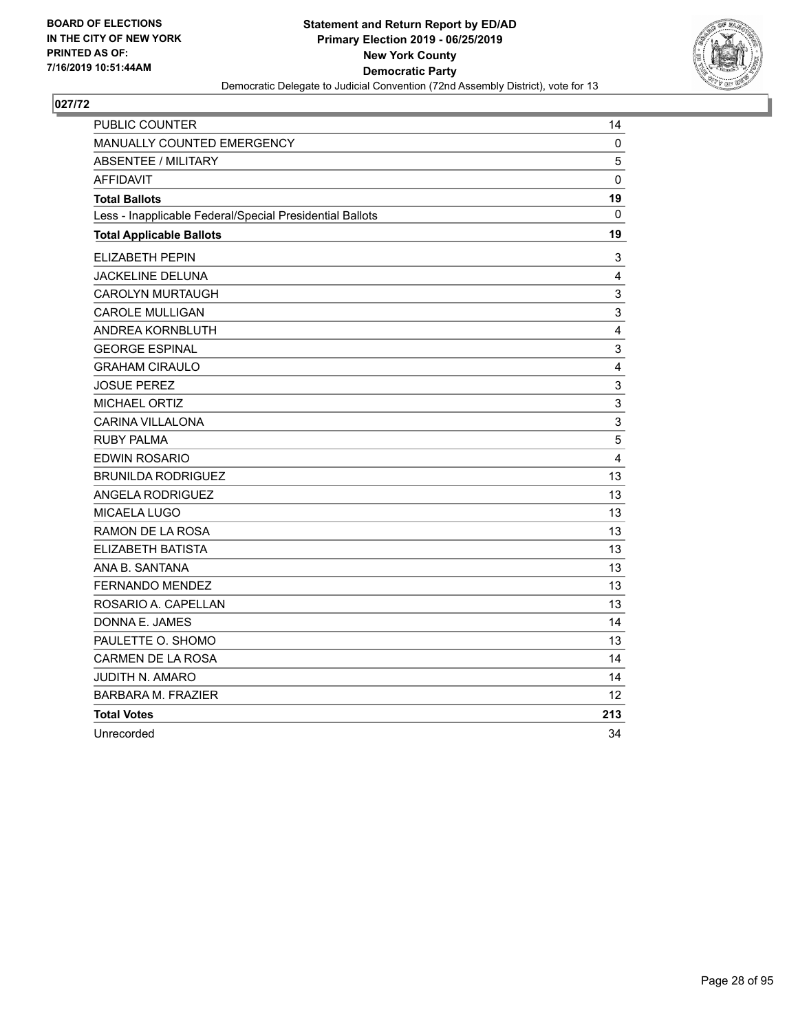BOARD OF ELECTIONS
IN THE CITY OF NEW YORK
PRINTED AS OF:
7/16/2019 10:51:44AM

**Statement and Return Report by ED/AD**
**Primary Election 2019 - 06/25/2019**
**New York County**
**Democratic Party**
Democratic Delegate to Judicial Convention (72nd Assembly District), vote for 13

**027/72**

| | |
|---|---|
| PUBLIC COUNTER | 14 |
| MANUALLY COUNTED EMERGENCY | 0 |
| ABSENTEE / MILITARY | 5 |
| AFFIDAVIT | 0 |
| **Total Ballots** | **19** |
| Less - Inapplicable Federal/Special Presidential Ballots | 0 |
| **Total Applicable Ballots** | **19** |
| ELIZABETH PEPIN | 3 |
| JACKELINE DELUNA | 4 |
| CAROLYN MURTAUGH | 3 |
| CAROLE MULLIGAN | 3 |
| ANDREA KORNBLUTH | 4 |
| GEORGE ESPINAL | 3 |
| GRAHAM CIRAULO | 4 |
| JOSUE PEREZ | 3 |
| MICHAEL ORTIZ | 3 |
| CARINA VILLALONA | 3 |
| RUBY PALMA | 5 |
| EDWIN ROSARIO | 4 |
| BRUNILDA RODRIGUEZ | 13 |
| ANGELA RODRIGUEZ | 13 |
| MICAELA LUGO | 13 |
| RAMON DE LA ROSA | 13 |
| ELIZABETH BATISTA | 13 |
| ANA B. SANTANA | 13 |
| FERNANDO MENDEZ | 13 |
| ROSARIO A. CAPELLAN | 13 |
| DONNA E. JAMES | 14 |
| PAULETTE O. SHOMO | 13 |
| CARMEN DE LA ROSA | 14 |
| JUDITH N. AMARO | 14 |
| BARBARA M. FRAZIER | 12 |
| **Total Votes** | **213** |
| Unrecorded | 34 |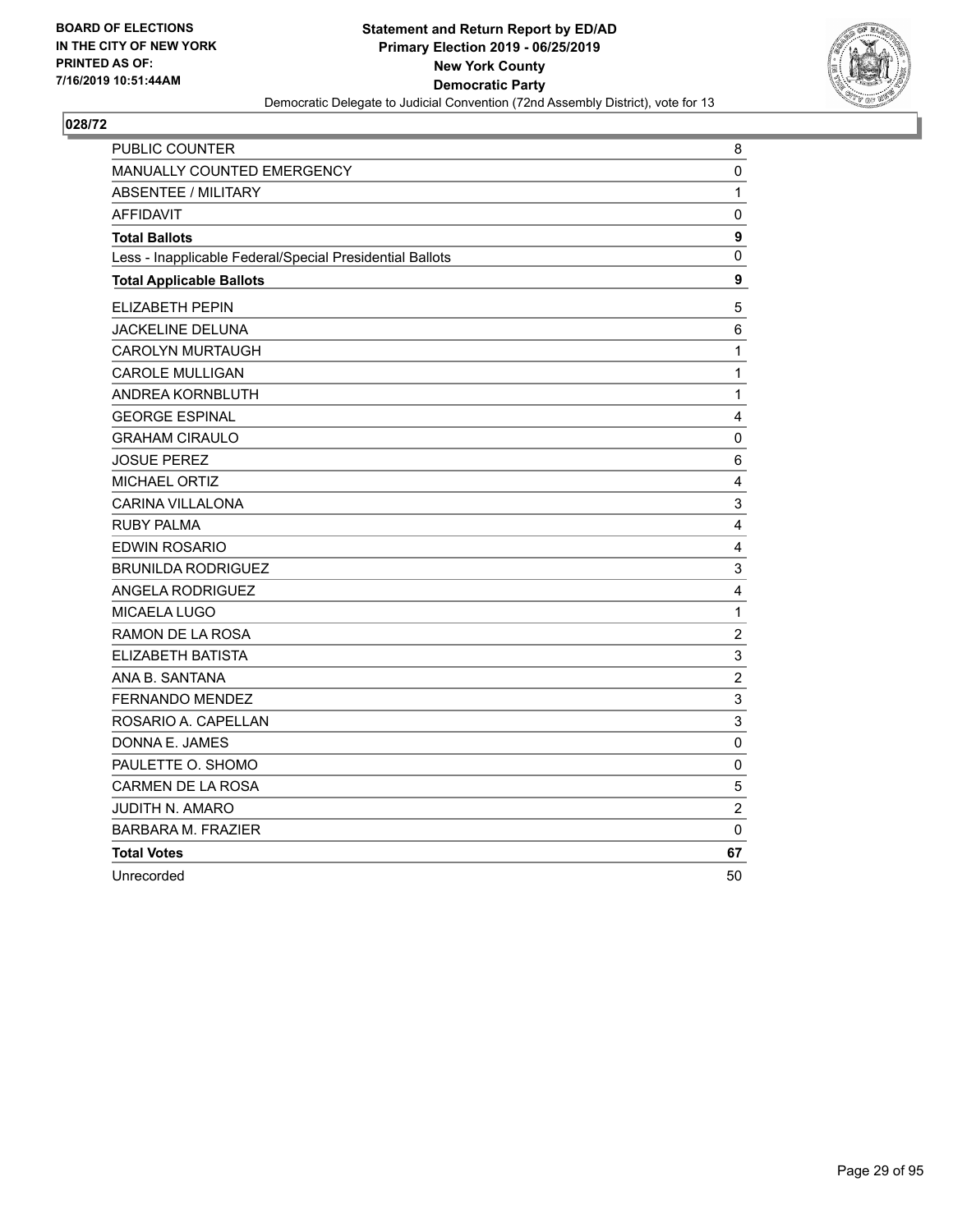BOARD OF ELECTIONS
IN THE CITY OF NEW YORK
PRINTED AS OF:
7/16/2019 10:51:44AM

**Statement and Return Report by ED/AD**
**Primary Election 2019 - 06/25/2019**
**New York County**
**Democratic Party**
Democratic Delegate to Judicial Convention (72nd Assembly District), vote for 13

## 028/72

| | |
|---|---|
| PUBLIC COUNTER | 8 |
| MANUALLY COUNTED EMERGENCY | 0 |
| ABSENTEE / MILITARY | 1 |
| AFFIDAVIT | 0 |
| **Total Ballots** | **9** |
| Less - Inapplicable Federal/Special Presidential Ballots | 0 |
| **Total Applicable Ballots** | **9** |
| ELIZABETH PEPIN | 5 |
| JACKELINE DELUNA | 6 |
| CAROLYN MURTAUGH | 1 |
| CAROLE MULLIGAN | 1 |
| ANDREA KORNBLUTH | 1 |
| GEORGE ESPINAL | 4 |
| GRAHAM CIRAULO | 0 |
| JOSUE PEREZ | 6 |
| MICHAEL ORTIZ | 4 |
| CARINA VILLALONA | 3 |
| RUBY PALMA | 4 |
| EDWIN ROSARIO | 4 |
| BRUNILDA RODRIGUEZ | 3 |
| ANGELA RODRIGUEZ | 4 |
| MICAELA LUGO | 1 |
| RAMON DE LA ROSA | 2 |
| ELIZABETH BATISTA | 3 |
| ANA B. SANTANA | 2 |
| FERNANDO MENDEZ | 3 |
| ROSARIO A. CAPELLAN | 3 |
| DONNA E. JAMES | 0 |
| PAULETTE O. SHOMO | 0 |
| CARMEN DE LA ROSA | 5 |
| JUDITH N. AMARO | 2 |
| BARBARA M. FRAZIER | 0 |
| **Total Votes** | **67** |
| Unrecorded | 50 |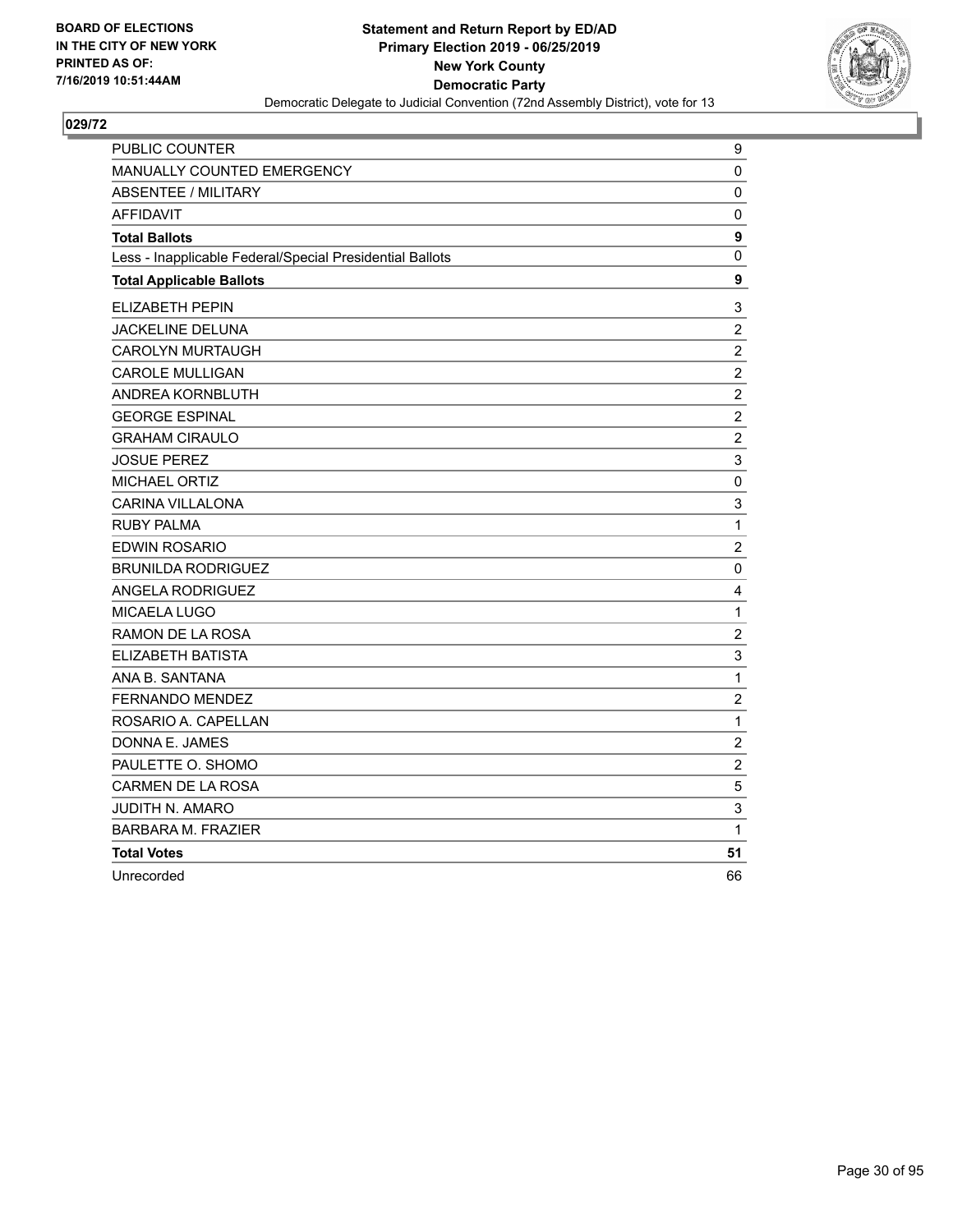BOARD OF ELECTIONS
IN THE CITY OF NEW YORK
PRINTED AS OF:
7/16/2019 10:51:44AM

**Statement and Return Report by ED/AD**
**Primary Election 2019 - 06/25/2019**
**New York County**
**Democratic Party**
Democratic Delegate to Judicial Convention (72nd Assembly District), vote for 13

## 029/72

| | |
|---|---|
| PUBLIC COUNTER | 9 |
| MANUALLY COUNTED EMERGENCY | 0 |
| ABSENTEE / MILITARY | 0 |
| AFFIDAVIT | 0 |
| **Total Ballots** | **9** |
| Less - Inapplicable Federal/Special Presidential Ballots | 0 |
| **Total Applicable Ballots** | **9** |
| ELIZABETH PEPIN | 3 |
| JACKELINE DELUNA | 2 |
| CAROLYN MURTAUGH | 2 |
| CAROLE MULLIGAN | 2 |
| ANDREA KORNBLUTH | 2 |
| GEORGE ESPINAL | 2 |
| GRAHAM CIRAULO | 2 |
| JOSUE PEREZ | 3 |
| MICHAEL ORTIZ | 0 |
| CARINA VILLALONA | 3 |
| RUBY PALMA | 1 |
| EDWIN ROSARIO | 2 |
| BRUNILDA RODRIGUEZ | 0 |
| ANGELA RODRIGUEZ | 4 |
| MICAELA LUGO | 1 |
| RAMON DE LA ROSA | 2 |
| ELIZABETH BATISTA | 3 |
| ANA B. SANTANA | 1 |
| FERNANDO MENDEZ | 2 |
| ROSARIO A. CAPELLAN | 1 |
| DONNA E. JAMES | 2 |
| PAULETTE O. SHOMO | 2 |
| CARMEN DE LA ROSA | 5 |
| JUDITH N. AMARO | 3 |
| BARBARA M. FRAZIER | 1 |
| **Total Votes** | **51** |
| Unrecorded | 66 |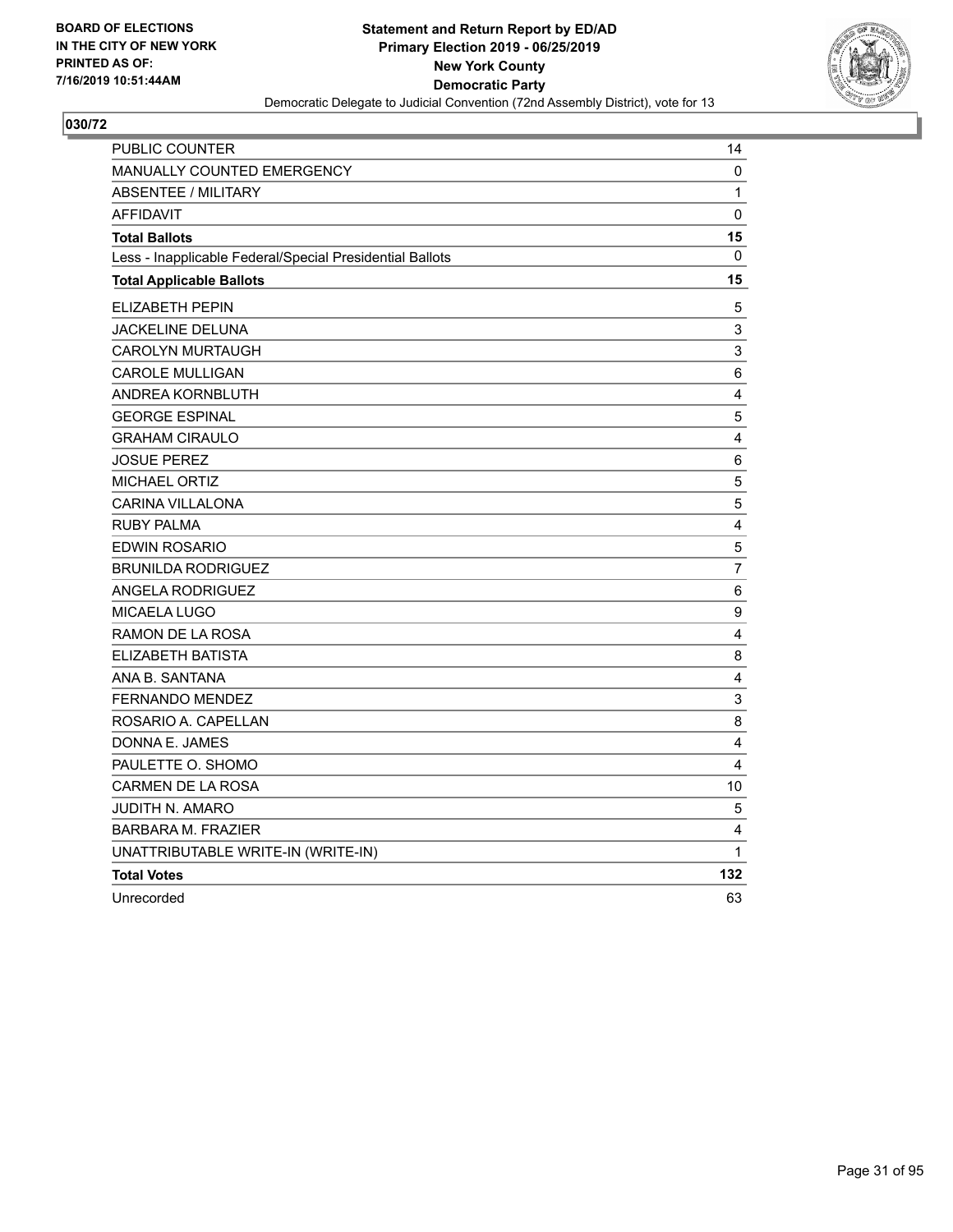BOARD OF ELECTIONS
IN THE CITY OF NEW YORK
PRINTED AS OF:
7/16/2019 10:51:44AM

**Statement and Return Report by ED/AD**
**Primary Election 2019 - 06/25/2019**
**New York County**
**Democratic Party**
Democratic Delegate to Judicial Convention (72nd Assembly District), vote for 13

## 030/72

| | |
|---|---|
| PUBLIC COUNTER | 14 |
| MANUALLY COUNTED EMERGENCY | 0 |
| ABSENTEE / MILITARY | 1 |
| AFFIDAVIT | 0 |
| **Total Ballots** | **15** |
| Less - Inapplicable Federal/Special Presidential Ballots | 0 |
| **Total Applicable Ballots** | **15** |
| ELIZABETH PEPIN | 5 |
| JACKELINE DELUNA | 3 |
| CAROLYN MURTAUGH | 3 |
| CAROLE MULLIGAN | 6 |
| ANDREA KORNBLUTH | 4 |
| GEORGE ESPINAL | 5 |
| GRAHAM CIRAULO | 4 |
| JOSUE PEREZ | 6 |
| MICHAEL ORTIZ | 5 |
| CARINA VILLALONA | 5 |
| RUBY PALMA | 4 |
| EDWIN ROSARIO | 5 |
| BRUNILDA RODRIGUEZ | 7 |
| ANGELA RODRIGUEZ | 6 |
| MICAELA LUGO | 9 |
| RAMON DE LA ROSA | 4 |
| ELIZABETH BATISTA | 8 |
| ANA B. SANTANA | 4 |
| FERNANDO MENDEZ | 3 |
| ROSARIO A. CAPELLAN | 8 |
| DONNA E. JAMES | 4 |
| PAULETTE O. SHOMO | 4 |
| CARMEN DE LA ROSA | 10 |
| JUDITH N. AMARO | 5 |
| BARBARA M. FRAZIER | 4 |
| UNATTRIBUTABLE WRITE-IN (WRITE-IN) | 1 |
| **Total Votes** | **132** |
| Unrecorded | 63 |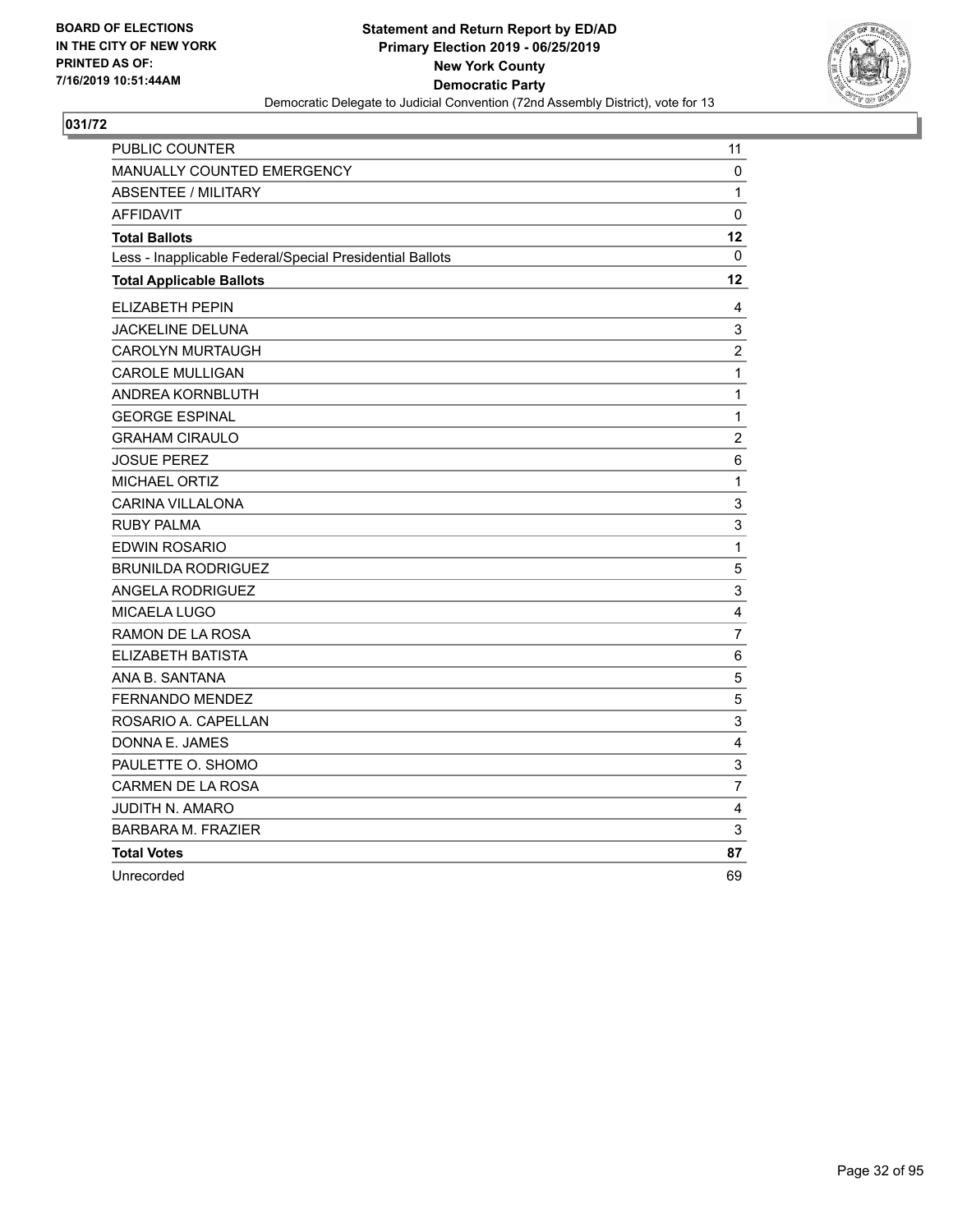BOARD OF ELECTIONS
IN THE CITY OF NEW YORK
PRINTED AS OF:
7/16/2019 10:51:44AM

**Statement and Return Report by ED/AD**
**Primary Election 2019 - 06/25/2019**
**New York County**
**Democratic Party**
Democratic Delegate to Judicial Convention (72nd Assembly District), vote for 13

## 031/72

| | |
|---|---|
| PUBLIC COUNTER | 11 |
| MANUALLY COUNTED EMERGENCY | 0 |
| ABSENTEE / MILITARY | 1 |
| AFFIDAVIT | 0 |
| **Total Ballots** | **12** |
| Less - Inapplicable Federal/Special Presidential Ballots | 0 |
| **Total Applicable Ballots** | **12** |
| ELIZABETH PEPIN | 4 |
| JACKELINE DELUNA | 3 |
| CAROLYN MURTAUGH | 2 |
| CAROLE MULLIGAN | 1 |
| ANDREA KORNBLUTH | 1 |
| GEORGE ESPINAL | 1 |
| GRAHAM CIRAULO | 2 |
| JOSUE PEREZ | 6 |
| MICHAEL ORTIZ | 1 |
| CARINA VILLALONA | 3 |
| RUBY PALMA | 3 |
| EDWIN ROSARIO | 1 |
| BRUNILDA RODRIGUEZ | 5 |
| ANGELA RODRIGUEZ | 3 |
| MICAELA LUGO | 4 |
| RAMON DE LA ROSA | 7 |
| ELIZABETH BATISTA | 6 |
| ANA B. SANTANA | 5 |
| FERNANDO MENDEZ | 5 |
| ROSARIO A. CAPELLAN | 3 |
| DONNA E. JAMES | 4 |
| PAULETTE O. SHOMO | 3 |
| CARMEN DE LA ROSA | 7 |
| JUDITH N. AMARO | 4 |
| BARBARA M. FRAZIER | 3 |
| **Total Votes** | **87** |
| Unrecorded | 69 |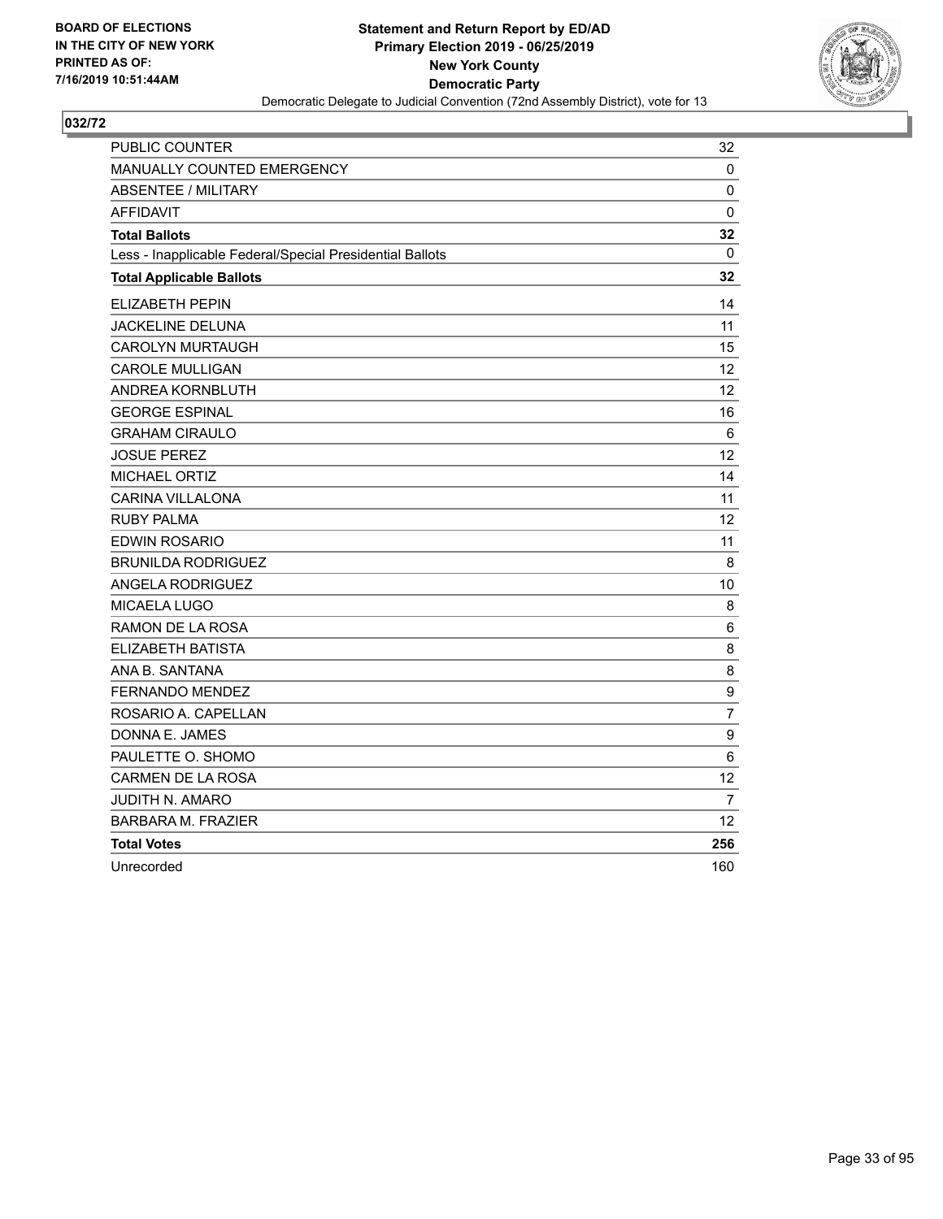BOARD OF ELECTIONS
IN THE CITY OF NEW YORK
PRINTED AS OF:
7/16/2019 10:51:44AM

**Statement and Return Report by ED/AD**
**Primary Election 2019 - 06/25/2019**
**New York County**
**Democratic Party**
Democratic Delegate to Judicial Convention (72nd Assembly District), vote for 13

## 032/72

| | |
|---|---|
| PUBLIC COUNTER | 32 |
| MANUALLY COUNTED EMERGENCY | 0 |
| ABSENTEE / MILITARY | 0 |
| AFFIDAVIT | 0 |
| **Total Ballots** | **32** |
| Less - Inapplicable Federal/Special Presidential Ballots | 0 |
| **Total Applicable Ballots** | **32** |
| ELIZABETH PEPIN | 14 |
| JACKELINE DELUNA | 11 |
| CAROLYN MURTAUGH | 15 |
| CAROLE MULLIGAN | 12 |
| ANDREA KORNBLUTH | 12 |
| GEORGE ESPINAL | 16 |
| GRAHAM CIRAULO | 6 |
| JOSUE PEREZ | 12 |
| MICHAEL ORTIZ | 14 |
| CARINA VILLALONA | 11 |
| RUBY PALMA | 12 |
| EDWIN ROSARIO | 11 |
| BRUNILDA RODRIGUEZ | 8 |
| ANGELA RODRIGUEZ | 10 |
| MICAELA LUGO | 8 |
| RAMON DE LA ROSA | 6 |
| ELIZABETH BATISTA | 8 |
| ANA B. SANTANA | 8 |
| FERNANDO MENDEZ | 9 |
| ROSARIO A. CAPELLAN | 7 |
| DONNA E. JAMES | 9 |
| PAULETTE O. SHOMO | 6 |
| CARMEN DE LA ROSA | 12 |
| JUDITH N. AMARO | 7 |
| BARBARA M. FRAZIER | 12 |
| **Total Votes** | **256** |
| Unrecorded | 160 |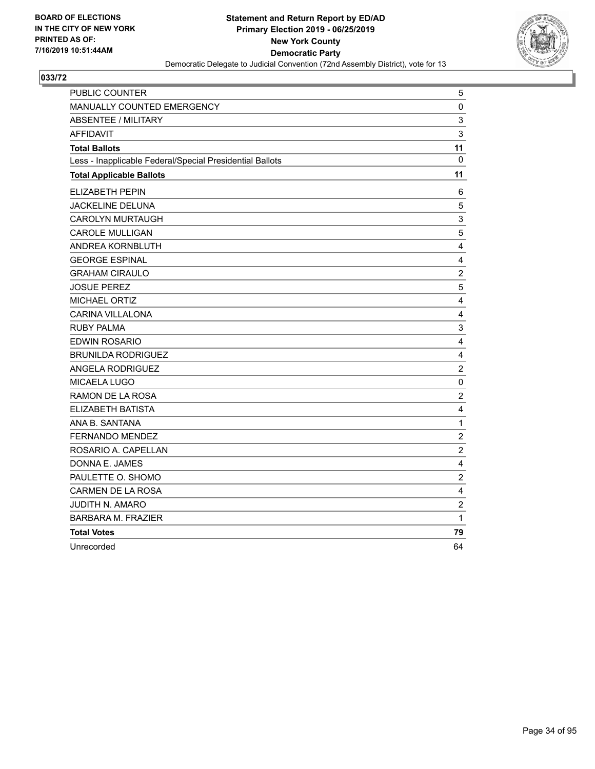**BOARD OF ELECTIONS IN THE CITY OF NEW YORK PRINTED AS OF: 7/16/2019 10:51:44AM**

**Statement and Return Report by ED/AD**
**Primary Election 2019 - 06/25/2019**
**New York County**
**Democratic Party**
Democratic Delegate to Judicial Convention (72nd Assembly District), vote for 13

## 033/72

| | |
|---|---|
| PUBLIC COUNTER | 5 |
| MANUALLY COUNTED EMERGENCY | 0 |
| ABSENTEE / MILITARY | 3 |
| AFFIDAVIT | 3 |
| **Total Ballots** | **11** |
| Less - Inapplicable Federal/Special Presidential Ballots | 0 |
| **Total Applicable Ballots** | **11** |
| ELIZABETH PEPIN | 6 |
| JACKELINE DELUNA | 5 |
| CAROLYN MURTAUGH | 3 |
| CAROLE MULLIGAN | 5 |
| ANDREA KORNBLUTH | 4 |
| GEORGE ESPINAL | 4 |
| GRAHAM CIRAULO | 2 |
| JOSUE PEREZ | 5 |
| MICHAEL ORTIZ | 4 |
| CARINA VILLALONA | 4 |
| RUBY PALMA | 3 |
| EDWIN ROSARIO | 4 |
| BRUNILDA RODRIGUEZ | 4 |
| ANGELA RODRIGUEZ | 2 |
| MICAELA LUGO | 0 |
| RAMON DE LA ROSA | 2 |
| ELIZABETH BATISTA | 4 |
| ANA B. SANTANA | 1 |
| FERNANDO MENDEZ | 2 |
| ROSARIO A. CAPELLAN | 2 |
| DONNA E. JAMES | 4 |
| PAULETTE O. SHOMO | 2 |
| CARMEN DE LA ROSA | 4 |
| JUDITH N. AMARO | 2 |
| BARBARA M. FRAZIER | 1 |
| **Total Votes** | **79** |
| Unrecorded | 64 |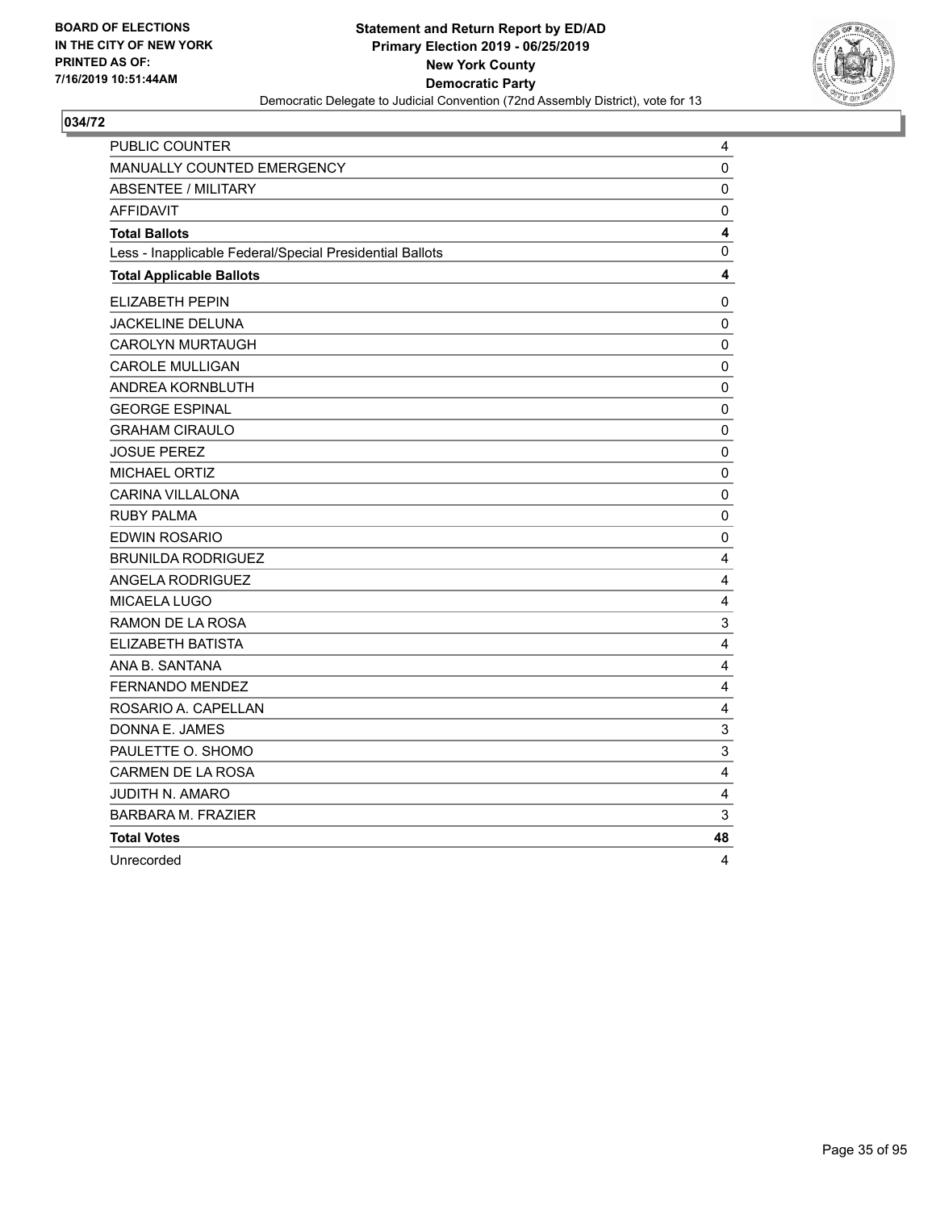BOARD OF ELECTIONS
IN THE CITY OF NEW YORK
PRINTED AS OF:
7/16/2019 10:51:44AM

**Statement and Return Report by ED/AD**
**Primary Election 2019 - 06/25/2019**
**New York County**
**Democratic Party**
Democratic Delegate to Judicial Convention (72nd Assembly District), vote for 13

## 034/72

| | |
|---|---|
| PUBLIC COUNTER | 4 |
| MANUALLY COUNTED EMERGENCY | 0 |
| ABSENTEE / MILITARY | 0 |
| AFFIDAVIT | 0 |
| **Total Ballots** | **4** |
| Less - Inapplicable Federal/Special Presidential Ballots | 0 |
| **Total Applicable Ballots** | **4** |
| ELIZABETH PEPIN | 0 |
| JACKELINE DELUNA | 0 |
| CAROLYN MURTAUGH | 0 |
| CAROLE MULLIGAN | 0 |
| ANDREA KORNBLUTH | 0 |
| GEORGE ESPINAL | 0 |
| GRAHAM CIRAULO | 0 |
| JOSUE PEREZ | 0 |
| MICHAEL ORTIZ | 0 |
| CARINA VILLALONA | 0 |
| RUBY PALMA | 0 |
| EDWIN ROSARIO | 0 |
| BRUNILDA RODRIGUEZ | 4 |
| ANGELA RODRIGUEZ | 4 |
| MICAELA LUGO | 4 |
| RAMON DE LA ROSA | 3 |
| ELIZABETH BATISTA | 4 |
| ANA B. SANTANA | 4 |
| FERNANDO MENDEZ | 4 |
| ROSARIO A. CAPELLAN | 4 |
| DONNA E. JAMES | 3 |
| PAULETTE O. SHOMO | 3 |
| CARMEN DE LA ROSA | 4 |
| JUDITH N. AMARO | 4 |
| BARBARA M. FRAZIER | 3 |
| **Total Votes** | **48** |
| Unrecorded | 4 |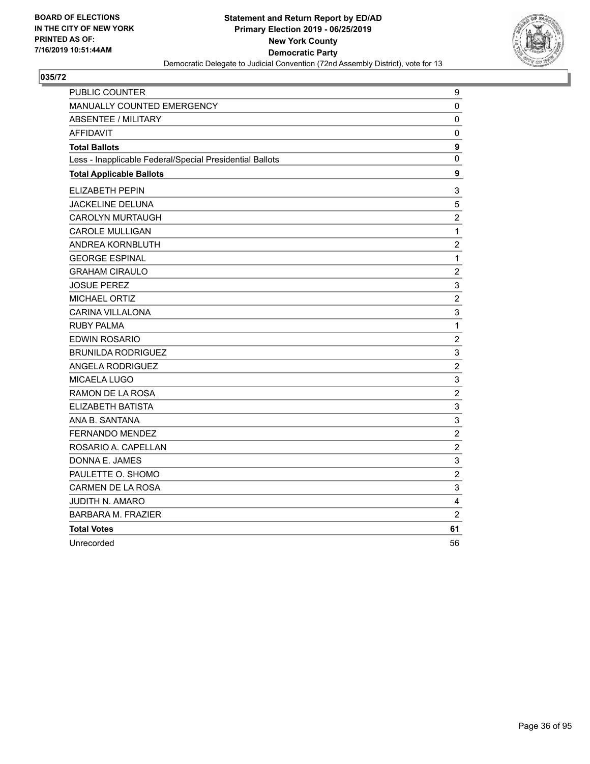BOARD OF ELECTIONS
IN THE CITY OF NEW YORK
PRINTED AS OF:
7/16/2019 10:51:44AM

**Statement and Return Report by ED/AD**
**Primary Election 2019 - 06/25/2019**
**New York County**
**Democratic Party**
Democratic Delegate to Judicial Convention (72nd Assembly District), vote for 13

## 035/72

| | |
|---|---|
| PUBLIC COUNTER | 9 |
| MANUALLY COUNTED EMERGENCY | 0 |
| ABSENTEE / MILITARY | 0 |
| AFFIDAVIT | 0 |
| **Total Ballots** | **9** |
| Less - Inapplicable Federal/Special Presidential Ballots | 0 |
| **Total Applicable Ballots** | **9** |
| ELIZABETH PEPIN | 3 |
| JACKELINE DELUNA | 5 |
| CAROLYN MURTAUGH | 2 |
| CAROLE MULLIGAN | 1 |
| ANDREA KORNBLUTH | 2 |
| GEORGE ESPINAL | 1 |
| GRAHAM CIRAULO | 2 |
| JOSUE PEREZ | 3 |
| MICHAEL ORTIZ | 2 |
| CARINA VILLALONA | 3 |
| RUBY PALMA | 1 |
| EDWIN ROSARIO | 2 |
| BRUNILDA RODRIGUEZ | 3 |
| ANGELA RODRIGUEZ | 2 |
| MICAELA LUGO | 3 |
| RAMON DE LA ROSA | 2 |
| ELIZABETH BATISTA | 3 |
| ANA B. SANTANA | 3 |
| FERNANDO MENDEZ | 2 |
| ROSARIO A. CAPELLAN | 2 |
| DONNA E. JAMES | 3 |
| PAULETTE O. SHOMO | 2 |
| CARMEN DE LA ROSA | 3 |
| JUDITH N. AMARO | 4 |
| BARBARA M. FRAZIER | 2 |
| **Total Votes** | **61** |
| Unrecorded | 56 |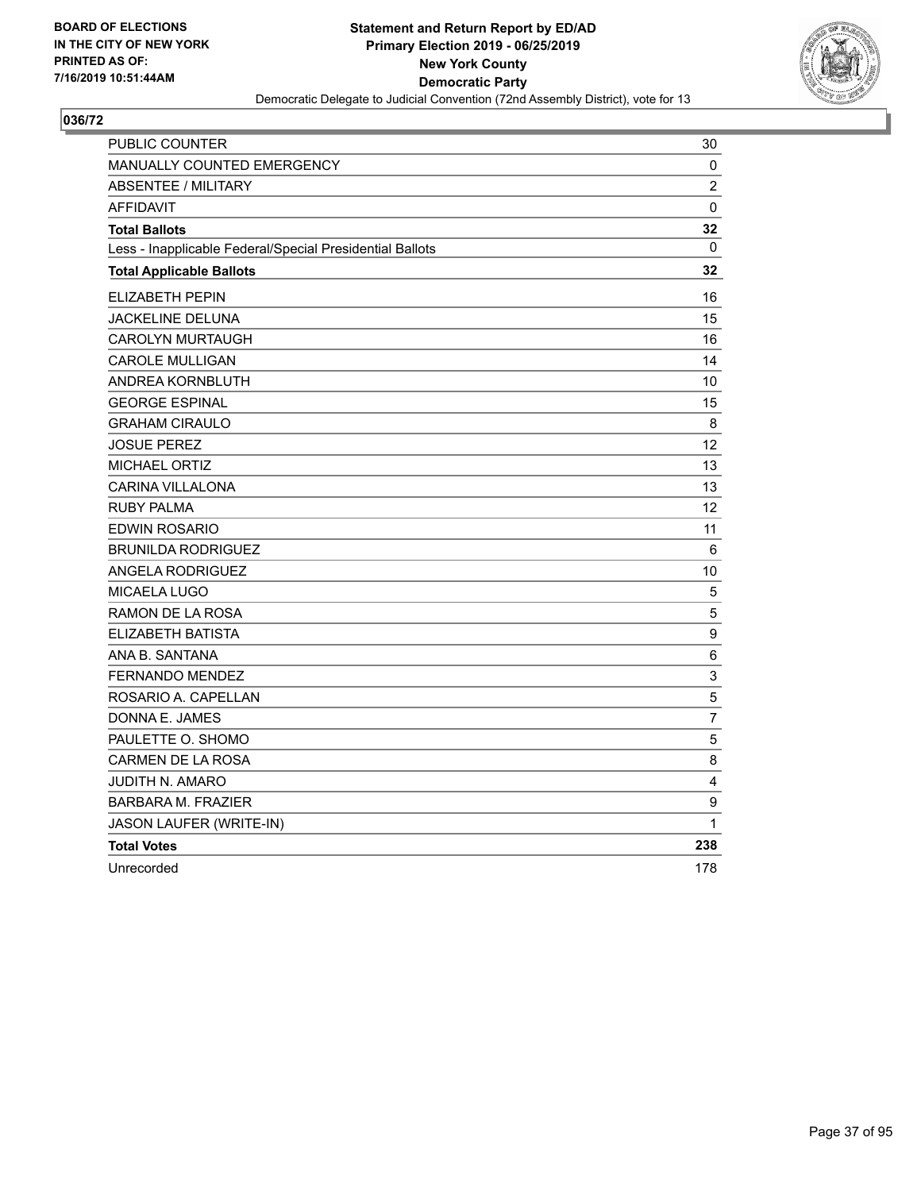BOARD OF ELECTIONS
IN THE CITY OF NEW YORK
PRINTED AS OF:
7/16/2019 10:51:44AM

**Statement and Return Report by ED/AD**
**Primary Election 2019 - 06/25/2019**
**New York County**
**Democratic Party**
Democratic Delegate to Judicial Convention (72nd Assembly District), vote for 13

**036/72**

| | |
|---|---|
| PUBLIC COUNTER | 30 |
| MANUALLY COUNTED EMERGENCY | 0 |
| ABSENTEE / MILITARY | 2 |
| AFFIDAVIT | 0 |
| **Total Ballots** | **32** |
| Less - Inapplicable Federal/Special Presidential Ballots | 0 |
| **Total Applicable Ballots** | **32** |
| ELIZABETH PEPIN | 16 |
| JACKELINE DELUNA | 15 |
| CAROLYN MURTAUGH | 16 |
| CAROLE MULLIGAN | 14 |
| ANDREA KORNBLUTH | 10 |
| GEORGE ESPINAL | 15 |
| GRAHAM CIRAULO | 8 |
| JOSUE PEREZ | 12 |
| MICHAEL ORTIZ | 13 |
| CARINA VILLALONA | 13 |
| RUBY PALMA | 12 |
| EDWIN ROSARIO | 11 |
| BRUNILDA RODRIGUEZ | 6 |
| ANGELA RODRIGUEZ | 10 |
| MICAELA LUGO | 5 |
| RAMON DE LA ROSA | 5 |
| ELIZABETH BATISTA | 9 |
| ANA B. SANTANA | 6 |
| FERNANDO MENDEZ | 3 |
| ROSARIO A. CAPELLAN | 5 |
| DONNA E. JAMES | 7 |
| PAULETTE O. SHOMO | 5 |
| CARMEN DE LA ROSA | 8 |
| JUDITH N. AMARO | 4 |
| BARBARA M. FRAZIER | 9 |
| JASON LAUFER (WRITE-IN) | 1 |
| **Total Votes** | **238** |
| Unrecorded | 178 |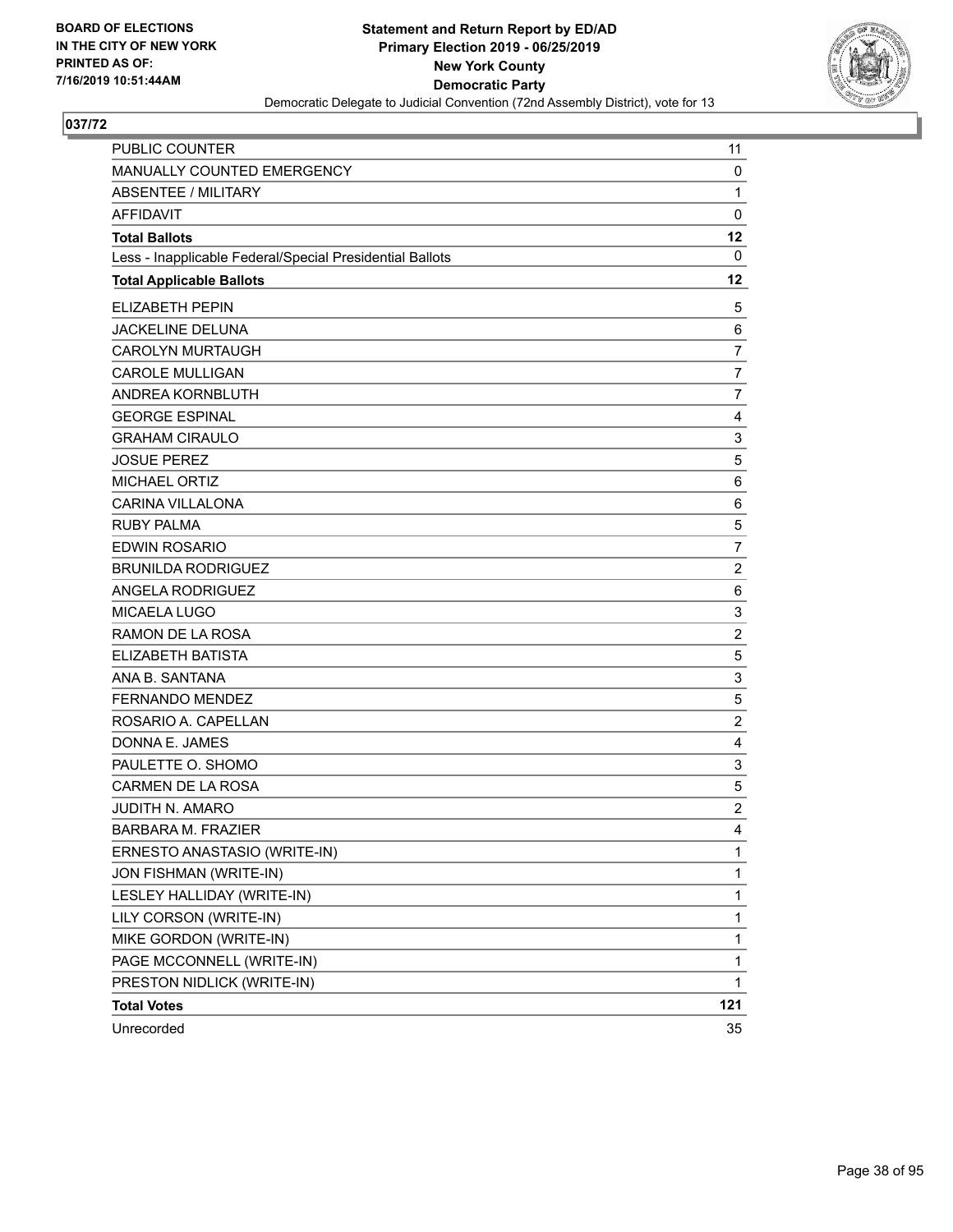BOARD OF ELECTIONS
IN THE CITY OF NEW YORK
PRINTED AS OF:
7/16/2019 10:51:44AM

**Statement and Return Report by ED/AD**
**Primary Election 2019 - 06/25/2019**
**New York County**
**Democratic Party**
Democratic Delegate to Judicial Convention (72nd Assembly District), vote for 13

**037/72**

| | |
|---|---|
| PUBLIC COUNTER | 11 |
| MANUALLY COUNTED EMERGENCY | 0 |
| ABSENTEE / MILITARY | 1 |
| AFFIDAVIT | 0 |
| **Total Ballots** | **12** |
| Less - Inapplicable Federal/Special Presidential Ballots | 0 |
| **Total Applicable Ballots** | **12** |
| ELIZABETH PEPIN | 5 |
| JACKELINE DELUNA | 6 |
| CAROLYN MURTAUGH | 7 |
| CAROLE MULLIGAN | 7 |
| ANDREA KORNBLUTH | 7 |
| GEORGE ESPINAL | 4 |
| GRAHAM CIRAULO | 3 |
| JOSUE PEREZ | 5 |
| MICHAEL ORTIZ | 6 |
| CARINA VILLALONA | 6 |
| RUBY PALMA | 5 |
| EDWIN ROSARIO | 7 |
| BRUNILDA RODRIGUEZ | 2 |
| ANGELA RODRIGUEZ | 6 |
| MICAELA LUGO | 3 |
| RAMON DE LA ROSA | 2 |
| ELIZABETH BATISTA | 5 |
| ANA B. SANTANA | 3 |
| FERNANDO MENDEZ | 5 |
| ROSARIO A. CAPELLAN | 2 |
| DONNA E. JAMES | 4 |
| PAULETTE O. SHOMO | 3 |
| CARMEN DE LA ROSA | 5 |
| JUDITH N. AMARO | 2 |
| BARBARA M. FRAZIER | 4 |
| ERNESTO ANASTASIO (WRITE-IN) | 1 |
| JON FISHMAN (WRITE-IN) | 1 |
| LESLEY HALLIDAY (WRITE-IN) | 1 |
| LILY CORSON (WRITE-IN) | 1 |
| MIKE GORDON (WRITE-IN) | 1 |
| PAGE MCCONNELL (WRITE-IN) | 1 |
| PRESTON NIDLICK (WRITE-IN) | 1 |
| **Total Votes** | **121** |
| Unrecorded | 35 |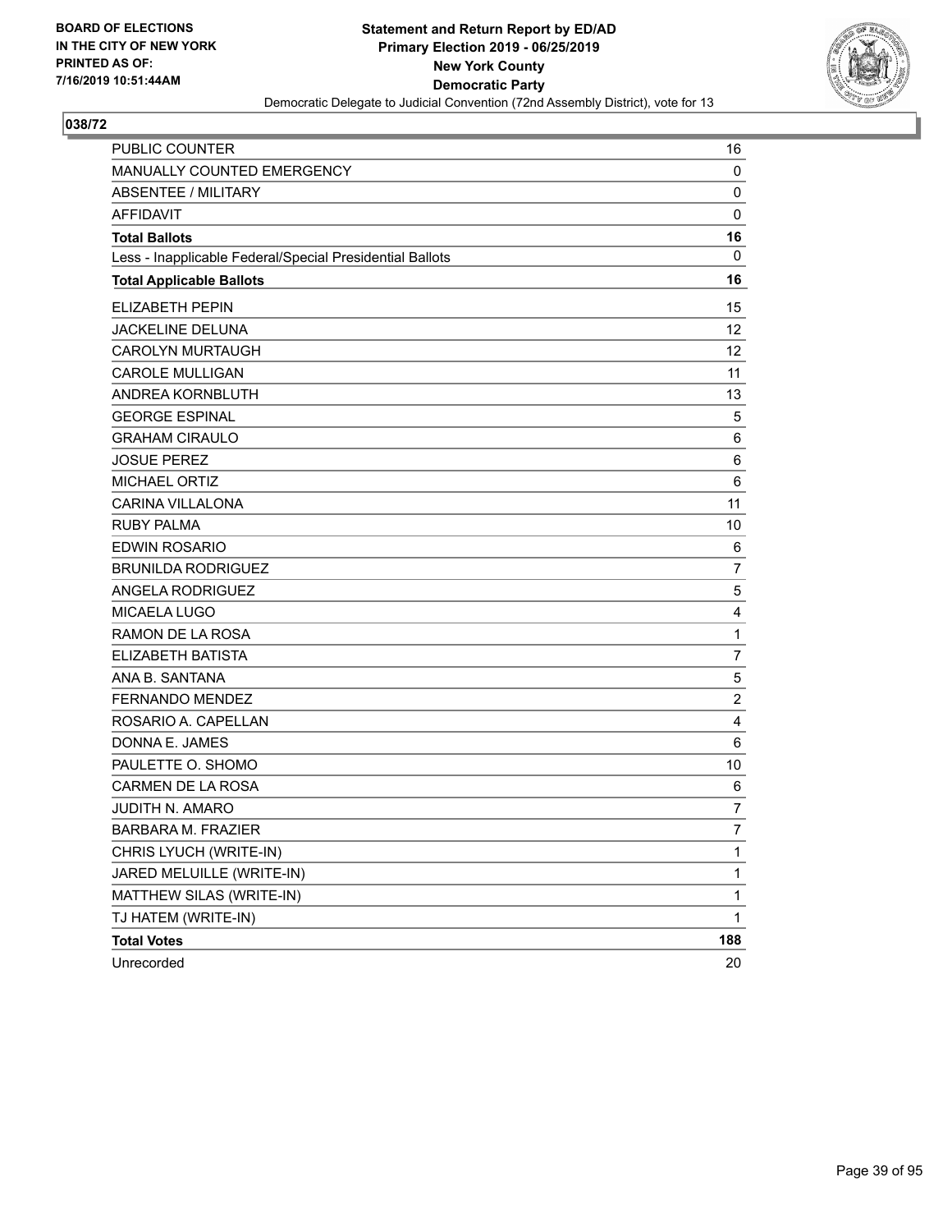BOARD OF ELECTIONS
IN THE CITY OF NEW YORK
PRINTED AS OF:
7/16/2019 10:51:44AM

**Statement and Return Report by ED/AD**
**Primary Election 2019 - 06/25/2019**
**New York County**
**Democratic Party**
Democratic Delegate to Judicial Convention (72nd Assembly District), vote for 13

**038/72**

| | |
|---|---|
| PUBLIC COUNTER | 16 |
| MANUALLY COUNTED EMERGENCY | 0 |
| ABSENTEE / MILITARY | 0 |
| AFFIDAVIT | 0 |
| **Total Ballots** | **16** |
| Less - Inapplicable Federal/Special Presidential Ballots | 0 |
| **Total Applicable Ballots** | **16** |
| ELIZABETH PEPIN | 15 |
| JACKELINE DELUNA | 12 |
| CAROLYN MURTAUGH | 12 |
| CAROLE MULLIGAN | 11 |
| ANDREA KORNBLUTH | 13 |
| GEORGE ESPINAL | 5 |
| GRAHAM CIRAULO | 6 |
| JOSUE PEREZ | 6 |
| MICHAEL ORTIZ | 6 |
| CARINA VILLALONA | 11 |
| RUBY PALMA | 10 |
| EDWIN ROSARIO | 6 |
| BRUNILDA RODRIGUEZ | 7 |
| ANGELA RODRIGUEZ | 5 |
| MICAELA LUGO | 4 |
| RAMON DE LA ROSA | 1 |
| ELIZABETH BATISTA | 7 |
| ANA B. SANTANA | 5 |
| FERNANDO MENDEZ | 2 |
| ROSARIO A. CAPELLAN | 4 |
| DONNA E. JAMES | 6 |
| PAULETTE O. SHOMO | 10 |
| CARMEN DE LA ROSA | 6 |
| JUDITH N. AMARO | 7 |
| BARBARA M. FRAZIER | 7 |
| CHRIS LYUCH (WRITE-IN) | 1 |
| JARED MELUILLE (WRITE-IN) | 1 |
| MATTHEW SILAS (WRITE-IN) | 1 |
| TJ HATEM (WRITE-IN) | 1 |
| **Total Votes** | **188** |
| Unrecorded | 20 |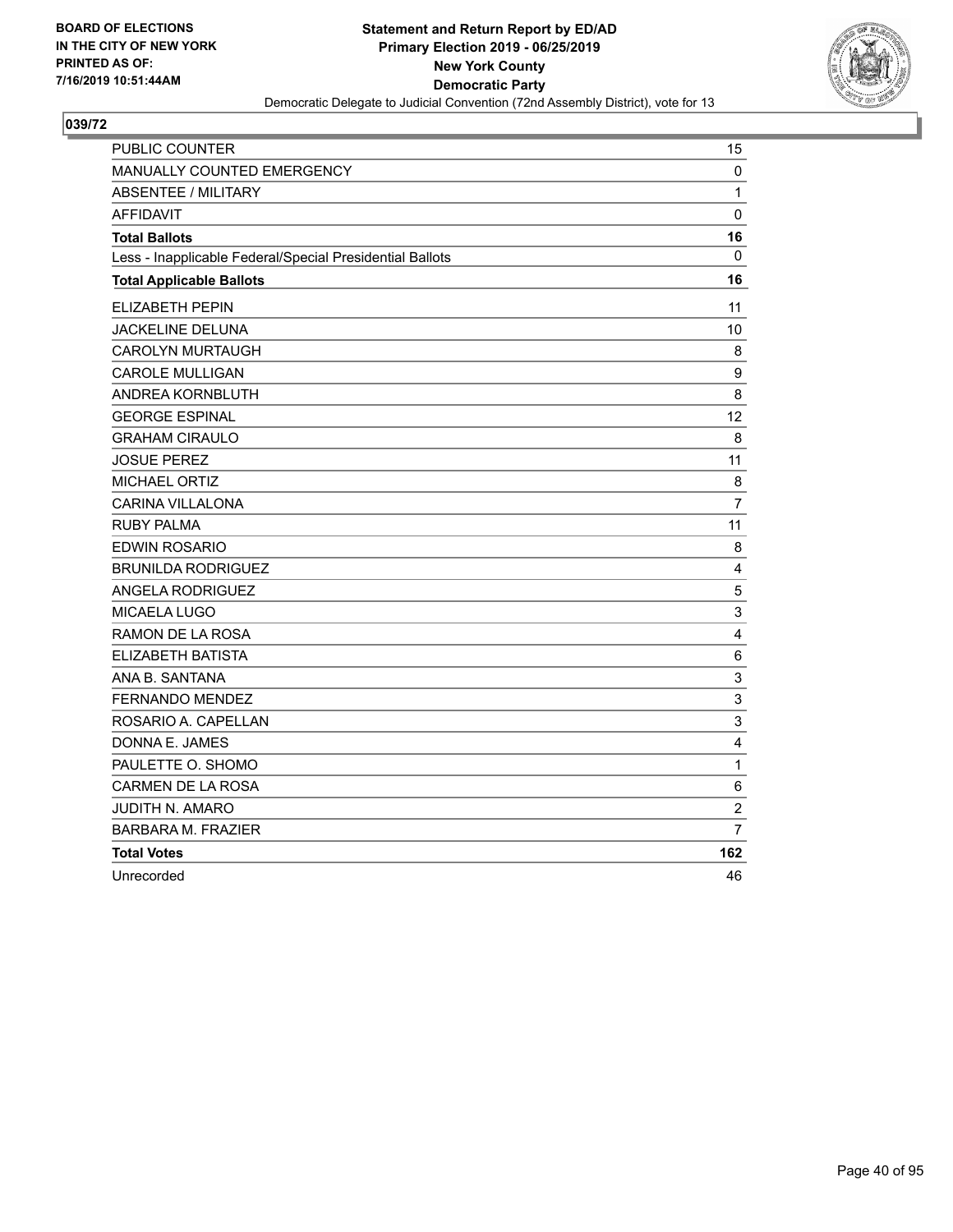BOARD OF ELECTIONS
IN THE CITY OF NEW YORK
PRINTED AS OF:
7/16/2019 10:51:44AM

**Statement and Return Report by ED/AD**
**Primary Election 2019 - 06/25/2019**
**New York County**
**Democratic Party**
Democratic Delegate to Judicial Convention (72nd Assembly District), vote for 13

## 039/72

| | |
|---|---|
| PUBLIC COUNTER | 15 |
| MANUALLY COUNTED EMERGENCY | 0 |
| ABSENTEE / MILITARY | 1 |
| AFFIDAVIT | 0 |
| **Total Ballots** | **16** |
| Less - Inapplicable Federal/Special Presidential Ballots | 0 |
| **Total Applicable Ballots** | **16** |
| ELIZABETH PEPIN | 11 |
| JACKELINE DELUNA | 10 |
| CAROLYN MURTAUGH | 8 |
| CAROLE MULLIGAN | 9 |
| ANDREA KORNBLUTH | 8 |
| GEORGE ESPINAL | 12 |
| GRAHAM CIRAULO | 8 |
| JOSUE PEREZ | 11 |
| MICHAEL ORTIZ | 8 |
| CARINA VILLALONA | 7 |
| RUBY PALMA | 11 |
| EDWIN ROSARIO | 8 |
| BRUNILDA RODRIGUEZ | 4 |
| ANGELA RODRIGUEZ | 5 |
| MICAELA LUGO | 3 |
| RAMON DE LA ROSA | 4 |
| ELIZABETH BATISTA | 6 |
| ANA B. SANTANA | 3 |
| FERNANDO MENDEZ | 3 |
| ROSARIO A. CAPELLAN | 3 |
| DONNA E. JAMES | 4 |
| PAULETTE O. SHOMO | 1 |
| CARMEN DE LA ROSA | 6 |
| JUDITH N. AMARO | 2 |
| BARBARA M. FRAZIER | 7 |
| **Total Votes** | **162** |
| Unrecorded | 46 |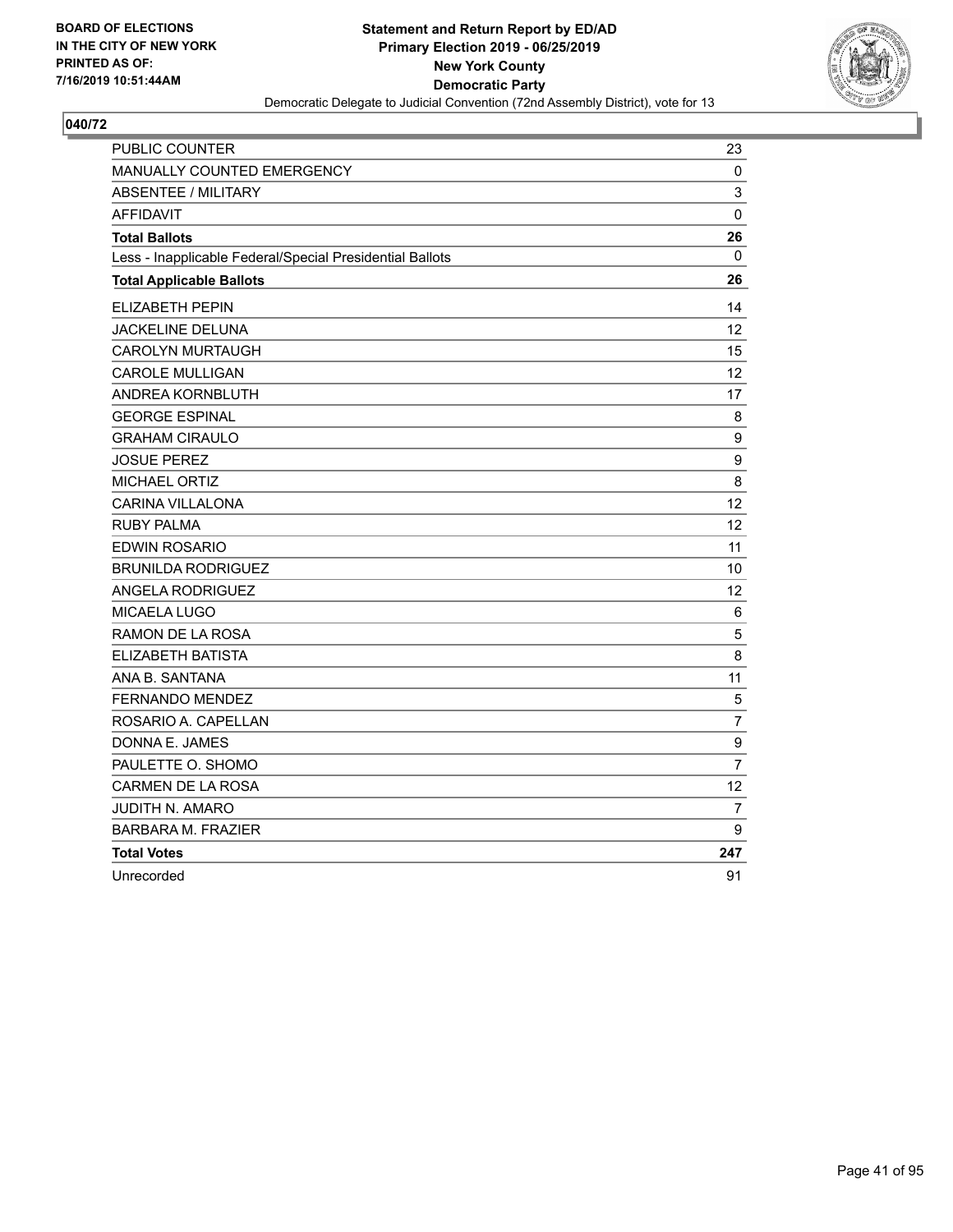BOARD OF ELECTIONS
IN THE CITY OF NEW YORK
PRINTED AS OF:
7/16/2019 10:51:44AM

**Statement and Return Report by ED/AD**
**Primary Election 2019 - 06/25/2019**
**New York County**
**Democratic Party**
Democratic Delegate to Judicial Convention (72nd Assembly District), vote for 13

## 040/72

| | |
|---|---|
| PUBLIC COUNTER | 23 |
| MANUALLY COUNTED EMERGENCY | 0 |
| ABSENTEE / MILITARY | 3 |
| AFFIDAVIT | 0 |
| **Total Ballots** | **26** |
| Less - Inapplicable Federal/Special Presidential Ballots | 0 |
| **Total Applicable Ballots** | **26** |
| ELIZABETH PEPIN | 14 |
| JACKELINE DELUNA | 12 |
| CAROLYN MURTAUGH | 15 |
| CAROLE MULLIGAN | 12 |
| ANDREA KORNBLUTH | 17 |
| GEORGE ESPINAL | 8 |
| GRAHAM CIRAULO | 9 |
| JOSUE PEREZ | 9 |
| MICHAEL ORTIZ | 8 |
| CARINA VILLALONA | 12 |
| RUBY PALMA | 12 |
| EDWIN ROSARIO | 11 |
| BRUNILDA RODRIGUEZ | 10 |
| ANGELA RODRIGUEZ | 12 |
| MICAELA LUGO | 6 |
| RAMON DE LA ROSA | 5 |
| ELIZABETH BATISTA | 8 |
| ANA B. SANTANA | 11 |
| FERNANDO MENDEZ | 5 |
| ROSARIO A. CAPELLAN | 7 |
| DONNA E. JAMES | 9 |
| PAULETTE O. SHOMO | 7 |
| CARMEN DE LA ROSA | 12 |
| JUDITH N. AMARO | 7 |
| BARBARA M. FRAZIER | 9 |
| **Total Votes** | **247** |
| Unrecorded | 91 |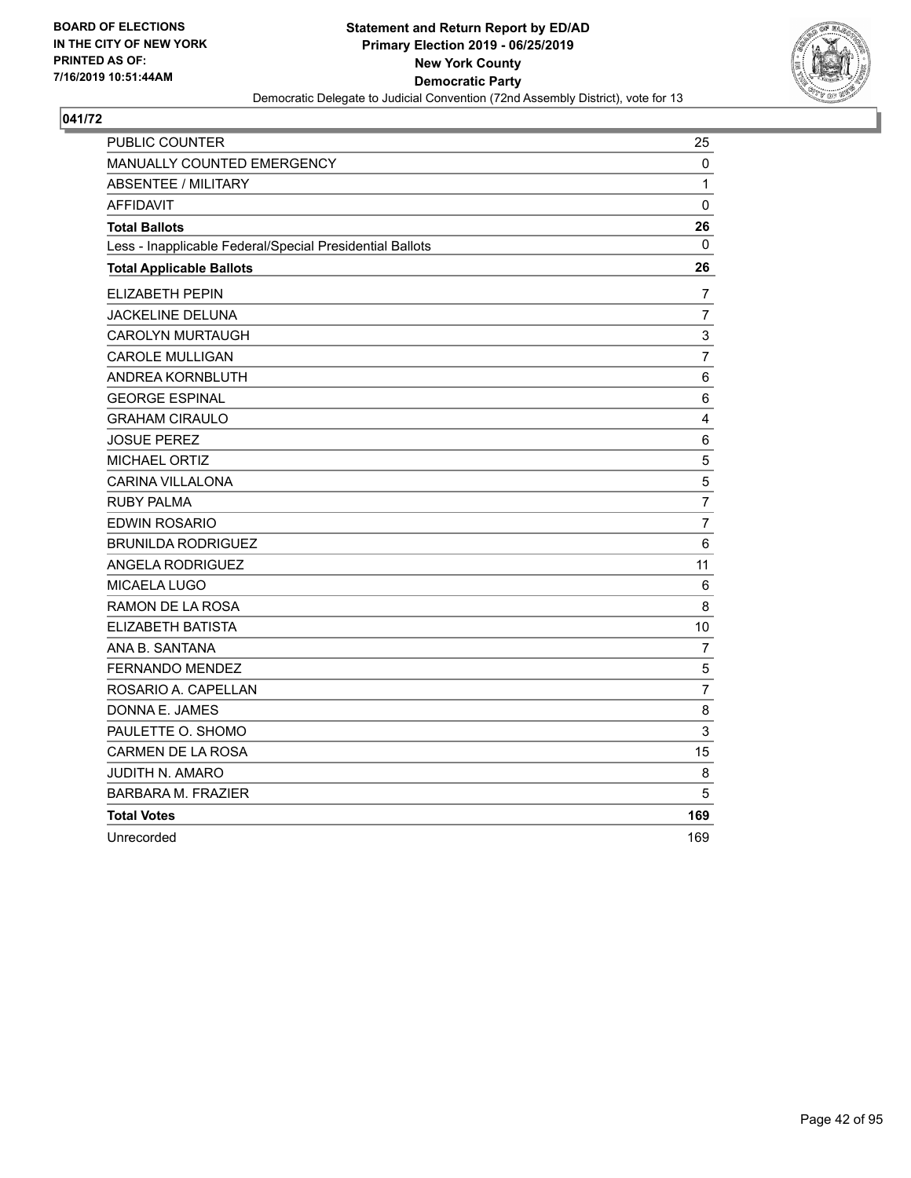BOARD OF ELECTIONS
IN THE CITY OF NEW YORK
PRINTED AS OF:
7/16/2019 10:51:44AM

**Statement and Return Report by ED/AD**
**Primary Election 2019 - 06/25/2019**
**New York County**
**Democratic Party**
Democratic Delegate to Judicial Convention (72nd Assembly District), vote for 13

**041/72**

| | |
|---|---|
| PUBLIC COUNTER | 25 |
| MANUALLY COUNTED EMERGENCY | 0 |
| ABSENTEE / MILITARY | 1 |
| AFFIDAVIT | 0 |
| **Total Ballots** | **26** |
| Less - Inapplicable Federal/Special Presidential Ballots | 0 |
| **Total Applicable Ballots** | **26** |
| ELIZABETH PEPIN | 7 |
| JACKELINE DELUNA | 7 |
| CAROLYN MURTAUGH | 3 |
| CAROLE MULLIGAN | 7 |
| ANDREA KORNBLUTH | 6 |
| GEORGE ESPINAL | 6 |
| GRAHAM CIRAULO | 4 |
| JOSUE PEREZ | 6 |
| MICHAEL ORTIZ | 5 |
| CARINA VILLALONA | 5 |
| RUBY PALMA | 7 |
| EDWIN ROSARIO | 7 |
| BRUNILDA RODRIGUEZ | 6 |
| ANGELA RODRIGUEZ | 11 |
| MICAELA LUGO | 6 |
| RAMON DE LA ROSA | 8 |
| ELIZABETH BATISTA | 10 |
| ANA B. SANTANA | 7 |
| FERNANDO MENDEZ | 5 |
| ROSARIO A. CAPELLAN | 7 |
| DONNA E. JAMES | 8 |
| PAULETTE O. SHOMO | 3 |
| CARMEN DE LA ROSA | 15 |
| JUDITH N. AMARO | 8 |
| BARBARA M. FRAZIER | 5 |
| **Total Votes** | **169** |
| Unrecorded | 169 |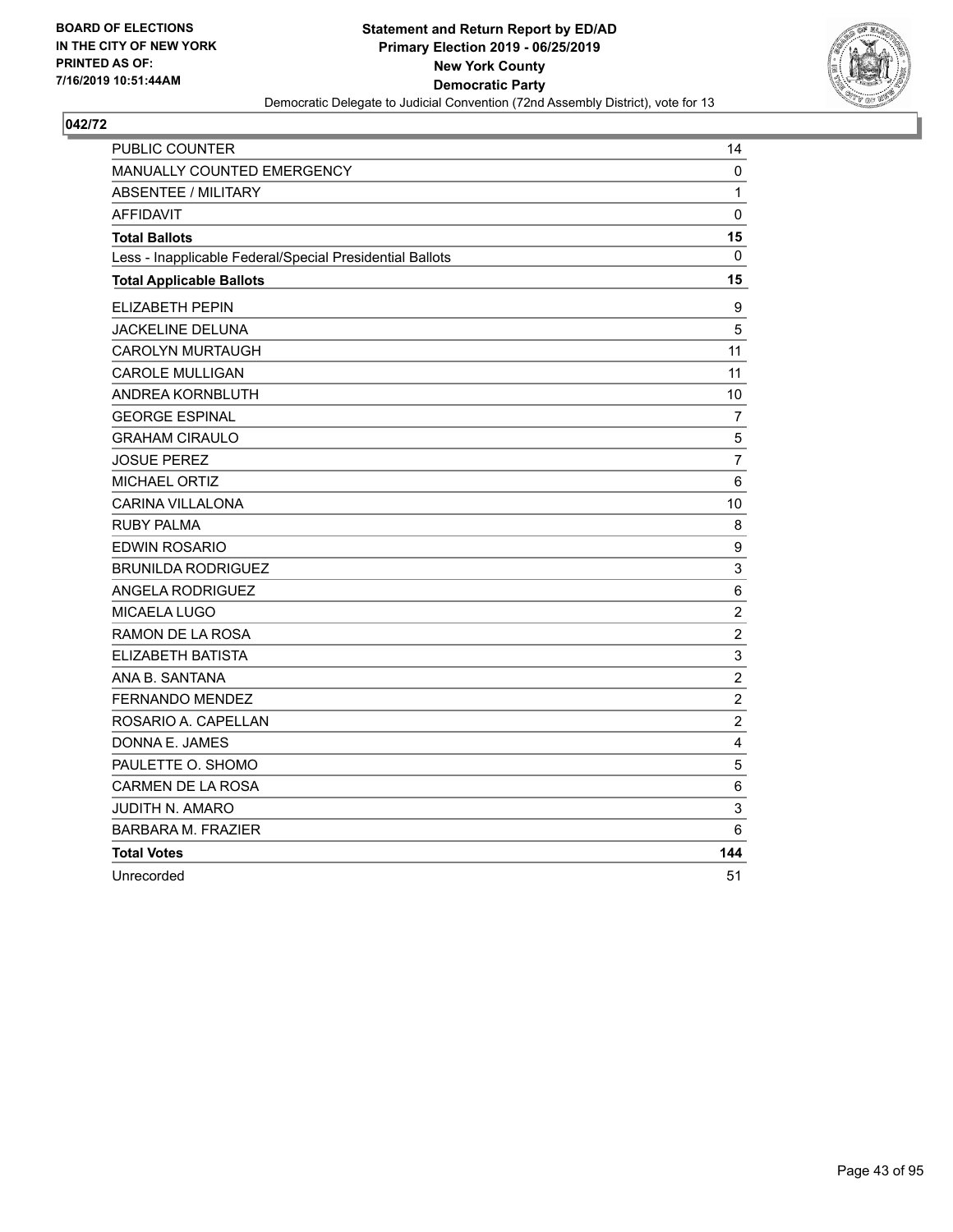BOARD OF ELECTIONS
IN THE CITY OF NEW YORK
PRINTED AS OF:
7/16/2019 10:51:44AM

**Statement and Return Report by ED/AD**
**Primary Election 2019 - 06/25/2019**
**New York County**
**Democratic Party**
Democratic Delegate to Judicial Convention (72nd Assembly District), vote for 13

## 042/72

| | |
|---|---|
| PUBLIC COUNTER | 14 |
| MANUALLY COUNTED EMERGENCY | 0 |
| ABSENTEE / MILITARY | 1 |
| AFFIDAVIT | 0 |
| **Total Ballots** | **15** |
| Less - Inapplicable Federal/Special Presidential Ballots | 0 |
| **Total Applicable Ballots** | **15** |
| ELIZABETH PEPIN | 9 |
| JACKELINE DELUNA | 5 |
| CAROLYN MURTAUGH | 11 |
| CAROLE MULLIGAN | 11 |
| ANDREA KORNBLUTH | 10 |
| GEORGE ESPINAL | 7 |
| GRAHAM CIRAULO | 5 |
| JOSUE PEREZ | 7 |
| MICHAEL ORTIZ | 6 |
| CARINA VILLALONA | 10 |
| RUBY PALMA | 8 |
| EDWIN ROSARIO | 9 |
| BRUNILDA RODRIGUEZ | 3 |
| ANGELA RODRIGUEZ | 6 |
| MICAELA LUGO | 2 |
| RAMON DE LA ROSA | 2 |
| ELIZABETH BATISTA | 3 |
| ANA B. SANTANA | 2 |
| FERNANDO MENDEZ | 2 |
| ROSARIO A. CAPELLAN | 2 |
| DONNA E. JAMES | 4 |
| PAULETTE O. SHOMO | 5 |
| CARMEN DE LA ROSA | 6 |
| JUDITH N. AMARO | 3 |
| BARBARA M. FRAZIER | 6 |
| **Total Votes** | **144** |
| Unrecorded | 51 |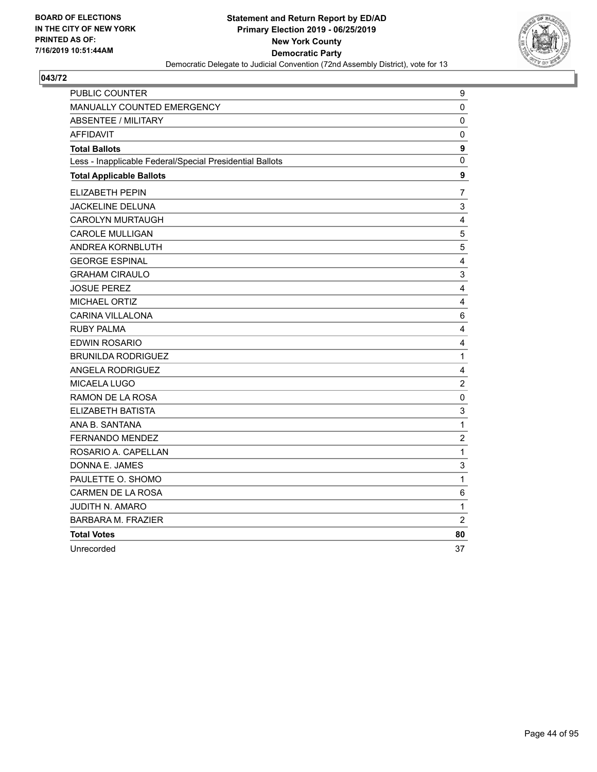BOARD OF ELECTIONS
IN THE CITY OF NEW YORK
PRINTED AS OF:
7/16/2019 10:51:44AM

**Statement and Return Report by ED/AD**
**Primary Election 2019 - 06/25/2019**
**New York County**
**Democratic Party**
Democratic Delegate to Judicial Convention (72nd Assembly District), vote for 13

## 043/72

| | |
|---|---|
| PUBLIC COUNTER | 9 |
| MANUALLY COUNTED EMERGENCY | 0 |
| ABSENTEE / MILITARY | 0 |
| AFFIDAVIT | 0 |
| **Total Ballots** | **9** |
| Less - Inapplicable Federal/Special Presidential Ballots | 0 |
| **Total Applicable Ballots** | **9** |
| ELIZABETH PEPIN | 7 |
| JACKELINE DELUNA | 3 |
| CAROLYN MURTAUGH | 4 |
| CAROLE MULLIGAN | 5 |
| ANDREA KORNBLUTH | 5 |
| GEORGE ESPINAL | 4 |
| GRAHAM CIRAULO | 3 |
| JOSUE PEREZ | 4 |
| MICHAEL ORTIZ | 4 |
| CARINA VILLALONA | 6 |
| RUBY PALMA | 4 |
| EDWIN ROSARIO | 4 |
| BRUNILDA RODRIGUEZ | 1 |
| ANGELA RODRIGUEZ | 4 |
| MICAELA LUGO | 2 |
| RAMON DE LA ROSA | 0 |
| ELIZABETH BATISTA | 3 |
| ANA B. SANTANA | 1 |
| FERNANDO MENDEZ | 2 |
| ROSARIO A. CAPELLAN | 1 |
| DONNA E. JAMES | 3 |
| PAULETTE O. SHOMO | 1 |
| CARMEN DE LA ROSA | 6 |
| JUDITH N. AMARO | 1 |
| BARBARA M. FRAZIER | 2 |
| **Total Votes** | **80** |
| Unrecorded | 37 |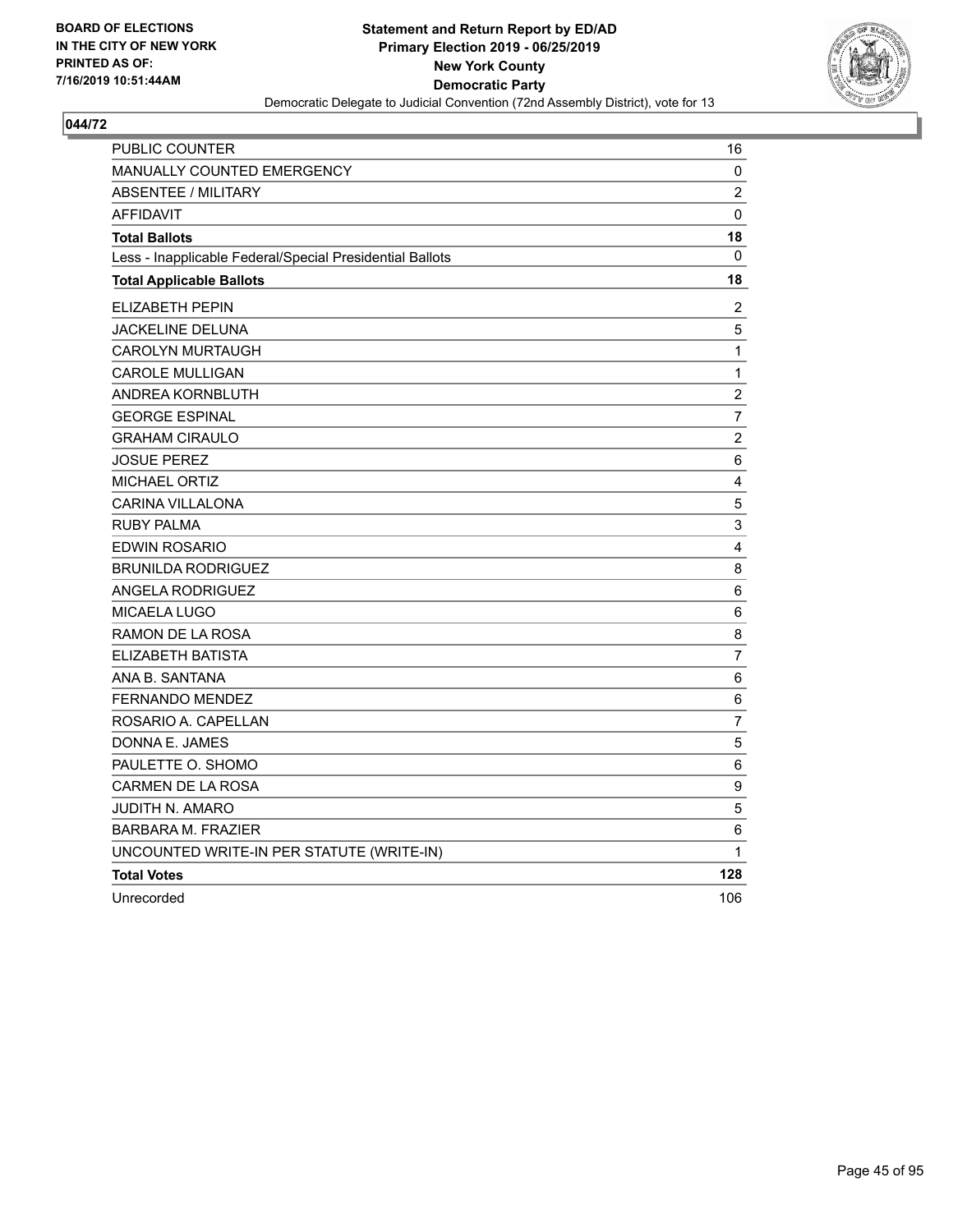BOARD OF ELECTIONS
IN THE CITY OF NEW YORK
PRINTED AS OF:
7/16/2019 10:51:44AM

**Statement and Return Report by ED/AD**
**Primary Election 2019 - 06/25/2019**
**New York County**
**Democratic Party**
Democratic Delegate to Judicial Convention (72nd Assembly District), vote for 13

**044/72**

| | |
|---|---|
| PUBLIC COUNTER | 16 |
| MANUALLY COUNTED EMERGENCY | 0 |
| ABSENTEE / MILITARY | 2 |
| AFFIDAVIT | 0 |
| **Total Ballots** | **18** |
| Less - Inapplicable Federal/Special Presidential Ballots | 0 |
| **Total Applicable Ballots** | **18** |
| ELIZABETH PEPIN | 2 |
| JACKELINE DELUNA | 5 |
| CAROLYN MURTAUGH | 1 |
| CAROLE MULLIGAN | 1 |
| ANDREA KORNBLUTH | 2 |
| GEORGE ESPINAL | 7 |
| GRAHAM CIRAULO | 2 |
| JOSUE PEREZ | 6 |
| MICHAEL ORTIZ | 4 |
| CARINA VILLALONA | 5 |
| RUBY PALMA | 3 |
| EDWIN ROSARIO | 4 |
| BRUNILDA RODRIGUEZ | 8 |
| ANGELA RODRIGUEZ | 6 |
| MICAELA LUGO | 6 |
| RAMON DE LA ROSA | 8 |
| ELIZABETH BATISTA | 7 |
| ANA B. SANTANA | 6 |
| FERNANDO MENDEZ | 6 |
| ROSARIO A. CAPELLAN | 7 |
| DONNA E. JAMES | 5 |
| PAULETTE O. SHOMO | 6 |
| CARMEN DE LA ROSA | 9 |
| JUDITH N. AMARO | 5 |
| BARBARA M. FRAZIER | 6 |
| UNCOUNTED WRITE-IN PER STATUTE (WRITE-IN) | 1 |
| **Total Votes** | **128** |
| Unrecorded | 106 |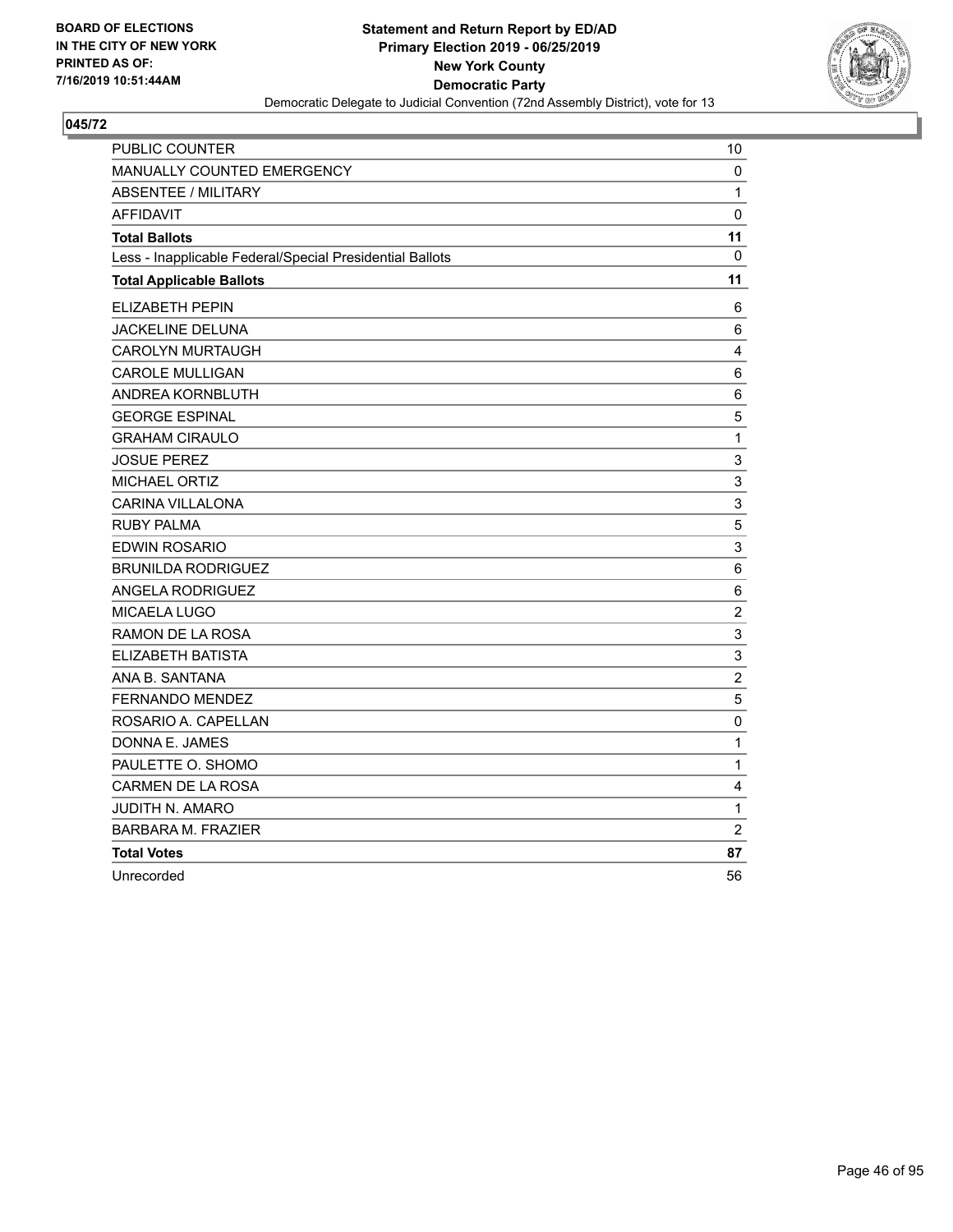**045/72**

| | |
|---|---|
| PUBLIC COUNTER | 10 |
| MANUALLY COUNTED EMERGENCY | 0 |
| ABSENTEE / MILITARY | 1 |
| AFFIDAVIT | 0 |
| **Total Ballots** | **11** |
| Less - Inapplicable Federal/Special Presidential Ballots | 0 |
| **Total Applicable Ballots** | **11** |
| ELIZABETH PEPIN | 6 |
| JACKELINE DELUNA | 6 |
| CAROLYN MURTAUGH | 4 |
| CAROLE MULLIGAN | 6 |
| ANDREA KORNBLUTH | 6 |
| GEORGE ESPINAL | 5 |
| GRAHAM CIRAULO | 1 |
| JOSUE PEREZ | 3 |
| MICHAEL ORTIZ | 3 |
| CARINA VILLALONA | 3 |
| RUBY PALMA | 5 |
| EDWIN ROSARIO | 3 |
| BRUNILDA RODRIGUEZ | 6 |
| ANGELA RODRIGUEZ | 6 |
| MICAELA LUGO | 2 |
| RAMON DE LA ROSA | 3 |
| ELIZABETH BATISTA | 3 |
| ANA B. SANTANA | 2 |
| FERNANDO MENDEZ | 5 |
| ROSARIO A. CAPELLAN | 0 |
| DONNA E. JAMES | 1 |
| PAULETTE O. SHOMO | 1 |
| CARMEN DE LA ROSA | 4 |
| JUDITH N. AMARO | 1 |
| BARBARA M. FRAZIER | 2 |
| **Total Votes** | **87** |
| Unrecorded | 56 |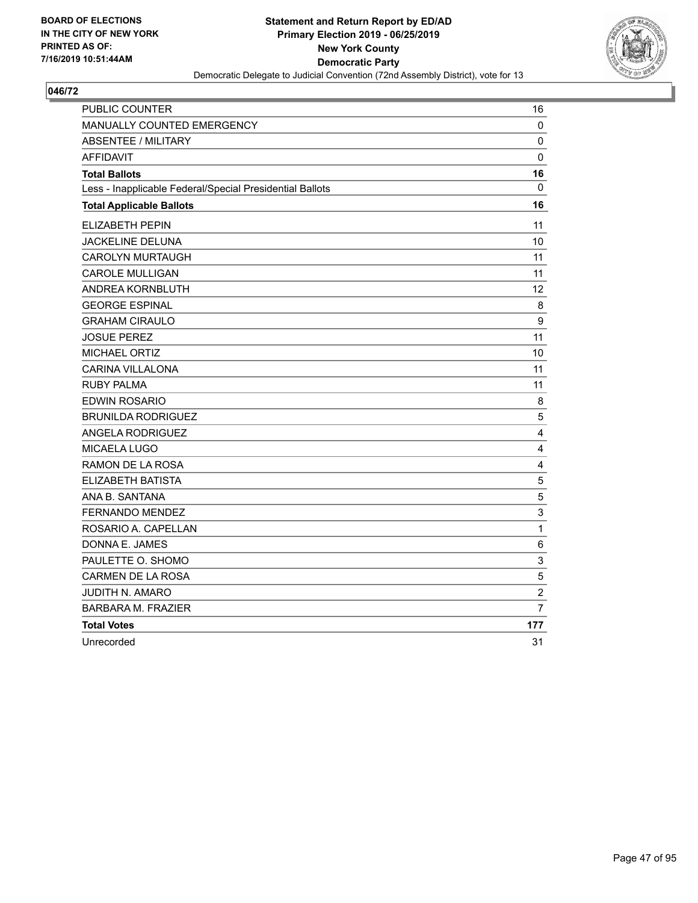BOARD OF ELECTIONS
IN THE CITY OF NEW YORK
PRINTED AS OF:
7/16/2019 10:51:44AM

**Statement and Return Report by ED/AD**
**Primary Election 2019 - 06/25/2019**
**New York County**
**Democratic Party**
Democratic Delegate to Judicial Convention (72nd Assembly District), vote for 13

## 046/72

| | |
|---|---|
| PUBLIC COUNTER | 16 |
| MANUALLY COUNTED EMERGENCY | 0 |
| ABSENTEE / MILITARY | 0 |
| AFFIDAVIT | 0 |
| **Total Ballots** | **16** |
| Less - Inapplicable Federal/Special Presidential Ballots | 0 |
| **Total Applicable Ballots** | **16** |
| ELIZABETH PEPIN | 11 |
| JACKELINE DELUNA | 10 |
| CAROLYN MURTAUGH | 11 |
| CAROLE MULLIGAN | 11 |
| ANDREA KORNBLUTH | 12 |
| GEORGE ESPINAL | 8 |
| GRAHAM CIRAULO | 9 |
| JOSUE PEREZ | 11 |
| MICHAEL ORTIZ | 10 |
| CARINA VILLALONA | 11 |
| RUBY PALMA | 11 |
| EDWIN ROSARIO | 8 |
| BRUNILDA RODRIGUEZ | 5 |
| ANGELA RODRIGUEZ | 4 |
| MICAELA LUGO | 4 |
| RAMON DE LA ROSA | 4 |
| ELIZABETH BATISTA | 5 |
| ANA B. SANTANA | 5 |
| FERNANDO MENDEZ | 3 |
| ROSARIO A. CAPELLAN | 1 |
| DONNA E. JAMES | 6 |
| PAULETTE O. SHOMO | 3 |
| CARMEN DE LA ROSA | 5 |
| JUDITH N. AMARO | 2 |
| BARBARA M. FRAZIER | 7 |
| **Total Votes** | **177** |
| Unrecorded | 31 |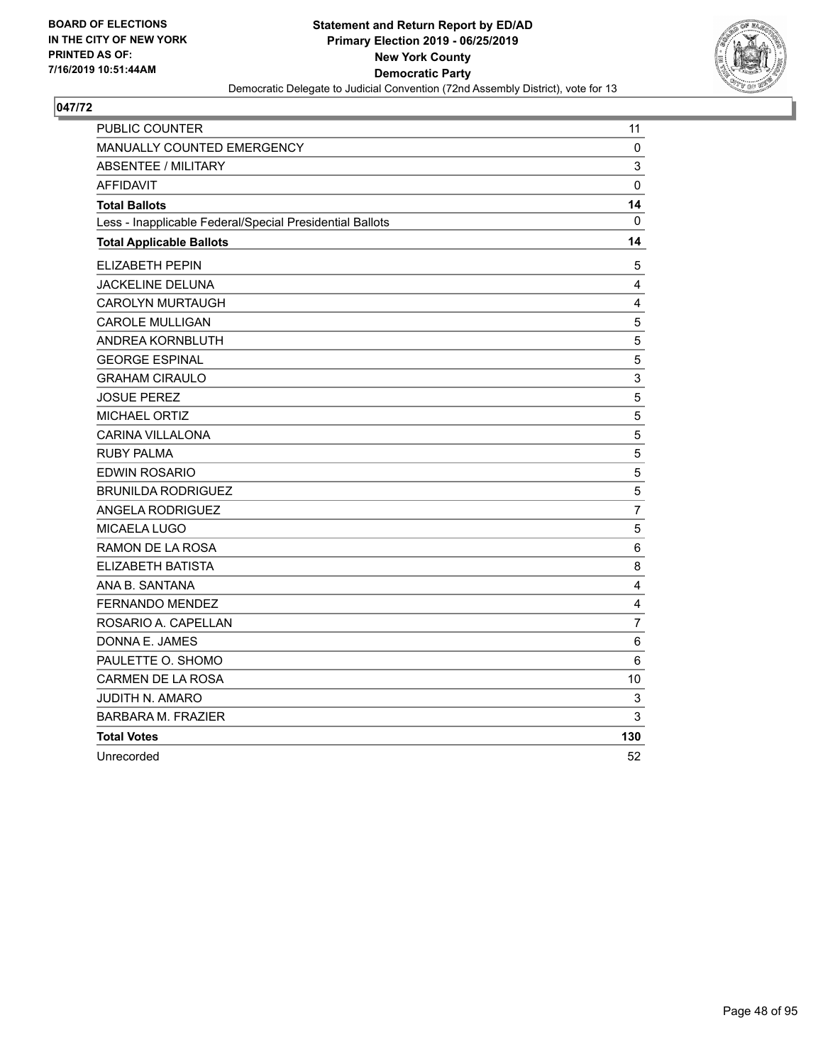BOARD OF ELECTIONS
IN THE CITY OF NEW YORK
PRINTED AS OF:
7/16/2019 10:51:44AM

**Statement and Return Report by ED/AD**
**Primary Election 2019 - 06/25/2019**
**New York County**
**Democratic Party**
Democratic Delegate to Judicial Convention (72nd Assembly District), vote for 13

## 047/72

| | |
|---|---|
| PUBLIC COUNTER | 11 |
| MANUALLY COUNTED EMERGENCY | 0 |
| ABSENTEE / MILITARY | 3 |
| AFFIDAVIT | 0 |
| **Total Ballots** | **14** |
| Less - Inapplicable Federal/Special Presidential Ballots | 0 |
| **Total Applicable Ballots** | **14** |
| ELIZABETH PEPIN | 5 |
| JACKELINE DELUNA | 4 |
| CAROLYN MURTAUGH | 4 |
| CAROLE MULLIGAN | 5 |
| ANDREA KORNBLUTH | 5 |
| GEORGE ESPINAL | 5 |
| GRAHAM CIRAULO | 3 |
| JOSUE PEREZ | 5 |
| MICHAEL ORTIZ | 5 |
| CARINA VILLALONA | 5 |
| RUBY PALMA | 5 |
| EDWIN ROSARIO | 5 |
| BRUNILDA RODRIGUEZ | 5 |
| ANGELA RODRIGUEZ | 7 |
| MICAELA LUGO | 5 |
| RAMON DE LA ROSA | 6 |
| ELIZABETH BATISTA | 8 |
| ANA B. SANTANA | 4 |
| FERNANDO MENDEZ | 4 |
| ROSARIO A. CAPELLAN | 7 |
| DONNA E. JAMES | 6 |
| PAULETTE O. SHOMO | 6 |
| CARMEN DE LA ROSA | 10 |
| JUDITH N. AMARO | 3 |
| BARBARA M. FRAZIER | 3 |
| **Total Votes** | **130** |
| Unrecorded | 52 |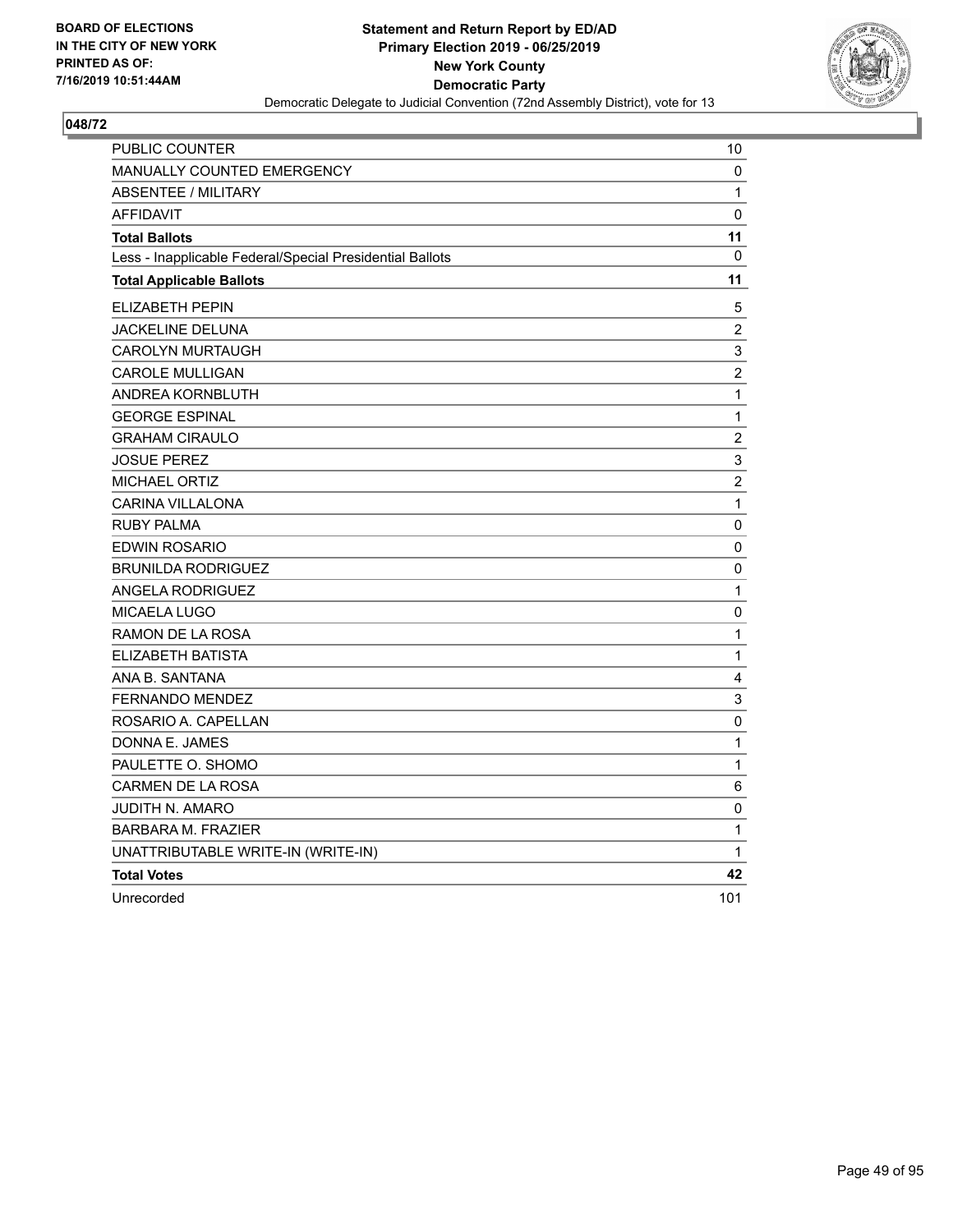BOARD OF ELECTIONS
IN THE CITY OF NEW YORK
PRINTED AS OF:
7/16/2019 10:51:44AM

**Statement and Return Report by ED/AD**
**Primary Election 2019 - 06/25/2019**
**New York County**
**Democratic Party**
Democratic Delegate to Judicial Convention (72nd Assembly District), vote for 13

**048/72**

| | |
|---|---|
| PUBLIC COUNTER | 10 |
| MANUALLY COUNTED EMERGENCY | 0 |
| ABSENTEE / MILITARY | 1 |
| AFFIDAVIT | 0 |
| **Total Ballots** | **11** |
| Less - Inapplicable Federal/Special Presidential Ballots | 0 |
| **Total Applicable Ballots** | **11** |
| ELIZABETH PEPIN | 5 |
| JACKELINE DELUNA | 2 |
| CAROLYN MURTAUGH | 3 |
| CAROLE MULLIGAN | 2 |
| ANDREA KORNBLUTH | 1 |
| GEORGE ESPINAL | 1 |
| GRAHAM CIRAULO | 2 |
| JOSUE PEREZ | 3 |
| MICHAEL ORTIZ | 2 |
| CARINA VILLALONA | 1 |
| RUBY PALMA | 0 |
| EDWIN ROSARIO | 0 |
| BRUNILDA RODRIGUEZ | 0 |
| ANGELA RODRIGUEZ | 1 |
| MICAELA LUGO | 0 |
| RAMON DE LA ROSA | 1 |
| ELIZABETH BATISTA | 1 |
| ANA B. SANTANA | 4 |
| FERNANDO MENDEZ | 3 |
| ROSARIO A. CAPELLAN | 0 |
| DONNA E. JAMES | 1 |
| PAULETTE O. SHOMO | 1 |
| CARMEN DE LA ROSA | 6 |
| JUDITH N. AMARO | 0 |
| BARBARA M. FRAZIER | 1 |
| UNATTRIBUTABLE WRITE-IN (WRITE-IN) | 1 |
| **Total Votes** | **42** |
| Unrecorded | 101 |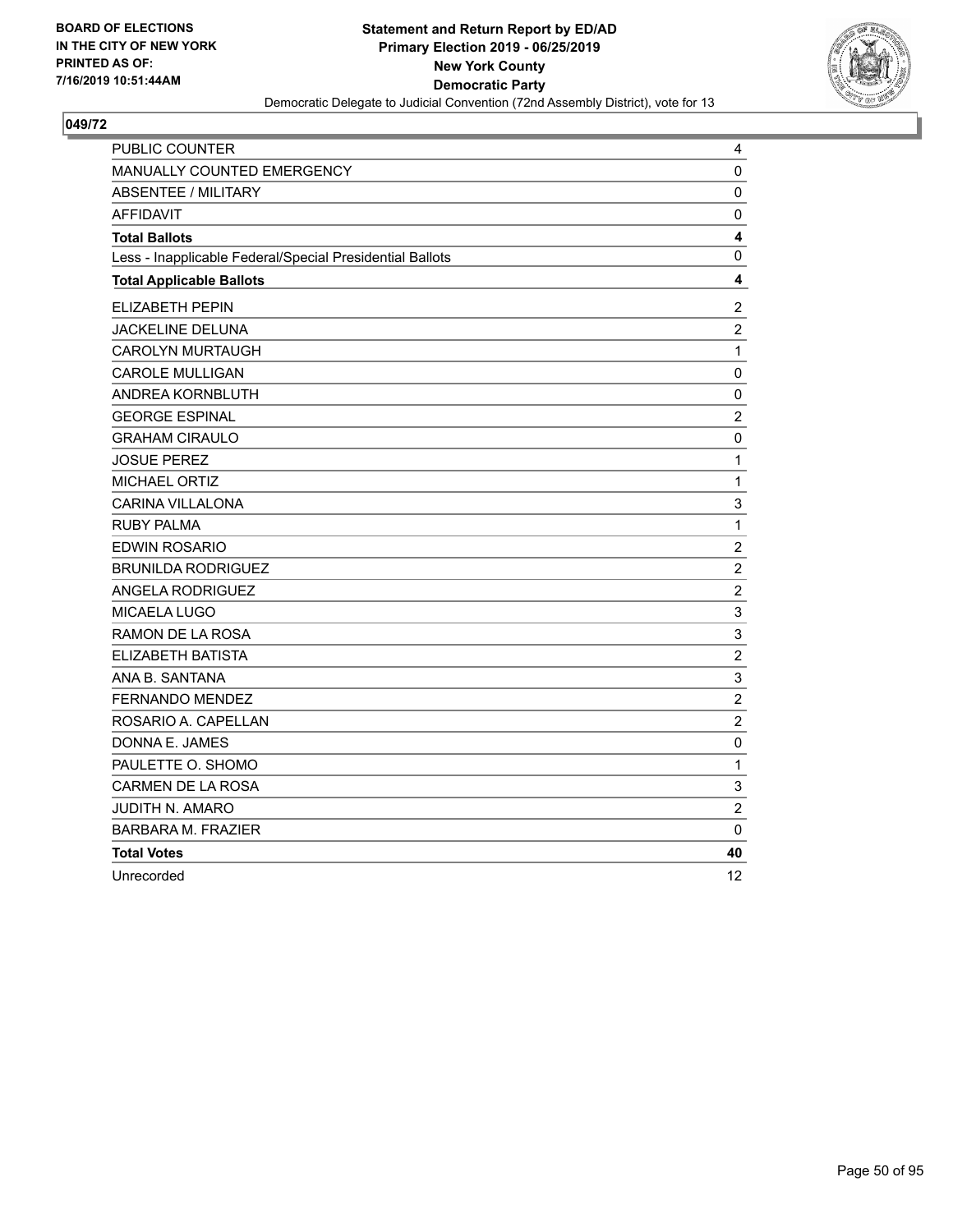BOARD OF ELECTIONS
IN THE CITY OF NEW YORK
PRINTED AS OF:
7/16/2019 10:51:44AM

**Statement and Return Report by ED/AD**
**Primary Election 2019 - 06/25/2019**
**New York County**
**Democratic Party**
Democratic Delegate to Judicial Convention (72nd Assembly District), vote for 13

## 049/72

| | |
|---|---|
| PUBLIC COUNTER | 4 |
| MANUALLY COUNTED EMERGENCY | 0 |
| ABSENTEE / MILITARY | 0 |
| AFFIDAVIT | 0 |
| **Total Ballots** | **4** |
| Less - Inapplicable Federal/Special Presidential Ballots | 0 |
| **Total Applicable Ballots** | **4** |
| ELIZABETH PEPIN | 2 |
| JACKELINE DELUNA | 2 |
| CAROLYN MURTAUGH | 1 |
| CAROLE MULLIGAN | 0 |
| ANDREA KORNBLUTH | 0 |
| GEORGE ESPINAL | 2 |
| GRAHAM CIRAULO | 0 |
| JOSUE PEREZ | 1 |
| MICHAEL ORTIZ | 1 |
| CARINA VILLALONA | 3 |
| RUBY PALMA | 1 |
| EDWIN ROSARIO | 2 |
| BRUNILDA RODRIGUEZ | 2 |
| ANGELA RODRIGUEZ | 2 |
| MICAELA LUGO | 3 |
| RAMON DE LA ROSA | 3 |
| ELIZABETH BATISTA | 2 |
| ANA B. SANTANA | 3 |
| FERNANDO MENDEZ | 2 |
| ROSARIO A. CAPELLAN | 2 |
| DONNA E. JAMES | 0 |
| PAULETTE O. SHOMO | 1 |
| CARMEN DE LA ROSA | 3 |
| JUDITH N. AMARO | 2 |
| BARBARA M. FRAZIER | 0 |
| **Total Votes** | **40** |
| Unrecorded | 12 |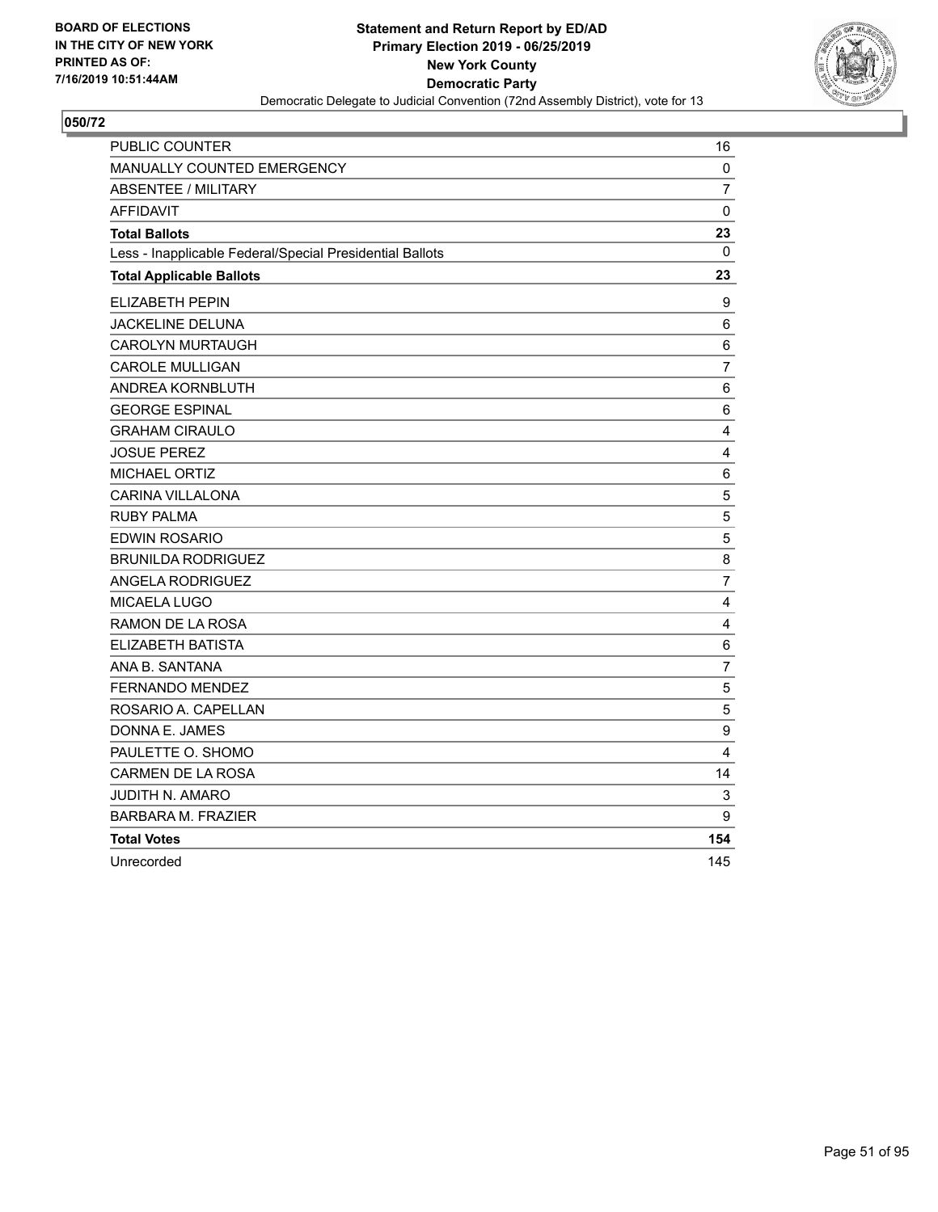BOARD OF ELECTIONS
IN THE CITY OF NEW YORK
PRINTED AS OF:
7/16/2019 10:51:44AM

**Statement and Return Report by ED/AD**
**Primary Election 2019 - 06/25/2019**
**New York County**
**Democratic Party**
Democratic Delegate to Judicial Convention (72nd Assembly District), vote for 13

## 050/72

| | |
|---|---|
| PUBLIC COUNTER | 16 |
| MANUALLY COUNTED EMERGENCY | 0 |
| ABSENTEE / MILITARY | 7 |
| AFFIDAVIT | 0 |
| **Total Ballots** | **23** |
| Less - Inapplicable Federal/Special Presidential Ballots | 0 |
| **Total Applicable Ballots** | **23** |
| ELIZABETH PEPIN | 9 |
| JACKELINE DELUNA | 6 |
| CAROLYN MURTAUGH | 6 |
| CAROLE MULLIGAN | 7 |
| ANDREA KORNBLUTH | 6 |
| GEORGE ESPINAL | 6 |
| GRAHAM CIRAULO | 4 |
| JOSUE PEREZ | 4 |
| MICHAEL ORTIZ | 6 |
| CARINA VILLALONA | 5 |
| RUBY PALMA | 5 |
| EDWIN ROSARIO | 5 |
| BRUNILDA RODRIGUEZ | 8 |
| ANGELA RODRIGUEZ | 7 |
| MICAELA LUGO | 4 |
| RAMON DE LA ROSA | 4 |
| ELIZABETH BATISTA | 6 |
| ANA B. SANTANA | 7 |
| FERNANDO MENDEZ | 5 |
| ROSARIO A. CAPELLAN | 5 |
| DONNA E. JAMES | 9 |
| PAULETTE O. SHOMO | 4 |
| CARMEN DE LA ROSA | 14 |
| JUDITH N. AMARO | 3 |
| BARBARA M. FRAZIER | 9 |
| **Total Votes** | **154** |
| Unrecorded | 145 |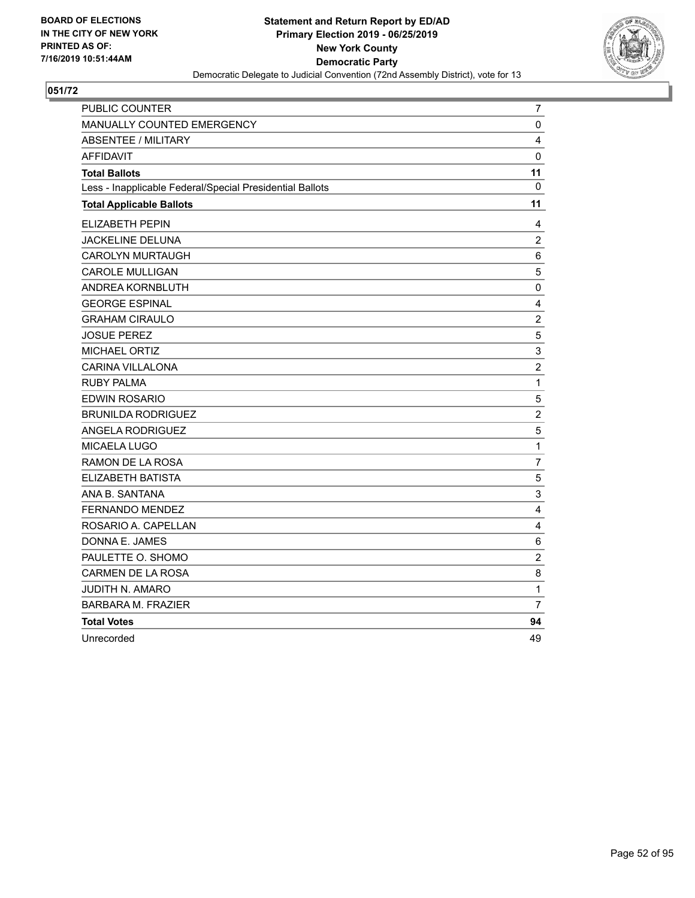BOARD OF ELECTIONS
IN THE CITY OF NEW YORK
PRINTED AS OF:
7/16/2019 10:51:44AM

**Statement and Return Report by ED/AD**
**Primary Election 2019 - 06/25/2019**
**New York County**
**Democratic Party**
Democratic Delegate to Judicial Convention (72nd Assembly District), vote for 13

## 051/72

| | |
|---|---|
| PUBLIC COUNTER | 7 |
| MANUALLY COUNTED EMERGENCY | 0 |
| ABSENTEE / MILITARY | 4 |
| AFFIDAVIT | 0 |
| **Total Ballots** | **11** |
| Less - Inapplicable Federal/Special Presidential Ballots | 0 |
| **Total Applicable Ballots** | **11** |
| ELIZABETH PEPIN | 4 |
| JACKELINE DELUNA | 2 |
| CAROLYN MURTAUGH | 6 |
| CAROLE MULLIGAN | 5 |
| ANDREA KORNBLUTH | 0 |
| GEORGE ESPINAL | 4 |
| GRAHAM CIRAULO | 2 |
| JOSUE PEREZ | 5 |
| MICHAEL ORTIZ | 3 |
| CARINA VILLALONA | 2 |
| RUBY PALMA | 1 |
| EDWIN ROSARIO | 5 |
| BRUNILDA RODRIGUEZ | 2 |
| ANGELA RODRIGUEZ | 5 |
| MICAELA LUGO | 1 |
| RAMON DE LA ROSA | 7 |
| ELIZABETH BATISTA | 5 |
| ANA B. SANTANA | 3 |
| FERNANDO MENDEZ | 4 |
| ROSARIO A. CAPELLAN | 4 |
| DONNA E. JAMES | 6 |
| PAULETTE O. SHOMO | 2 |
| CARMEN DE LA ROSA | 8 |
| JUDITH N. AMARO | 1 |
| BARBARA M. FRAZIER | 7 |
| **Total Votes** | **94** |
| Unrecorded | 49 |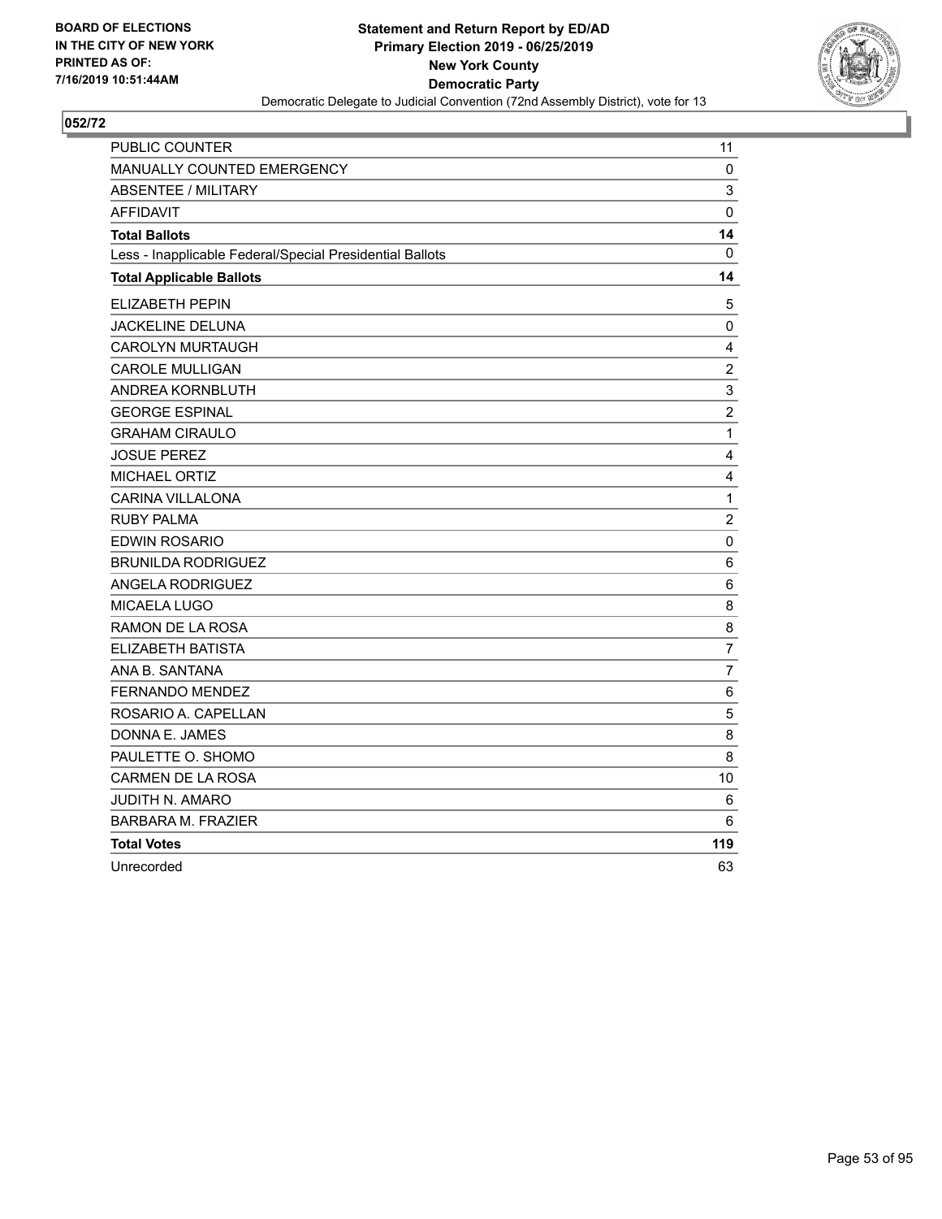BOARD OF ELECTIONS
IN THE CITY OF NEW YORK
PRINTED AS OF:
7/16/2019 10:51:44AM

**Statement and Return Report by ED/AD**
**Primary Election 2019 - 06/25/2019**
**New York County**
**Democratic Party**
Democratic Delegate to Judicial Convention (72nd Assembly District), vote for 13

## 052/72

| | |
|---|---|
| PUBLIC COUNTER | 11 |
| MANUALLY COUNTED EMERGENCY | 0 |
| ABSENTEE / MILITARY | 3 |
| AFFIDAVIT | 0 |
| **Total Ballots** | **14** |
| Less - Inapplicable Federal/Special Presidential Ballots | 0 |
| **Total Applicable Ballots** | **14** |
| ELIZABETH PEPIN | 5 |
| JACKELINE DELUNA | 0 |
| CAROLYN MURTAUGH | 4 |
| CAROLE MULLIGAN | 2 |
| ANDREA KORNBLUTH | 3 |
| GEORGE ESPINAL | 2 |
| GRAHAM CIRAULO | 1 |
| JOSUE PEREZ | 4 |
| MICHAEL ORTIZ | 4 |
| CARINA VILLALONA | 1 |
| RUBY PALMA | 2 |
| EDWIN ROSARIO | 0 |
| BRUNILDA RODRIGUEZ | 6 |
| ANGELA RODRIGUEZ | 6 |
| MICAELA LUGO | 8 |
| RAMON DE LA ROSA | 8 |
| ELIZABETH BATISTA | 7 |
| ANA B. SANTANA | 7 |
| FERNANDO MENDEZ | 6 |
| ROSARIO A. CAPELLAN | 5 |
| DONNA E. JAMES | 8 |
| PAULETTE O. SHOMO | 8 |
| CARMEN DE LA ROSA | 10 |
| JUDITH N. AMARO | 6 |
| BARBARA M. FRAZIER | 6 |
| **Total Votes** | **119** |
| Unrecorded | 63 |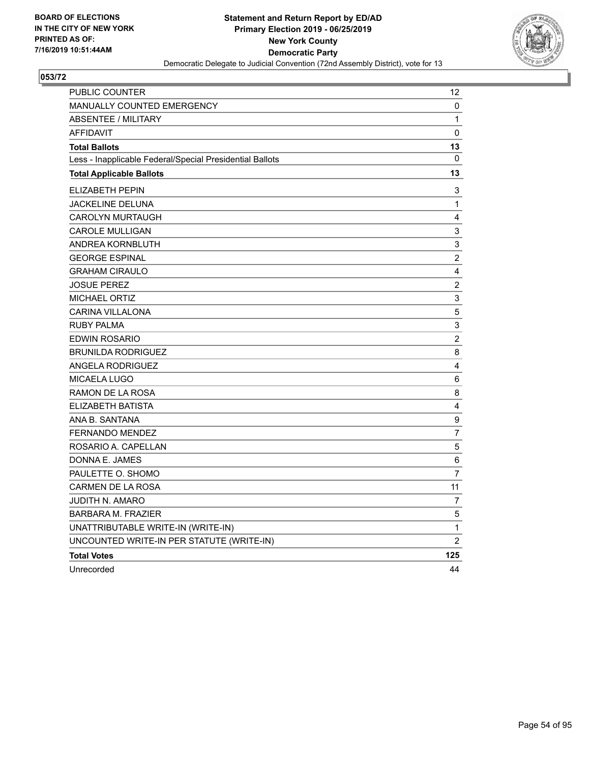BOARD OF ELECTIONS
IN THE CITY OF NEW YORK
PRINTED AS OF:
7/16/2019 10:51:44AM

**Statement and Return Report by ED/AD**
**Primary Election 2019 - 06/25/2019**
**New York County**
**Democratic Party**
Democratic Delegate to Judicial Convention (72nd Assembly District), vote for 13

## 053/72

| | |
|---|---|
| PUBLIC COUNTER | 12 |
| MANUALLY COUNTED EMERGENCY | 0 |
| ABSENTEE / MILITARY | 1 |
| AFFIDAVIT | 0 |
| **Total Ballots** | **13** |
| Less - Inapplicable Federal/Special Presidential Ballots | 0 |
| **Total Applicable Ballots** | **13** |
| ELIZABETH PEPIN | 3 |
| JACKELINE DELUNA | 1 |
| CAROLYN MURTAUGH | 4 |
| CAROLE MULLIGAN | 3 |
| ANDREA KORNBLUTH | 3 |
| GEORGE ESPINAL | 2 |
| GRAHAM CIRAULO | 4 |
| JOSUE PEREZ | 2 |
| MICHAEL ORTIZ | 3 |
| CARINA VILLALONA | 5 |
| RUBY PALMA | 3 |
| EDWIN ROSARIO | 2 |
| BRUNILDA RODRIGUEZ | 8 |
| ANGELA RODRIGUEZ | 4 |
| MICAELA LUGO | 6 |
| RAMON DE LA ROSA | 8 |
| ELIZABETH BATISTA | 4 |
| ANA B. SANTANA | 9 |
| FERNANDO MENDEZ | 7 |
| ROSARIO A. CAPELLAN | 5 |
| DONNA E. JAMES | 6 |
| PAULETTE O. SHOMO | 7 |
| CARMEN DE LA ROSA | 11 |
| JUDITH N. AMARO | 7 |
| BARBARA M. FRAZIER | 5 |
| UNATTRIBUTABLE WRITE-IN (WRITE-IN) | 1 |
| UNCOUNTED WRITE-IN PER STATUTE (WRITE-IN) | 2 |
| **Total Votes** | **125** |
| Unrecorded | 44 |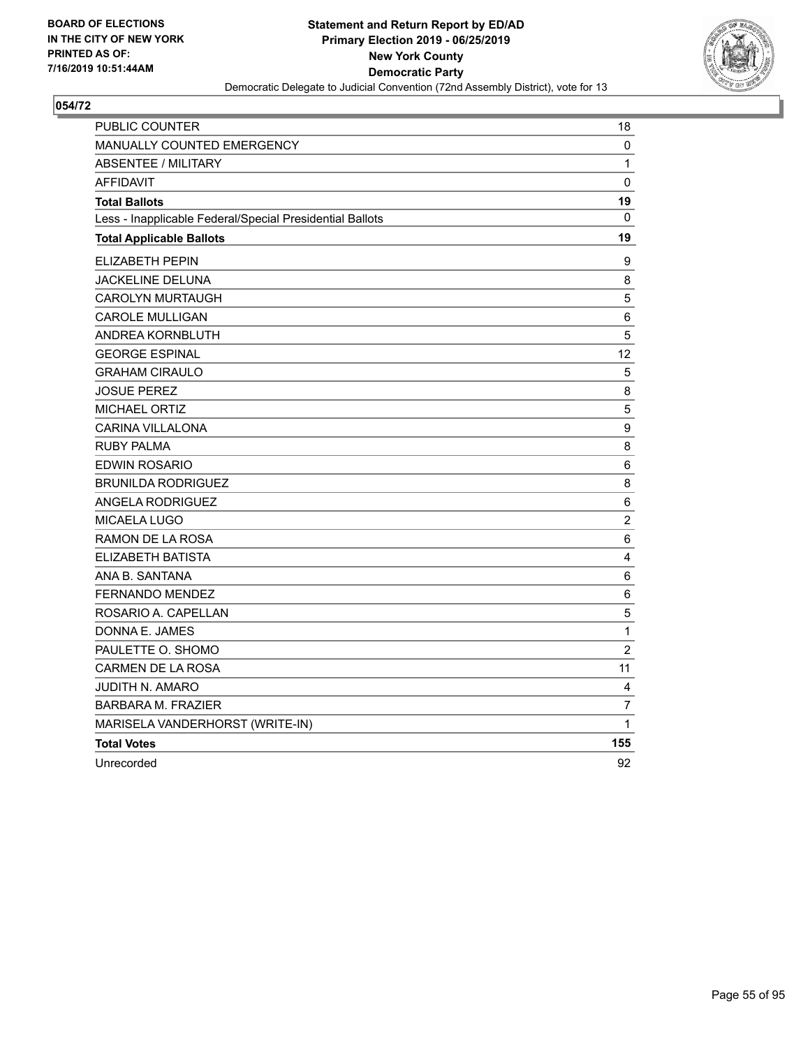BOARD OF ELECTIONS
IN THE CITY OF NEW YORK
PRINTED AS OF:
7/16/2019 10:51:44AM

**Statement and Return Report by ED/AD**
**Primary Election 2019 - 06/25/2019**
**New York County**
**Democratic Party**
Democratic Delegate to Judicial Convention (72nd Assembly District), vote for 13

## 054/72

| | |
|---|---|
| PUBLIC COUNTER | 18 |
| MANUALLY COUNTED EMERGENCY | 0 |
| ABSENTEE / MILITARY | 1 |
| AFFIDAVIT | 0 |
| **Total Ballots** | **19** |
| Less - Inapplicable Federal/Special Presidential Ballots | 0 |
| **Total Applicable Ballots** | **19** |
| ELIZABETH PEPIN | 9 |
| JACKELINE DELUNA | 8 |
| CAROLYN MURTAUGH | 5 |
| CAROLE MULLIGAN | 6 |
| ANDREA KORNBLUTH | 5 |
| GEORGE ESPINAL | 12 |
| GRAHAM CIRAULO | 5 |
| JOSUE PEREZ | 8 |
| MICHAEL ORTIZ | 5 |
| CARINA VILLALONA | 9 |
| RUBY PALMA | 8 |
| EDWIN ROSARIO | 6 |
| BRUNILDA RODRIGUEZ | 8 |
| ANGELA RODRIGUEZ | 6 |
| MICAELA LUGO | 2 |
| RAMON DE LA ROSA | 6 |
| ELIZABETH BATISTA | 4 |
| ANA B. SANTANA | 6 |
| FERNANDO MENDEZ | 6 |
| ROSARIO A. CAPELLAN | 5 |
| DONNA E. JAMES | 1 |
| PAULETTE O. SHOMO | 2 |
| CARMEN DE LA ROSA | 11 |
| JUDITH N. AMARO | 4 |
| BARBARA M. FRAZIER | 7 |
| MARISELA VANDERHORST (WRITE-IN) | 1 |
| **Total Votes** | **155** |
| Unrecorded | 92 |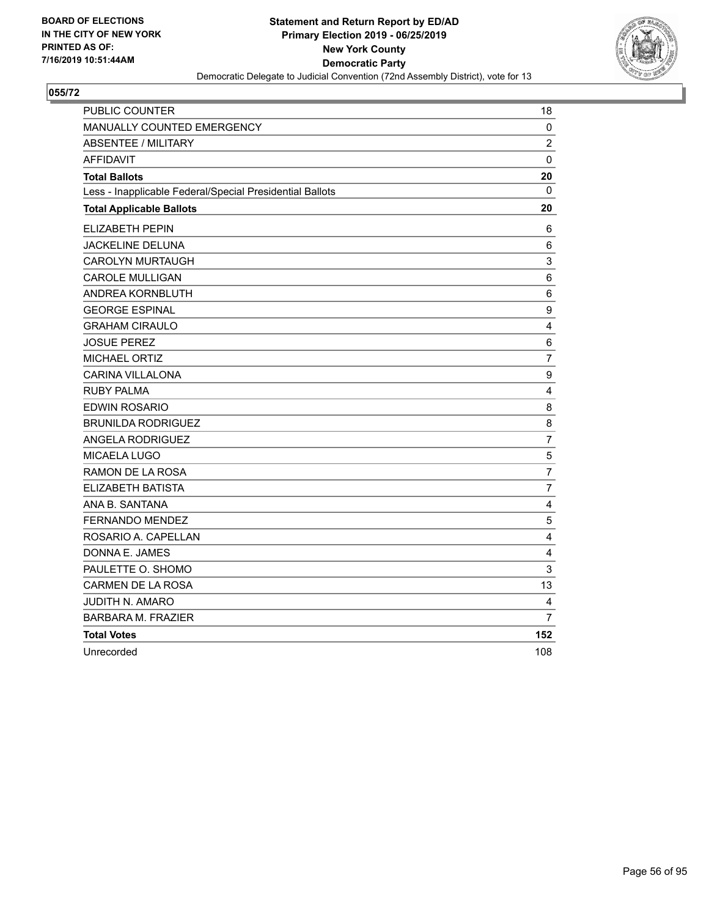**Statement and Return Report by ED/AD**
**Primary Election 2019 - 06/25/2019**
**New York County**
**Democratic Party**
Democratic Delegate to Judicial Convention (72nd Assembly District), vote for 13

BOARD OF ELECTIONS IN THE CITY OF NEW YORK PRINTED AS OF: 7/16/2019 10:51:44AM

**055/72**

| | |
|---|---|
| PUBLIC COUNTER | 18 |
| MANUALLY COUNTED EMERGENCY | 0 |
| ABSENTEE / MILITARY | 2 |
| AFFIDAVIT | 0 |
| **Total Ballots** | **20** |
| Less - Inapplicable Federal/Special Presidential Ballots | 0 |
| **Total Applicable Ballots** | **20** |
| ELIZABETH PEPIN | 6 |
| JACKELINE DELUNA | 6 |
| CAROLYN MURTAUGH | 3 |
| CAROLE MULLIGAN | 6 |
| ANDREA KORNBLUTH | 6 |
| GEORGE ESPINAL | 9 |
| GRAHAM CIRAULO | 4 |
| JOSUE PEREZ | 6 |
| MICHAEL ORTIZ | 7 |
| CARINA VILLALONA | 9 |
| RUBY PALMA | 4 |
| EDWIN ROSARIO | 8 |
| BRUNILDA RODRIGUEZ | 8 |
| ANGELA RODRIGUEZ | 7 |
| MICAELA LUGO | 5 |
| RAMON DE LA ROSA | 7 |
| ELIZABETH BATISTA | 7 |
| ANA B. SANTANA | 4 |
| FERNANDO MENDEZ | 5 |
| ROSARIO A. CAPELLAN | 4 |
| DONNA E. JAMES | 4 |
| PAULETTE O. SHOMO | 3 |
| CARMEN DE LA ROSA | 13 |
| JUDITH N. AMARO | 4 |
| BARBARA M. FRAZIER | 7 |
| **Total Votes** | **152** |
| Unrecorded | 108 |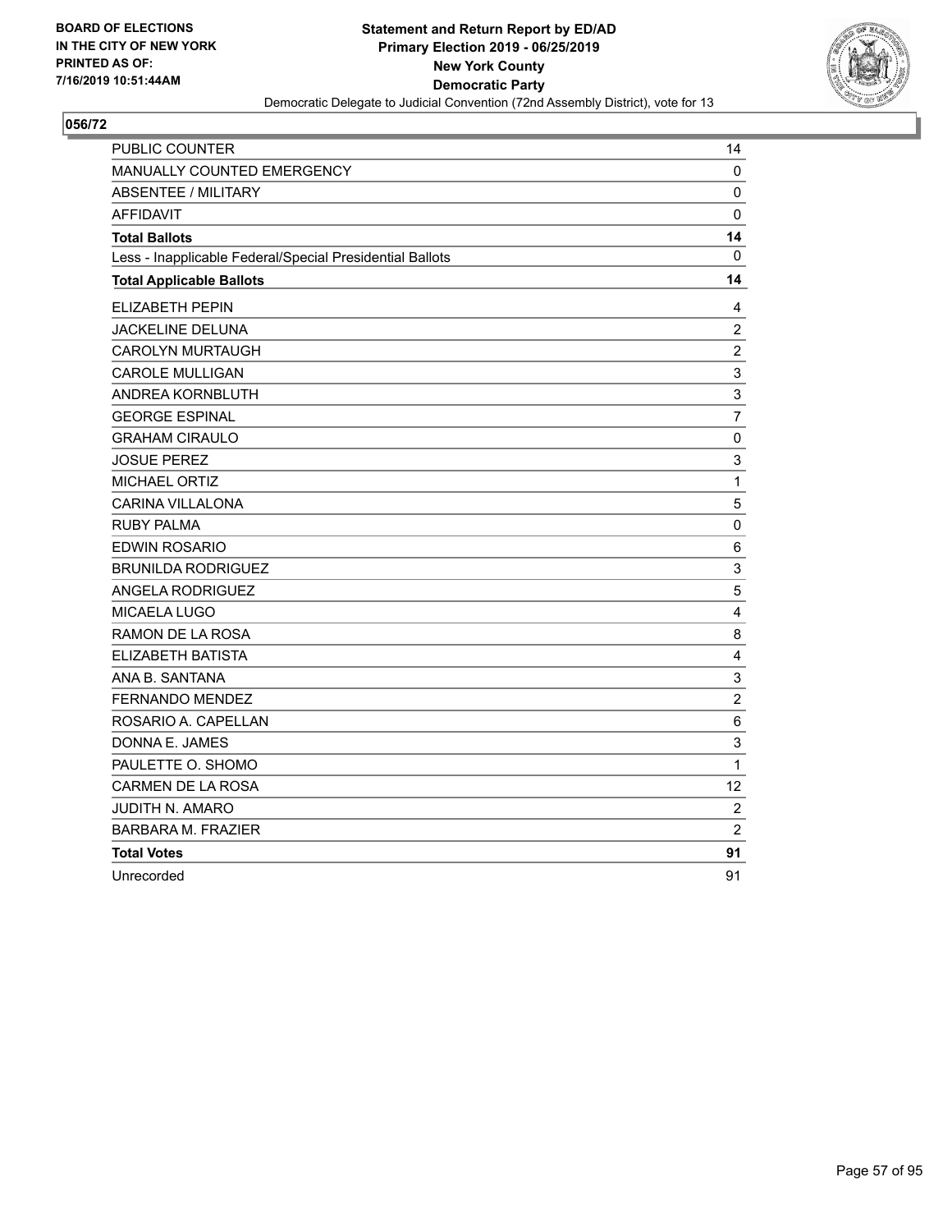BOARD OF ELECTIONS
IN THE CITY OF NEW YORK
PRINTED AS OF:
7/16/2019 10:51:44AM

**Statement and Return Report by ED/AD**
**Primary Election 2019 - 06/25/2019**
**New York County**
**Democratic Party**
Democratic Delegate to Judicial Convention (72nd Assembly District), vote for 13

**056/72**

| | |
|---|---|
| PUBLIC COUNTER | 14 |
| MANUALLY COUNTED EMERGENCY | 0 |
| ABSENTEE / MILITARY | 0 |
| AFFIDAVIT | 0 |
| **Total Ballots** | **14** |
| Less - Inapplicable Federal/Special Presidential Ballots | 0 |
| **Total Applicable Ballots** | **14** |
| ELIZABETH PEPIN | 4 |
| JACKELINE DELUNA | 2 |
| CAROLYN MURTAUGH | 2 |
| CAROLE MULLIGAN | 3 |
| ANDREA KORNBLUTH | 3 |
| GEORGE ESPINAL | 7 |
| GRAHAM CIRAULO | 0 |
| JOSUE PEREZ | 3 |
| MICHAEL ORTIZ | 1 |
| CARINA VILLALONA | 5 |
| RUBY PALMA | 0 |
| EDWIN ROSARIO | 6 |
| BRUNILDA RODRIGUEZ | 3 |
| ANGELA RODRIGUEZ | 5 |
| MICAELA LUGO | 4 |
| RAMON DE LA ROSA | 8 |
| ELIZABETH BATISTA | 4 |
| ANA B. SANTANA | 3 |
| FERNANDO MENDEZ | 2 |
| ROSARIO A. CAPELLAN | 6 |
| DONNA E. JAMES | 3 |
| PAULETTE O. SHOMO | 1 |
| CARMEN DE LA ROSA | 12 |
| JUDITH N. AMARO | 2 |
| BARBARA M. FRAZIER | 2 |
| **Total Votes** | **91** |
| Unrecorded | 91 |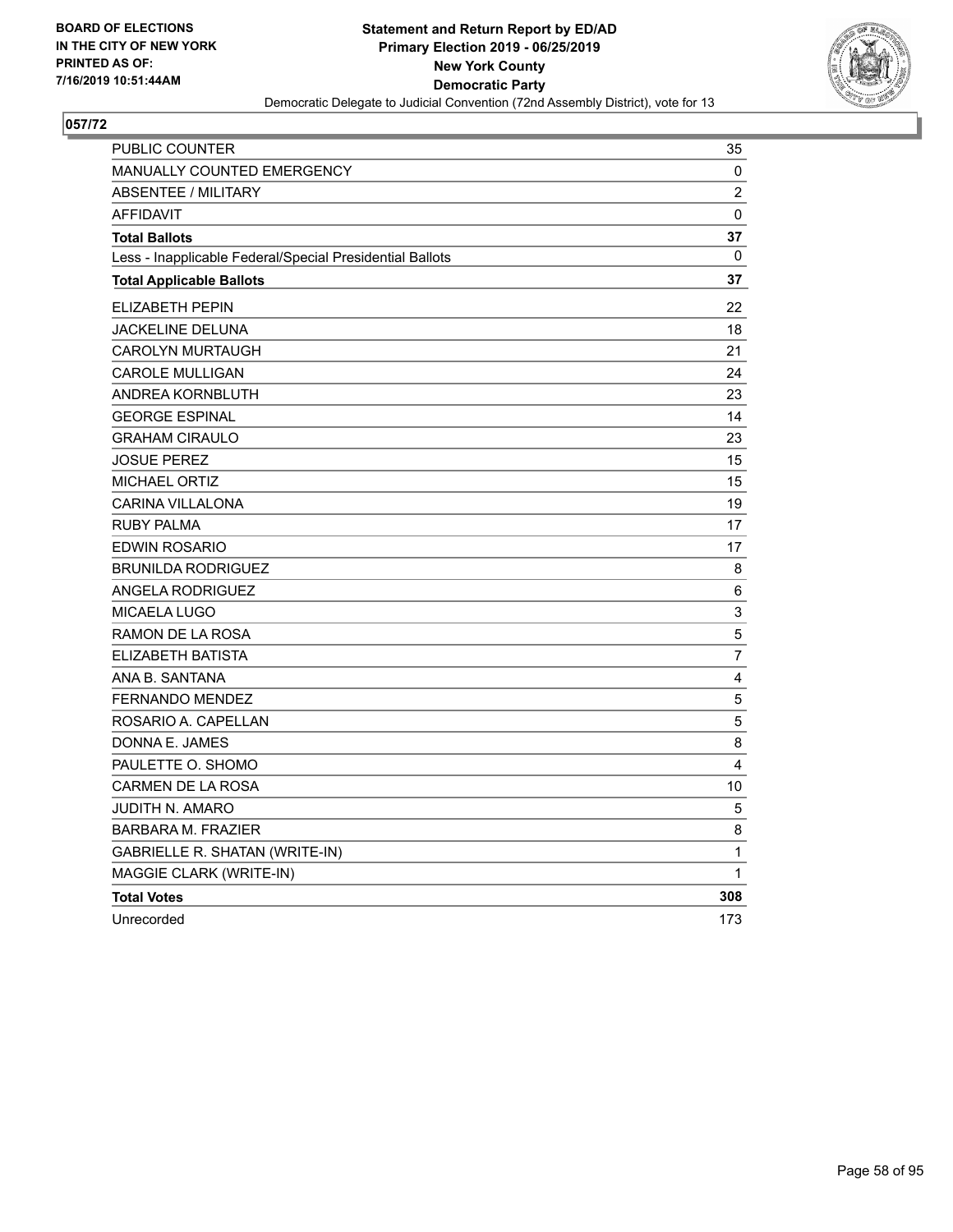BOARD OF ELECTIONS
IN THE CITY OF NEW YORK
PRINTED AS OF:
7/16/2019 10:51:44AM

**Statement and Return Report by ED/AD**
**Primary Election 2019 - 06/25/2019**
**New York County**
**Democratic Party**
Democratic Delegate to Judicial Convention (72nd Assembly District), vote for 13

## 057/72

| | |
|---|---|
| PUBLIC COUNTER | 35 |
| MANUALLY COUNTED EMERGENCY | 0 |
| ABSENTEE / MILITARY | 2 |
| AFFIDAVIT | 0 |
| **Total Ballots** | **37** |
| Less - Inapplicable Federal/Special Presidential Ballots | 0 |
| **Total Applicable Ballots** | **37** |
| ELIZABETH PEPIN | 22 |
| JACKELINE DELUNA | 18 |
| CAROLYN MURTAUGH | 21 |
| CAROLE MULLIGAN | 24 |
| ANDREA KORNBLUTH | 23 |
| GEORGE ESPINAL | 14 |
| GRAHAM CIRAULO | 23 |
| JOSUE PEREZ | 15 |
| MICHAEL ORTIZ | 15 |
| CARINA VILLALONA | 19 |
| RUBY PALMA | 17 |
| EDWIN ROSARIO | 17 |
| BRUNILDA RODRIGUEZ | 8 |
| ANGELA RODRIGUEZ | 6 |
| MICAELA LUGO | 3 |
| RAMON DE LA ROSA | 5 |
| ELIZABETH BATISTA | 7 |
| ANA B. SANTANA | 4 |
| FERNANDO MENDEZ | 5 |
| ROSARIO A. CAPELLAN | 5 |
| DONNA E. JAMES | 8 |
| PAULETTE O. SHOMO | 4 |
| CARMEN DE LA ROSA | 10 |
| JUDITH N. AMARO | 5 |
| BARBARA M. FRAZIER | 8 |
| GABRIELLE R. SHATAN (WRITE-IN) | 1 |
| MAGGIE CLARK (WRITE-IN) | 1 |
| **Total Votes** | **308** |
| Unrecorded | 173 |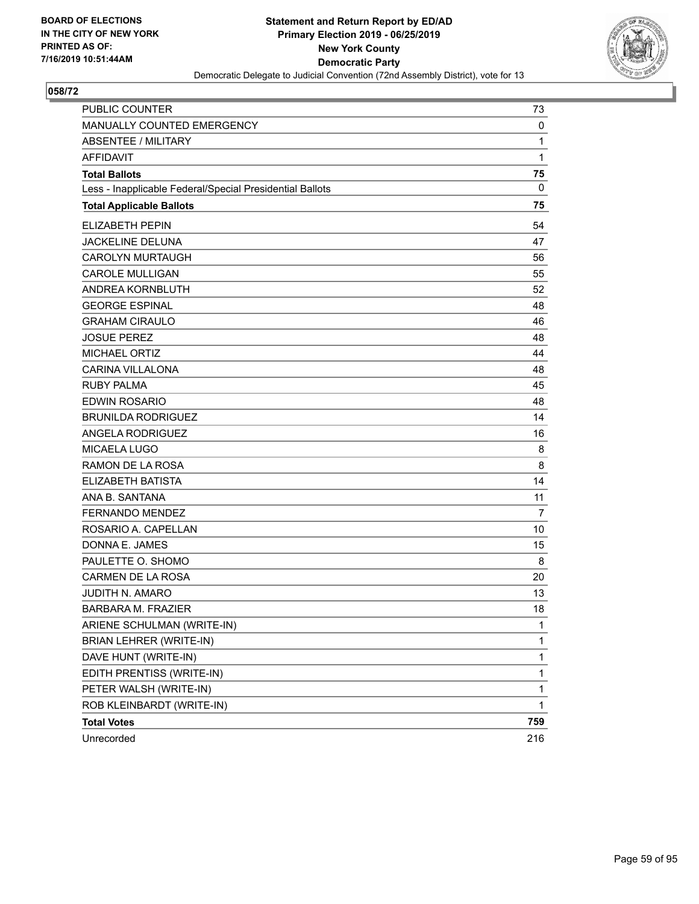BOARD OF ELECTIONS
IN THE CITY OF NEW YORK
PRINTED AS OF:
7/16/2019 10:51:44AM

**Statement and Return Report by ED/AD**
**Primary Election 2019 - 06/25/2019**
**New York County**
**Democratic Party**
Democratic Delegate to Judicial Convention (72nd Assembly District), vote for 13

**058/72**

| | |
|---|---|
| PUBLIC COUNTER | 73 |
| MANUALLY COUNTED EMERGENCY | 0 |
| ABSENTEE / MILITARY | 1 |
| AFFIDAVIT | 1 |
| **Total Ballots** | **75** |
| Less - Inapplicable Federal/Special Presidential Ballots | 0 |
| **Total Applicable Ballots** | **75** |
| ELIZABETH PEPIN | 54 |
| JACKELINE DELUNA | 47 |
| CAROLYN MURTAUGH | 56 |
| CAROLE MULLIGAN | 55 |
| ANDREA KORNBLUTH | 52 |
| GEORGE ESPINAL | 48 |
| GRAHAM CIRAULO | 46 |
| JOSUE PEREZ | 48 |
| MICHAEL ORTIZ | 44 |
| CARINA VILLALONA | 48 |
| RUBY PALMA | 45 |
| EDWIN ROSARIO | 48 |
| BRUNILDA RODRIGUEZ | 14 |
| ANGELA RODRIGUEZ | 16 |
| MICAELA LUGO | 8 |
| RAMON DE LA ROSA | 8 |
| ELIZABETH BATISTA | 14 |
| ANA B. SANTANA | 11 |
| FERNANDO MENDEZ | 7 |
| ROSARIO A. CAPELLAN | 10 |
| DONNA E. JAMES | 15 |
| PAULETTE O. SHOMO | 8 |
| CARMEN DE LA ROSA | 20 |
| JUDITH N. AMARO | 13 |
| BARBARA M. FRAZIER | 18 |
| ARIENE SCHULMAN (WRITE-IN) | 1 |
| BRIAN LEHRER (WRITE-IN) | 1 |
| DAVE HUNT (WRITE-IN) | 1 |
| EDITH PRENTISS (WRITE-IN) | 1 |
| PETER WALSH (WRITE-IN) | 1 |
| ROB KLEINBARDT (WRITE-IN) | 1 |
| **Total Votes** | **759** |
| Unrecorded | 216 |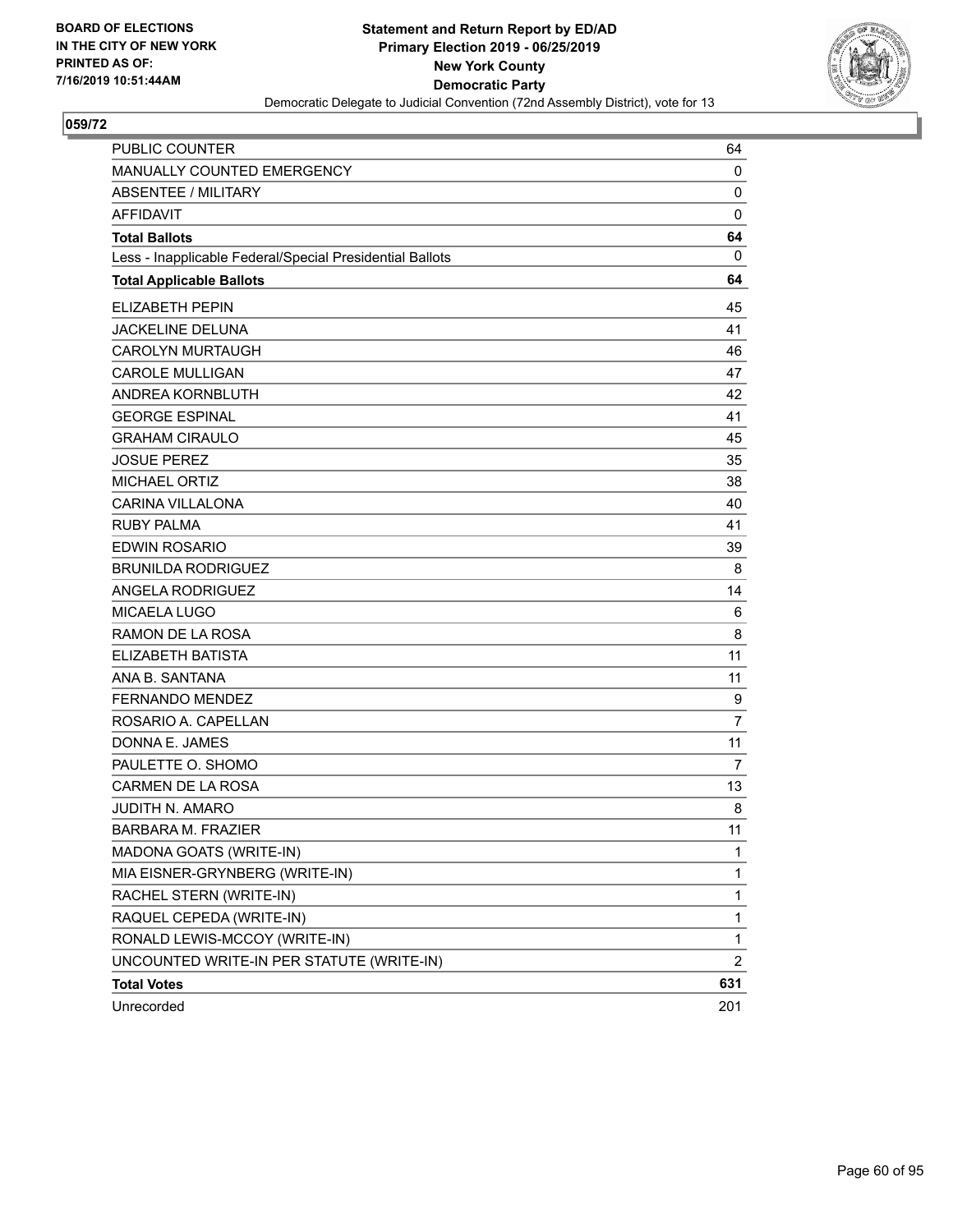BOARD OF ELECTIONS
IN THE CITY OF NEW YORK
PRINTED AS OF:
7/16/2019 10:51:44AM

**Statement and Return Report by ED/AD**
**Primary Election 2019 - 06/25/2019**
**New York County**
**Democratic Party**
Democratic Delegate to Judicial Convention (72nd Assembly District), vote for 13

**059/72**

| | |
|---|---|
| PUBLIC COUNTER | 64 |
| MANUALLY COUNTED EMERGENCY | 0 |
| ABSENTEE / MILITARY | 0 |
| AFFIDAVIT | 0 |
| **Total Ballots** | **64** |
| Less - Inapplicable Federal/Special Presidential Ballots | 0 |
| **Total Applicable Ballots** | **64** |
| ELIZABETH PEPIN | 45 |
| JACKELINE DELUNA | 41 |
| CAROLYN MURTAUGH | 46 |
| CAROLE MULLIGAN | 47 |
| ANDREA KORNBLUTH | 42 |
| GEORGE ESPINAL | 41 |
| GRAHAM CIRAULO | 45 |
| JOSUE PEREZ | 35 |
| MICHAEL ORTIZ | 38 |
| CARINA VILLALONA | 40 |
| RUBY PALMA | 41 |
| EDWIN ROSARIO | 39 |
| BRUNILDA RODRIGUEZ | 8 |
| ANGELA RODRIGUEZ | 14 |
| MICAELA LUGO | 6 |
| RAMON DE LA ROSA | 8 |
| ELIZABETH BATISTA | 11 |
| ANA B. SANTANA | 11 |
| FERNANDO MENDEZ | 9 |
| ROSARIO A. CAPELLAN | 7 |
| DONNA E. JAMES | 11 |
| PAULETTE O. SHOMO | 7 |
| CARMEN DE LA ROSA | 13 |
| JUDITH N. AMARO | 8 |
| BARBARA M. FRAZIER | 11 |
| MADONA GOATS (WRITE-IN) | 1 |
| MIA EISNER-GRYNBERG (WRITE-IN) | 1 |
| RACHEL STERN (WRITE-IN) | 1 |
| RAQUEL CEPEDA (WRITE-IN) | 1 |
| RONALD LEWIS-MCCOY (WRITE-IN) | 1 |
| UNCOUNTED WRITE-IN PER STATUTE (WRITE-IN) | 2 |
| **Total Votes** | **631** |
| Unrecorded | 201 |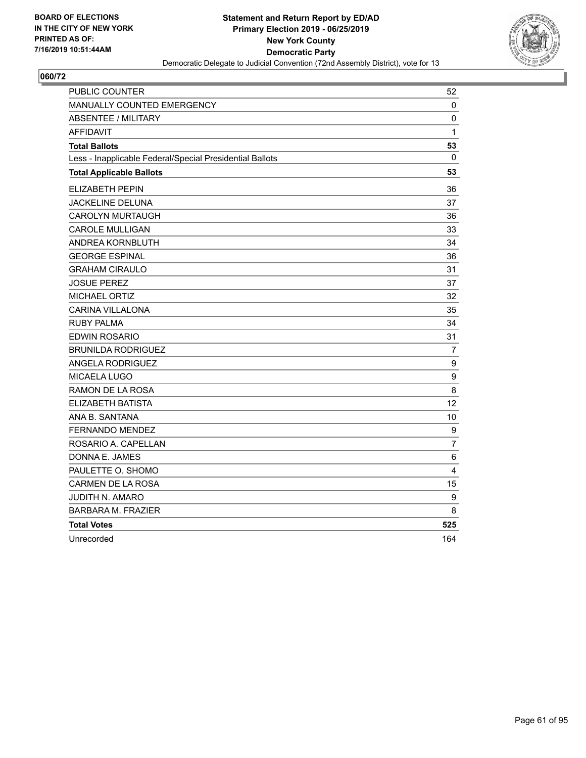BOARD OF ELECTIONS
IN THE CITY OF NEW YORK
PRINTED AS OF:
7/16/2019 10:51:44AM

**Statement and Return Report by ED/AD**
**Primary Election 2019 - 06/25/2019**
**New York County**
**Democratic Party**
Democratic Delegate to Judicial Convention (72nd Assembly District), vote for 13

**060/72**

| | |
|---|---|
| PUBLIC COUNTER | 52 |
| MANUALLY COUNTED EMERGENCY | 0 |
| ABSENTEE / MILITARY | 0 |
| AFFIDAVIT | 1 |
| **Total Ballots** | **53** |
| Less - Inapplicable Federal/Special Presidential Ballots | 0 |
| **Total Applicable Ballots** | **53** |
| ELIZABETH PEPIN | 36 |
| JACKELINE DELUNA | 37 |
| CAROLYN MURTAUGH | 36 |
| CAROLE MULLIGAN | 33 |
| ANDREA KORNBLUTH | 34 |
| GEORGE ESPINAL | 36 |
| GRAHAM CIRAULO | 31 |
| JOSUE PEREZ | 37 |
| MICHAEL ORTIZ | 32 |
| CARINA VILLALONA | 35 |
| RUBY PALMA | 34 |
| EDWIN ROSARIO | 31 |
| BRUNILDA RODRIGUEZ | 7 |
| ANGELA RODRIGUEZ | 9 |
| MICAELA LUGO | 9 |
| RAMON DE LA ROSA | 8 |
| ELIZABETH BATISTA | 12 |
| ANA B. SANTANA | 10 |
| FERNANDO MENDEZ | 9 |
| ROSARIO A. CAPELLAN | 7 |
| DONNA E. JAMES | 6 |
| PAULETTE O. SHOMO | 4 |
| CARMEN DE LA ROSA | 15 |
| JUDITH N. AMARO | 9 |
| BARBARA M. FRAZIER | 8 |
| **Total Votes** | **525** |
| Unrecorded | 164 |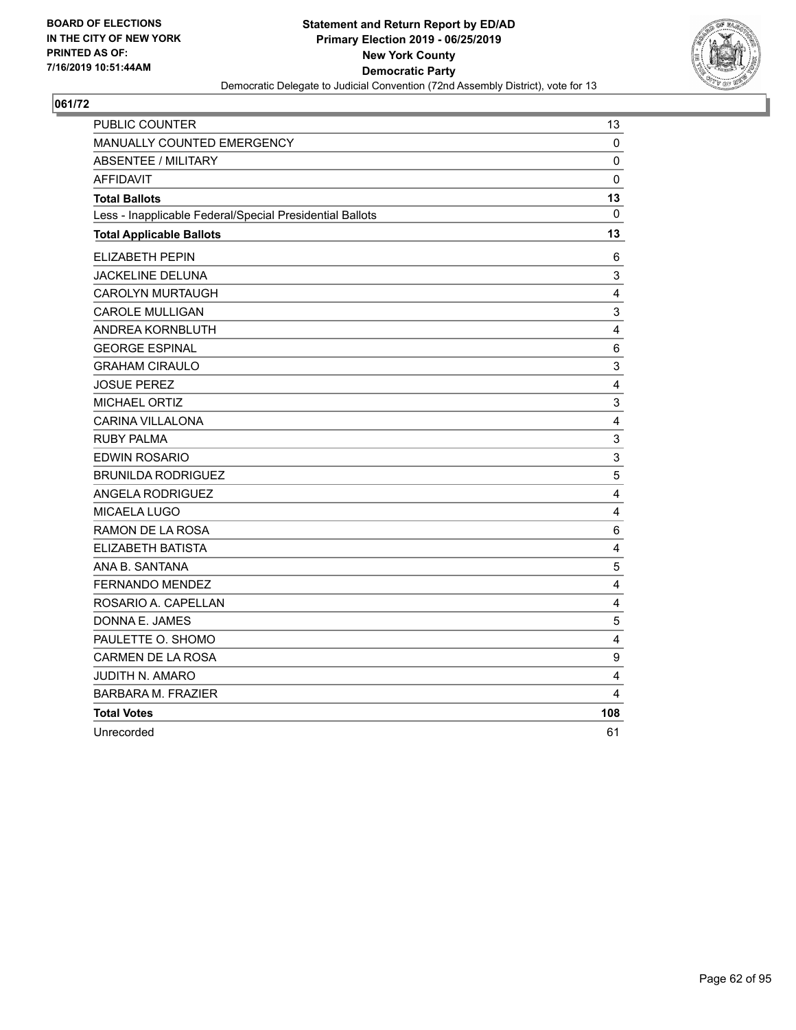BOARD OF ELECTIONS
IN THE CITY OF NEW YORK
PRINTED AS OF:
7/16/2019 10:51:44AM

**Statement and Return Report by ED/AD**
**Primary Election 2019 - 06/25/2019**
**New York County**
**Democratic Party**
Democratic Delegate to Judicial Convention (72nd Assembly District), vote for 13

**061/72**

| | |
|---|---|
| PUBLIC COUNTER | 13 |
| MANUALLY COUNTED EMERGENCY | 0 |
| ABSENTEE / MILITARY | 0 |
| AFFIDAVIT | 0 |
| **Total Ballots** | **13** |
| Less - Inapplicable Federal/Special Presidential Ballots | 0 |
| **Total Applicable Ballots** | **13** |
| ELIZABETH PEPIN | 6 |
| JACKELINE DELUNA | 3 |
| CAROLYN MURTAUGH | 4 |
| CAROLE MULLIGAN | 3 |
| ANDREA KORNBLUTH | 4 |
| GEORGE ESPINAL | 6 |
| GRAHAM CIRAULO | 3 |
| JOSUE PEREZ | 4 |
| MICHAEL ORTIZ | 3 |
| CARINA VILLALONA | 4 |
| RUBY PALMA | 3 |
| EDWIN ROSARIO | 3 |
| BRUNILDA RODRIGUEZ | 5 |
| ANGELA RODRIGUEZ | 4 |
| MICAELA LUGO | 4 |
| RAMON DE LA ROSA | 6 |
| ELIZABETH BATISTA | 4 |
| ANA B. SANTANA | 5 |
| FERNANDO MENDEZ | 4 |
| ROSARIO A. CAPELLAN | 4 |
| DONNA E. JAMES | 5 |
| PAULETTE O. SHOMO | 4 |
| CARMEN DE LA ROSA | 9 |
| JUDITH N. AMARO | 4 |
| BARBARA M. FRAZIER | 4 |
| **Total Votes** | **108** |
| Unrecorded | 61 |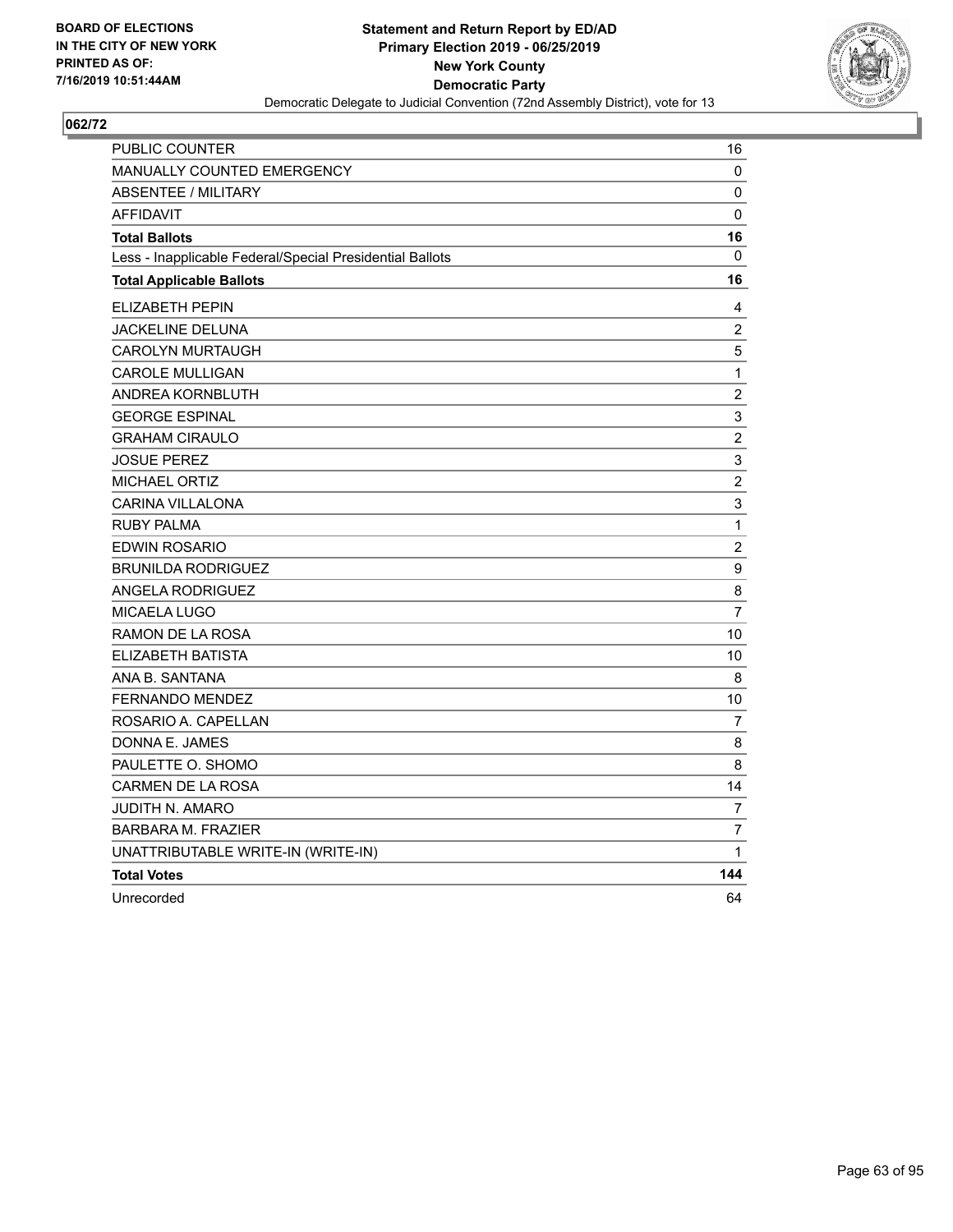BOARD OF ELECTIONS
IN THE CITY OF NEW YORK
PRINTED AS OF:
7/16/2019 10:51:44AM

**Statement and Return Report by ED/AD**
**Primary Election 2019 - 06/25/2019**
**New York County**
**Democratic Party**
Democratic Delegate to Judicial Convention (72nd Assembly District), vote for 13

## 062/72

| | |
|---|---|
| PUBLIC COUNTER | 16 |
| MANUALLY COUNTED EMERGENCY | 0 |
| ABSENTEE / MILITARY | 0 |
| AFFIDAVIT | 0 |
| **Total Ballots** | **16** |
| Less - Inapplicable Federal/Special Presidential Ballots | 0 |
| **Total Applicable Ballots** | **16** |
| ELIZABETH PEPIN | 4 |
| JACKELINE DELUNA | 2 |
| CAROLYN MURTAUGH | 5 |
| CAROLE MULLIGAN | 1 |
| ANDREA KORNBLUTH | 2 |
| GEORGE ESPINAL | 3 |
| GRAHAM CIRAULO | 2 |
| JOSUE PEREZ | 3 |
| MICHAEL ORTIZ | 2 |
| CARINA VILLALONA | 3 |
| RUBY PALMA | 1 |
| EDWIN ROSARIO | 2 |
| BRUNILDA RODRIGUEZ | 9 |
| ANGELA RODRIGUEZ | 8 |
| MICAELA LUGO | 7 |
| RAMON DE LA ROSA | 10 |
| ELIZABETH BATISTA | 10 |
| ANA B. SANTANA | 8 |
| FERNANDO MENDEZ | 10 |
| ROSARIO A. CAPELLAN | 7 |
| DONNA E. JAMES | 8 |
| PAULETTE O. SHOMO | 8 |
| CARMEN DE LA ROSA | 14 |
| JUDITH N. AMARO | 7 |
| BARBARA M. FRAZIER | 7 |
| UNATTRIBUTABLE WRITE-IN (WRITE-IN) | 1 |
| **Total Votes** | **144** |
| Unrecorded | 64 |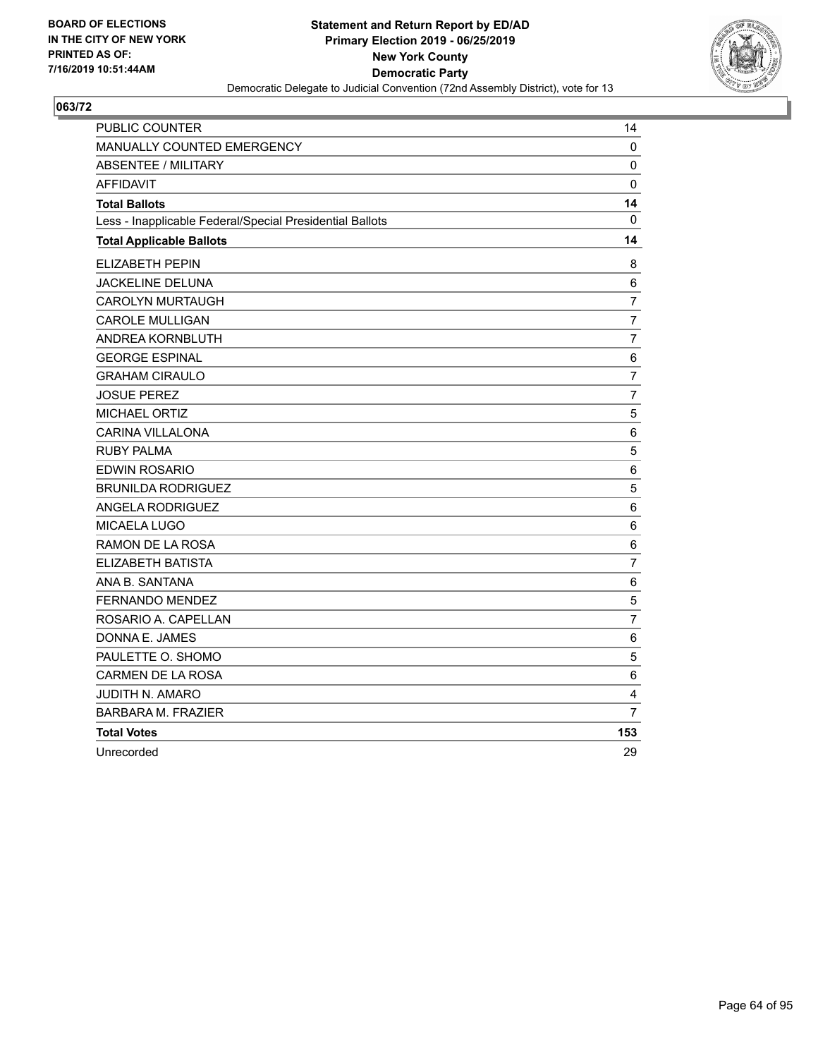BOARD OF ELECTIONS
IN THE CITY OF NEW YORK
PRINTED AS OF:
7/16/2019 10:51:44AM

**Statement and Return Report by ED/AD**
**Primary Election 2019 - 06/25/2019**
**New York County**
**Democratic Party**
Democratic Delegate to Judicial Convention (72nd Assembly District), vote for 13

## 063/72

| | |
|---|---|
| PUBLIC COUNTER | 14 |
| MANUALLY COUNTED EMERGENCY | 0 |
| ABSENTEE / MILITARY | 0 |
| AFFIDAVIT | 0 |
| **Total Ballots** | **14** |
| Less - Inapplicable Federal/Special Presidential Ballots | 0 |
| **Total Applicable Ballots** | **14** |
| ELIZABETH PEPIN | 8 |
| JACKELINE DELUNA | 6 |
| CAROLYN MURTAUGH | 7 |
| CAROLE MULLIGAN | 7 |
| ANDREA KORNBLUTH | 7 |
| GEORGE ESPINAL | 6 |
| GRAHAM CIRAULO | 7 |
| JOSUE PEREZ | 7 |
| MICHAEL ORTIZ | 5 |
| CARINA VILLALONA | 6 |
| RUBY PALMA | 5 |
| EDWIN ROSARIO | 6 |
| BRUNILDA RODRIGUEZ | 5 |
| ANGELA RODRIGUEZ | 6 |
| MICAELA LUGO | 6 |
| RAMON DE LA ROSA | 6 |
| ELIZABETH BATISTA | 7 |
| ANA B. SANTANA | 6 |
| FERNANDO MENDEZ | 5 |
| ROSARIO A. CAPELLAN | 7 |
| DONNA E. JAMES | 6 |
| PAULETTE O. SHOMO | 5 |
| CARMEN DE LA ROSA | 6 |
| JUDITH N. AMARO | 4 |
| BARBARA M. FRAZIER | 7 |
| **Total Votes** | **153** |
| Unrecorded | 29 |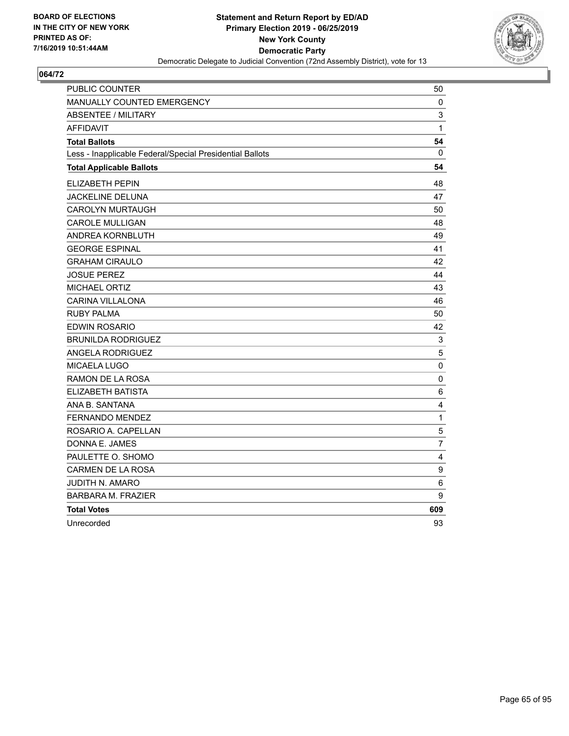BOARD OF ELECTIONS
IN THE CITY OF NEW YORK
PRINTED AS OF:
7/16/2019 10:51:44AM

**Statement and Return Report by ED/AD**
**Primary Election 2019 - 06/25/2019**
**New York County**
**Democratic Party**
Democratic Delegate to Judicial Convention (72nd Assembly District), vote for 13

**064/72**

| | |
|---|---|
| PUBLIC COUNTER | 50 |
| MANUALLY COUNTED EMERGENCY | 0 |
| ABSENTEE / MILITARY | 3 |
| AFFIDAVIT | 1 |
| **Total Ballots** | **54** |
| Less - Inapplicable Federal/Special Presidential Ballots | 0 |
| **Total Applicable Ballots** | **54** |
| ELIZABETH PEPIN | 48 |
| JACKELINE DELUNA | 47 |
| CAROLYN MURTAUGH | 50 |
| CAROLE MULLIGAN | 48 |
| ANDREA KORNBLUTH | 49 |
| GEORGE ESPINAL | 41 |
| GRAHAM CIRAULO | 42 |
| JOSUE PEREZ | 44 |
| MICHAEL ORTIZ | 43 |
| CARINA VILLALONA | 46 |
| RUBY PALMA | 50 |
| EDWIN ROSARIO | 42 |
| BRUNILDA RODRIGUEZ | 3 |
| ANGELA RODRIGUEZ | 5 |
| MICAELA LUGO | 0 |
| RAMON DE LA ROSA | 0 |
| ELIZABETH BATISTA | 6 |
| ANA B. SANTANA | 4 |
| FERNANDO MENDEZ | 1 |
| ROSARIO A. CAPELLAN | 5 |
| DONNA E. JAMES | 7 |
| PAULETTE O. SHOMO | 4 |
| CARMEN DE LA ROSA | 9 |
| JUDITH N. AMARO | 6 |
| BARBARA M. FRAZIER | 9 |
| **Total Votes** | **609** |
| Unrecorded | 93 |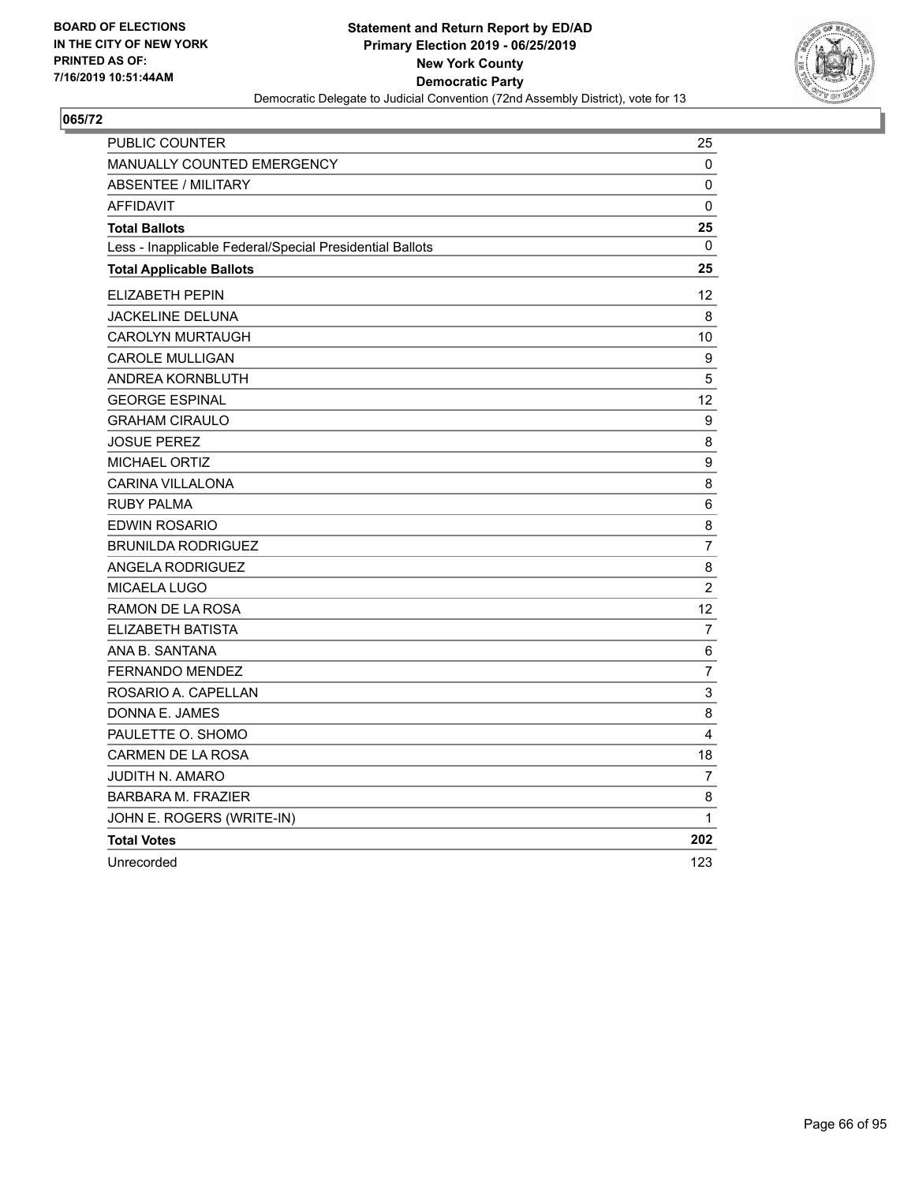BOARD OF ELECTIONS
IN THE CITY OF NEW YORK
PRINTED AS OF:
7/16/2019 10:51:44AM

**Statement and Return Report by ED/AD**
**Primary Election 2019 - 06/25/2019**
**New York County**
**Democratic Party**
Democratic Delegate to Judicial Convention (72nd Assembly District), vote for 13

**065/72**

| | |
|---|---|
| PUBLIC COUNTER | 25 |
| MANUALLY COUNTED EMERGENCY | 0 |
| ABSENTEE / MILITARY | 0 |
| AFFIDAVIT | 0 |
| **Total Ballots** | **25** |
| Less - Inapplicable Federal/Special Presidential Ballots | 0 |
| **Total Applicable Ballots** | **25** |
| ELIZABETH PEPIN | 12 |
| JACKELINE DELUNA | 8 |
| CAROLYN MURTAUGH | 10 |
| CAROLE MULLIGAN | 9 |
| ANDREA KORNBLUTH | 5 |
| GEORGE ESPINAL | 12 |
| GRAHAM CIRAULO | 9 |
| JOSUE PEREZ | 8 |
| MICHAEL ORTIZ | 9 |
| CARINA VILLALONA | 8 |
| RUBY PALMA | 6 |
| EDWIN ROSARIO | 8 |
| BRUNILDA RODRIGUEZ | 7 |
| ANGELA RODRIGUEZ | 8 |
| MICAELA LUGO | 2 |
| RAMON DE LA ROSA | 12 |
| ELIZABETH BATISTA | 7 |
| ANA B. SANTANA | 6 |
| FERNANDO MENDEZ | 7 |
| ROSARIO A. CAPELLAN | 3 |
| DONNA E. JAMES | 8 |
| PAULETTE O. SHOMO | 4 |
| CARMEN DE LA ROSA | 18 |
| JUDITH N. AMARO | 7 |
| BARBARA M. FRAZIER | 8 |
| JOHN E. ROGERS (WRITE-IN) | 1 |
| **Total Votes** | **202** |
| Unrecorded | 123 |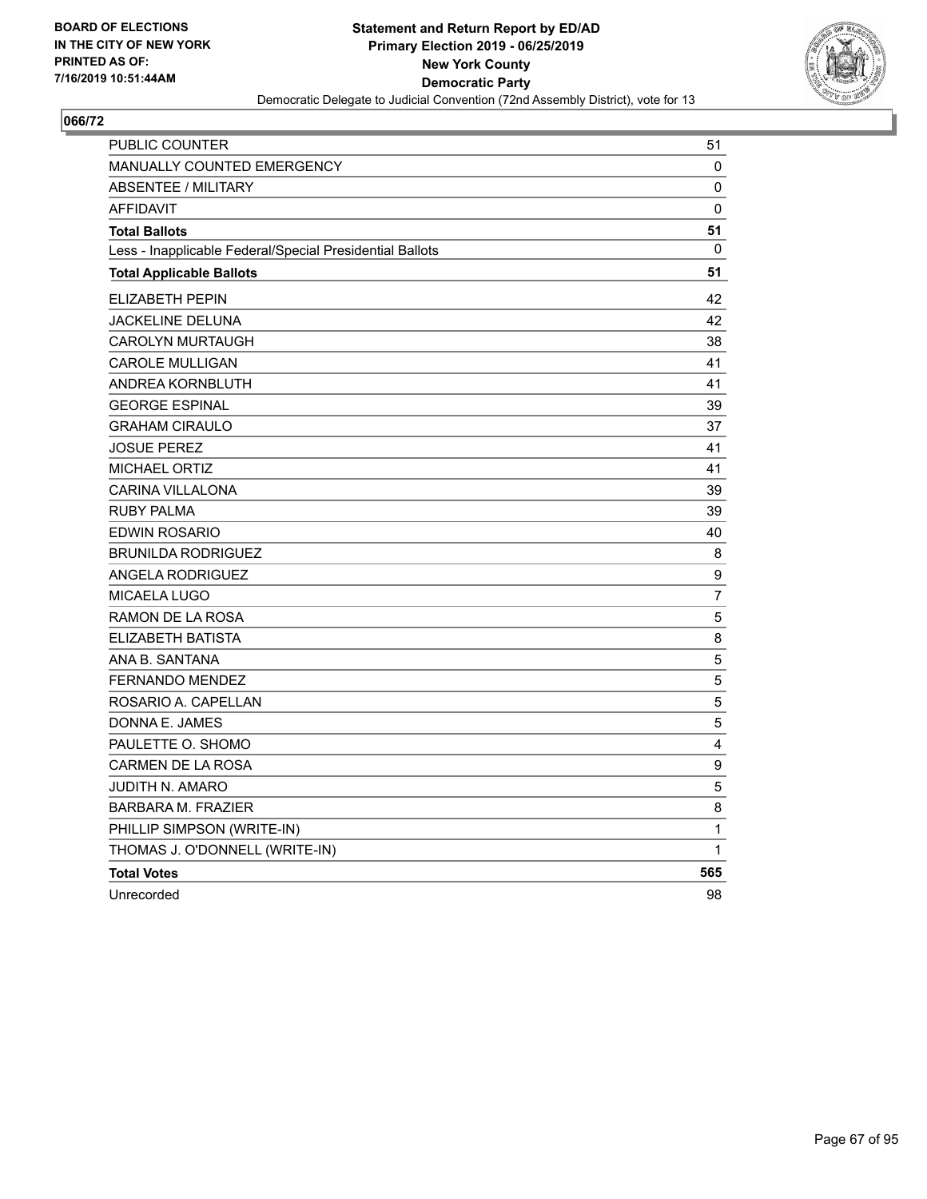BOARD OF ELECTIONS
IN THE CITY OF NEW YORK
PRINTED AS OF:
7/16/2019 10:51:44AM

**Statement and Return Report by ED/AD**
**Primary Election 2019 - 06/25/2019**
**New York County**
**Democratic Party**
Democratic Delegate to Judicial Convention (72nd Assembly District), vote for 13

## 066/72

| | |
|---|---|
| PUBLIC COUNTER | 51 |
| MANUALLY COUNTED EMERGENCY | 0 |
| ABSENTEE / MILITARY | 0 |
| AFFIDAVIT | 0 |
| **Total Ballots** | **51** |
| Less - Inapplicable Federal/Special Presidential Ballots | 0 |
| **Total Applicable Ballots** | **51** |
| ELIZABETH PEPIN | 42 |
| JACKELINE DELUNA | 42 |
| CAROLYN MURTAUGH | 38 |
| CAROLE MULLIGAN | 41 |
| ANDREA KORNBLUTH | 41 |
| GEORGE ESPINAL | 39 |
| GRAHAM CIRAULO | 37 |
| JOSUE PEREZ | 41 |
| MICHAEL ORTIZ | 41 |
| CARINA VILLALONA | 39 |
| RUBY PALMA | 39 |
| EDWIN ROSARIO | 40 |
| BRUNILDA RODRIGUEZ | 8 |
| ANGELA RODRIGUEZ | 9 |
| MICAELA LUGO | 7 |
| RAMON DE LA ROSA | 5 |
| ELIZABETH BATISTA | 8 |
| ANA B. SANTANA | 5 |
| FERNANDO MENDEZ | 5 |
| ROSARIO A. CAPELLAN | 5 |
| DONNA E. JAMES | 5 |
| PAULETTE O. SHOMO | 4 |
| CARMEN DE LA ROSA | 9 |
| JUDITH N. AMARO | 5 |
| BARBARA M. FRAZIER | 8 |
| PHILLIP SIMPSON (WRITE-IN) | 1 |
| THOMAS J. O'DONNELL (WRITE-IN) | 1 |
| **Total Votes** | **565** |
| Unrecorded | 98 |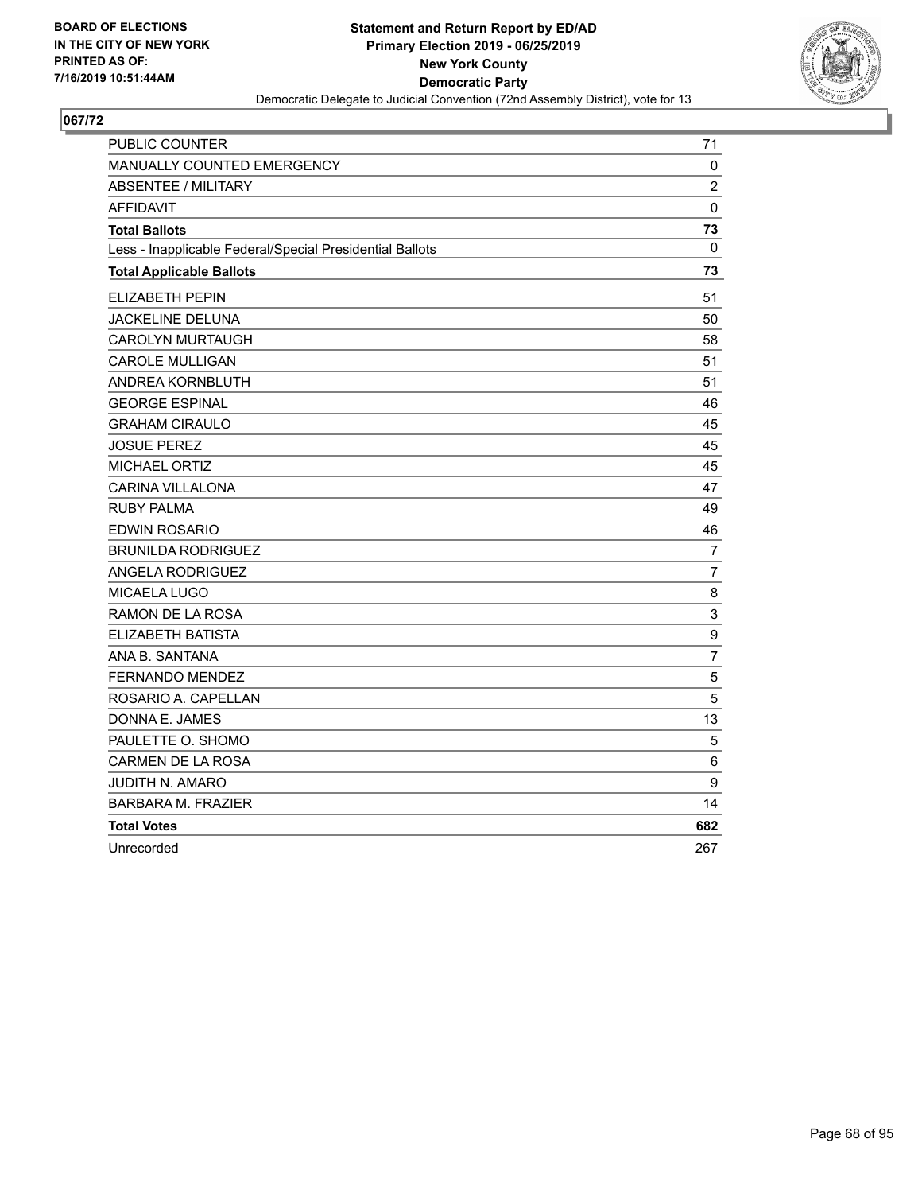BOARD OF ELECTIONS
IN THE CITY OF NEW YORK
PRINTED AS OF:
7/16/2019 10:51:44AM

**Statement and Return Report by ED/AD**
**Primary Election 2019 - 06/25/2019**
**New York County**
**Democratic Party**
Democratic Delegate to Judicial Convention (72nd Assembly District), vote for 13

## 067/72

| | |
|---|---|
| PUBLIC COUNTER | 71 |
| MANUALLY COUNTED EMERGENCY | 0 |
| ABSENTEE / MILITARY | 2 |
| AFFIDAVIT | 0 |
| **Total Ballots** | **73** |
| Less - Inapplicable Federal/Special Presidential Ballots | 0 |
| **Total Applicable Ballots** | **73** |
| ELIZABETH PEPIN | 51 |
| JACKELINE DELUNA | 50 |
| CAROLYN MURTAUGH | 58 |
| CAROLE MULLIGAN | 51 |
| ANDREA KORNBLUTH | 51 |
| GEORGE ESPINAL | 46 |
| GRAHAM CIRAULO | 45 |
| JOSUE PEREZ | 45 |
| MICHAEL ORTIZ | 45 |
| CARINA VILLALONA | 47 |
| RUBY PALMA | 49 |
| EDWIN ROSARIO | 46 |
| BRUNILDA RODRIGUEZ | 7 |
| ANGELA RODRIGUEZ | 7 |
| MICAELA LUGO | 8 |
| RAMON DE LA ROSA | 3 |
| ELIZABETH BATISTA | 9 |
| ANA B. SANTANA | 7 |
| FERNANDO MENDEZ | 5 |
| ROSARIO A. CAPELLAN | 5 |
| DONNA E. JAMES | 13 |
| PAULETTE O. SHOMO | 5 |
| CARMEN DE LA ROSA | 6 |
| JUDITH N. AMARO | 9 |
| BARBARA M. FRAZIER | 14 |
| **Total Votes** | **682** |
| Unrecorded | 267 |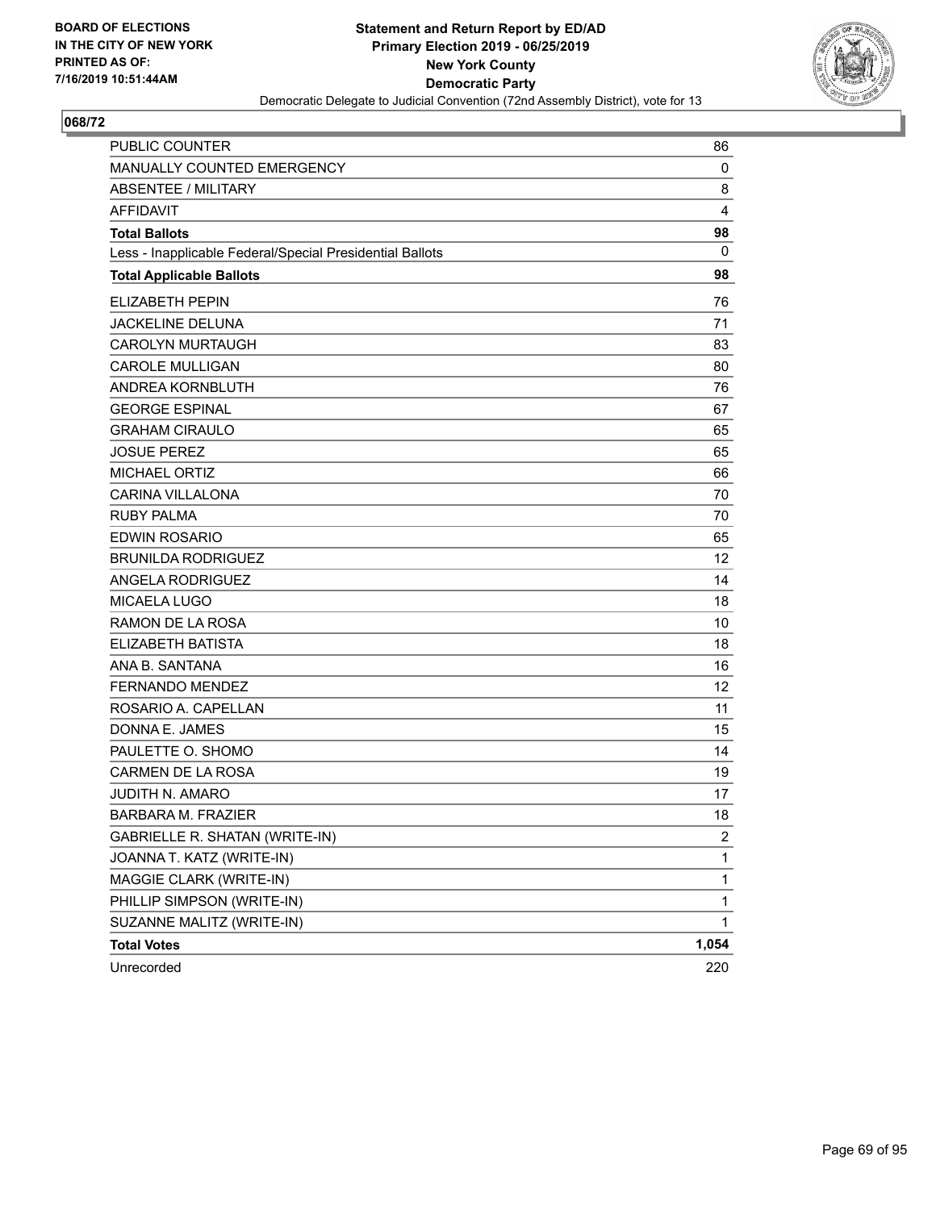BOARD OF ELECTIONS
IN THE CITY OF NEW YORK
PRINTED AS OF:
7/16/2019 10:51:44AM

**Statement and Return Report by ED/AD**
**Primary Election 2019 - 06/25/2019**
**New York County**
**Democratic Party**
Democratic Delegate to Judicial Convention (72nd Assembly District), vote for 13

**068/72**

| | |
|---|---|
| PUBLIC COUNTER | 86 |
| MANUALLY COUNTED EMERGENCY | 0 |
| ABSENTEE / MILITARY | 8 |
| AFFIDAVIT | 4 |
| **Total Ballots** | **98** |
| Less - Inapplicable Federal/Special Presidential Ballots | 0 |
| **Total Applicable Ballots** | **98** |
| ELIZABETH PEPIN | 76 |
| JACKELINE DELUNA | 71 |
| CAROLYN MURTAUGH | 83 |
| CAROLE MULLIGAN | 80 |
| ANDREA KORNBLUTH | 76 |
| GEORGE ESPINAL | 67 |
| GRAHAM CIRAULO | 65 |
| JOSUE PEREZ | 65 |
| MICHAEL ORTIZ | 66 |
| CARINA VILLALONA | 70 |
| RUBY PALMA | 70 |
| EDWIN ROSARIO | 65 |
| BRUNILDA RODRIGUEZ | 12 |
| ANGELA RODRIGUEZ | 14 |
| MICAELA LUGO | 18 |
| RAMON DE LA ROSA | 10 |
| ELIZABETH BATISTA | 18 |
| ANA B. SANTANA | 16 |
| FERNANDO MENDEZ | 12 |
| ROSARIO A. CAPELLAN | 11 |
| DONNA E. JAMES | 15 |
| PAULETTE O. SHOMO | 14 |
| CARMEN DE LA ROSA | 19 |
| JUDITH N. AMARO | 17 |
| BARBARA M. FRAZIER | 18 |
| GABRIELLE R. SHATAN (WRITE-IN) | 2 |
| JOANNA T. KATZ (WRITE-IN) | 1 |
| MAGGIE CLARK (WRITE-IN) | 1 |
| PHILLIP SIMPSON (WRITE-IN) | 1 |
| SUZANNE MALITZ (WRITE-IN) | 1 |
| **Total Votes** | **1,054** |
| Unrecorded | 220 |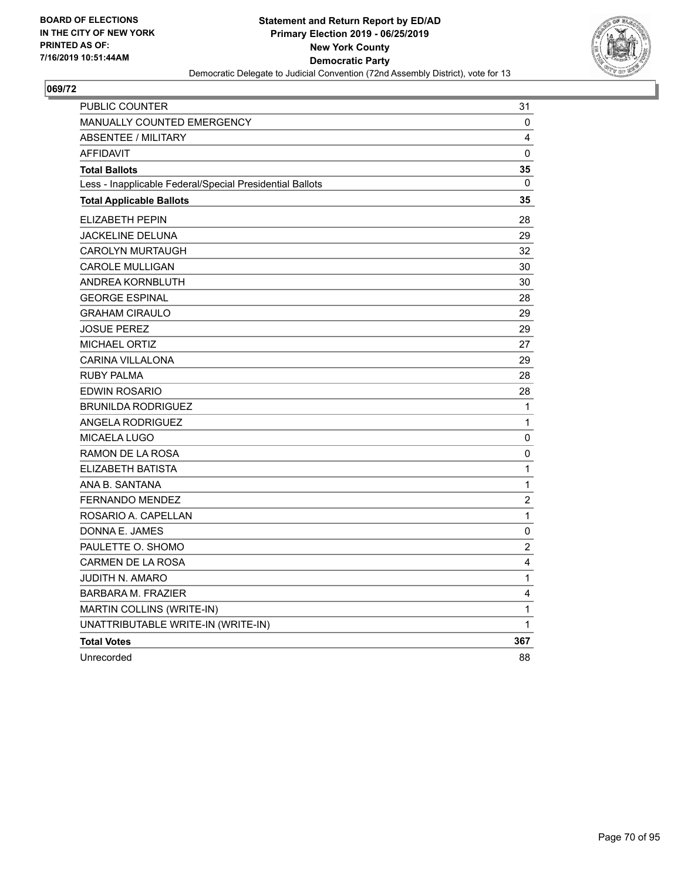BOARD OF ELECTIONS
IN THE CITY OF NEW YORK
PRINTED AS OF:
7/16/2019 10:51:44AM

**Statement and Return Report by ED/AD**
**Primary Election 2019 - 06/25/2019**
**New York County**
**Democratic Party**
Democratic Delegate to Judicial Convention (72nd Assembly District), vote for 13

## 069/72

| | |
|---|---|
| PUBLIC COUNTER | 31 |
| MANUALLY COUNTED EMERGENCY | 0 |
| ABSENTEE / MILITARY | 4 |
| AFFIDAVIT | 0 |
| **Total Ballots** | **35** |
| Less - Inapplicable Federal/Special Presidential Ballots | 0 |
| **Total Applicable Ballots** | **35** |
| ELIZABETH PEPIN | 28 |
| JACKELINE DELUNA | 29 |
| CAROLYN MURTAUGH | 32 |
| CAROLE MULLIGAN | 30 |
| ANDREA KORNBLUTH | 30 |
| GEORGE ESPINAL | 28 |
| GRAHAM CIRAULO | 29 |
| JOSUE PEREZ | 29 |
| MICHAEL ORTIZ | 27 |
| CARINA VILLALONA | 29 |
| RUBY PALMA | 28 |
| EDWIN ROSARIO | 28 |
| BRUNILDA RODRIGUEZ | 1 |
| ANGELA RODRIGUEZ | 1 |
| MICAELA LUGO | 0 |
| RAMON DE LA ROSA | 0 |
| ELIZABETH BATISTA | 1 |
| ANA B. SANTANA | 1 |
| FERNANDO MENDEZ | 2 |
| ROSARIO A. CAPELLAN | 1 |
| DONNA E. JAMES | 0 |
| PAULETTE O. SHOMO | 2 |
| CARMEN DE LA ROSA | 4 |
| JUDITH N. AMARO | 1 |
| BARBARA M. FRAZIER | 4 |
| MARTIN COLLINS (WRITE-IN) | 1 |
| UNATTRIBUTABLE WRITE-IN (WRITE-IN) | 1 |
| **Total Votes** | **367** |
| Unrecorded | 88 |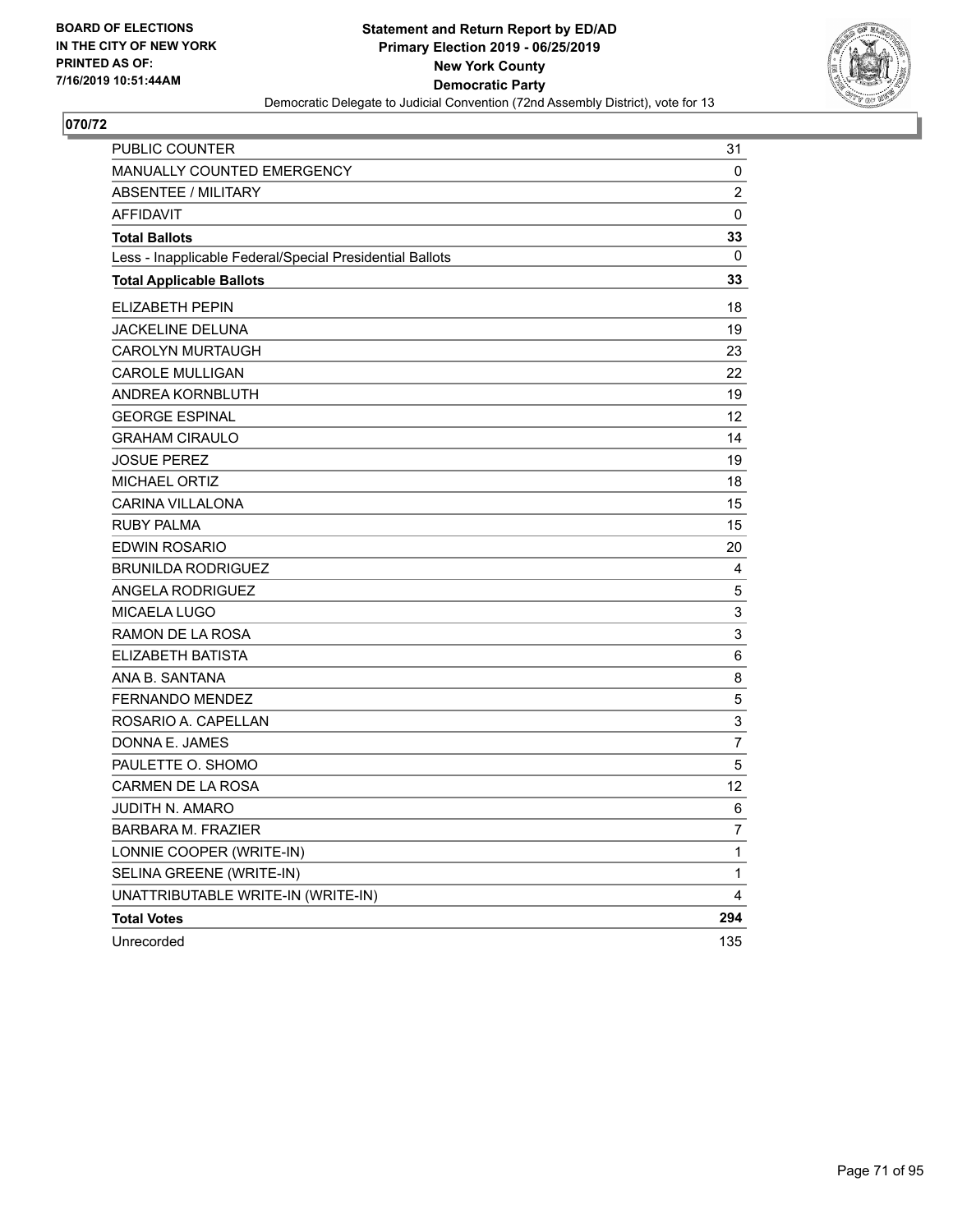BOARD OF ELECTIONS
IN THE CITY OF NEW YORK
PRINTED AS OF:
7/16/2019 10:51:44AM

**Statement and Return Report by ED/AD**
**Primary Election 2019 - 06/25/2019**
**New York County**
**Democratic Party**
Democratic Delegate to Judicial Convention (72nd Assembly District), vote for 13

## 070/72

| | |
|---|---|
| PUBLIC COUNTER | 31 |
| MANUALLY COUNTED EMERGENCY | 0 |
| ABSENTEE / MILITARY | 2 |
| AFFIDAVIT | 0 |
| **Total Ballots** | **33** |
| Less - Inapplicable Federal/Special Presidential Ballots | 0 |
| **Total Applicable Ballots** | **33** |
| ELIZABETH PEPIN | 18 |
| JACKELINE DELUNA | 19 |
| CAROLYN MURTAUGH | 23 |
| CAROLE MULLIGAN | 22 |
| ANDREA KORNBLUTH | 19 |
| GEORGE ESPINAL | 12 |
| GRAHAM CIRAULO | 14 |
| JOSUE PEREZ | 19 |
| MICHAEL ORTIZ | 18 |
| CARINA VILLALONA | 15 |
| RUBY PALMA | 15 |
| EDWIN ROSARIO | 20 |
| BRUNILDA RODRIGUEZ | 4 |
| ANGELA RODRIGUEZ | 5 |
| MICAELA LUGO | 3 |
| RAMON DE LA ROSA | 3 |
| ELIZABETH BATISTA | 6 |
| ANA B. SANTANA | 8 |
| FERNANDO MENDEZ | 5 |
| ROSARIO A. CAPELLAN | 3 |
| DONNA E. JAMES | 7 |
| PAULETTE O. SHOMO | 5 |
| CARMEN DE LA ROSA | 12 |
| JUDITH N. AMARO | 6 |
| BARBARA M. FRAZIER | 7 |
| LONNIE COOPER (WRITE-IN) | 1 |
| SELINA GREENE (WRITE-IN) | 1 |
| UNATTRIBUTABLE WRITE-IN (WRITE-IN) | 4 |
| **Total Votes** | **294** |
| Unrecorded | 135 |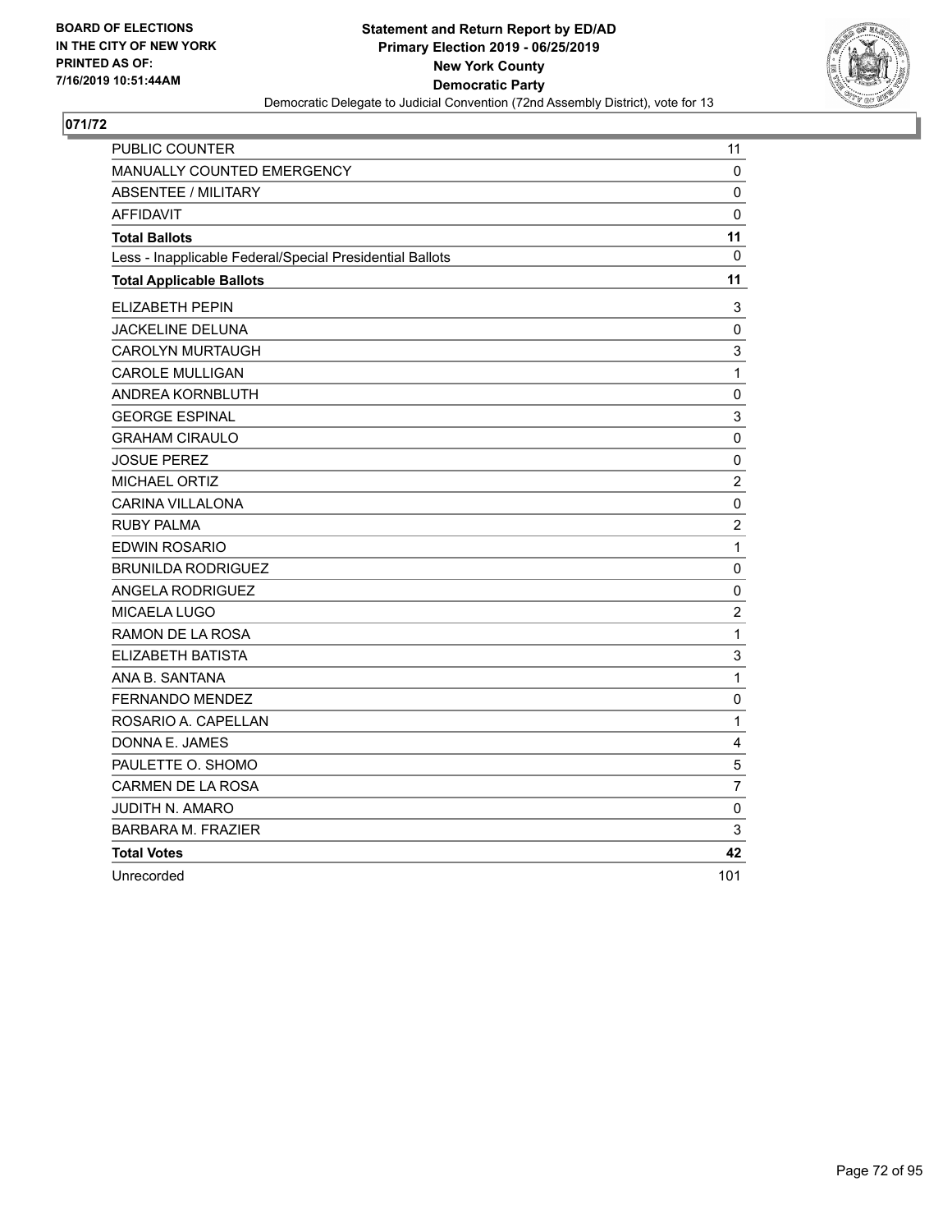BOARD OF ELECTIONS
IN THE CITY OF NEW YORK
PRINTED AS OF:
7/16/2019 10:51:44AM

**Statement and Return Report by ED/AD**
**Primary Election 2019 - 06/25/2019**
**New York County**
**Democratic Party**
Democratic Delegate to Judicial Convention (72nd Assembly District), vote for 13

## 071/72

| | |
|---|---|
| PUBLIC COUNTER | 11 |
| MANUALLY COUNTED EMERGENCY | 0 |
| ABSENTEE / MILITARY | 0 |
| AFFIDAVIT | 0 |
| **Total Ballots** | **11** |
| Less - Inapplicable Federal/Special Presidential Ballots | 0 |
| **Total Applicable Ballots** | **11** |
| ELIZABETH PEPIN | 3 |
| JACKELINE DELUNA | 0 |
| CAROLYN MURTAUGH | 3 |
| CAROLE MULLIGAN | 1 |
| ANDREA KORNBLUTH | 0 |
| GEORGE ESPINAL | 3 |
| GRAHAM CIRAULO | 0 |
| JOSUE PEREZ | 0 |
| MICHAEL ORTIZ | 2 |
| CARINA VILLALONA | 0 |
| RUBY PALMA | 2 |
| EDWIN ROSARIO | 1 |
| BRUNILDA RODRIGUEZ | 0 |
| ANGELA RODRIGUEZ | 0 |
| MICAELA LUGO | 2 |
| RAMON DE LA ROSA | 1 |
| ELIZABETH BATISTA | 3 |
| ANA B. SANTANA | 1 |
| FERNANDO MENDEZ | 0 |
| ROSARIO A. CAPELLAN | 1 |
| DONNA E. JAMES | 4 |
| PAULETTE O. SHOMO | 5 |
| CARMEN DE LA ROSA | 7 |
| JUDITH N. AMARO | 0 |
| BARBARA M. FRAZIER | 3 |
| **Total Votes** | **42** |
| Unrecorded | 101 |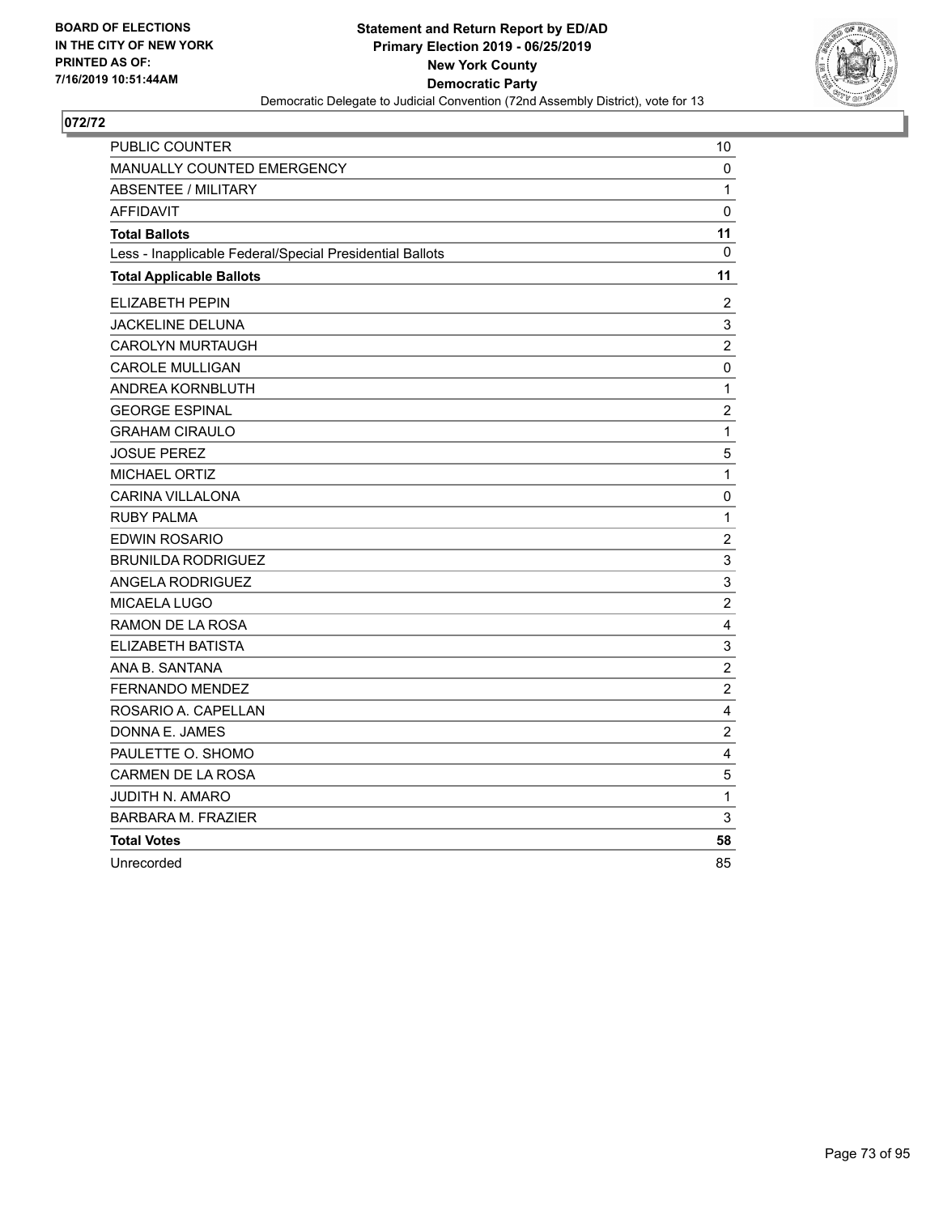BOARD OF ELECTIONS
IN THE CITY OF NEW YORK
PRINTED AS OF:
7/16/2019 10:51:44AM

**Statement and Return Report by ED/AD**
**Primary Election 2019 - 06/25/2019**
**New York County**
**Democratic Party**
Democratic Delegate to Judicial Convention (72nd Assembly District), vote for 13

## 072/72

| | |
|---|---|
| PUBLIC COUNTER | 10 |
| MANUALLY COUNTED EMERGENCY | 0 |
| ABSENTEE / MILITARY | 1 |
| AFFIDAVIT | 0 |
| **Total Ballots** | **11** |
| Less - Inapplicable Federal/Special Presidential Ballots | 0 |
| **Total Applicable Ballots** | **11** |
| ELIZABETH PEPIN | 2 |
| JACKELINE DELUNA | 3 |
| CAROLYN MURTAUGH | 2 |
| CAROLE MULLIGAN | 0 |
| ANDREA KORNBLUTH | 1 |
| GEORGE ESPINAL | 2 |
| GRAHAM CIRAULO | 1 |
| JOSUE PEREZ | 5 |
| MICHAEL ORTIZ | 1 |
| CARINA VILLALONA | 0 |
| RUBY PALMA | 1 |
| EDWIN ROSARIO | 2 |
| BRUNILDA RODRIGUEZ | 3 |
| ANGELA RODRIGUEZ | 3 |
| MICAELA LUGO | 2 |
| RAMON DE LA ROSA | 4 |
| ELIZABETH BATISTA | 3 |
| ANA B. SANTANA | 2 |
| FERNANDO MENDEZ | 2 |
| ROSARIO A. CAPELLAN | 4 |
| DONNA E. JAMES | 2 |
| PAULETTE O. SHOMO | 4 |
| CARMEN DE LA ROSA | 5 |
| JUDITH N. AMARO | 1 |
| BARBARA M. FRAZIER | 3 |
| **Total Votes** | **58** |
| Unrecorded | 85 |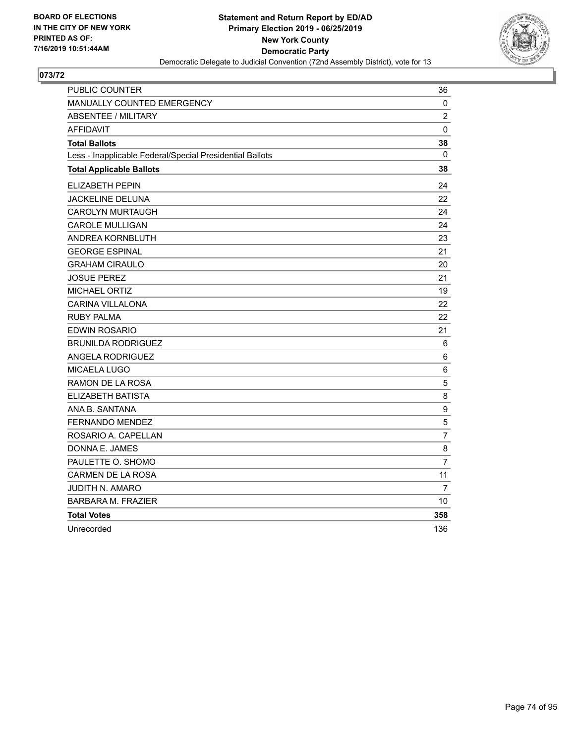BOARD OF ELECTIONS
IN THE CITY OF NEW YORK
PRINTED AS OF:
7/16/2019 10:51:44AM

**Statement and Return Report by ED/AD**
**Primary Election 2019 - 06/25/2019**
**New York County**
**Democratic Party**
Democratic Delegate to Judicial Convention (72nd Assembly District), vote for 13

## 073/72

| | |
|---|---|
| PUBLIC COUNTER | 36 |
| MANUALLY COUNTED EMERGENCY | 0 |
| ABSENTEE / MILITARY | 2 |
| AFFIDAVIT | 0 |
| **Total Ballots** | **38** |
| Less - Inapplicable Federal/Special Presidential Ballots | 0 |
| **Total Applicable Ballots** | **38** |
| ELIZABETH PEPIN | 24 |
| JACKELINE DELUNA | 22 |
| CAROLYN MURTAUGH | 24 |
| CAROLE MULLIGAN | 24 |
| ANDREA KORNBLUTH | 23 |
| GEORGE ESPINAL | 21 |
| GRAHAM CIRAULO | 20 |
| JOSUE PEREZ | 21 |
| MICHAEL ORTIZ | 19 |
| CARINA VILLALONA | 22 |
| RUBY PALMA | 22 |
| EDWIN ROSARIO | 21 |
| BRUNILDA RODRIGUEZ | 6 |
| ANGELA RODRIGUEZ | 6 |
| MICAELA LUGO | 6 |
| RAMON DE LA ROSA | 5 |
| ELIZABETH BATISTA | 8 |
| ANA B. SANTANA | 9 |
| FERNANDO MENDEZ | 5 |
| ROSARIO A. CAPELLAN | 7 |
| DONNA E. JAMES | 8 |
| PAULETTE O. SHOMO | 7 |
| CARMEN DE LA ROSA | 11 |
| JUDITH N. AMARO | 7 |
| BARBARA M. FRAZIER | 10 |
| **Total Votes** | **358** |
| Unrecorded | 136 |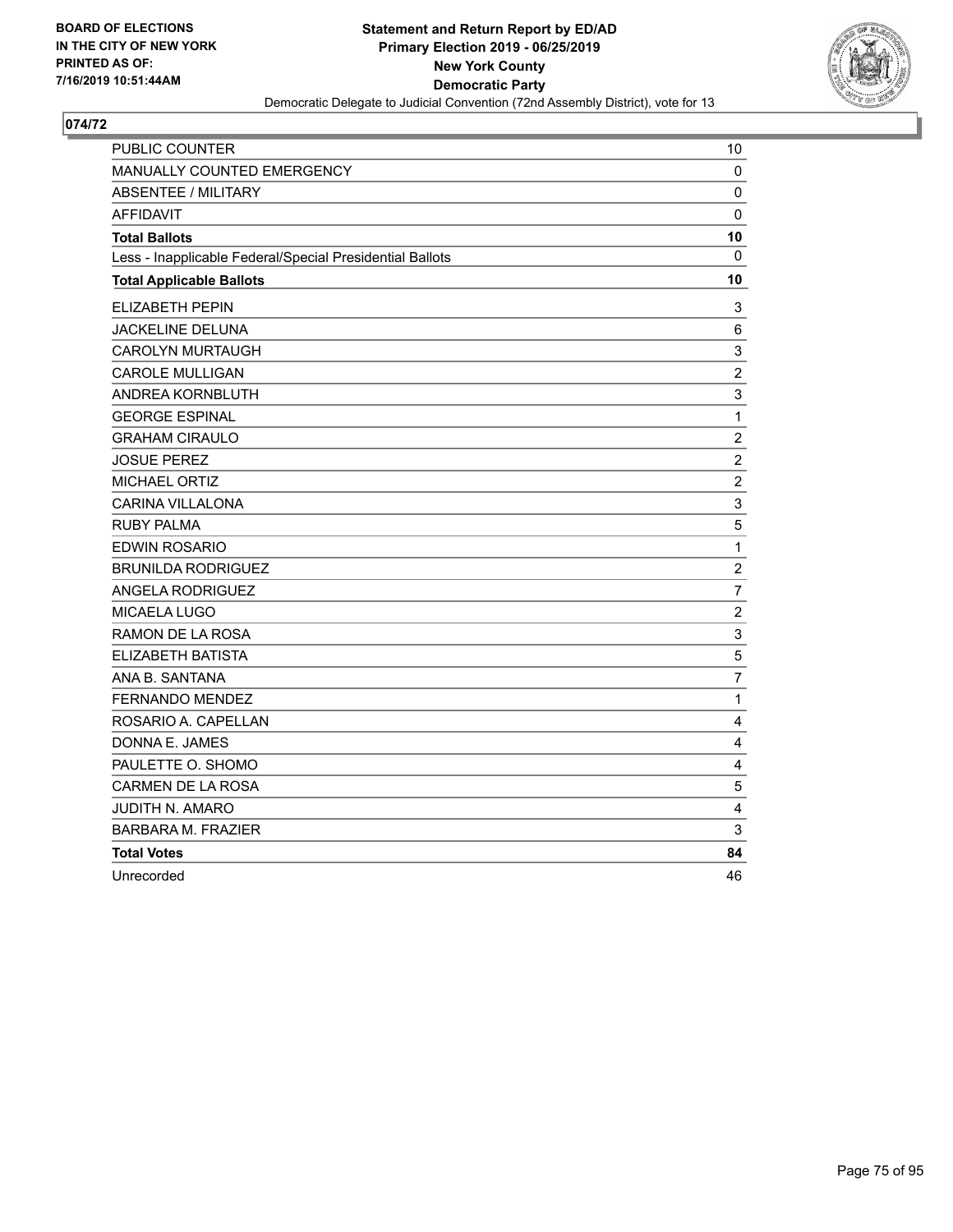BOARD OF ELECTIONS
IN THE CITY OF NEW YORK
PRINTED AS OF:
7/16/2019 10:51:44AM

**Statement and Return Report by ED/AD**
**Primary Election 2019 - 06/25/2019**
**New York County**
**Democratic Party**
Democratic Delegate to Judicial Convention (72nd Assembly District), vote for 13

## 074/72

| | |
|---|---|
| PUBLIC COUNTER | 10 |
| MANUALLY COUNTED EMERGENCY | 0 |
| ABSENTEE / MILITARY | 0 |
| AFFIDAVIT | 0 |
| **Total Ballots** | **10** |
| Less - Inapplicable Federal/Special Presidential Ballots | 0 |
| **Total Applicable Ballots** | **10** |
| ELIZABETH PEPIN | 3 |
| JACKELINE DELUNA | 6 |
| CAROLYN MURTAUGH | 3 |
| CAROLE MULLIGAN | 2 |
| ANDREA KORNBLUTH | 3 |
| GEORGE ESPINAL | 1 |
| GRAHAM CIRAULO | 2 |
| JOSUE PEREZ | 2 |
| MICHAEL ORTIZ | 2 |
| CARINA VILLALONA | 3 |
| RUBY PALMA | 5 |
| EDWIN ROSARIO | 1 |
| BRUNILDA RODRIGUEZ | 2 |
| ANGELA RODRIGUEZ | 7 |
| MICAELA LUGO | 2 |
| RAMON DE LA ROSA | 3 |
| ELIZABETH BATISTA | 5 |
| ANA B. SANTANA | 7 |
| FERNANDO MENDEZ | 1 |
| ROSARIO A. CAPELLAN | 4 |
| DONNA E. JAMES | 4 |
| PAULETTE O. SHOMO | 4 |
| CARMEN DE LA ROSA | 5 |
| JUDITH N. AMARO | 4 |
| BARBARA M. FRAZIER | 3 |
| **Total Votes** | **84** |
| Unrecorded | 46 |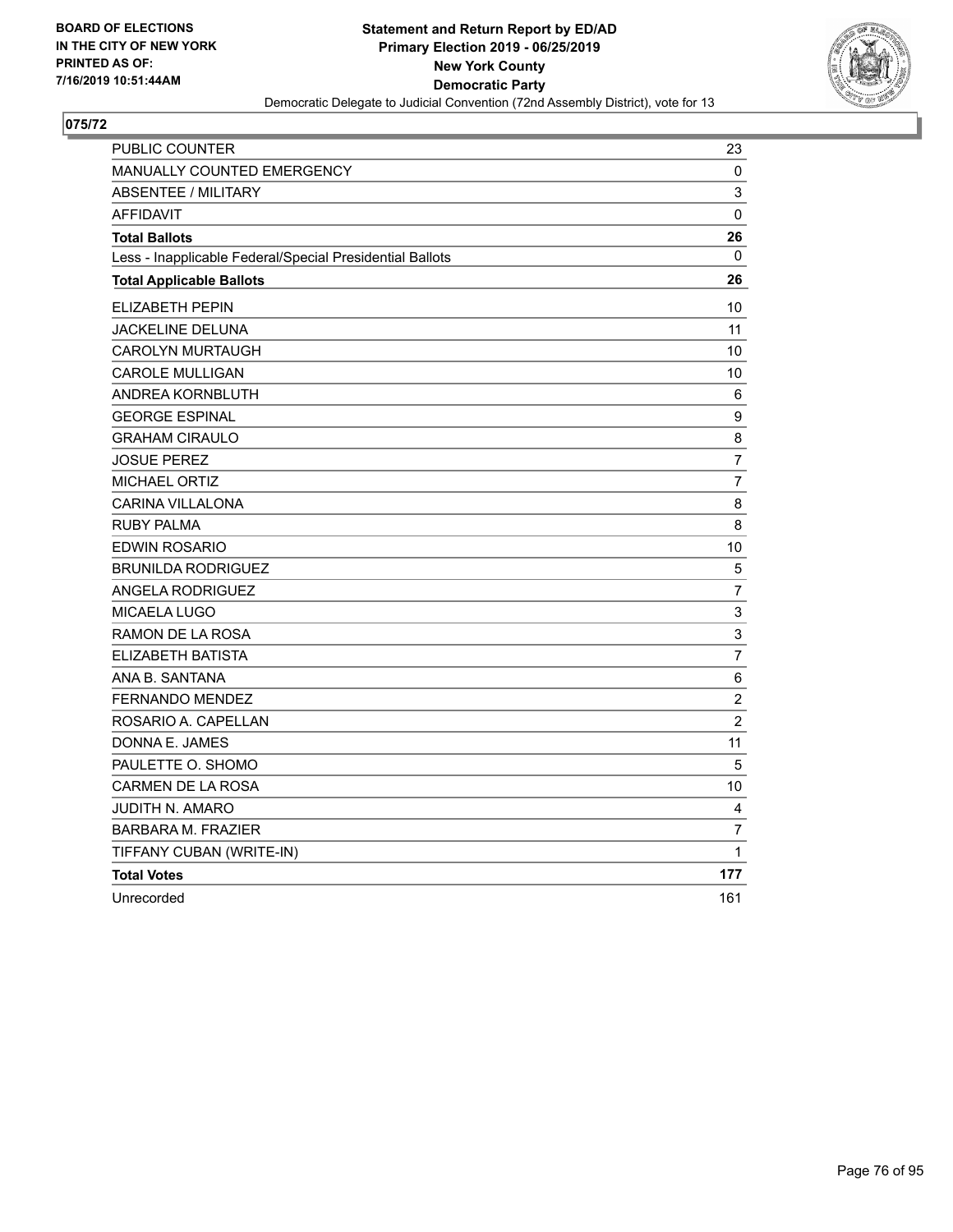**BOARD OF ELECTIONS IN THE CITY OF NEW YORK PRINTED AS OF: 7/16/2019 10:51:44AM**

**Statement and Return Report by ED/AD**
**Primary Election 2019 - 06/25/2019**
**New York County**
**Democratic Party**
Democratic Delegate to Judicial Convention (72nd Assembly District), vote for 13

## 075/72

| | |
|---|---|
| PUBLIC COUNTER | 23 |
| MANUALLY COUNTED EMERGENCY | 0 |
| ABSENTEE / MILITARY | 3 |
| AFFIDAVIT | 0 |
| **Total Ballots** | **26** |
| Less - Inapplicable Federal/Special Presidential Ballots | 0 |
| **Total Applicable Ballots** | **26** |
| ELIZABETH PEPIN | 10 |
| JACKELINE DELUNA | 11 |
| CAROLYN MURTAUGH | 10 |
| CAROLE MULLIGAN | 10 |
| ANDREA KORNBLUTH | 6 |
| GEORGE ESPINAL | 9 |
| GRAHAM CIRAULO | 8 |
| JOSUE PEREZ | 7 |
| MICHAEL ORTIZ | 7 |
| CARINA VILLALONA | 8 |
| RUBY PALMA | 8 |
| EDWIN ROSARIO | 10 |
| BRUNILDA RODRIGUEZ | 5 |
| ANGELA RODRIGUEZ | 7 |
| MICAELA LUGO | 3 |
| RAMON DE LA ROSA | 3 |
| ELIZABETH BATISTA | 7 |
| ANA B. SANTANA | 6 |
| FERNANDO MENDEZ | 2 |
| ROSARIO A. CAPELLAN | 2 |
| DONNA E. JAMES | 11 |
| PAULETTE O. SHOMO | 5 |
| CARMEN DE LA ROSA | 10 |
| JUDITH N. AMARO | 4 |
| BARBARA M. FRAZIER | 7 |
| TIFFANY CUBAN (WRITE-IN) | 1 |
| **Total Votes** | **177** |
| Unrecorded | 161 |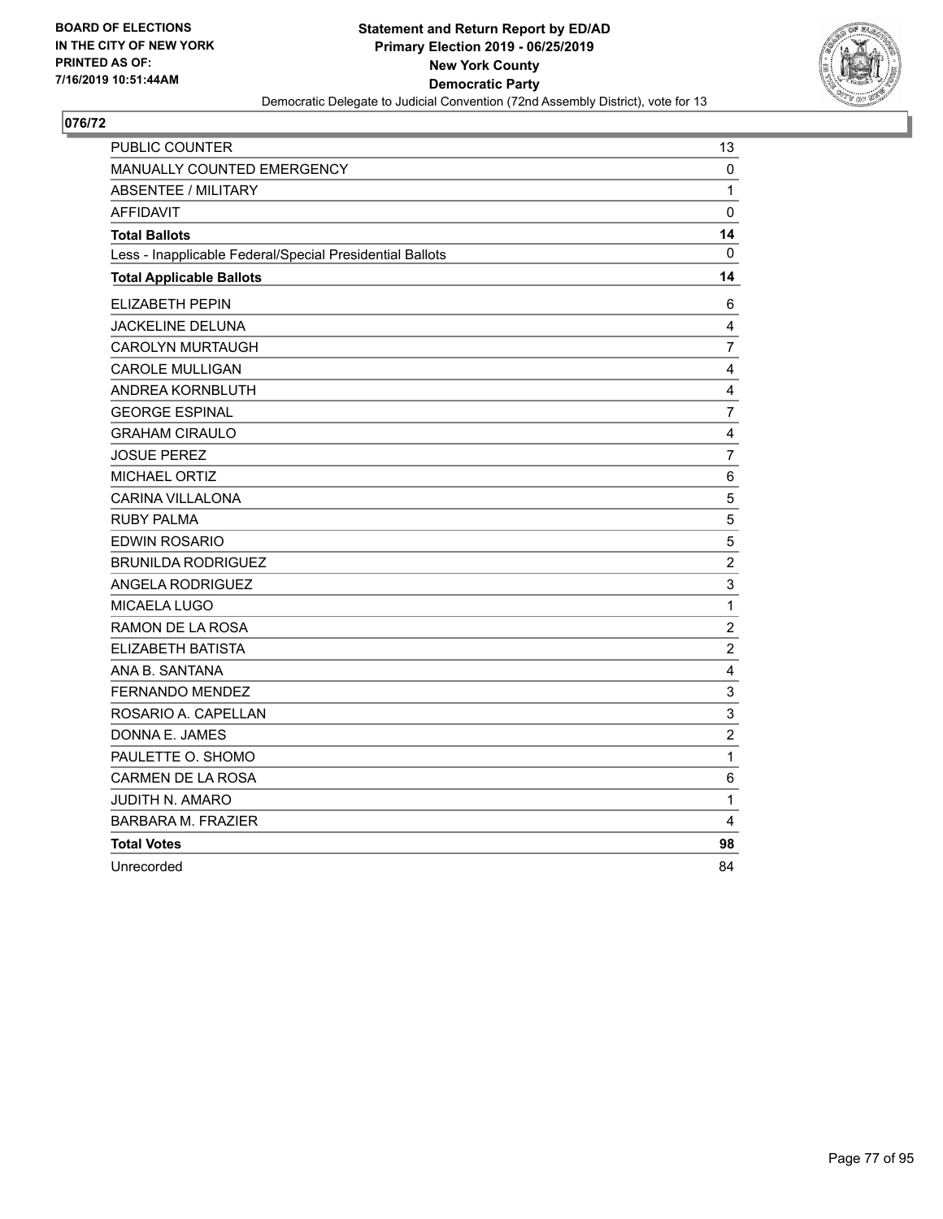BOARD OF ELECTIONS
IN THE CITY OF NEW YORK
PRINTED AS OF:
7/16/2019 10:51:44AM

**Statement and Return Report by ED/AD**
**Primary Election 2019 - 06/25/2019**
**New York County**
**Democratic Party**
Democratic Delegate to Judicial Convention (72nd Assembly District), vote for 13

## 076/72

| | |
|---|---|
| PUBLIC COUNTER | 13 |
| MANUALLY COUNTED EMERGENCY | 0 |
| ABSENTEE / MILITARY | 1 |
| AFFIDAVIT | 0 |
| **Total Ballots** | **14** |
| Less - Inapplicable Federal/Special Presidential Ballots | 0 |
| **Total Applicable Ballots** | **14** |
| ELIZABETH PEPIN | 6 |
| JACKELINE DELUNA | 4 |
| CAROLYN MURTAUGH | 7 |
| CAROLE MULLIGAN | 4 |
| ANDREA KORNBLUTH | 4 |
| GEORGE ESPINAL | 7 |
| GRAHAM CIRAULO | 4 |
| JOSUE PEREZ | 7 |
| MICHAEL ORTIZ | 6 |
| CARINA VILLALONA | 5 |
| RUBY PALMA | 5 |
| EDWIN ROSARIO | 5 |
| BRUNILDA RODRIGUEZ | 2 |
| ANGELA RODRIGUEZ | 3 |
| MICAELA LUGO | 1 |
| RAMON DE LA ROSA | 2 |
| ELIZABETH BATISTA | 2 |
| ANA B. SANTANA | 4 |
| FERNANDO MENDEZ | 3 |
| ROSARIO A. CAPELLAN | 3 |
| DONNA E. JAMES | 2 |
| PAULETTE O. SHOMO | 1 |
| CARMEN DE LA ROSA | 6 |
| JUDITH N. AMARO | 1 |
| BARBARA M. FRAZIER | 4 |
| **Total Votes** | **98** |
| Unrecorded | 84 |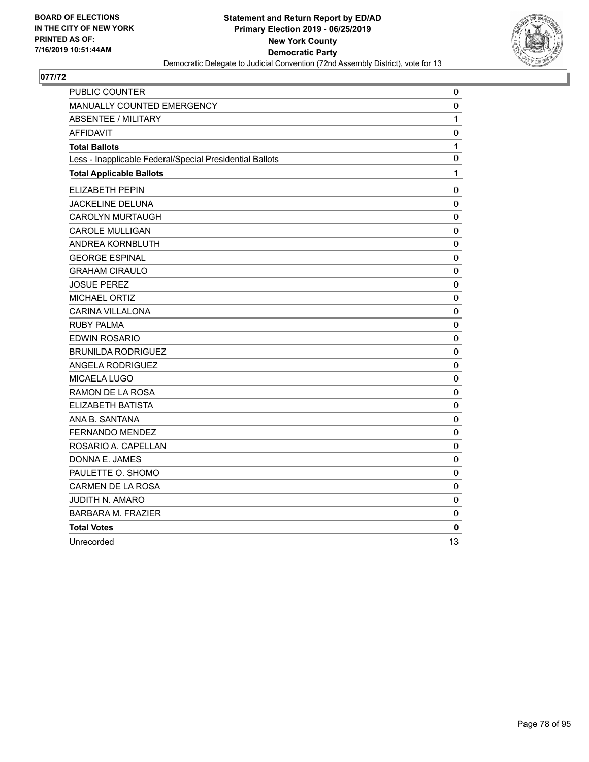BOARD OF ELECTIONS
IN THE CITY OF NEW YORK
PRINTED AS OF:
7/16/2019 10:51:44AM

**Statement and Return Report by ED/AD**
**Primary Election 2019 - 06/25/2019**
**New York County**
**Democratic Party**
Democratic Delegate to Judicial Convention (72nd Assembly District), vote for 13

## 077/72

| | |
|---|---|
| PUBLIC COUNTER | 0 |
| MANUALLY COUNTED EMERGENCY | 0 |
| ABSENTEE / MILITARY | 1 |
| AFFIDAVIT | 0 |
| **Total Ballots** | **1** |
| Less - Inapplicable Federal/Special Presidential Ballots | 0 |
| **Total Applicable Ballots** | **1** |
| ELIZABETH PEPIN | 0 |
| JACKELINE DELUNA | 0 |
| CAROLYN MURTAUGH | 0 |
| CAROLE MULLIGAN | 0 |
| ANDREA KORNBLUTH | 0 |
| GEORGE ESPINAL | 0 |
| GRAHAM CIRAULO | 0 |
| JOSUE PEREZ | 0 |
| MICHAEL ORTIZ | 0 |
| CARINA VILLALONA | 0 |
| RUBY PALMA | 0 |
| EDWIN ROSARIO | 0 |
| BRUNILDA RODRIGUEZ | 0 |
| ANGELA RODRIGUEZ | 0 |
| MICAELA LUGO | 0 |
| RAMON DE LA ROSA | 0 |
| ELIZABETH BATISTA | 0 |
| ANA B. SANTANA | 0 |
| FERNANDO MENDEZ | 0 |
| ROSARIO A. CAPELLAN | 0 |
| DONNA E. JAMES | 0 |
| PAULETTE O. SHOMO | 0 |
| CARMEN DE LA ROSA | 0 |
| JUDITH N. AMARO | 0 |
| BARBARA M. FRAZIER | 0 |
| **Total Votes** | **0** |
| Unrecorded | 13 |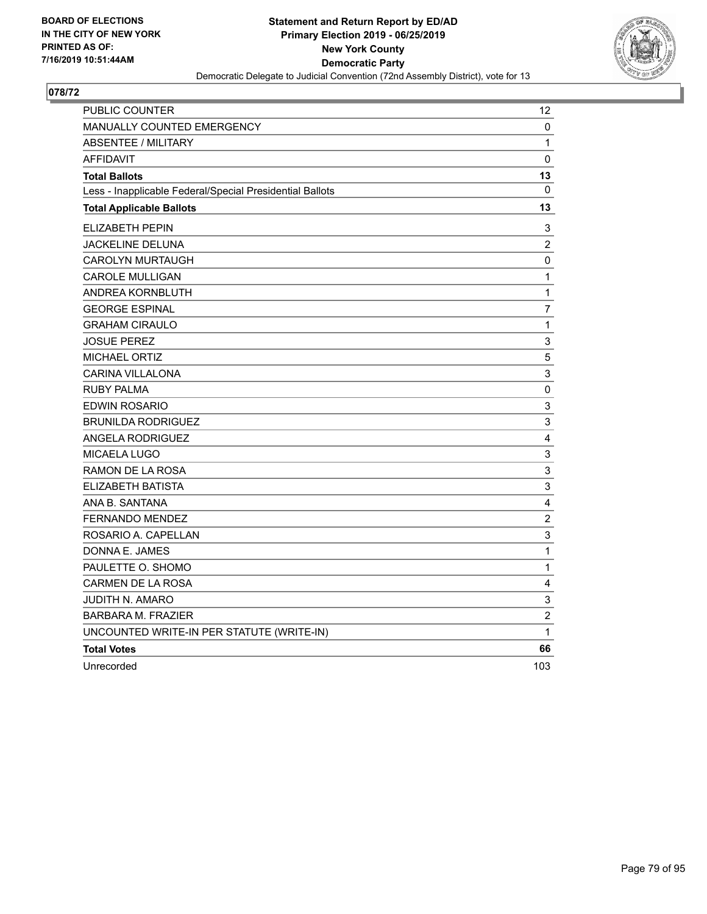BOARD OF ELECTIONS
IN THE CITY OF NEW YORK
PRINTED AS OF:
7/16/2019 10:51:44AM

**Statement and Return Report by ED/AD**
**Primary Election 2019 - 06/25/2019**
**New York County**
**Democratic Party**
Democratic Delegate to Judicial Convention (72nd Assembly District), vote for 13

**078/72**

| | |
|---|---|
| PUBLIC COUNTER | 12 |
| MANUALLY COUNTED EMERGENCY | 0 |
| ABSENTEE / MILITARY | 1 |
| AFFIDAVIT | 0 |
| **Total Ballots** | **13** |
| Less - Inapplicable Federal/Special Presidential Ballots | 0 |
| **Total Applicable Ballots** | **13** |
| ELIZABETH PEPIN | 3 |
| JACKELINE DELUNA | 2 |
| CAROLYN MURTAUGH | 0 |
| CAROLE MULLIGAN | 1 |
| ANDREA KORNBLUTH | 1 |
| GEORGE ESPINAL | 7 |
| GRAHAM CIRAULO | 1 |
| JOSUE PEREZ | 3 |
| MICHAEL ORTIZ | 5 |
| CARINA VILLALONA | 3 |
| RUBY PALMA | 0 |
| EDWIN ROSARIO | 3 |
| BRUNILDA RODRIGUEZ | 3 |
| ANGELA RODRIGUEZ | 4 |
| MICAELA LUGO | 3 |
| RAMON DE LA ROSA | 3 |
| ELIZABETH BATISTA | 3 |
| ANA B. SANTANA | 4 |
| FERNANDO MENDEZ | 2 |
| ROSARIO A. CAPELLAN | 3 |
| DONNA E. JAMES | 1 |
| PAULETTE O. SHOMO | 1 |
| CARMEN DE LA ROSA | 4 |
| JUDITH N. AMARO | 3 |
| BARBARA M. FRAZIER | 2 |
| UNCOUNTED WRITE-IN PER STATUTE (WRITE-IN) | 1 |
| **Total Votes** | **66** |
| Unrecorded | 103 |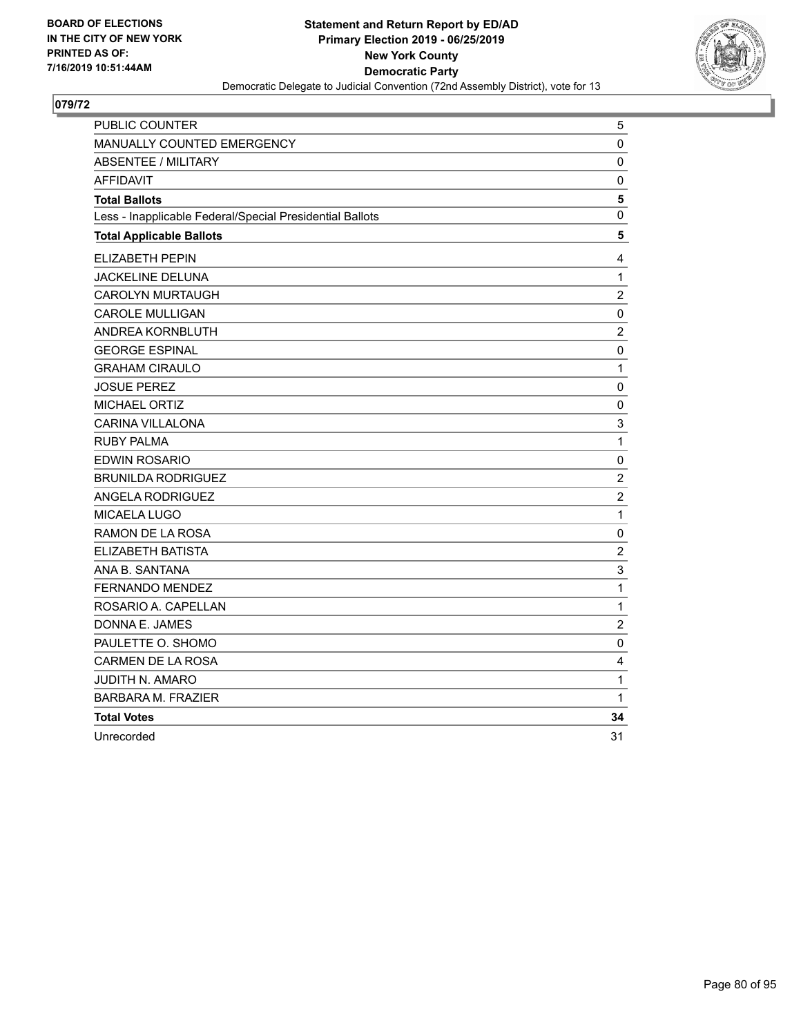BOARD OF ELECTIONS
IN THE CITY OF NEW YORK
PRINTED AS OF:
7/16/2019 10:51:44AM

**Statement and Return Report by ED/AD**
**Primary Election 2019 - 06/25/2019**
**New York County**
**Democratic Party**
Democratic Delegate to Judicial Convention (72nd Assembly District), vote for 13

## 079/72

| | |
|---|---|
| PUBLIC COUNTER | 5 |
| MANUALLY COUNTED EMERGENCY | 0 |
| ABSENTEE / MILITARY | 0 |
| AFFIDAVIT | 0 |
| **Total Ballots** | **5** |
| Less - Inapplicable Federal/Special Presidential Ballots | 0 |
| **Total Applicable Ballots** | **5** |
| ELIZABETH PEPIN | 4 |
| JACKELINE DELUNA | 1 |
| CAROLYN MURTAUGH | 2 |
| CAROLE MULLIGAN | 0 |
| ANDREA KORNBLUTH | 2 |
| GEORGE ESPINAL | 0 |
| GRAHAM CIRAULO | 1 |
| JOSUE PEREZ | 0 |
| MICHAEL ORTIZ | 0 |
| CARINA VILLALONA | 3 |
| RUBY PALMA | 1 |
| EDWIN ROSARIO | 0 |
| BRUNILDA RODRIGUEZ | 2 |
| ANGELA RODRIGUEZ | 2 |
| MICAELA LUGO | 1 |
| RAMON DE LA ROSA | 0 |
| ELIZABETH BATISTA | 2 |
| ANA B. SANTANA | 3 |
| FERNANDO MENDEZ | 1 |
| ROSARIO A. CAPELLAN | 1 |
| DONNA E. JAMES | 2 |
| PAULETTE O. SHOMO | 0 |
| CARMEN DE LA ROSA | 4 |
| JUDITH N. AMARO | 1 |
| BARBARA M. FRAZIER | 1 |
| **Total Votes** | **34** |
| Unrecorded | 31 |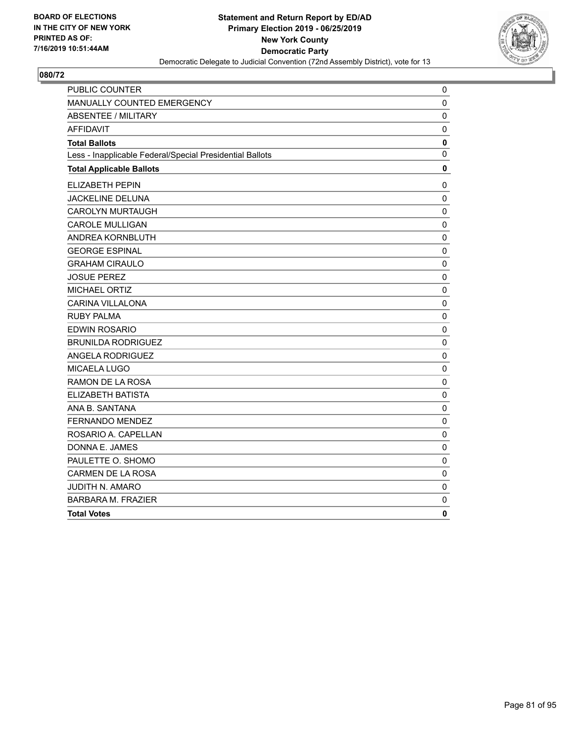BOARD OF ELECTIONS
IN THE CITY OF NEW YORK
PRINTED AS OF:
7/16/2019 10:51:44AM

**Statement and Return Report by ED/AD**
**Primary Election 2019 - 06/25/2019**
**New York County**
**Democratic Party**
Democratic Delegate to Judicial Convention (72nd Assembly District), vote for 13

## 080/72

| | |
|---|---|
| PUBLIC COUNTER | 0 |
| MANUALLY COUNTED EMERGENCY | 0 |
| ABSENTEE / MILITARY | 0 |
| AFFIDAVIT | 0 |
| **Total Ballots** | **0** |
| Less - Inapplicable Federal/Special Presidential Ballots | 0 |
| **Total Applicable Ballots** | **0** |
| ELIZABETH PEPIN | 0 |
| JACKELINE DELUNA | 0 |
| CAROLYN MURTAUGH | 0 |
| CAROLE MULLIGAN | 0 |
| ANDREA KORNBLUTH | 0 |
| GEORGE ESPINAL | 0 |
| GRAHAM CIRAULO | 0 |
| JOSUE PEREZ | 0 |
| MICHAEL ORTIZ | 0 |
| CARINA VILLALONA | 0 |
| RUBY PALMA | 0 |
| EDWIN ROSARIO | 0 |
| BRUNILDA RODRIGUEZ | 0 |
| ANGELA RODRIGUEZ | 0 |
| MICAELA LUGO | 0 |
| RAMON DE LA ROSA | 0 |
| ELIZABETH BATISTA | 0 |
| ANA B. SANTANA | 0 |
| FERNANDO MENDEZ | 0 |
| ROSARIO A. CAPELLAN | 0 |
| DONNA E. JAMES | 0 |
| PAULETTE O. SHOMO | 0 |
| CARMEN DE LA ROSA | 0 |
| JUDITH N. AMARO | 0 |
| BARBARA M. FRAZIER | 0 |
| **Total Votes** | **0** |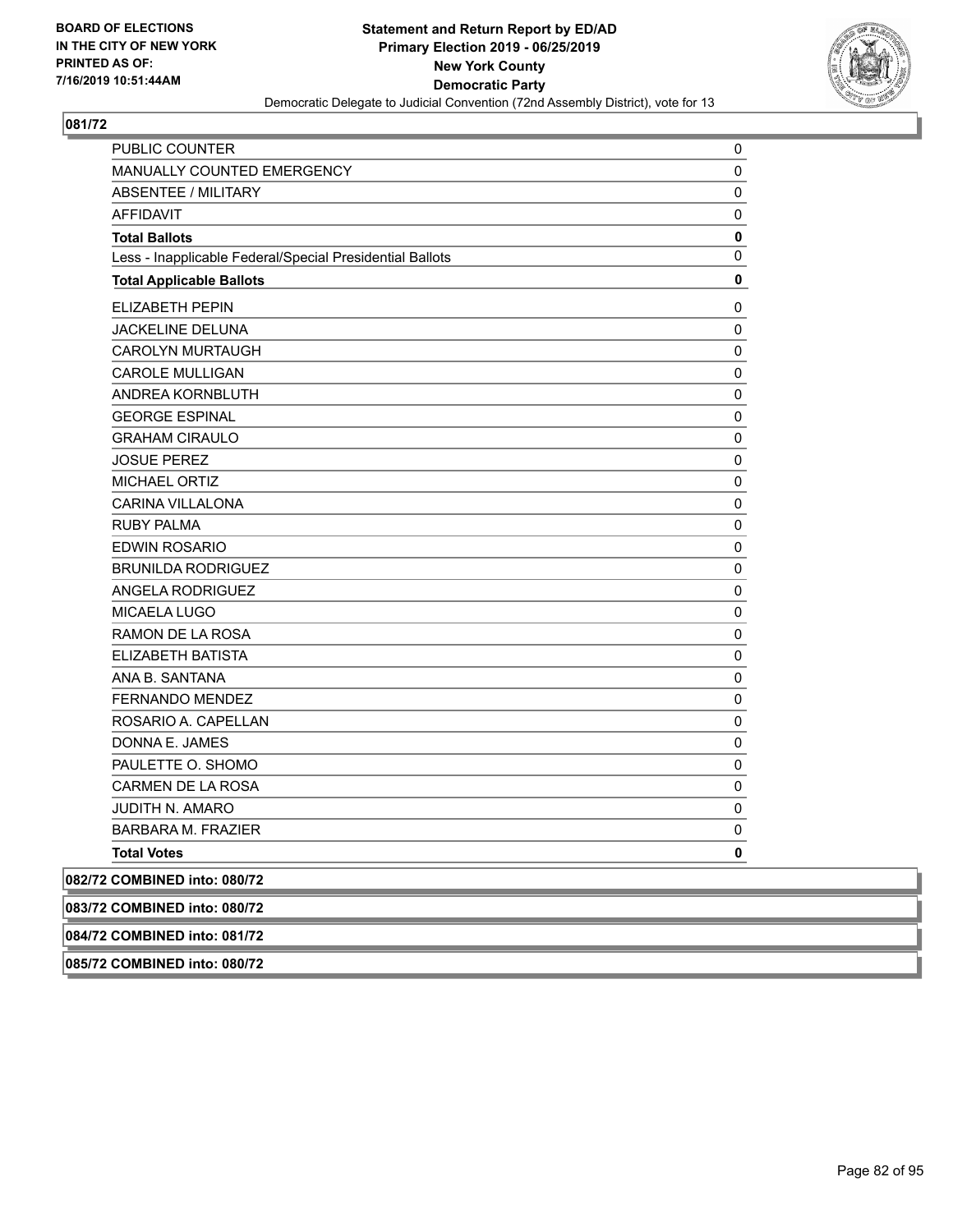**BOARD OF ELECTIONS IN THE CITY OF NEW YORK PRINTED AS OF: 7/16/2019 10:51:44AM**

**Statement and Return Report by ED/AD**
**Primary Election 2019 - 06/25/2019**
**New York County**
**Democratic Party**
Democratic Delegate to Judicial Convention (72nd Assembly District), vote for 13

## 081/72

| | |
|---|---|
| PUBLIC COUNTER | 0 |
| MANUALLY COUNTED EMERGENCY | 0 |
| ABSENTEE / MILITARY | 0 |
| AFFIDAVIT | 0 |
| **Total Ballots** | **0** |
| Less - Inapplicable Federal/Special Presidential Ballots | 0 |
| **Total Applicable Ballots** | **0** |
| ELIZABETH PEPIN | 0 |
| JACKELINE DELUNA | 0 |
| CAROLYN MURTAUGH | 0 |
| CAROLE MULLIGAN | 0 |
| ANDREA KORNBLUTH | 0 |
| GEORGE ESPINAL | 0 |
| GRAHAM CIRAULO | 0 |
| JOSUE PEREZ | 0 |
| MICHAEL ORTIZ | 0 |
| CARINA VILLALONA | 0 |
| RUBY PALMA | 0 |
| EDWIN ROSARIO | 0 |
| BRUNILDA RODRIGUEZ | 0 |
| ANGELA RODRIGUEZ | 0 |
| MICAELA LUGO | 0 |
| RAMON DE LA ROSA | 0 |
| ELIZABETH BATISTA | 0 |
| ANA B. SANTANA | 0 |
| FERNANDO MENDEZ | 0 |
| ROSARIO A. CAPELLAN | 0 |
| DONNA E. JAMES | 0 |
| PAULETTE O. SHOMO | 0 |
| CARMEN DE LA ROSA | 0 |
| JUDITH N. AMARO | 0 |
| BARBARA M. FRAZIER | 0 |
| **Total Votes** | **0** |

**082/72 COMBINED into: 080/72**

**083/72 COMBINED into: 080/72**

**084/72 COMBINED into: 081/72**

**085/72 COMBINED into: 080/72**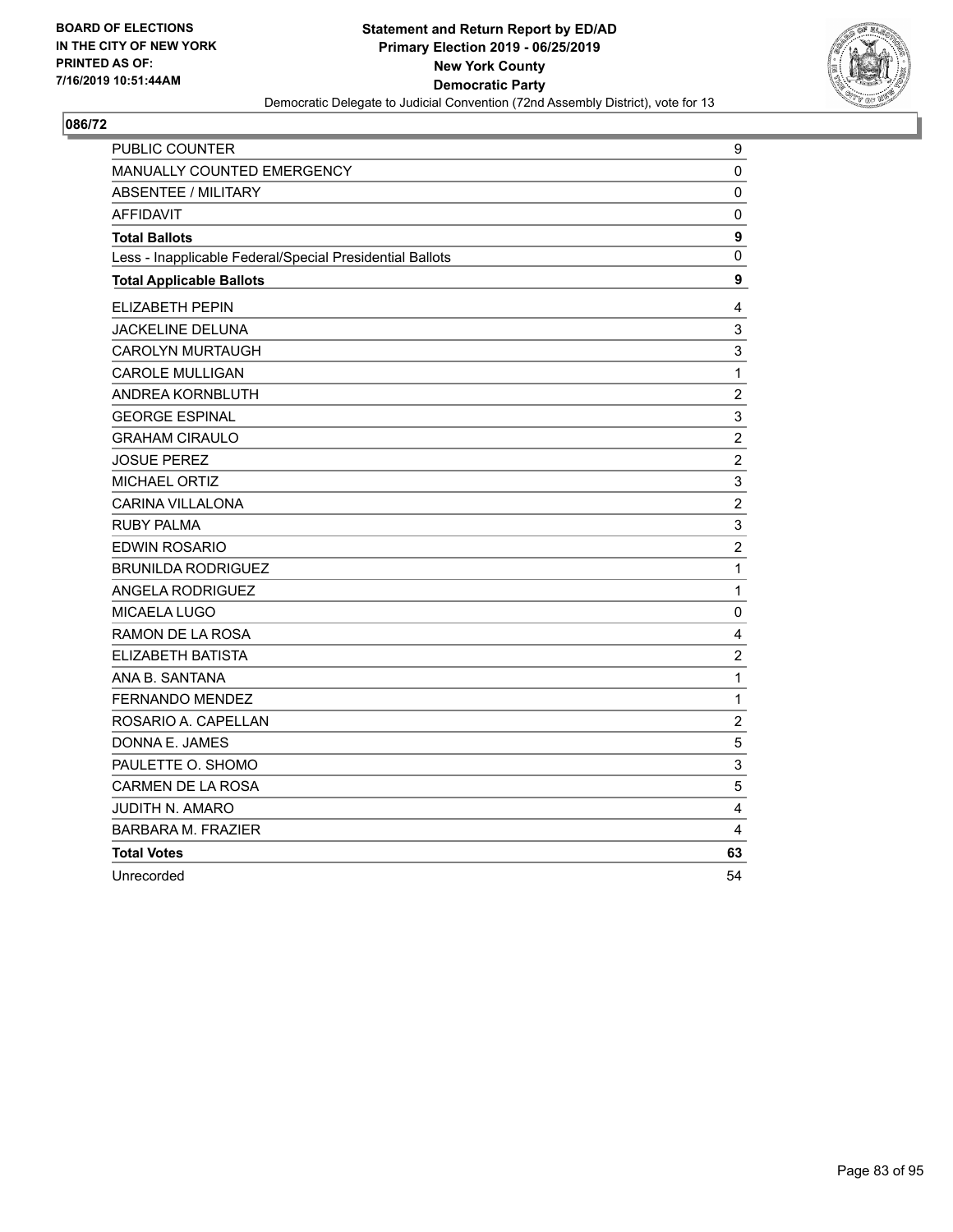BOARD OF ELECTIONS
IN THE CITY OF NEW YORK
PRINTED AS OF:
7/16/2019 10:51:44AM

**Statement and Return Report by ED/AD**
**Primary Election 2019 - 06/25/2019**
**New York County**
**Democratic Party**
Democratic Delegate to Judicial Convention (72nd Assembly District), vote for 13

## 086/72

| | |
|---|---|
| PUBLIC COUNTER | 9 |
| MANUALLY COUNTED EMERGENCY | 0 |
| ABSENTEE / MILITARY | 0 |
| AFFIDAVIT | 0 |
| **Total Ballots** | **9** |
| Less - Inapplicable Federal/Special Presidential Ballots | 0 |
| **Total Applicable Ballots** | **9** |
| ELIZABETH PEPIN | 4 |
| JACKELINE DELUNA | 3 |
| CAROLYN MURTAUGH | 3 |
| CAROLE MULLIGAN | 1 |
| ANDREA KORNBLUTH | 2 |
| GEORGE ESPINAL | 3 |
| GRAHAM CIRAULO | 2 |
| JOSUE PEREZ | 2 |
| MICHAEL ORTIZ | 3 |
| CARINA VILLALONA | 2 |
| RUBY PALMA | 3 |
| EDWIN ROSARIO | 2 |
| BRUNILDA RODRIGUEZ | 1 |
| ANGELA RODRIGUEZ | 1 |
| MICAELA LUGO | 0 |
| RAMON DE LA ROSA | 4 |
| ELIZABETH BATISTA | 2 |
| ANA B. SANTANA | 1 |
| FERNANDO MENDEZ | 1 |
| ROSARIO A. CAPELLAN | 2 |
| DONNA E. JAMES | 5 |
| PAULETTE O. SHOMO | 3 |
| CARMEN DE LA ROSA | 5 |
| JUDITH N. AMARO | 4 |
| BARBARA M. FRAZIER | 4 |
| **Total Votes** | **63** |
| Unrecorded | 54 |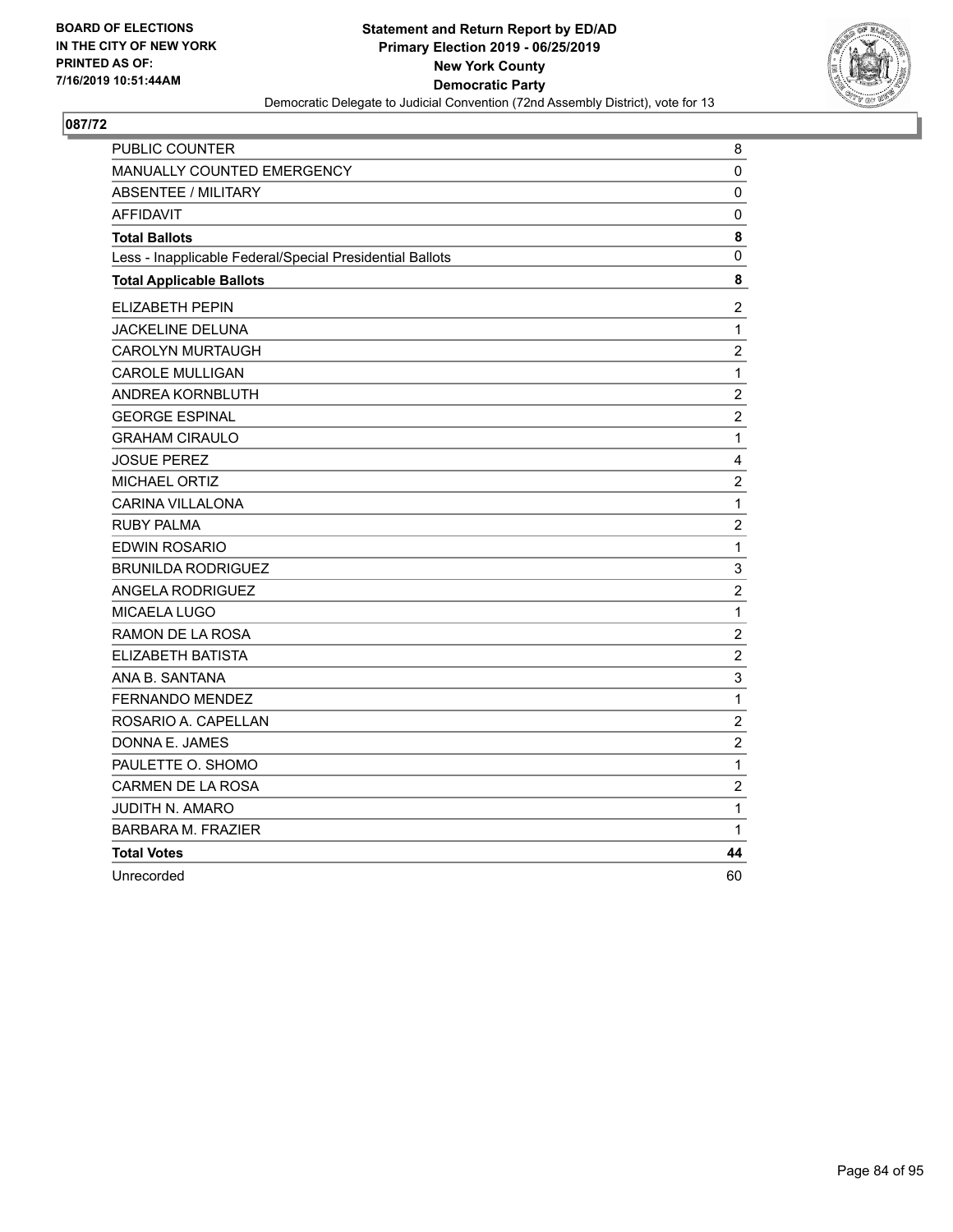BOARD OF ELECTIONS
IN THE CITY OF NEW YORK
PRINTED AS OF:
7/16/2019 10:51:44AM

**Statement and Return Report by ED/AD**
**Primary Election 2019 - 06/25/2019**
**New York County**
**Democratic Party**
Democratic Delegate to Judicial Convention (72nd Assembly District), vote for 13

## 087/72

| | |
|---|---|
| PUBLIC COUNTER | 8 |
| MANUALLY COUNTED EMERGENCY | 0 |
| ABSENTEE / MILITARY | 0 |
| AFFIDAVIT | 0 |
| **Total Ballots** | **8** |
| Less - Inapplicable Federal/Special Presidential Ballots | 0 |
| **Total Applicable Ballots** | **8** |
| ELIZABETH PEPIN | 2 |
| JACKELINE DELUNA | 1 |
| CAROLYN MURTAUGH | 2 |
| CAROLE MULLIGAN | 1 |
| ANDREA KORNBLUTH | 2 |
| GEORGE ESPINAL | 2 |
| GRAHAM CIRAULO | 1 |
| JOSUE PEREZ | 4 |
| MICHAEL ORTIZ | 2 |
| CARINA VILLALONA | 1 |
| RUBY PALMA | 2 |
| EDWIN ROSARIO | 1 |
| BRUNILDA RODRIGUEZ | 3 |
| ANGELA RODRIGUEZ | 2 |
| MICAELA LUGO | 1 |
| RAMON DE LA ROSA | 2 |
| ELIZABETH BATISTA | 2 |
| ANA B. SANTANA | 3 |
| FERNANDO MENDEZ | 1 |
| ROSARIO A. CAPELLAN | 2 |
| DONNA E. JAMES | 2 |
| PAULETTE O. SHOMO | 1 |
| CARMEN DE LA ROSA | 2 |
| JUDITH N. AMARO | 1 |
| BARBARA M. FRAZIER | 1 |
| **Total Votes** | **44** |
| Unrecorded | 60 |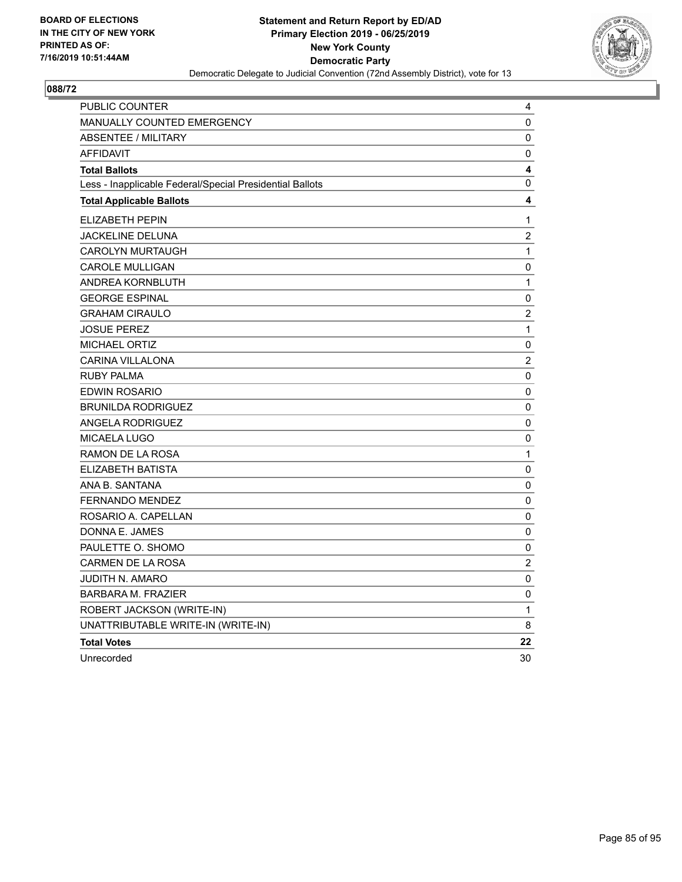BOARD OF ELECTIONS
IN THE CITY OF NEW YORK
PRINTED AS OF:
7/16/2019 10:51:44AM

**Statement and Return Report by ED/AD**
**Primary Election 2019 - 06/25/2019**
**New York County**
**Democratic Party**
Democratic Delegate to Judicial Convention (72nd Assembly District), vote for 13

## 088/72

| | |
|---|---|
| PUBLIC COUNTER | 4 |
| MANUALLY COUNTED EMERGENCY | 0 |
| ABSENTEE / MILITARY | 0 |
| AFFIDAVIT | 0 |
| **Total Ballots** | **4** |
| Less - Inapplicable Federal/Special Presidential Ballots | 0 |
| **Total Applicable Ballots** | **4** |
| ELIZABETH PEPIN | 1 |
| JACKELINE DELUNA | 2 |
| CAROLYN MURTAUGH | 1 |
| CAROLE MULLIGAN | 0 |
| ANDREA KORNBLUTH | 1 |
| GEORGE ESPINAL | 0 |
| GRAHAM CIRAULO | 2 |
| JOSUE PEREZ | 1 |
| MICHAEL ORTIZ | 0 |
| CARINA VILLALONA | 2 |
| RUBY PALMA | 0 |
| EDWIN ROSARIO | 0 |
| BRUNILDA RODRIGUEZ | 0 |
| ANGELA RODRIGUEZ | 0 |
| MICAELA LUGO | 0 |
| RAMON DE LA ROSA | 1 |
| ELIZABETH BATISTA | 0 |
| ANA B. SANTANA | 0 |
| FERNANDO MENDEZ | 0 |
| ROSARIO A. CAPELLAN | 0 |
| DONNA E. JAMES | 0 |
| PAULETTE O. SHOMO | 0 |
| CARMEN DE LA ROSA | 2 |
| JUDITH N. AMARO | 0 |
| BARBARA M. FRAZIER | 0 |
| ROBERT JACKSON (WRITE-IN) | 1 |
| UNATTRIBUTABLE WRITE-IN (WRITE-IN) | 8 |
| **Total Votes** | **22** |
| Unrecorded | 30 |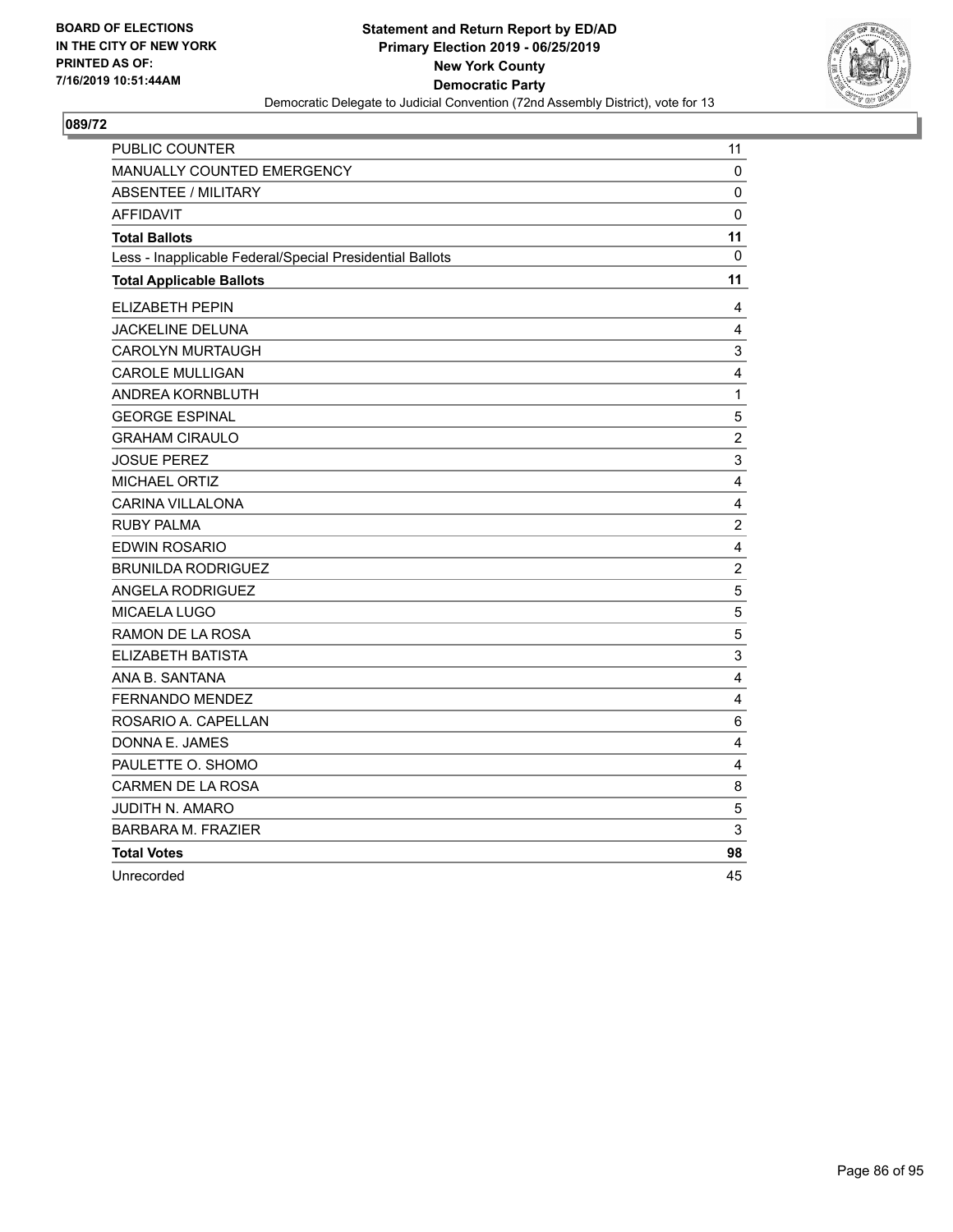**BOARD OF ELECTIONS IN THE CITY OF NEW YORK PRINTED AS OF: 7/16/2019 10:51:44AM**

**Statement and Return Report by ED/AD**
**Primary Election 2019 - 06/25/2019**
**New York County**
**Democratic Party**
Democratic Delegate to Judicial Convention (72nd Assembly District), vote for 13

**089/72**

| | |
|---|---|
| PUBLIC COUNTER | 11 |
| MANUALLY COUNTED EMERGENCY | 0 |
| ABSENTEE / MILITARY | 0 |
| AFFIDAVIT | 0 |
| **Total Ballots** | **11** |
| Less - Inapplicable Federal/Special Presidential Ballots | 0 |
| **Total Applicable Ballots** | **11** |
| ELIZABETH PEPIN | 4 |
| JACKELINE DELUNA | 4 |
| CAROLYN MURTAUGH | 3 |
| CAROLE MULLIGAN | 4 |
| ANDREA KORNBLUTH | 1 |
| GEORGE ESPINAL | 5 |
| GRAHAM CIRAULO | 2 |
| JOSUE PEREZ | 3 |
| MICHAEL ORTIZ | 4 |
| CARINA VILLALONA | 4 |
| RUBY PALMA | 2 |
| EDWIN ROSARIO | 4 |
| BRUNILDA RODRIGUEZ | 2 |
| ANGELA RODRIGUEZ | 5 |
| MICAELA LUGO | 5 |
| RAMON DE LA ROSA | 5 |
| ELIZABETH BATISTA | 3 |
| ANA B. SANTANA | 4 |
| FERNANDO MENDEZ | 4 |
| ROSARIO A. CAPELLAN | 6 |
| DONNA E. JAMES | 4 |
| PAULETTE O. SHOMO | 4 |
| CARMEN DE LA ROSA | 8 |
| JUDITH N. AMARO | 5 |
| BARBARA M. FRAZIER | 3 |
| **Total Votes** | **98** |
| Unrecorded | 45 |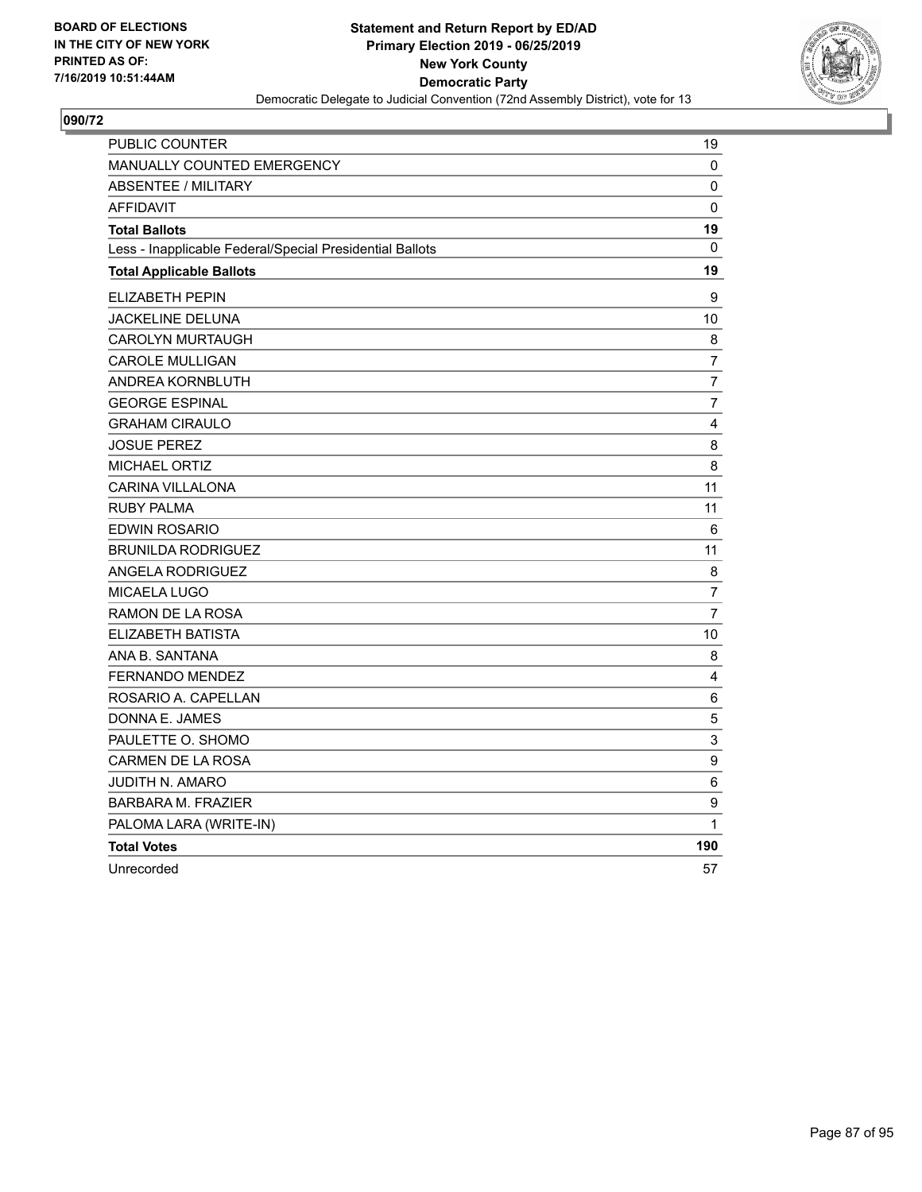BOARD OF ELECTIONS
IN THE CITY OF NEW YORK
PRINTED AS OF:
7/16/2019 10:51:44AM

**Statement and Return Report by ED/AD**
**Primary Election 2019 - 06/25/2019**
**New York County**
**Democratic Party**
Democratic Delegate to Judicial Convention (72nd Assembly District), vote for 13

## 090/72

| | |
|---|---|
| PUBLIC COUNTER | 19 |
| MANUALLY COUNTED EMERGENCY | 0 |
| ABSENTEE / MILITARY | 0 |
| AFFIDAVIT | 0 |
| **Total Ballots** | **19** |
| Less - Inapplicable Federal/Special Presidential Ballots | 0 |
| **Total Applicable Ballots** | **19** |
| ELIZABETH PEPIN | 9 |
| JACKELINE DELUNA | 10 |
| CAROLYN MURTAUGH | 8 |
| CAROLE MULLIGAN | 7 |
| ANDREA KORNBLUTH | 7 |
| GEORGE ESPINAL | 7 |
| GRAHAM CIRAULO | 4 |
| JOSUE PEREZ | 8 |
| MICHAEL ORTIZ | 8 |
| CARINA VILLALONA | 11 |
| RUBY PALMA | 11 |
| EDWIN ROSARIO | 6 |
| BRUNILDA RODRIGUEZ | 11 |
| ANGELA RODRIGUEZ | 8 |
| MICAELA LUGO | 7 |
| RAMON DE LA ROSA | 7 |
| ELIZABETH BATISTA | 10 |
| ANA B. SANTANA | 8 |
| FERNANDO MENDEZ | 4 |
| ROSARIO A. CAPELLAN | 6 |
| DONNA E. JAMES | 5 |
| PAULETTE O. SHOMO | 3 |
| CARMEN DE LA ROSA | 9 |
| JUDITH N. AMARO | 6 |
| BARBARA M. FRAZIER | 9 |
| PALOMA LARA (WRITE-IN) | 1 |
| **Total Votes** | **190** |
| Unrecorded | 57 |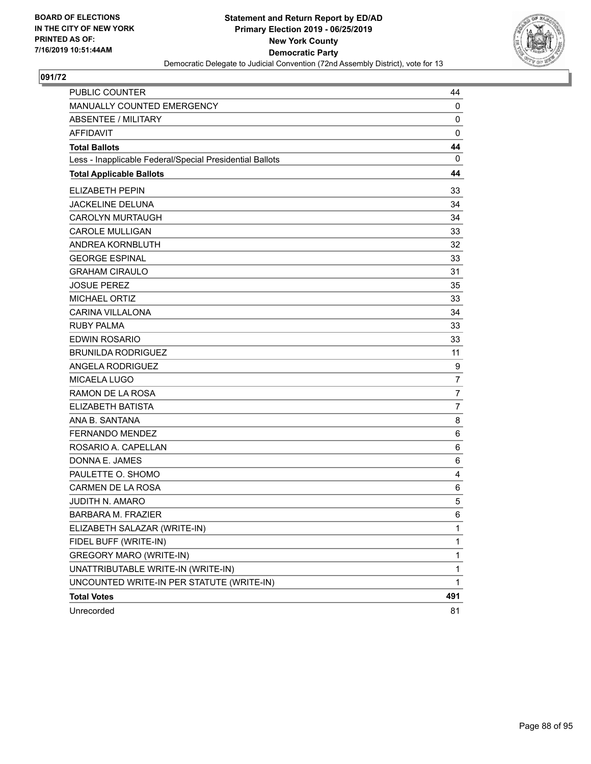BOARD OF ELECTIONS
IN THE CITY OF NEW YORK
PRINTED AS OF:
7/16/2019 10:51:44AM

**Statement and Return Report by ED/AD**
**Primary Election 2019 - 06/25/2019**
**New York County**
**Democratic Party**
Democratic Delegate to Judicial Convention (72nd Assembly District), vote for 13

**091/72**

| | |
|---|---|
| PUBLIC COUNTER | 44 |
| MANUALLY COUNTED EMERGENCY | 0 |
| ABSENTEE / MILITARY | 0 |
| AFFIDAVIT | 0 |
| **Total Ballots** | **44** |
| Less - Inapplicable Federal/Special Presidential Ballots | 0 |
| **Total Applicable Ballots** | **44** |
| ELIZABETH PEPIN | 33 |
| JACKELINE DELUNA | 34 |
| CAROLYN MURTAUGH | 34 |
| CAROLE MULLIGAN | 33 |
| ANDREA KORNBLUTH | 32 |
| GEORGE ESPINAL | 33 |
| GRAHAM CIRAULO | 31 |
| JOSUE PEREZ | 35 |
| MICHAEL ORTIZ | 33 |
| CARINA VILLALONA | 34 |
| RUBY PALMA | 33 |
| EDWIN ROSARIO | 33 |
| BRUNILDA RODRIGUEZ | 11 |
| ANGELA RODRIGUEZ | 9 |
| MICAELA LUGO | 7 |
| RAMON DE LA ROSA | 7 |
| ELIZABETH BATISTA | 7 |
| ANA B. SANTANA | 8 |
| FERNANDO MENDEZ | 6 |
| ROSARIO A. CAPELLAN | 6 |
| DONNA E. JAMES | 6 |
| PAULETTE O. SHOMO | 4 |
| CARMEN DE LA ROSA | 6 |
| JUDITH N. AMARO | 5 |
| BARBARA M. FRAZIER | 6 |
| ELIZABETH SALAZAR (WRITE-IN) | 1 |
| FIDEL BUFF (WRITE-IN) | 1 |
| GREGORY MARO (WRITE-IN) | 1 |
| UNATTRIBUTABLE WRITE-IN (WRITE-IN) | 1 |
| UNCOUNTED WRITE-IN PER STATUTE (WRITE-IN) | 1 |
| **Total Votes** | **491** |
| Unrecorded | 81 |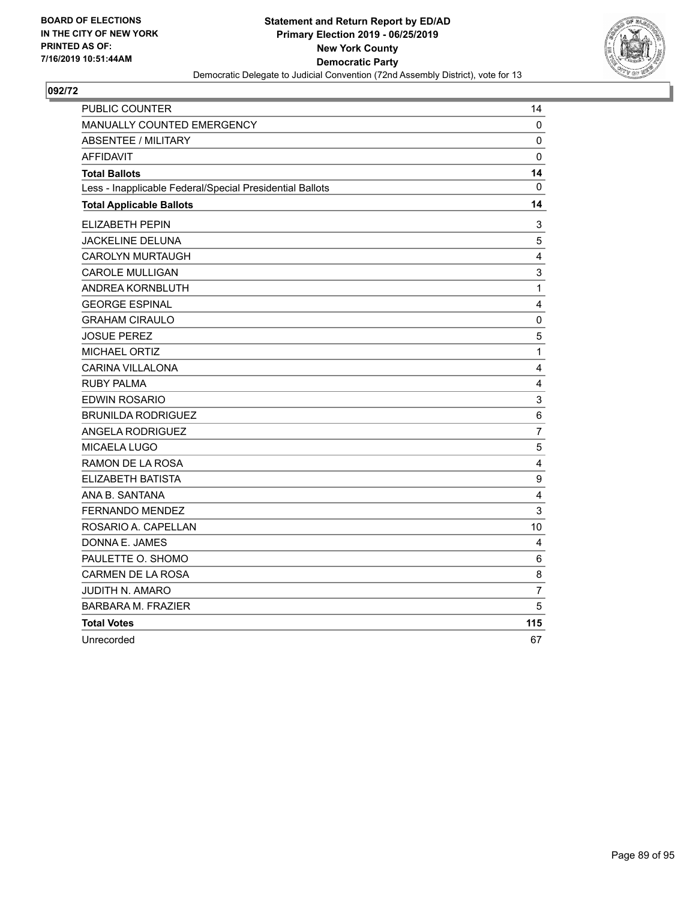BOARD OF ELECTIONS
IN THE CITY OF NEW YORK
PRINTED AS OF:
7/16/2019 10:51:44AM

**Statement and Return Report by ED/AD**
**Primary Election 2019 - 06/25/2019**
**New York County**
**Democratic Party**
Democratic Delegate to Judicial Convention (72nd Assembly District), vote for 13

## 092/72

| | |
|---|---|
| PUBLIC COUNTER | 14 |
| MANUALLY COUNTED EMERGENCY | 0 |
| ABSENTEE / MILITARY | 0 |
| AFFIDAVIT | 0 |
| **Total Ballots** | **14** |
| Less - Inapplicable Federal/Special Presidential Ballots | 0 |
| **Total Applicable Ballots** | **14** |
| ELIZABETH PEPIN | 3 |
| JACKELINE DELUNA | 5 |
| CAROLYN MURTAUGH | 4 |
| CAROLE MULLIGAN | 3 |
| ANDREA KORNBLUTH | 1 |
| GEORGE ESPINAL | 4 |
| GRAHAM CIRAULO | 0 |
| JOSUE PEREZ | 5 |
| MICHAEL ORTIZ | 1 |
| CARINA VILLALONA | 4 |
| RUBY PALMA | 4 |
| EDWIN ROSARIO | 3 |
| BRUNILDA RODRIGUEZ | 6 |
| ANGELA RODRIGUEZ | 7 |
| MICAELA LUGO | 5 |
| RAMON DE LA ROSA | 4 |
| ELIZABETH BATISTA | 9 |
| ANA B. SANTANA | 4 |
| FERNANDO MENDEZ | 3 |
| ROSARIO A. CAPELLAN | 10 |
| DONNA E. JAMES | 4 |
| PAULETTE O. SHOMO | 6 |
| CARMEN DE LA ROSA | 8 |
| JUDITH N. AMARO | 7 |
| BARBARA M. FRAZIER | 5 |
| **Total Votes** | **115** |
| Unrecorded | 67 |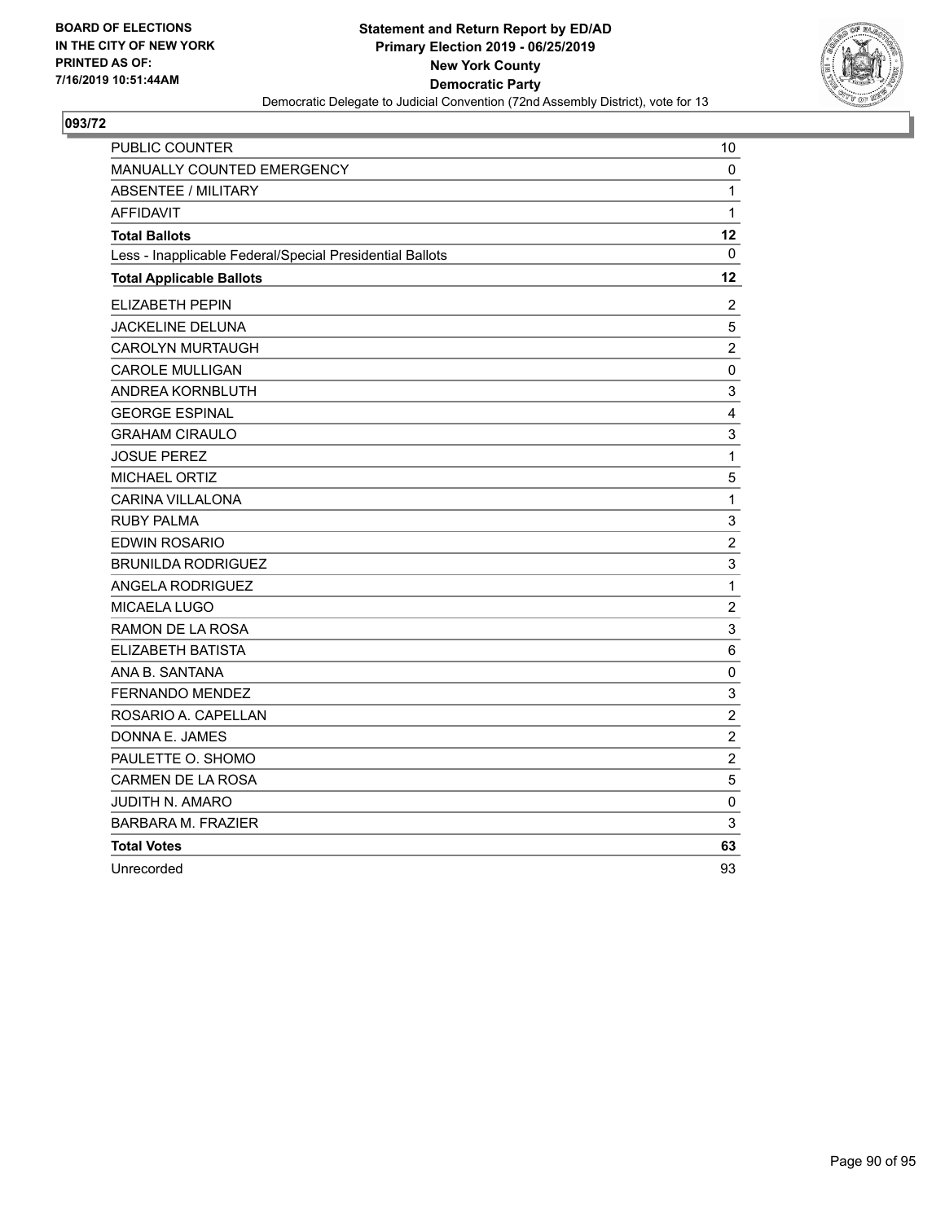BOARD OF ELECTIONS
IN THE CITY OF NEW YORK
PRINTED AS OF:
7/16/2019 10:51:44AM

**Statement and Return Report by ED/AD**
**Primary Election 2019 - 06/25/2019**
**New York County**
**Democratic Party**
Democratic Delegate to Judicial Convention (72nd Assembly District), vote for 13

## 093/72

| | |
|---|---|
| PUBLIC COUNTER | 10 |
| MANUALLY COUNTED EMERGENCY | 0 |
| ABSENTEE / MILITARY | 1 |
| AFFIDAVIT | 1 |
| **Total Ballots** | **12** |
| Less - Inapplicable Federal/Special Presidential Ballots | 0 |
| **Total Applicable Ballots** | **12** |
| ELIZABETH PEPIN | 2 |
| JACKELINE DELUNA | 5 |
| CAROLYN MURTAUGH | 2 |
| CAROLE MULLIGAN | 0 |
| ANDREA KORNBLUTH | 3 |
| GEORGE ESPINAL | 4 |
| GRAHAM CIRAULO | 3 |
| JOSUE PEREZ | 1 |
| MICHAEL ORTIZ | 5 |
| CARINA VILLALONA | 1 |
| RUBY PALMA | 3 |
| EDWIN ROSARIO | 2 |
| BRUNILDA RODRIGUEZ | 3 |
| ANGELA RODRIGUEZ | 1 |
| MICAELA LUGO | 2 |
| RAMON DE LA ROSA | 3 |
| ELIZABETH BATISTA | 6 |
| ANA B. SANTANA | 0 |
| FERNANDO MENDEZ | 3 |
| ROSARIO A. CAPELLAN | 2 |
| DONNA E. JAMES | 2 |
| PAULETTE O. SHOMO | 2 |
| CARMEN DE LA ROSA | 5 |
| JUDITH N. AMARO | 0 |
| BARBARA M. FRAZIER | 3 |
| **Total Votes** | **63** |
| Unrecorded | 93 |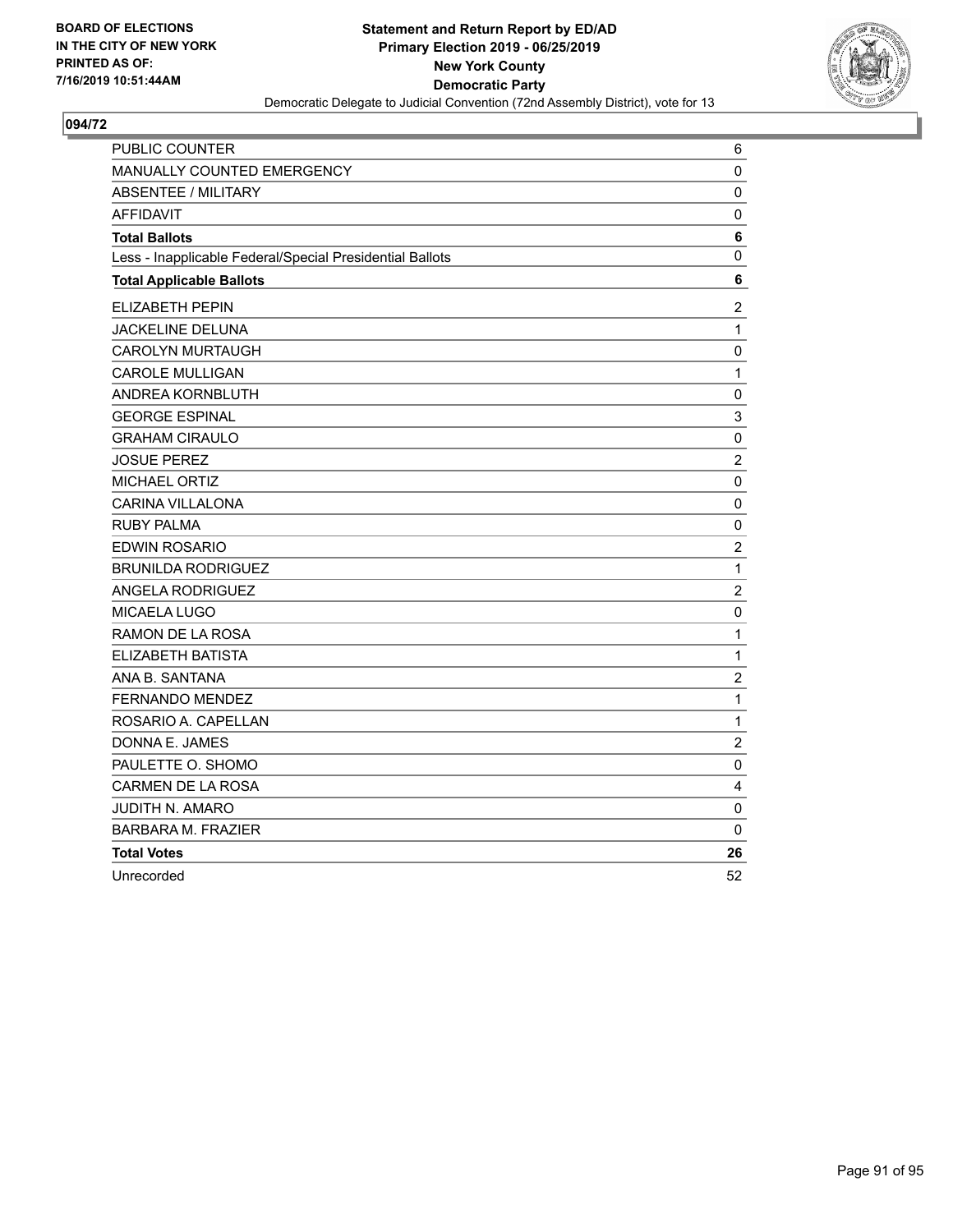BOARD OF ELECTIONS
IN THE CITY OF NEW YORK
PRINTED AS OF:
7/16/2019 10:51:44AM

**Statement and Return Report by ED/AD**
**Primary Election 2019 - 06/25/2019**
**New York County**
**Democratic Party**
Democratic Delegate to Judicial Convention (72nd Assembly District), vote for 13

## 094/72

| | |
|---|---|
| PUBLIC COUNTER | 6 |
| MANUALLY COUNTED EMERGENCY | 0 |
| ABSENTEE / MILITARY | 0 |
| AFFIDAVIT | 0 |
| **Total Ballots** | **6** |
| Less - Inapplicable Federal/Special Presidential Ballots | 0 |
| **Total Applicable Ballots** | **6** |
| ELIZABETH PEPIN | 2 |
| JACKELINE DELUNA | 1 |
| CAROLYN MURTAUGH | 0 |
| CAROLE MULLIGAN | 1 |
| ANDREA KORNBLUTH | 0 |
| GEORGE ESPINAL | 3 |
| GRAHAM CIRAULO | 0 |
| JOSUE PEREZ | 2 |
| MICHAEL ORTIZ | 0 |
| CARINA VILLALONA | 0 |
| RUBY PALMA | 0 |
| EDWIN ROSARIO | 2 |
| BRUNILDA RODRIGUEZ | 1 |
| ANGELA RODRIGUEZ | 2 |
| MICAELA LUGO | 0 |
| RAMON DE LA ROSA | 1 |
| ELIZABETH BATISTA | 1 |
| ANA B. SANTANA | 2 |
| FERNANDO MENDEZ | 1 |
| ROSARIO A. CAPELLAN | 1 |
| DONNA E. JAMES | 2 |
| PAULETTE O. SHOMO | 0 |
| CARMEN DE LA ROSA | 4 |
| JUDITH N. AMARO | 0 |
| BARBARA M. FRAZIER | 0 |
| **Total Votes** | **26** |
| Unrecorded | 52 |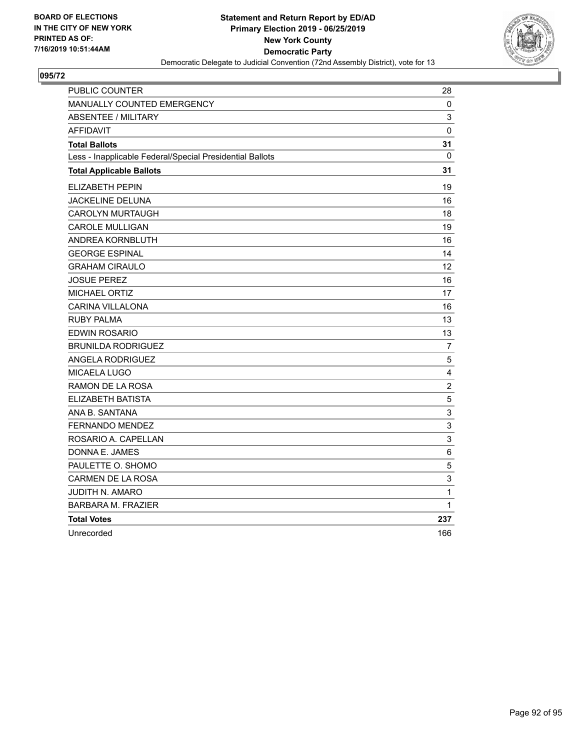**BOARD OF ELECTIONS IN THE CITY OF NEW YORK PRINTED AS OF: 7/16/2019 10:51:44AM**

**Statement and Return Report by ED/AD**
**Primary Election 2019 - 06/25/2019**
**New York County**
**Democratic Party**
Democratic Delegate to Judicial Convention (72nd Assembly District), vote for 13

**095/72**

| | |
|---|---|
| PUBLIC COUNTER | 28 |
| MANUALLY COUNTED EMERGENCY | 0 |
| ABSENTEE / MILITARY | 3 |
| AFFIDAVIT | 0 |
| **Total Ballots** | **31** |
| Less - Inapplicable Federal/Special Presidential Ballots | 0 |
| **Total Applicable Ballots** | **31** |
| ELIZABETH PEPIN | 19 |
| JACKELINE DELUNA | 16 |
| CAROLYN MURTAUGH | 18 |
| CAROLE MULLIGAN | 19 |
| ANDREA KORNBLUTH | 16 |
| GEORGE ESPINAL | 14 |
| GRAHAM CIRAULO | 12 |
| JOSUE PEREZ | 16 |
| MICHAEL ORTIZ | 17 |
| CARINA VILLALONA | 16 |
| RUBY PALMA | 13 |
| EDWIN ROSARIO | 13 |
| BRUNILDA RODRIGUEZ | 7 |
| ANGELA RODRIGUEZ | 5 |
| MICAELA LUGO | 4 |
| RAMON DE LA ROSA | 2 |
| ELIZABETH BATISTA | 5 |
| ANA B. SANTANA | 3 |
| FERNANDO MENDEZ | 3 |
| ROSARIO A. CAPELLAN | 3 |
| DONNA E. JAMES | 6 |
| PAULETTE O. SHOMO | 5 |
| CARMEN DE LA ROSA | 3 |
| JUDITH N. AMARO | 1 |
| BARBARA M. FRAZIER | 1 |
| **Total Votes** | **237** |
| Unrecorded | 166 |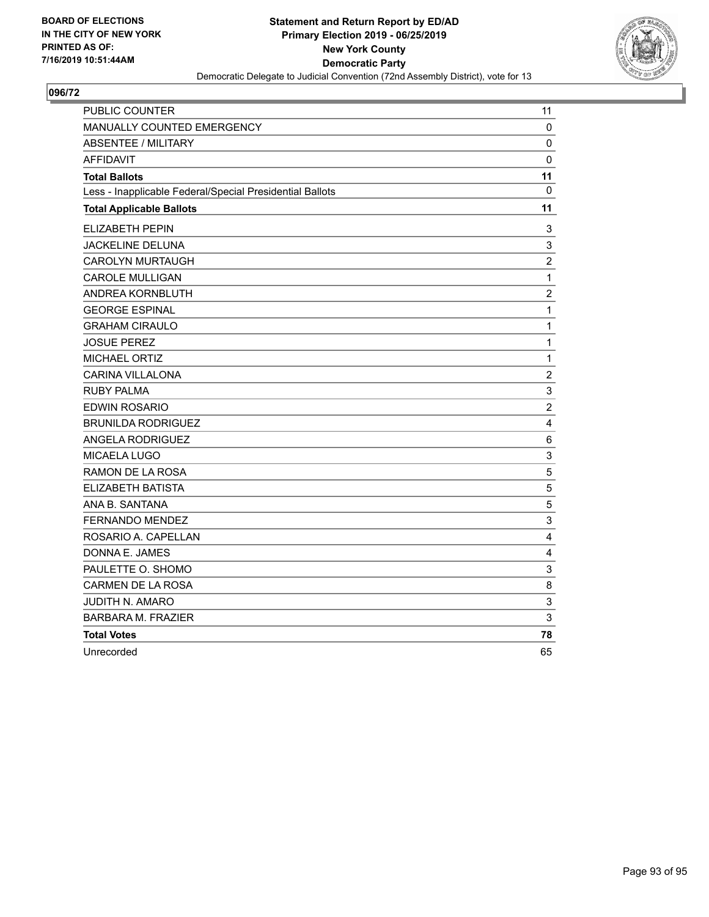BOARD OF ELECTIONS
IN THE CITY OF NEW YORK
PRINTED AS OF:
7/16/2019 10:51:44AM

**Statement and Return Report by ED/AD**
**Primary Election 2019 - 06/25/2019**
**New York County**
**Democratic Party**
Democratic Delegate to Judicial Convention (72nd Assembly District), vote for 13

## 096/72

| | |
|---|---|
| PUBLIC COUNTER | 11 |
| MANUALLY COUNTED EMERGENCY | 0 |
| ABSENTEE / MILITARY | 0 |
| AFFIDAVIT | 0 |
| **Total Ballots** | **11** |
| Less - Inapplicable Federal/Special Presidential Ballots | 0 |
| **Total Applicable Ballots** | **11** |
| ELIZABETH PEPIN | 3 |
| JACKELINE DELUNA | 3 |
| CAROLYN MURTAUGH | 2 |
| CAROLE MULLIGAN | 1 |
| ANDREA KORNBLUTH | 2 |
| GEORGE ESPINAL | 1 |
| GRAHAM CIRAULO | 1 |
| JOSUE PEREZ | 1 |
| MICHAEL ORTIZ | 1 |
| CARINA VILLALONA | 2 |
| RUBY PALMA | 3 |
| EDWIN ROSARIO | 2 |
| BRUNILDA RODRIGUEZ | 4 |
| ANGELA RODRIGUEZ | 6 |
| MICAELA LUGO | 3 |
| RAMON DE LA ROSA | 5 |
| ELIZABETH BATISTA | 5 |
| ANA B. SANTANA | 5 |
| FERNANDO MENDEZ | 3 |
| ROSARIO A. CAPELLAN | 4 |
| DONNA E. JAMES | 4 |
| PAULETTE O. SHOMO | 3 |
| CARMEN DE LA ROSA | 8 |
| JUDITH N. AMARO | 3 |
| BARBARA M. FRAZIER | 3 |
| **Total Votes** | **78** |
| Unrecorded | 65 |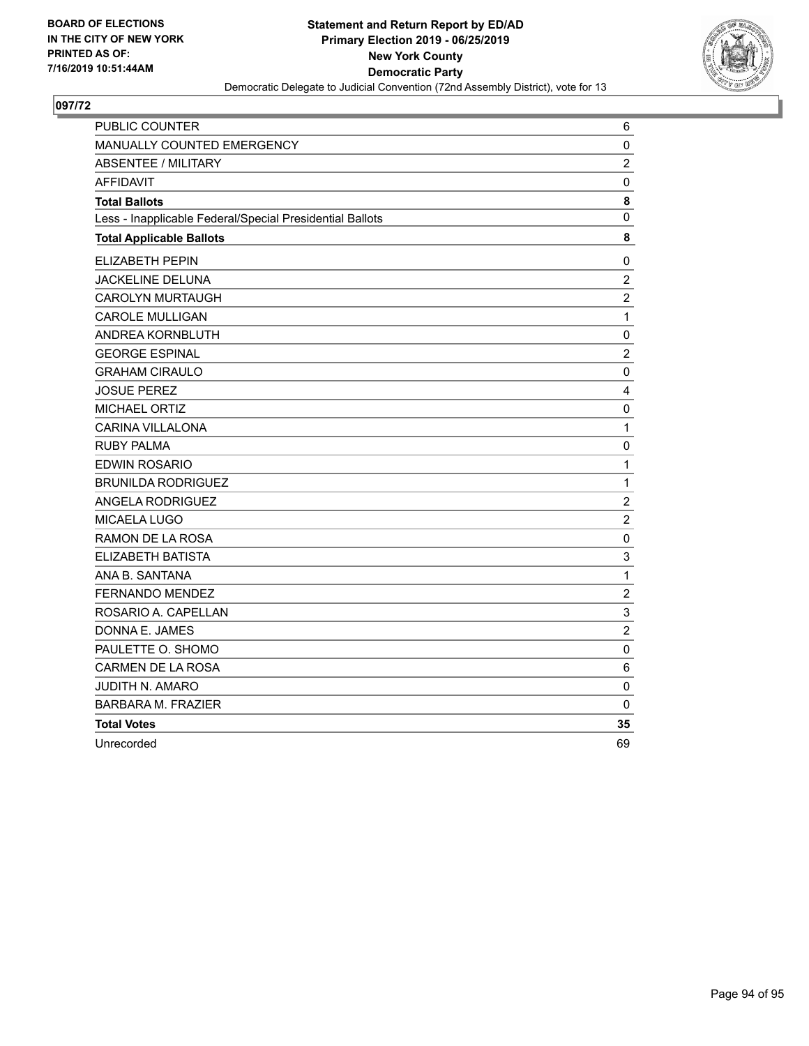**BOARD OF ELECTIONS IN THE CITY OF NEW YORK PRINTED AS OF: 7/16/2019 10:51:44AM**

**Statement and Return Report by ED/AD Primary Election 2019 - 06/25/2019 New York County Democratic Party**

Democratic Delegate to Judicial Convention (72nd Assembly District), vote for 13

## 097/72

| | |
|---|---|
| PUBLIC COUNTER | 6 |
| MANUALLY COUNTED EMERGENCY | 0 |
| ABSENTEE / MILITARY | 2 |
| AFFIDAVIT | 0 |
| **Total Ballots** | **8** |
| Less - Inapplicable Federal/Special Presidential Ballots | 0 |
| **Total Applicable Ballots** | **8** |
| ELIZABETH PEPIN | 0 |
| JACKELINE DELUNA | 2 |
| CAROLYN MURTAUGH | 2 |
| CAROLE MULLIGAN | 1 |
| ANDREA KORNBLUTH | 0 |
| GEORGE ESPINAL | 2 |
| GRAHAM CIRAULO | 0 |
| JOSUE PEREZ | 4 |
| MICHAEL ORTIZ | 0 |
| CARINA VILLALONA | 1 |
| RUBY PALMA | 0 |
| EDWIN ROSARIO | 1 |
| BRUNILDA RODRIGUEZ | 1 |
| ANGELA RODRIGUEZ | 2 |
| MICAELA LUGO | 2 |
| RAMON DE LA ROSA | 0 |
| ELIZABETH BATISTA | 3 |
| ANA B. SANTANA | 1 |
| FERNANDO MENDEZ | 2 |
| ROSARIO A. CAPELLAN | 3 |
| DONNA E. JAMES | 2 |
| PAULETTE O. SHOMO | 0 |
| CARMEN DE LA ROSA | 6 |
| JUDITH N. AMARO | 0 |
| BARBARA M. FRAZIER | 0 |
| **Total Votes** | **35** |
| Unrecorded | 69 |